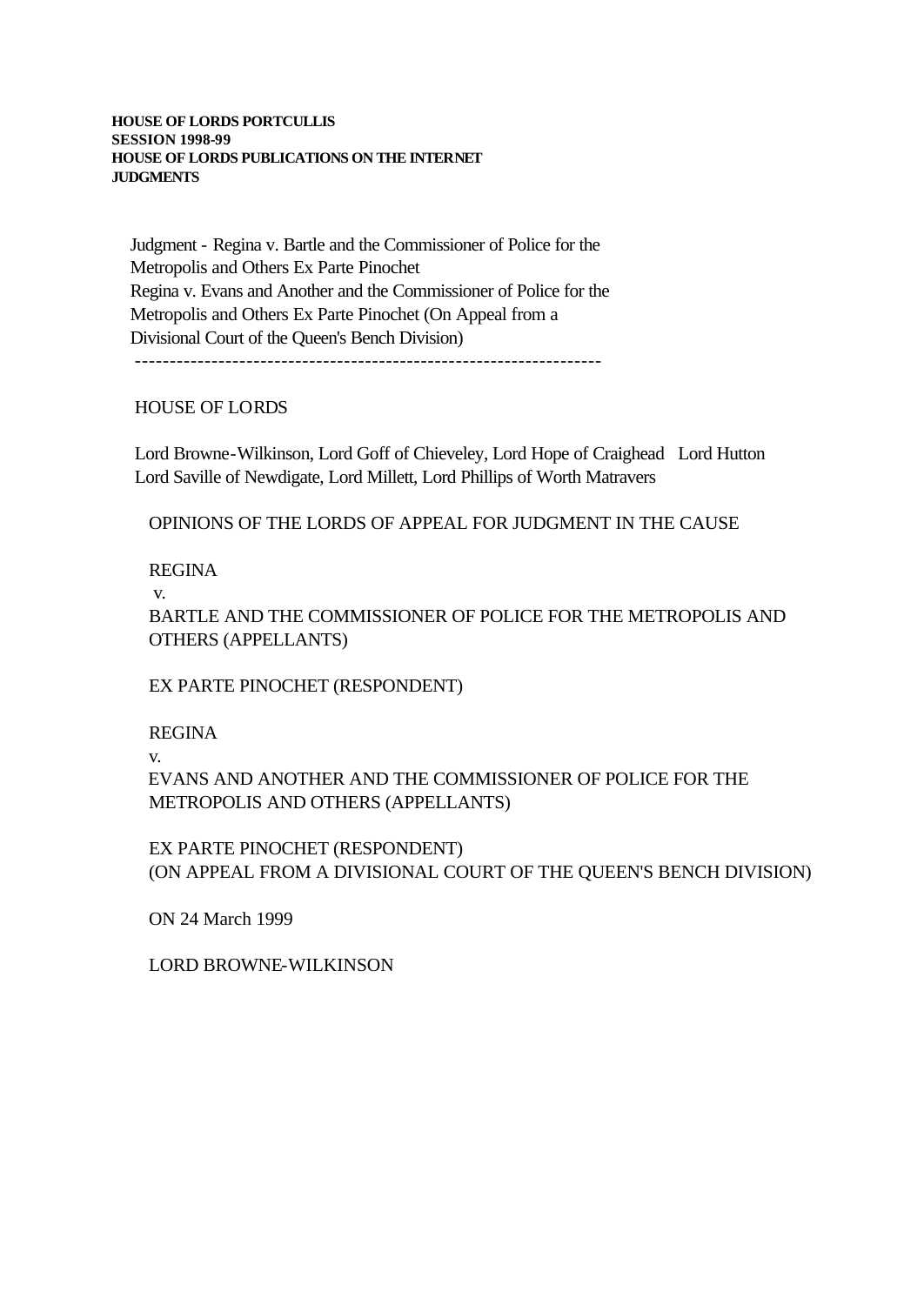**HOUSE OF LORDS PORTCULLIS**
**SESSION 1998-99**
**HOUSE OF LORDS PUBLICATIONS ON THE INTERNET**
**JUDGMENTS**

Judgment - Regina v. Bartle and the Commissioner of Police for the Metropolis and Others Ex Parte Pinochet
Regina v. Evans and Another and the Commissioner of Police for the Metropolis and Others Ex Parte Pinochet (On Appeal from a Divisional Court of the Queen's Bench Division)

---

HOUSE OF LORDS

Lord Browne-Wilkinson, Lord Goff of Chieveley, Lord Hope of Craighead Lord Hutton
Lord Saville of Newdigate, Lord Millett, Lord Phillips of Worth Matravers

OPINIONS OF THE LORDS OF APPEAL FOR JUDGMENT IN THE CAUSE

REGINA
v.
BARTLE AND THE COMMISSIONER OF POLICE FOR THE METROPOLIS AND OTHERS (APPELLANTS)

EX PARTE PINOCHET (RESPONDENT)

REGINA
v.
EVANS AND ANOTHER AND THE COMMISSIONER OF POLICE FOR THE METROPOLIS AND OTHERS (APPELLANTS)

EX PARTE PINOCHET (RESPONDENT)
(ON APPEAL FROM A DIVISIONAL COURT OF THE QUEEN'S BENCH DIVISION)

ON 24 March 1999

LORD BROWNE-WILKINSON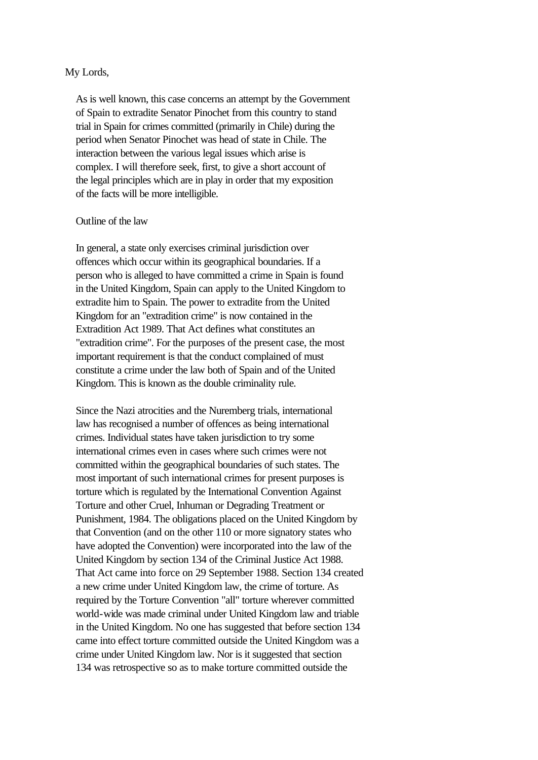My Lords,

As is well known, this case concerns an attempt by the Government of Spain to extradite Senator Pinochet from this country to stand trial in Spain for crimes committed (primarily in Chile) during the period when Senator Pinochet was head of state in Chile. The interaction between the various legal issues which arise is complex. I will therefore seek, first, to give a short account of the legal principles which are in play in order that my exposition of the facts will be more intelligible.

Outline of the law

In general, a state only exercises criminal jurisdiction over offences which occur within its geographical boundaries. If a person who is alleged to have committed a crime in Spain is found in the United Kingdom, Spain can apply to the United Kingdom to extradite him to Spain. The power to extradite from the United Kingdom for an "extradition crime" is now contained in the Extradition Act 1989. That Act defines what constitutes an "extradition crime". For the purposes of the present case, the most important requirement is that the conduct complained of must constitute a crime under the law both of Spain and of the United Kingdom. This is known as the double criminality rule.

Since the Nazi atrocities and the Nuremberg trials, international law has recognised a number of offences as being international crimes. Individual states have taken jurisdiction to try some international crimes even in cases where such crimes were not committed within the geographical boundaries of such states. The most important of such international crimes for present purposes is torture which is regulated by the International Convention Against Torture and other Cruel, Inhuman or Degrading Treatment or Punishment, 1984. The obligations placed on the United Kingdom by that Convention (and on the other 110 or more signatory states who have adopted the Convention) were incorporated into the law of the United Kingdom by section 134 of the Criminal Justice Act 1988. That Act came into force on 29 September 1988. Section 134 created a new crime under United Kingdom law, the crime of torture. As required by the Torture Convention "all" torture wherever committed world-wide was made criminal under United Kingdom law and triable in the United Kingdom. No one has suggested that before section 134 came into effect torture committed outside the United Kingdom was a crime under United Kingdom law. Nor is it suggested that section 134 was retrospective so as to make torture committed outside the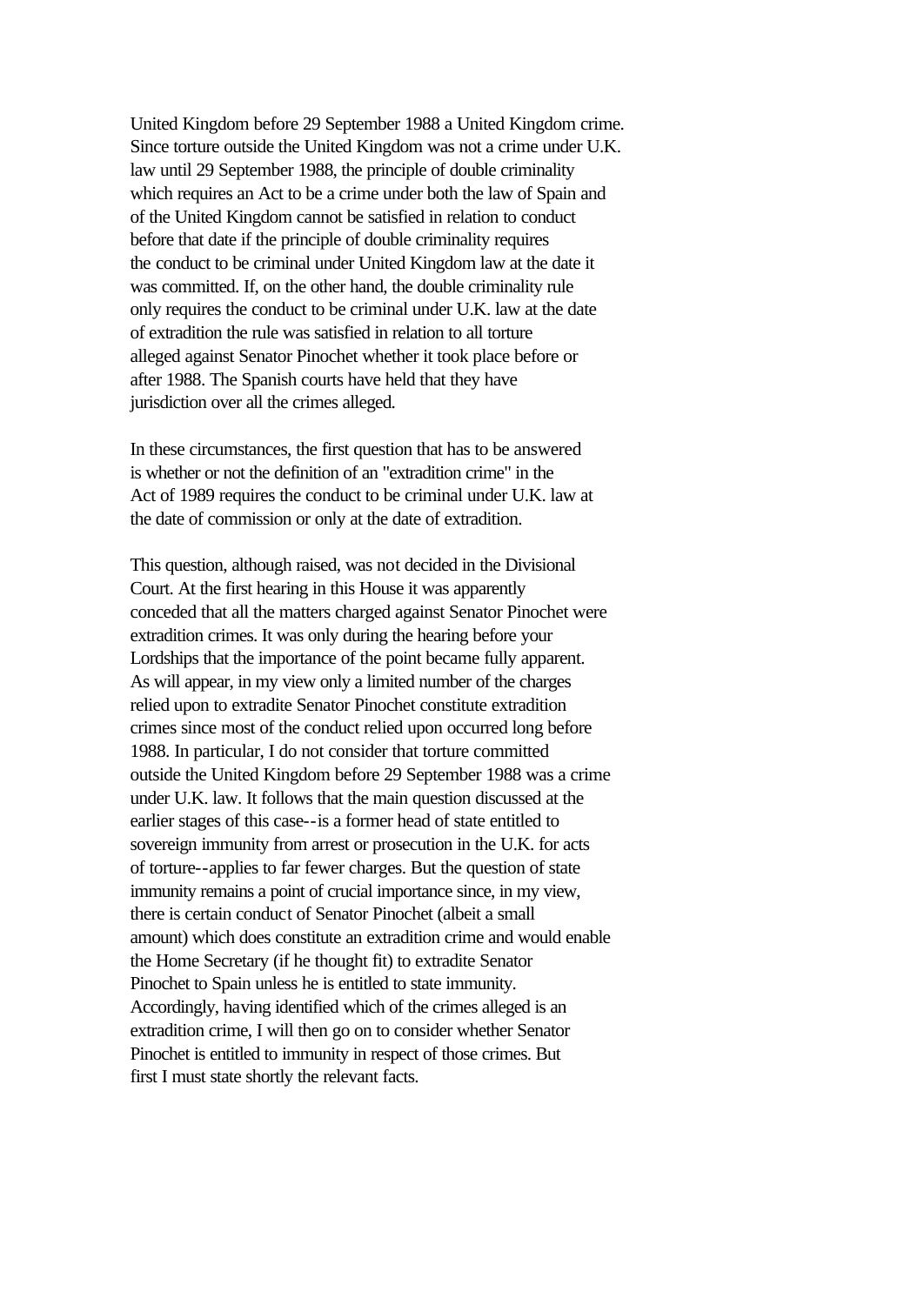United Kingdom before 29 September 1988 a United Kingdom crime. Since torture outside the United Kingdom was not a crime under U.K. law until 29 September 1988, the principle of double criminality which requires an Act to be a crime under both the law of Spain and of the United Kingdom cannot be satisfied in relation to conduct before that date if the principle of double criminality requires the conduct to be criminal under United Kingdom law at the date it was committed. If, on the other hand, the double criminality rule only requires the conduct to be criminal under U.K. law at the date of extradition the rule was satisfied in relation to all torture alleged against Senator Pinochet whether it took place before or after 1988. The Spanish courts have held that they have jurisdiction over all the crimes alleged.

In these circumstances, the first question that has to be answered is whether or not the definition of an "extradition crime" in the Act of 1989 requires the conduct to be criminal under U.K. law at the date of commission or only at the date of extradition.

This question, although raised, was not decided in the Divisional Court. At the first hearing in this House it was apparently conceded that all the matters charged against Senator Pinochet were extradition crimes. It was only during the hearing before your Lordships that the importance of the point became fully apparent. As will appear, in my view only a limited number of the charges relied upon to extradite Senator Pinochet constitute extradition crimes since most of the conduct relied upon occurred long before 1988. In particular, I do not consider that torture committed outside the United Kingdom before 29 September 1988 was a crime under U.K. law. It follows that the main question discussed at the earlier stages of this case--is a former head of state entitled to sovereign immunity from arrest or prosecution in the U.K. for acts of torture--applies to far fewer charges. But the question of state immunity remains a point of crucial importance since, in my view, there is certain conduct of Senator Pinochet (albeit a small amount) which does constitute an extradition crime and would enable the Home Secretary (if he thought fit) to extradite Senator Pinochet to Spain unless he is entitled to state immunity. Accordingly, having identified which of the crimes alleged is an extradition crime, I will then go on to consider whether Senator Pinochet is entitled to immunity in respect of those crimes. But first I must state shortly the relevant facts.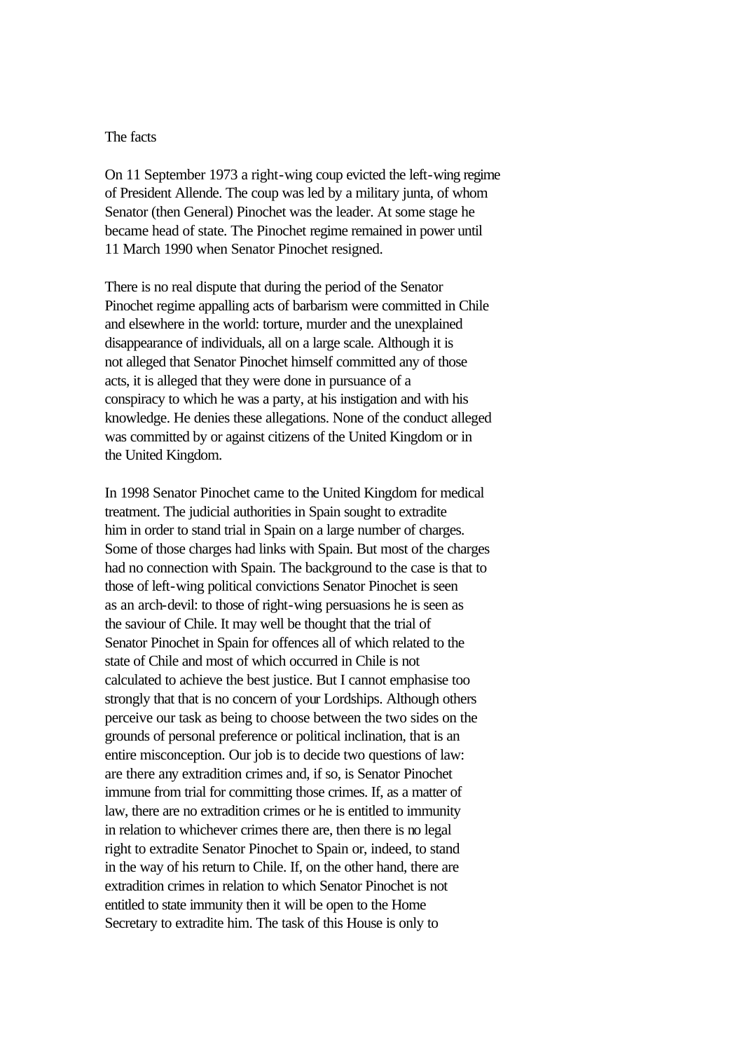## The facts

On 11 September 1973 a right-wing coup evicted the left-wing regime of President Allende. The coup was led by a military junta, of whom Senator (then General) Pinochet was the leader. At some stage he became head of state. The Pinochet regime remained in power until 11 March 1990 when Senator Pinochet resigned.

There is no real dispute that during the period of the Senator Pinochet regime appalling acts of barbarism were committed in Chile and elsewhere in the world: torture, murder and the unexplained disappearance of individuals, all on a large scale. Although it is not alleged that Senator Pinochet himself committed any of those acts, it is alleged that they were done in pursuance of a conspiracy to which he was a party, at his instigation and with his knowledge. He denies these allegations. None of the conduct alleged was committed by or against citizens of the United Kingdom or in the United Kingdom.

In 1998 Senator Pinochet came to the United Kingdom for medical treatment. The judicial authorities in Spain sought to extradite him in order to stand trial in Spain on a large number of charges. Some of those charges had links with Spain. But most of the charges had no connection with Spain. The background to the case is that to those of left-wing political convictions Senator Pinochet is seen as an arch-devil: to those of right-wing persuasions he is seen as the saviour of Chile. It may well be thought that the trial of Senator Pinochet in Spain for offences all of which related to the state of Chile and most of which occurred in Chile is not calculated to achieve the best justice. But I cannot emphasise too strongly that that is no concern of your Lordships. Although others perceive our task as being to choose between the two sides on the grounds of personal preference or political inclination, that is an entire misconception. Our job is to decide two questions of law: are there any extradition crimes and, if so, is Senator Pinochet immune from trial for committing those crimes. If, as a matter of law, there are no extradition crimes or he is entitled to immunity in relation to whichever crimes there are, then there is no legal right to extradite Senator Pinochet to Spain or, indeed, to stand in the way of his return to Chile. If, on the other hand, there are extradition crimes in relation to which Senator Pinochet is not entitled to state immunity then it will be open to the Home Secretary to extradite him. The task of this House is only to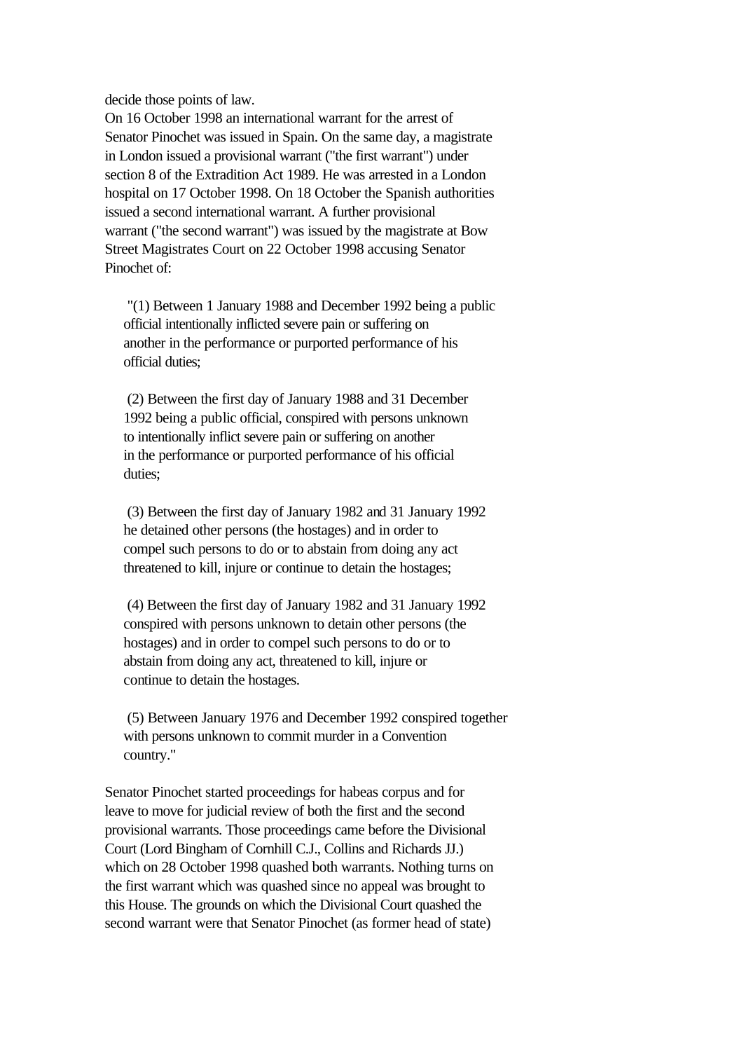decide those points of law.

On 16 October 1998 an international warrant for the arrest of Senator Pinochet was issued in Spain. On the same day, a magistrate in London issued a provisional warrant ("the first warrant") under section 8 of the Extradition Act 1989. He was arrested in a London hospital on 17 October 1998. On 18 October the Spanish authorities issued a second international warrant. A further provisional warrant ("the second warrant") was issued by the magistrate at Bow Street Magistrates Court on 22 October 1998 accusing Senator Pinochet of:

> "(1) Between 1 January 1988 and December 1992 being a public official intentionally inflicted severe pain or suffering on another in the performance or purported performance of his official duties;
>
> (2) Between the first day of January 1988 and 31 December 1992 being a public official, conspired with persons unknown to intentionally inflict severe pain or suffering on another in the performance or purported performance of his official duties;
>
> (3) Between the first day of January 1982 and 31 January 1992 he detained other persons (the hostages) and in order to compel such persons to do or to abstain from doing any act threatened to kill, injure or continue to detain the hostages;
>
> (4) Between the first day of January 1982 and 31 January 1992 conspired with persons unknown to detain other persons (the hostages) and in order to compel such persons to do or to abstain from doing any act, threatened to kill, injure or continue to detain the hostages.
>
> (5) Between January 1976 and December 1992 conspired together with persons unknown to commit murder in a Convention country."

Senator Pinochet started proceedings for habeas corpus and for leave to move for judicial review of both the first and the second provisional warrants. Those proceedings came before the Divisional Court (Lord Bingham of Cornhill C.J., Collins and Richards JJ.) which on 28 October 1998 quashed both warrants. Nothing turns on the first warrant which was quashed since no appeal was brought to this House. The grounds on which the Divisional Court quashed the second warrant were that Senator Pinochet (as former head of state)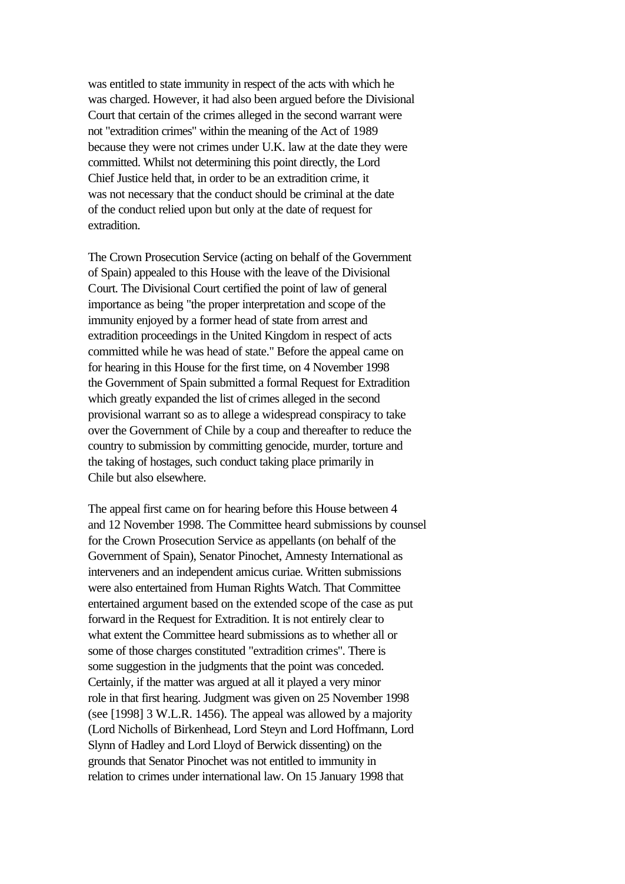was entitled to state immunity in respect of the acts with which he was charged. However, it had also been argued before the Divisional Court that certain of the crimes alleged in the second warrant were not "extradition crimes" within the meaning of the Act of 1989 because they were not crimes under U.K. law at the date they were committed. Whilst not determining this point directly, the Lord Chief Justice held that, in order to be an extradition crime, it was not necessary that the conduct should be criminal at the date of the conduct relied upon but only at the date of request for extradition.

The Crown Prosecution Service (acting on behalf of the Government of Spain) appealed to this House with the leave of the Divisional Court. The Divisional Court certified the point of law of general importance as being "the proper interpretation and scope of the immunity enjoyed by a former head of state from arrest and extradition proceedings in the United Kingdom in respect of acts committed while he was head of state." Before the appeal came on for hearing in this House for the first time, on 4 November 1998 the Government of Spain submitted a formal Request for Extradition which greatly expanded the list of crimes alleged in the second provisional warrant so as to allege a widespread conspiracy to take over the Government of Chile by a coup and thereafter to reduce the country to submission by committing genocide, murder, torture and the taking of hostages, such conduct taking place primarily in Chile but also elsewhere.

The appeal first came on for hearing before this House between 4 and 12 November 1998. The Committee heard submissions by counsel for the Crown Prosecution Service as appellants (on behalf of the Government of Spain), Senator Pinochet, Amnesty International as interveners and an independent amicus curiae. Written submissions were also entertained from Human Rights Watch. That Committee entertained argument based on the extended scope of the case as put forward in the Request for Extradition. It is not entirely clear to what extent the Committee heard submissions as to whether all or some of those charges constituted "extradition crimes". There is some suggestion in the judgments that the point was conceded. Certainly, if the matter was argued at all it played a very minor role in that first hearing. Judgment was given on 25 November 1998 (see [1998] 3 W.L.R. 1456). The appeal was allowed by a majority (Lord Nicholls of Birkenhead, Lord Steyn and Lord Hoffmann, Lord Slynn of Hadley and Lord Lloyd of Berwick dissenting) on the grounds that Senator Pinochet was not entitled to immunity in relation to crimes under international law. On 15 January 1998 that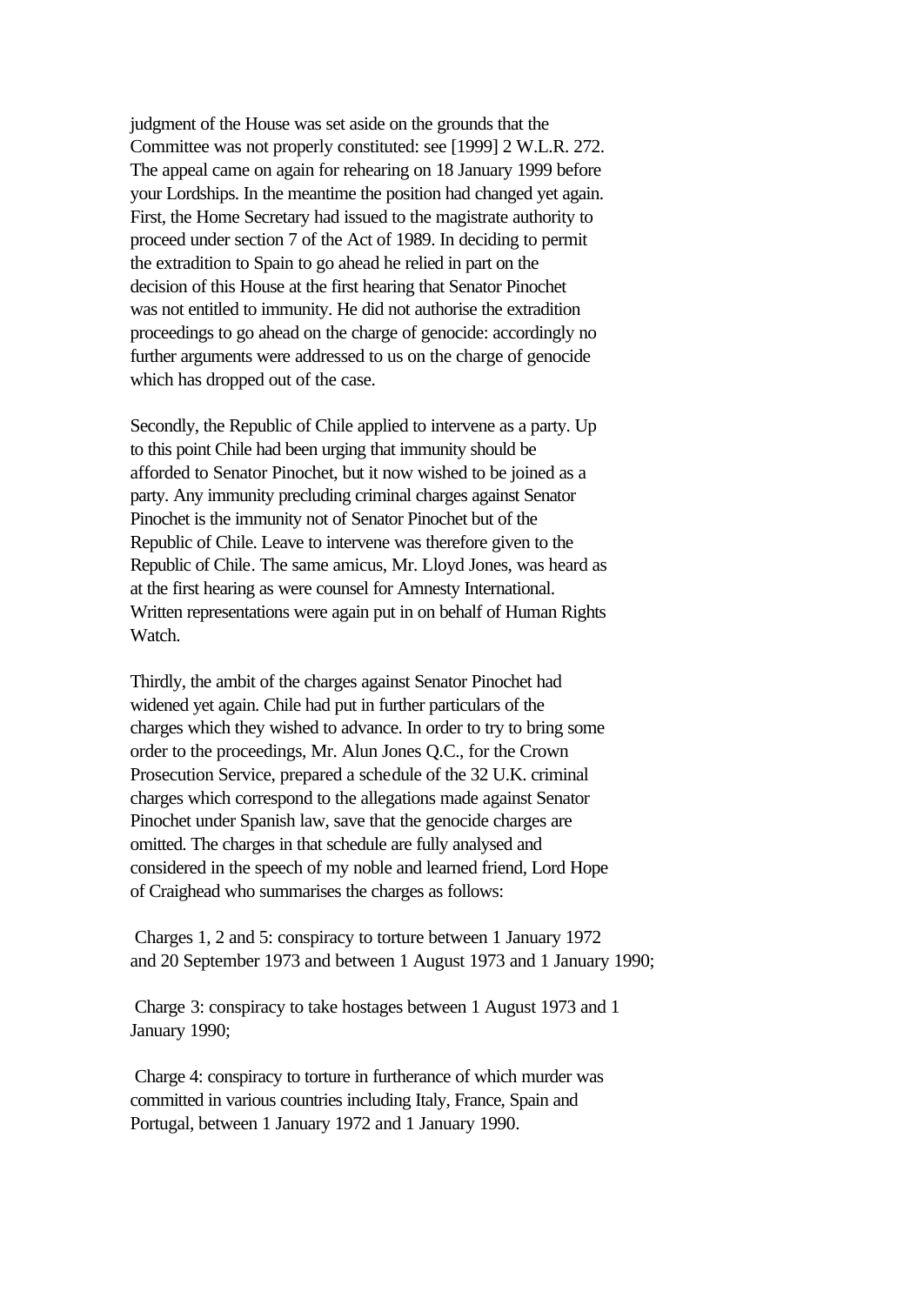judgment of the House was set aside on the grounds that the Committee was not properly constituted: see [1999] 2 W.L.R. 272. The appeal came on again for rehearing on 18 January 1999 before your Lordships. In the meantime the position had changed yet again. First, the Home Secretary had issued to the magistrate authority to proceed under section 7 of the Act of 1989. In deciding to permit the extradition to Spain to go ahead he relied in part on the decision of this House at the first hearing that Senator Pinochet was not entitled to immunity. He did not authorise the extradition proceedings to go ahead on the charge of genocide: accordingly no further arguments were addressed to us on the charge of genocide which has dropped out of the case.

Secondly, the Republic of Chile applied to intervene as a party. Up to this point Chile had been urging that immunity should be afforded to Senator Pinochet, but it now wished to be joined as a party. Any immunity precluding criminal charges against Senator Pinochet is the immunity not of Senator Pinochet but of the Republic of Chile. Leave to intervene was therefore given to the Republic of Chile. The same amicus, Mr. Lloyd Jones, was heard as at the first hearing as were counsel for Amnesty International. Written representations were again put in on behalf of Human Rights Watch.

Thirdly, the ambit of the charges against Senator Pinochet had widened yet again. Chile had put in further particulars of the charges which they wished to advance. In order to try to bring some order to the proceedings, Mr. Alun Jones Q.C., for the Crown Prosecution Service, prepared a schedule of the 32 U.K. criminal charges which correspond to the allegations made against Senator Pinochet under Spanish law, save that the genocide charges are omitted. The charges in that schedule are fully analysed and considered in the speech of my noble and learned friend, Lord Hope of Craighead who summarises the charges as follows:

Charges 1, 2 and 5: conspiracy to torture between 1 January 1972 and 20 September 1973 and between 1 August 1973 and 1 January 1990;

Charge 3: conspiracy to take hostages between 1 August 1973 and 1 January 1990;

Charge 4: conspiracy to torture in furtherance of which murder was committed in various countries including Italy, France, Spain and Portugal, between 1 January 1972 and 1 January 1990.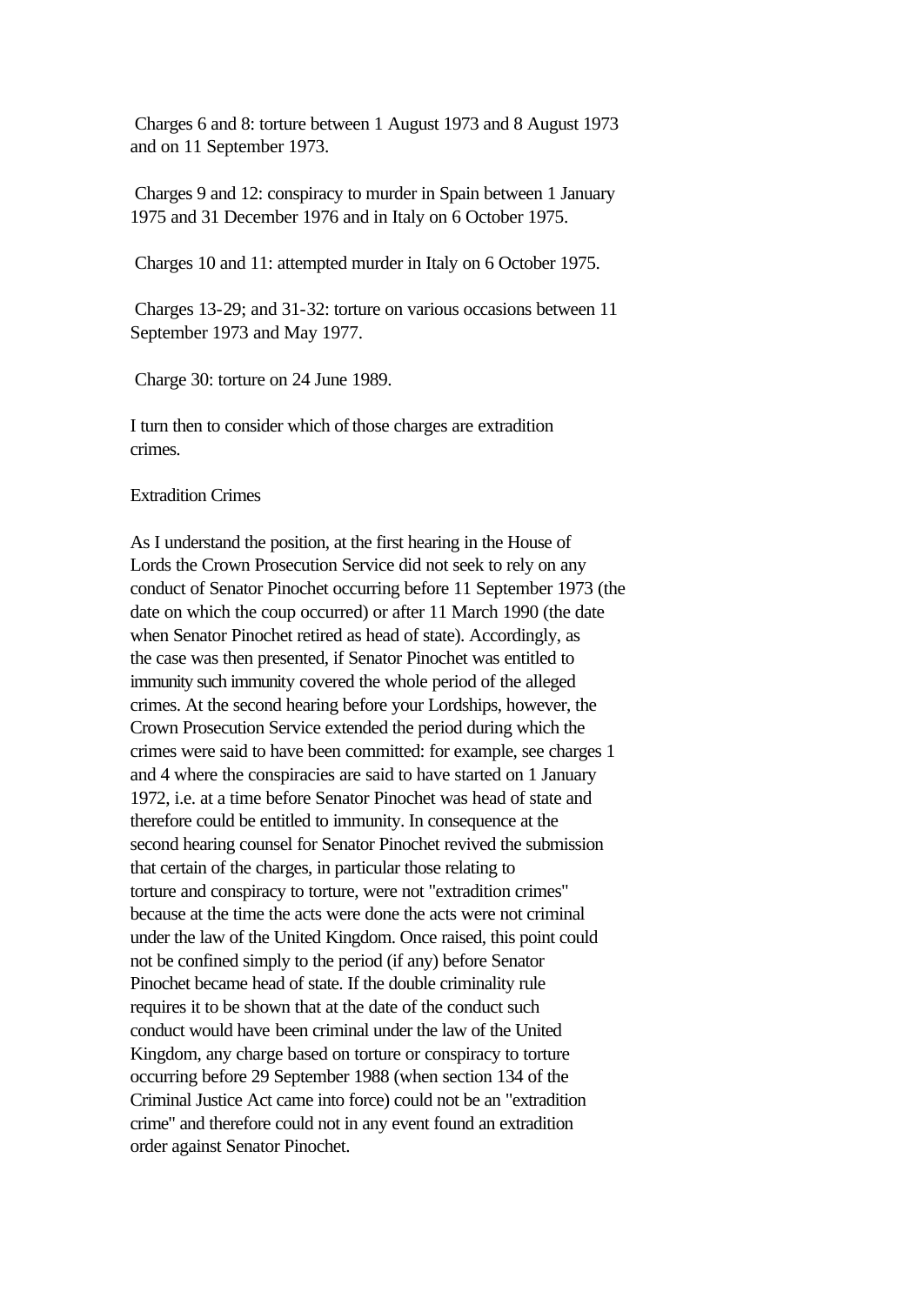Charges 6 and 8: torture between 1 August 1973 and 8 August 1973 and on 11 September 1973.

Charges 9 and 12: conspiracy to murder in Spain between 1 January 1975 and 31 December 1976 and in Italy on 6 October 1975.

Charges 10 and 11: attempted murder in Italy on 6 October 1975.

Charges 13-29; and 31-32: torture on various occasions between 11 September 1973 and May 1977.

Charge 30: torture on 24 June 1989.

I turn then to consider which of those charges are extradition crimes.

Extradition Crimes

As I understand the position, at the first hearing in the House of Lords the Crown Prosecution Service did not seek to rely on any conduct of Senator Pinochet occurring before 11 September 1973 (the date on which the coup occurred) or after 11 March 1990 (the date when Senator Pinochet retired as head of state). Accordingly, as the case was then presented, if Senator Pinochet was entitled to immunity such immunity covered the whole period of the alleged crimes. At the second hearing before your Lordships, however, the Crown Prosecution Service extended the period during which the crimes were said to have been committed: for example, see charges 1 and 4 where the conspiracies are said to have started on 1 January 1972, i.e. at a time before Senator Pinochet was head of state and therefore could be entitled to immunity. In consequence at the second hearing counsel for Senator Pinochet revived the submission that certain of the charges, in particular those relating to torture and conspiracy to torture, were not "extradition crimes" because at the time the acts were done the acts were not criminal under the law of the United Kingdom. Once raised, this point could not be confined simply to the period (if any) before Senator Pinochet became head of state. If the double criminality rule requires it to be shown that at the date of the conduct such conduct would have been criminal under the law of the United Kingdom, any charge based on torture or conspiracy to torture occurring before 29 September 1988 (when section 134 of the Criminal Justice Act came into force) could not be an "extradition crime" and therefore could not in any event found an extradition order against Senator Pinochet.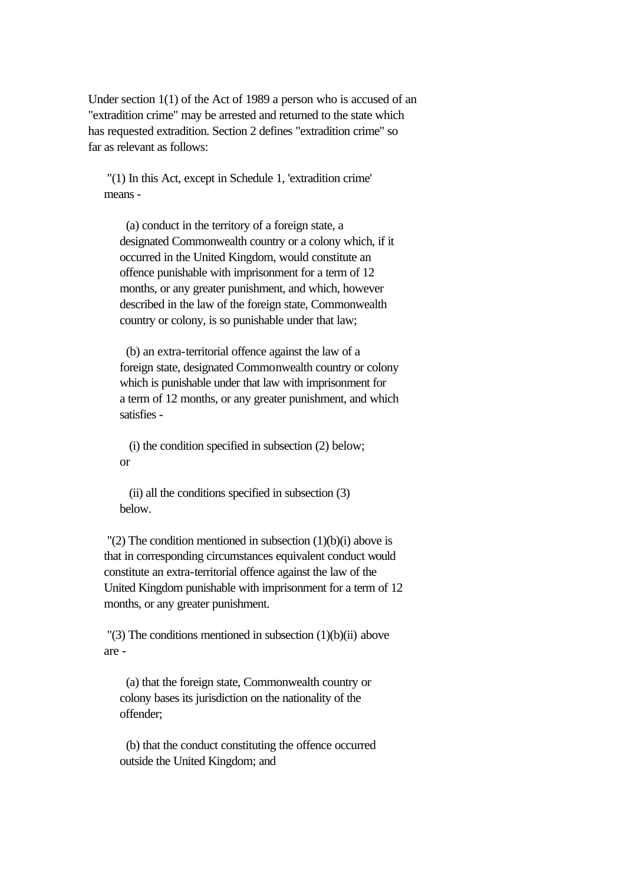Under section 1(1) of the Act of 1989 a person who is accused of an "extradition crime" may be arrested and returned to the state which has requested extradition. Section 2 defines "extradition crime" so far as relevant as follows:

> "(1) In this Act, except in Schedule 1, 'extradition crime' means -
>
> > (a) conduct in the territory of a foreign state, a designated Commonwealth country or a colony which, if it occurred in the United Kingdom, would constitute an offence punishable with imprisonment for a term of 12 months, or any greater punishment, and which, however described in the law of the foreign state, Commonwealth country or colony, is so punishable under that law;
> >
> > (b) an extra-territorial offence against the law of a foreign state, designated Commonwealth country or colony which is punishable under that law with imprisonment for a term of 12 months, or any greater punishment, and which satisfies -
> >
> > > (i) the condition specified in subsection (2) below; or
> > >
> > > (ii) all the conditions specified in subsection (3) below.
>
> "(2) The condition mentioned in subsection (1)(b)(i) above is that in corresponding circumstances equivalent conduct would constitute an extra-territorial offence against the law of the United Kingdom punishable with imprisonment for a term of 12 months, or any greater punishment.
>
> "(3) The conditions mentioned in subsection (1)(b)(ii) above are -
>
> > (a) that the foreign state, Commonwealth country or colony bases its jurisdiction on the nationality of the offender;
> >
> > (b) that the conduct constituting the offence occurred outside the United Kingdom; and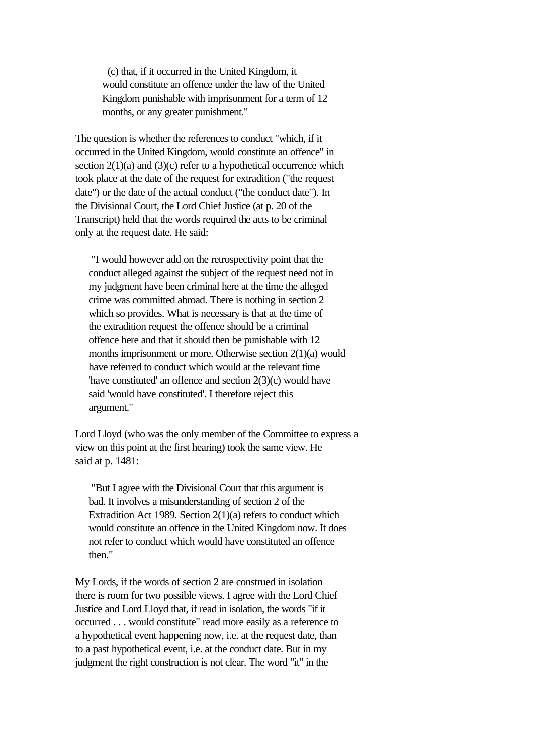(c) that, if it occurred in the United Kingdom, it would constitute an offence under the law of the United Kingdom punishable with imprisonment for a term of 12 months, or any greater punishment."

The question is whether the references to conduct "which, if it occurred in the United Kingdom, would constitute an offence" in section 2(1)(a) and (3)(c) refer to a hypothetical occurrence which took place at the date of the request for extradition ("the request date") or the date of the actual conduct ("the conduct date"). In the Divisional Court, the Lord Chief Justice (at p. 20 of the Transcript) held that the words required the acts to be criminal only at the request date. He said:

> "I would however add on the retrospectivity point that the conduct alleged against the subject of the request need not in my judgment have been criminal here at the time the alleged crime was committed abroad. There is nothing in section 2 which so provides. What is necessary is that at the time of the extradition request the offence should be a criminal offence here and that it should then be punishable with 12 months imprisonment or more. Otherwise section 2(1)(a) would have referred to conduct which would at the relevant time 'have constituted' an offence and section 2(3)(c) would have said 'would have constituted'. I therefore reject this argument."

Lord Lloyd (who was the only member of the Committee to express a view on this point at the first hearing) took the same view. He said at p. 1481:

> "But I agree with the Divisional Court that this argument is bad. It involves a misunderstanding of section 2 of the Extradition Act 1989. Section 2(1)(a) refers to conduct which would constitute an offence in the United Kingdom now. It does not refer to conduct which would have constituted an offence then."

My Lords, if the words of section 2 are construed in isolation there is room for two possible views. I agree with the Lord Chief Justice and Lord Lloyd that, if read in isolation, the words "if it occurred . . . would constitute" read more easily as a reference to a hypothetical event happening now, i.e. at the request date, than to a past hypothetical event, i.e. at the conduct date. But in my judgment the right construction is not clear. The word "it" in the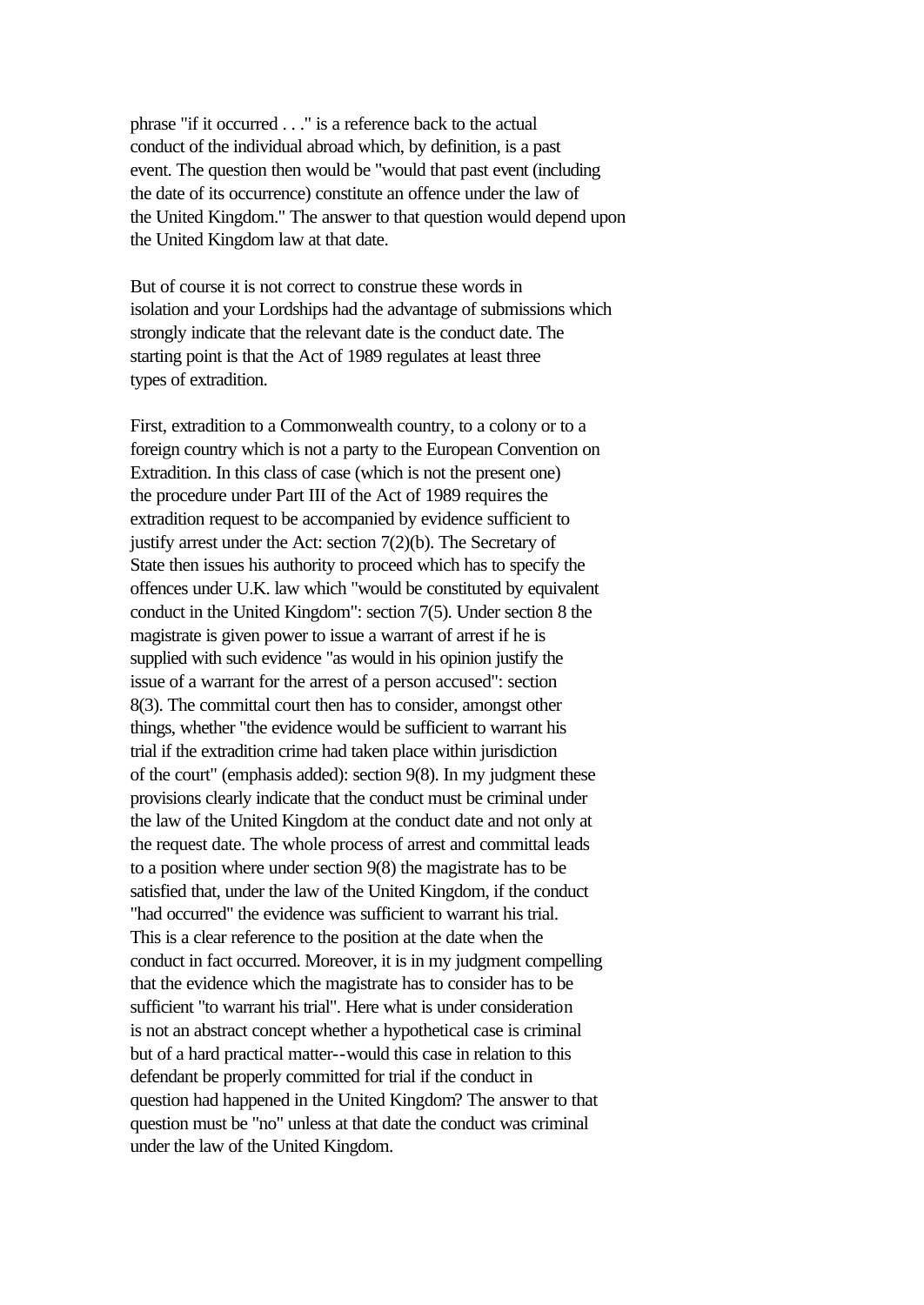phrase "if it occurred . . ." is a reference back to the actual conduct of the individual abroad which, by definition, is a past event. The question then would be "would that past event (including the date of its occurrence) constitute an offence under the law of the United Kingdom." The answer to that question would depend upon the United Kingdom law at that date.

But of course it is not correct to construe these words in isolation and your Lordships had the advantage of submissions which strongly indicate that the relevant date is the conduct date. The starting point is that the Act of 1989 regulates at least three types of extradition.

First, extradition to a Commonwealth country, to a colony or to a foreign country which is not a party to the European Convention on Extradition. In this class of case (which is not the present one) the procedure under Part III of the Act of 1989 requires the extradition request to be accompanied by evidence sufficient to justify arrest under the Act: section 7(2)(b). The Secretary of State then issues his authority to proceed which has to specify the offences under U.K. law which "would be constituted by equivalent conduct in the United Kingdom": section 7(5). Under section 8 the magistrate is given power to issue a warrant of arrest if he is supplied with such evidence "as would in his opinion justify the issue of a warrant for the arrest of a person accused": section 8(3). The committal court then has to consider, amongst other things, whether "the evidence would be sufficient to warrant his trial if the extradition crime had taken place within jurisdiction of the court" (emphasis added): section 9(8). In my judgment these provisions clearly indicate that the conduct must be criminal under the law of the United Kingdom at the conduct date and not only at the request date. The whole process of arrest and committal leads to a position where under section 9(8) the magistrate has to be satisfied that, under the law of the United Kingdom, if the conduct "had occurred" the evidence was sufficient to warrant his trial. This is a clear reference to the position at the date when the conduct in fact occurred. Moreover, it is in my judgment compelling that the evidence which the magistrate has to consider has to be sufficient "to warrant his trial". Here what is under consideration is not an abstract concept whether a hypothetical case is criminal but of a hard practical matter--would this case in relation to this defendant be properly committed for trial if the conduct in question had happened in the United Kingdom? The answer to that question must be "no" unless at that date the conduct was criminal under the law of the United Kingdom.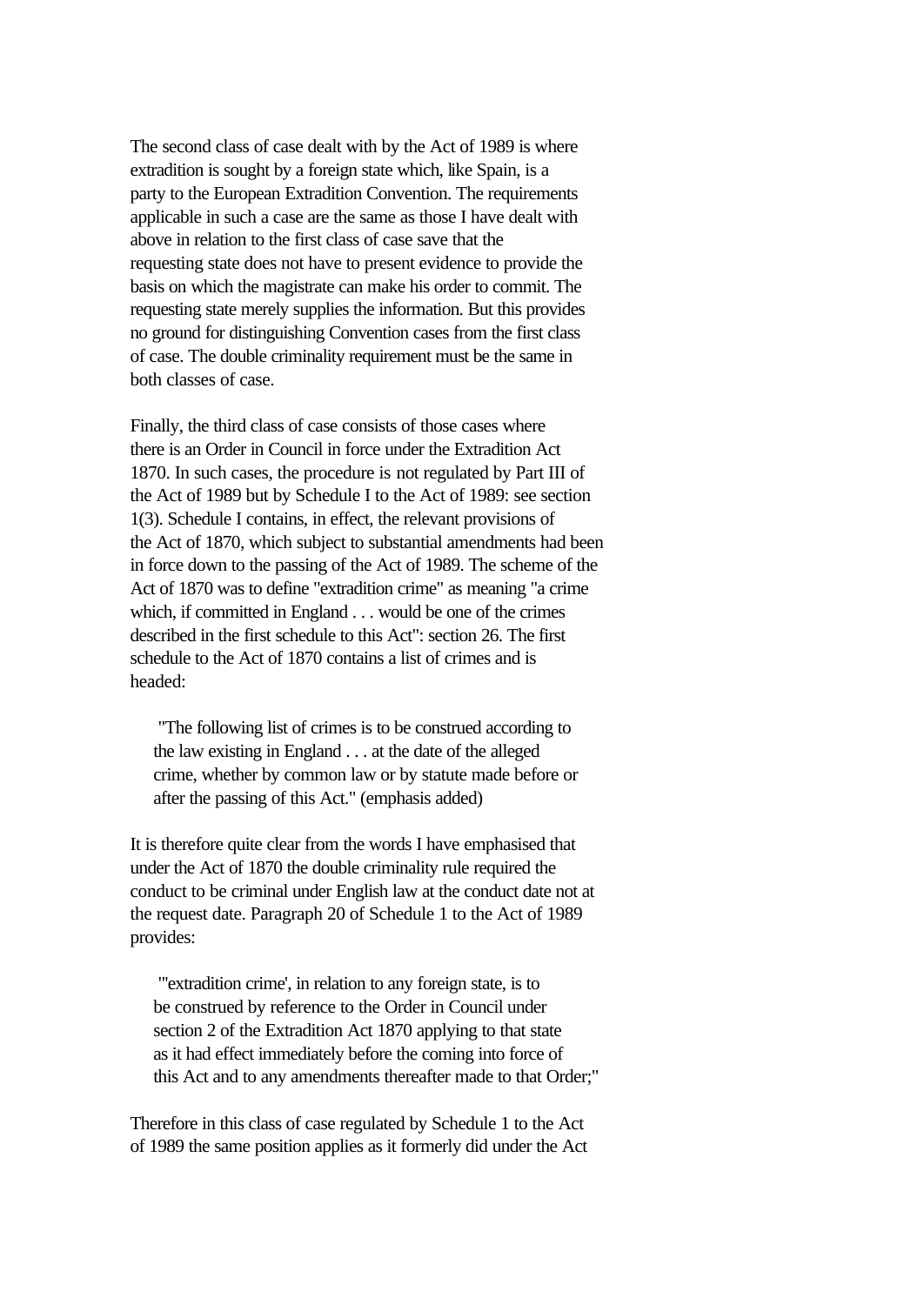The second class of case dealt with by the Act of 1989 is where extradition is sought by a foreign state which, like Spain, is a party to the European Extradition Convention. The requirements applicable in such a case are the same as those I have dealt with above in relation to the first class of case save that the requesting state does not have to present evidence to provide the basis on which the magistrate can make his order to commit. The requesting state merely supplies the information. But this provides no ground for distinguishing Convention cases from the first class of case. The double criminality requirement must be the same in both classes of case.

Finally, the third class of case consists of those cases where there is an Order in Council in force under the Extradition Act 1870. In such cases, the procedure is not regulated by Part III of the Act of 1989 but by Schedule I to the Act of 1989: see section 1(3). Schedule I contains, in effect, the relevant provisions of the Act of 1870, which subject to substantial amendments had been in force down to the passing of the Act of 1989. The scheme of the Act of 1870 was to define "extradition crime" as meaning "a crime which, if committed in England . . . would be one of the crimes described in the first schedule to this Act": section 26. The first schedule to the Act of 1870 contains a list of crimes and is headed:

> "The following list of crimes is to be construed according to the law existing in England . . . at the date of the alleged crime, whether by common law or by statute made before or after the passing of this Act." (emphasis added)

It is therefore quite clear from the words I have emphasised that under the Act of 1870 the double criminality rule required the conduct to be criminal under English law at the conduct date not at the request date. Paragraph 20 of Schedule 1 to the Act of 1989 provides:

> "'extradition crime', in relation to any foreign state, is to be construed by reference to the Order in Council under section 2 of the Extradition Act 1870 applying to that state as it had effect immediately before the coming into force of this Act and to any amendments thereafter made to that Order;"

Therefore in this class of case regulated by Schedule 1 to the Act of 1989 the same position applies as it formerly did under the Act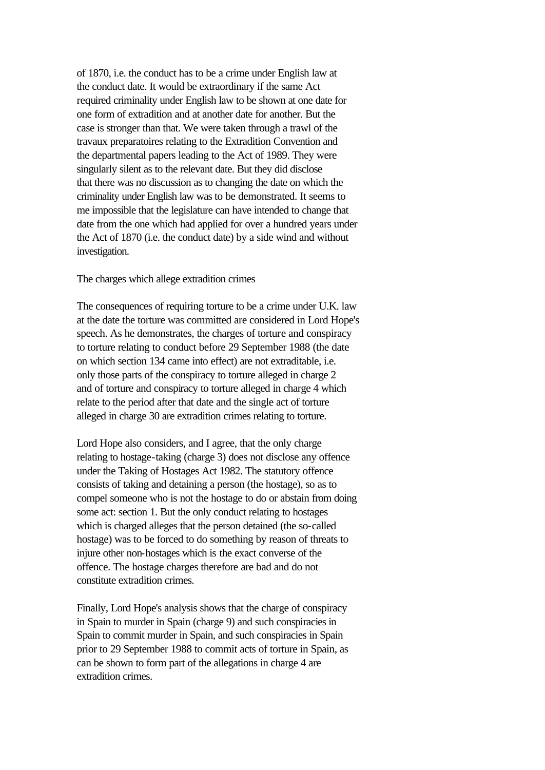of 1870, i.e. the conduct has to be a crime under English law at the conduct date. It would be extraordinary if the same Act required criminality under English law to be shown at one date for one form of extradition and at another date for another. But the case is stronger than that. We were taken through a trawl of the travaux preparatoires relating to the Extradition Convention and the departmental papers leading to the Act of 1989. They were singularly silent as to the relevant date. But they did disclose that there was no discussion as to changing the date on which the criminality under English law was to be demonstrated. It seems to me impossible that the legislature can have intended to change that date from the one which had applied for over a hundred years under the Act of 1870 (i.e. the conduct date) by a side wind and without investigation.

The charges which allege extradition crimes

The consequences of requiring torture to be a crime under U.K. law at the date the torture was committed are considered in Lord Hope's speech. As he demonstrates, the charges of torture and conspiracy to torture relating to conduct before 29 September 1988 (the date on which section 134 came into effect) are not extraditable, i.e. only those parts of the conspiracy to torture alleged in charge 2 and of torture and conspiracy to torture alleged in charge 4 which relate to the period after that date and the single act of torture alleged in charge 30 are extradition crimes relating to torture.

Lord Hope also considers, and I agree, that the only charge relating to hostage-taking (charge 3) does not disclose any offence under the Taking of Hostages Act 1982. The statutory offence consists of taking and detaining a person (the hostage), so as to compel someone who is not the hostage to do or abstain from doing some act: section 1. But the only conduct relating to hostages which is charged alleges that the person detained (the so-called hostage) was to be forced to do something by reason of threats to injure other non-hostages which is the exact converse of the offence. The hostage charges therefore are bad and do not constitute extradition crimes.

Finally, Lord Hope's analysis shows that the charge of conspiracy in Spain to murder in Spain (charge 9) and such conspiracies in Spain to commit murder in Spain, and such conspiracies in Spain prior to 29 September 1988 to commit acts of torture in Spain, as can be shown to form part of the allegations in charge 4 are extradition crimes.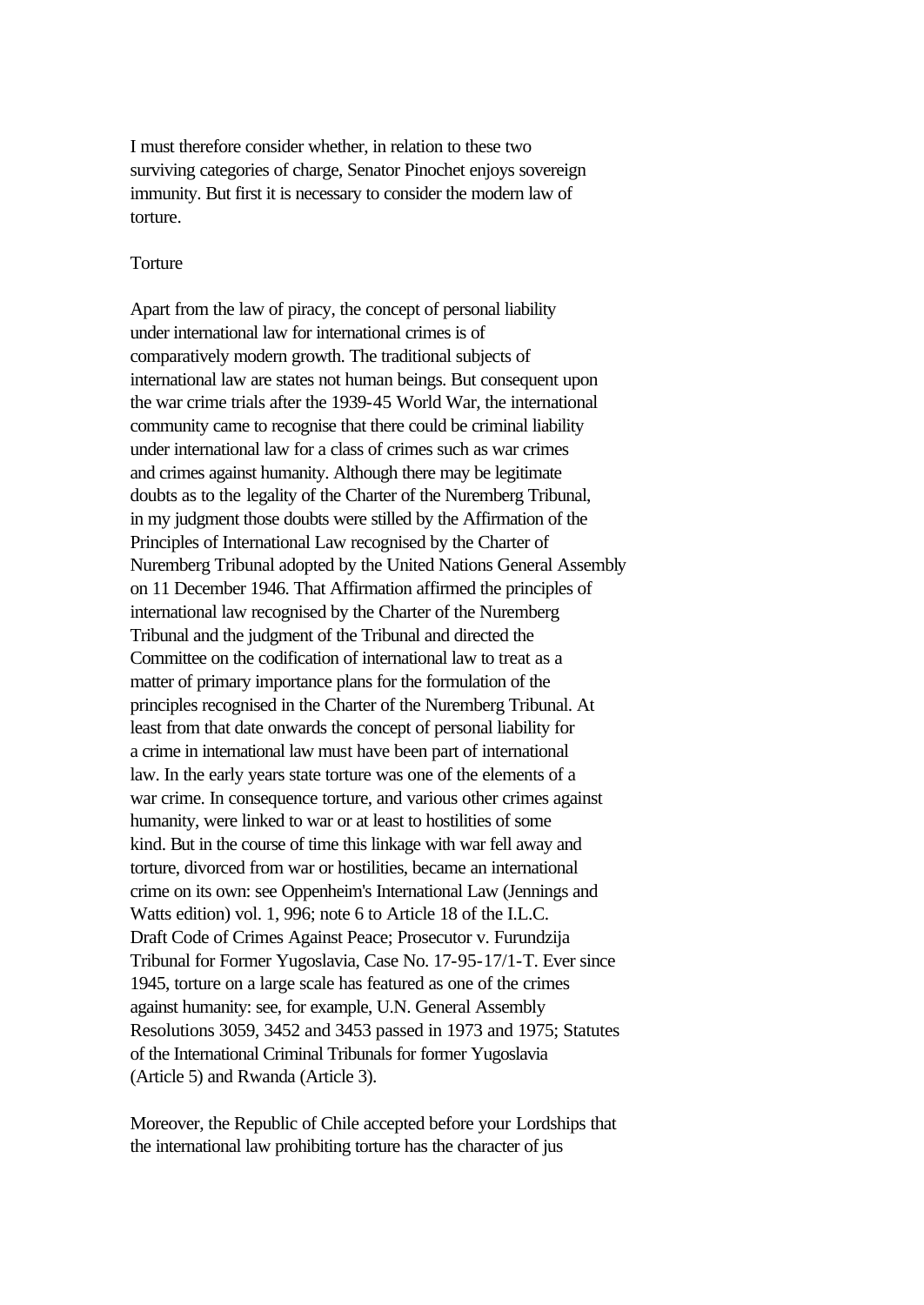I must therefore consider whether, in relation to these two surviving categories of charge, Senator Pinochet enjoys sovereign immunity. But first it is necessary to consider the modern law of torture.

Torture

Apart from the law of piracy, the concept of personal liability under international law for international crimes is of comparatively modern growth. The traditional subjects of international law are states not human beings. But consequent upon the war crime trials after the 1939-45 World War, the international community came to recognise that there could be criminal liability under international law for a class of crimes such as war crimes and crimes against humanity. Although there may be legitimate doubts as to the legality of the Charter of the Nuremberg Tribunal, in my judgment those doubts were stilled by the Affirmation of the Principles of International Law recognised by the Charter of Nuremberg Tribunal adopted by the United Nations General Assembly on 11 December 1946. That Affirmation affirmed the principles of international law recognised by the Charter of the Nuremberg Tribunal and the judgment of the Tribunal and directed the Committee on the codification of international law to treat as a matter of primary importance plans for the formulation of the principles recognised in the Charter of the Nuremberg Tribunal. At least from that date onwards the concept of personal liability for a crime in international law must have been part of international law. In the early years state torture was one of the elements of a war crime. In consequence torture, and various other crimes against humanity, were linked to war or at least to hostilities of some kind. But in the course of time this linkage with war fell away and torture, divorced from war or hostilities, became an international crime on its own: see Oppenheim's International Law (Jennings and Watts edition) vol. 1, 996; note 6 to Article 18 of the I.L.C. Draft Code of Crimes Against Peace; Prosecutor v. Furundzija Tribunal for Former Yugoslavia, Case No. 17-95-17/1-T. Ever since 1945, torture on a large scale has featured as one of the crimes against humanity: see, for example, U.N. General Assembly Resolutions 3059, 3452 and 3453 passed in 1973 and 1975; Statutes of the International Criminal Tribunals for former Yugoslavia (Article 5) and Rwanda (Article 3).

Moreover, the Republic of Chile accepted before your Lordships that the international law prohibiting torture has the character of jus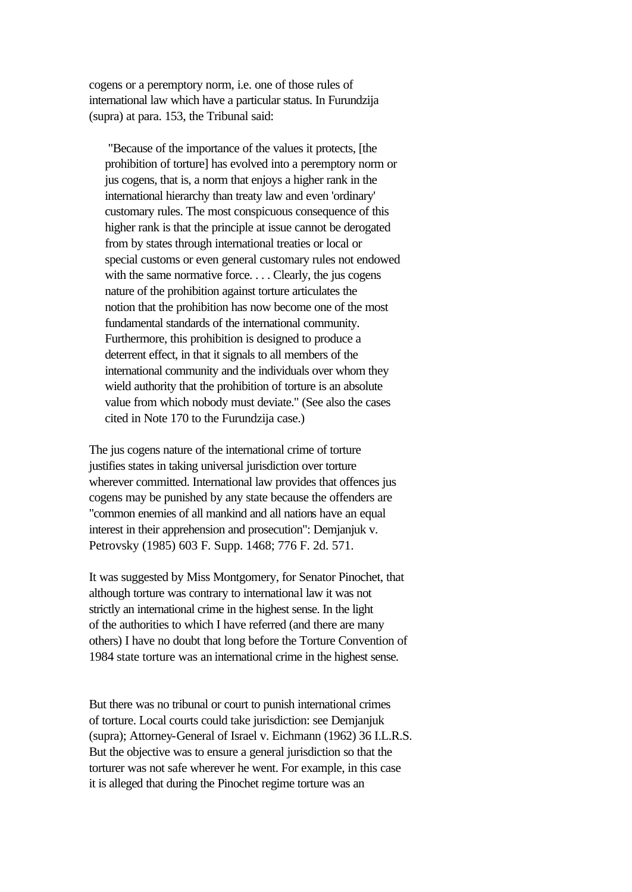cogens or a peremptory norm, i.e. one of those rules of international law which have a particular status. In Furundzija (supra) at para. 153, the Tribunal said:

> "Because of the importance of the values it protects, [the prohibition of torture] has evolved into a peremptory norm or jus cogens, that is, a norm that enjoys a higher rank in the international hierarchy than treaty law and even 'ordinary' customary rules. The most conspicuous consequence of this higher rank is that the principle at issue cannot be derogated from by states through international treaties or local or special customs or even general customary rules not endowed with the same normative force. . . . Clearly, the jus cogens nature of the prohibition against torture articulates the notion that the prohibition has now become one of the most fundamental standards of the international community. Furthermore, this prohibition is designed to produce a deterrent effect, in that it signals to all members of the international community and the individuals over whom they wield authority that the prohibition of torture is an absolute value from which nobody must deviate." (See also the cases cited in Note 170 to the Furundzija case.)

The jus cogens nature of the international crime of torture justifies states in taking universal jurisdiction over torture wherever committed. International law provides that offences jus cogens may be punished by any state because the offenders are "common enemies of all mankind and all nations have an equal interest in their apprehension and prosecution": Demjanjuk v. Petrovsky (1985) 603 F. Supp. 1468; 776 F. 2d. 571.

It was suggested by Miss Montgomery, for Senator Pinochet, that although torture was contrary to international law it was not strictly an international crime in the highest sense. In the light of the authorities to which I have referred (and there are many others) I have no doubt that long before the Torture Convention of 1984 state torture was an international crime in the highest sense.

But there was no tribunal or court to punish international crimes of torture. Local courts could take jurisdiction: see Demjanjuk (supra); Attorney-General of Israel v. Eichmann (1962) 36 I.L.R.S. But the objective was to ensure a general jurisdiction so that the torturer was not safe wherever he went. For example, in this case it is alleged that during the Pinochet regime torture was an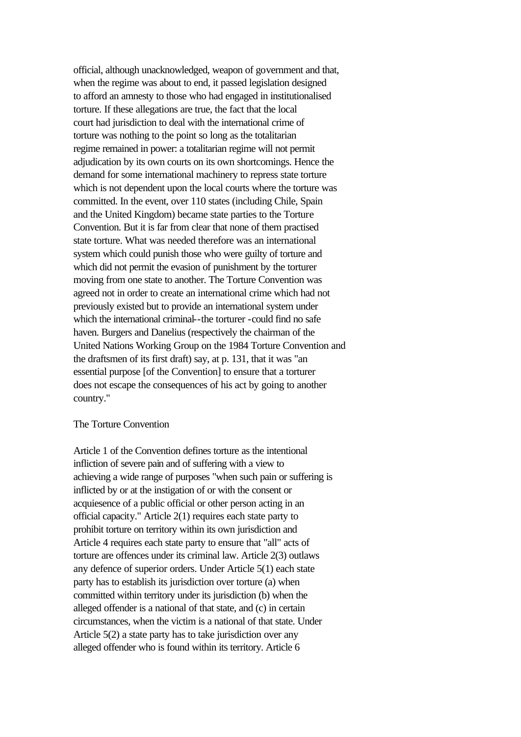official, although unacknowledged, weapon of government and that, when the regime was about to end, it passed legislation designed to afford an amnesty to those who had engaged in institutionalised torture. If these allegations are true, the fact that the local court had jurisdiction to deal with the international crime of torture was nothing to the point so long as the totalitarian regime remained in power: a totalitarian regime will not permit adjudication by its own courts on its own shortcomings. Hence the demand for some international machinery to repress state torture which is not dependent upon the local courts where the torture was committed. In the event, over 110 states (including Chile, Spain and the United Kingdom) became state parties to the Torture Convention. But it is far from clear that none of them practised state torture. What was needed therefore was an international system which could punish those who were guilty of torture and which did not permit the evasion of punishment by the torturer moving from one state to another. The Torture Convention was agreed not in order to create an international crime which had not previously existed but to provide an international system under which the international criminal--the torturer -could find no safe haven. Burgers and Danelius (respectively the chairman of the United Nations Working Group on the 1984 Torture Convention and the draftsmen of its first draft) say, at p. 131, that it was "an essential purpose [of the Convention] to ensure that a torturer does not escape the consequences of his act by going to another country."

The Torture Convention

Article 1 of the Convention defines torture as the intentional infliction of severe pain and of suffering with a view to achieving a wide range of purposes "when such pain or suffering is inflicted by or at the instigation of or with the consent or acquiesence of a public official or other person acting in an official capacity." Article 2(1) requires each state party to prohibit torture on territory within its own jurisdiction and Article 4 requires each state party to ensure that "all" acts of torture are offences under its criminal law. Article 2(3) outlaws any defence of superior orders. Under Article 5(1) each state party has to establish its jurisdiction over torture (a) when committed within territory under its jurisdiction (b) when the alleged offender is a national of that state, and (c) in certain circumstances, when the victim is a national of that state. Under Article 5(2) a state party has to take jurisdiction over any alleged offender who is found within its territory. Article 6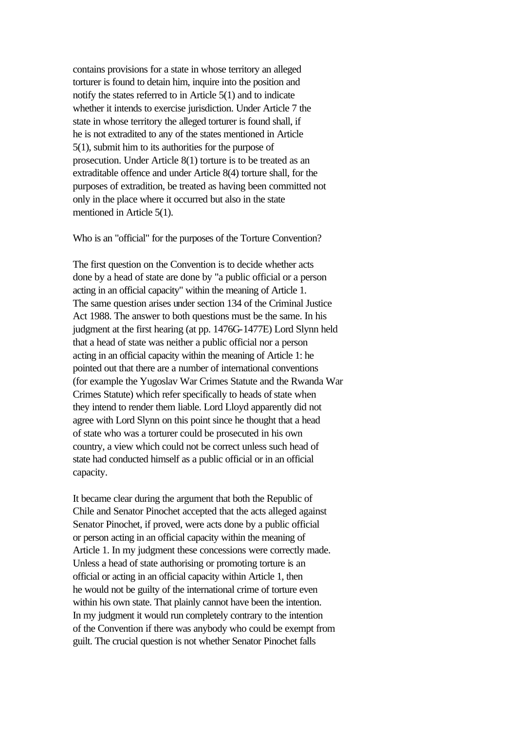contains provisions for a state in whose territory an alleged torturer is found to detain him, inquire into the position and notify the states referred to in Article 5(1) and to indicate whether it intends to exercise jurisdiction. Under Article 7 the state in whose territory the alleged torturer is found shall, if he is not extradited to any of the states mentioned in Article 5(1), submit him to its authorities for the purpose of prosecution. Under Article 8(1) torture is to be treated as an extraditable offence and under Article 8(4) torture shall, for the purposes of extradition, be treated as having been committed not only in the place where it occurred but also in the state mentioned in Article 5(1).

Who is an "official" for the purposes of the Torture Convention?

The first question on the Convention is to decide whether acts done by a head of state are done by "a public official or a person acting in an official capacity" within the meaning of Article 1. The same question arises under section 134 of the Criminal Justice Act 1988. The answer to both questions must be the same. In his judgment at the first hearing (at pp. 1476G-1477E) Lord Slynn held that a head of state was neither a public official nor a person acting in an official capacity within the meaning of Article 1: he pointed out that there are a number of international conventions (for example the Yugoslav War Crimes Statute and the Rwanda War Crimes Statute) which refer specifically to heads of state when they intend to render them liable. Lord Lloyd apparently did not agree with Lord Slynn on this point since he thought that a head of state who was a torturer could be prosecuted in his own country, a view which could not be correct unless such head of state had conducted himself as a public official or in an official capacity.

It became clear during the argument that both the Republic of Chile and Senator Pinochet accepted that the acts alleged against Senator Pinochet, if proved, were acts done by a public official or person acting in an official capacity within the meaning of Article 1. In my judgment these concessions were correctly made. Unless a head of state authorising or promoting torture is an official or acting in an official capacity within Article 1, then he would not be guilty of the international crime of torture even within his own state. That plainly cannot have been the intention. In my judgment it would run completely contrary to the intention of the Convention if there was anybody who could be exempt from guilt. The crucial question is not whether Senator Pinochet falls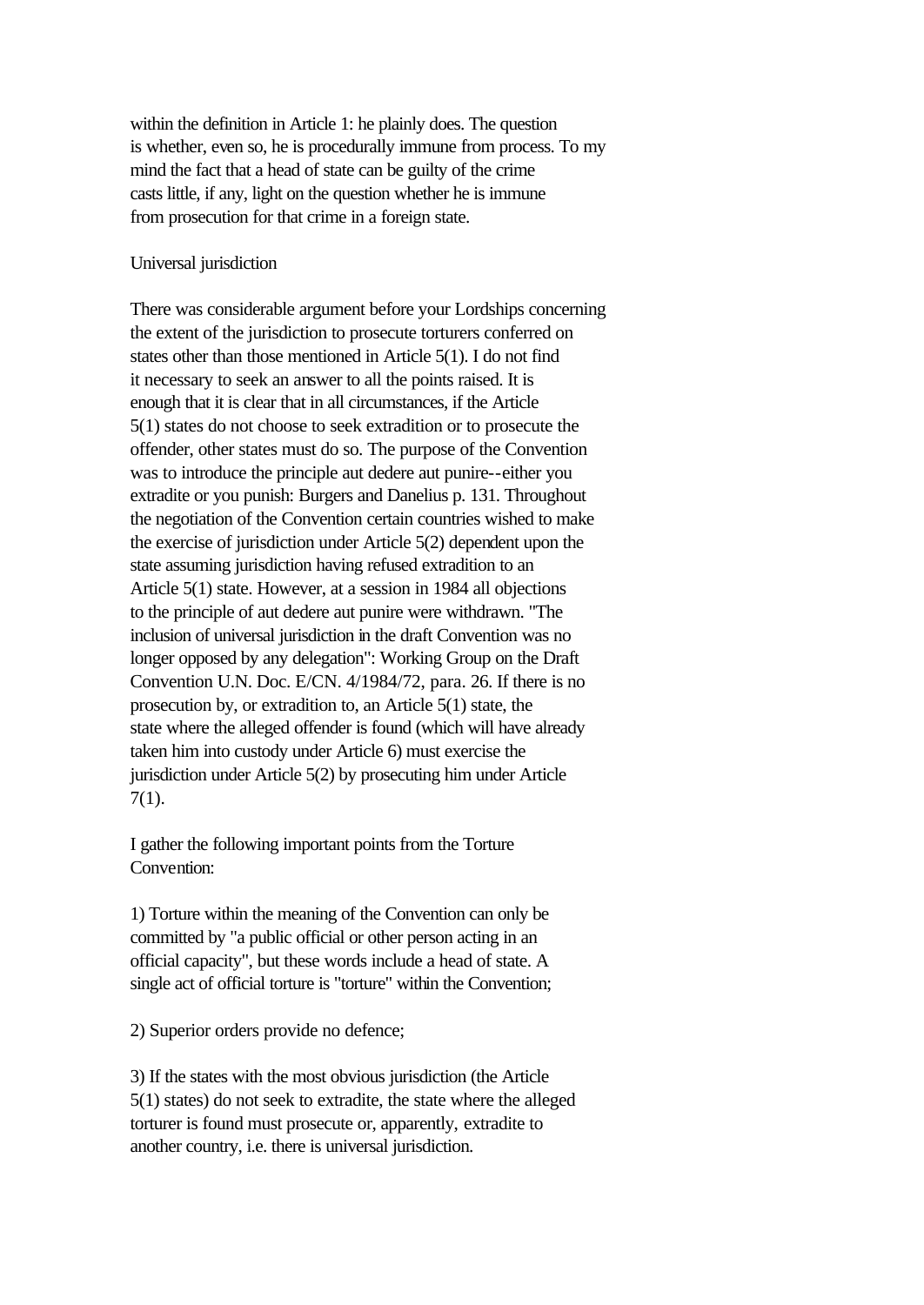within the definition in Article 1: he plainly does. The question is whether, even so, he is procedurally immune from process. To my mind the fact that a head of state can be guilty of the crime casts little, if any, light on the question whether he is immune from prosecution for that crime in a foreign state.

Universal jurisdiction

There was considerable argument before your Lordships concerning the extent of the jurisdiction to prosecute torturers conferred on states other than those mentioned in Article 5(1). I do not find it necessary to seek an answer to all the points raised. It is enough that it is clear that in all circumstances, if the Article 5(1) states do not choose to seek extradition or to prosecute the offender, other states must do so. The purpose of the Convention was to introduce the principle aut dedere aut punire--either you extradite or you punish: Burgers and Danelius p. 131. Throughout the negotiation of the Convention certain countries wished to make the exercise of jurisdiction under Article 5(2) dependent upon the state assuming jurisdiction having refused extradition to an Article 5(1) state. However, at a session in 1984 all objections to the principle of aut dedere aut punire were withdrawn. "The inclusion of universal jurisdiction in the draft Convention was no longer opposed by any delegation": Working Group on the Draft Convention U.N. Doc. E/CN. 4/1984/72, para. 26. If there is no prosecution by, or extradition to, an Article 5(1) state, the state where the alleged offender is found (which will have already taken him into custody under Article 6) must exercise the jurisdiction under Article 5(2) by prosecuting him under Article 7(1).

I gather the following important points from the Torture Convention:

1) Torture within the meaning of the Convention can only be committed by "a public official or other person acting in an official capacity", but these words include a head of state. A single act of official torture is "torture" within the Convention;

2) Superior orders provide no defence;

3) If the states with the most obvious jurisdiction (the Article 5(1) states) do not seek to extradite, the state where the alleged torturer is found must prosecute or, apparently, extradite to another country, i.e. there is universal jurisdiction.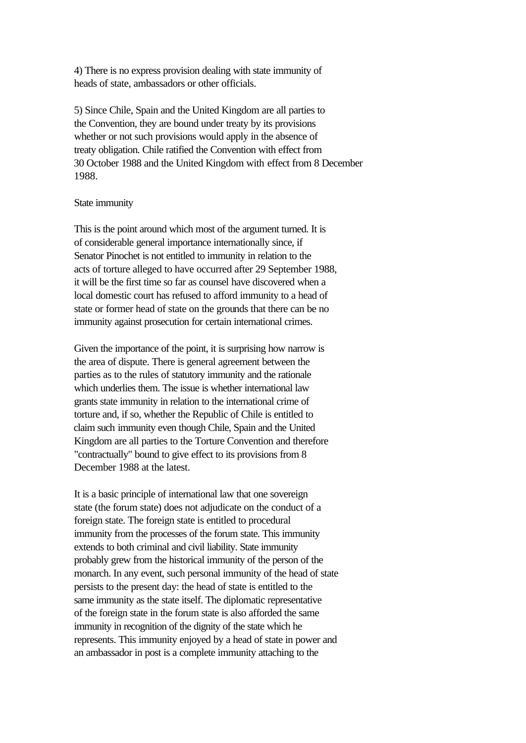4) There is no express provision dealing with state immunity of heads of state, ambassadors or other officials.

5) Since Chile, Spain and the United Kingdom are all parties to the Convention, they are bound under treaty by its provisions whether or not such provisions would apply in the absence of treaty obligation. Chile ratified the Convention with effect from 30 October 1988 and the United Kingdom with effect from 8 December 1988.

State immunity

This is the point around which most of the argument turned. It is of considerable general importance internationally since, if Senator Pinochet is not entitled to immunity in relation to the acts of torture alleged to have occurred after 29 September 1988, it will be the first time so far as counsel have discovered when a local domestic court has refused to afford immunity to a head of state or former head of state on the grounds that there can be no immunity against prosecution for certain international crimes.

Given the importance of the point, it is surprising how narrow is the area of dispute. There is general agreement between the parties as to the rules of statutory immunity and the rationale which underlies them. The issue is whether international law grants state immunity in relation to the international crime of torture and, if so, whether the Republic of Chile is entitled to claim such immunity even though Chile, Spain and the United Kingdom are all parties to the Torture Convention and therefore "contractually" bound to give effect to its provisions from 8 December 1988 at the latest.

It is a basic principle of international law that one sovereign state (the forum state) does not adjudicate on the conduct of a foreign state. The foreign state is entitled to procedural immunity from the processes of the forum state. This immunity extends to both criminal and civil liability. State immunity probably grew from the historical immunity of the person of the monarch. In any event, such personal immunity of the head of state persists to the present day: the head of state is entitled to the same immunity as the state itself. The diplomatic representative of the foreign state in the forum state is also afforded the same immunity in recognition of the dignity of the state which he represents. This immunity enjoyed by a head of state in power and an ambassador in post is a complete immunity attaching to the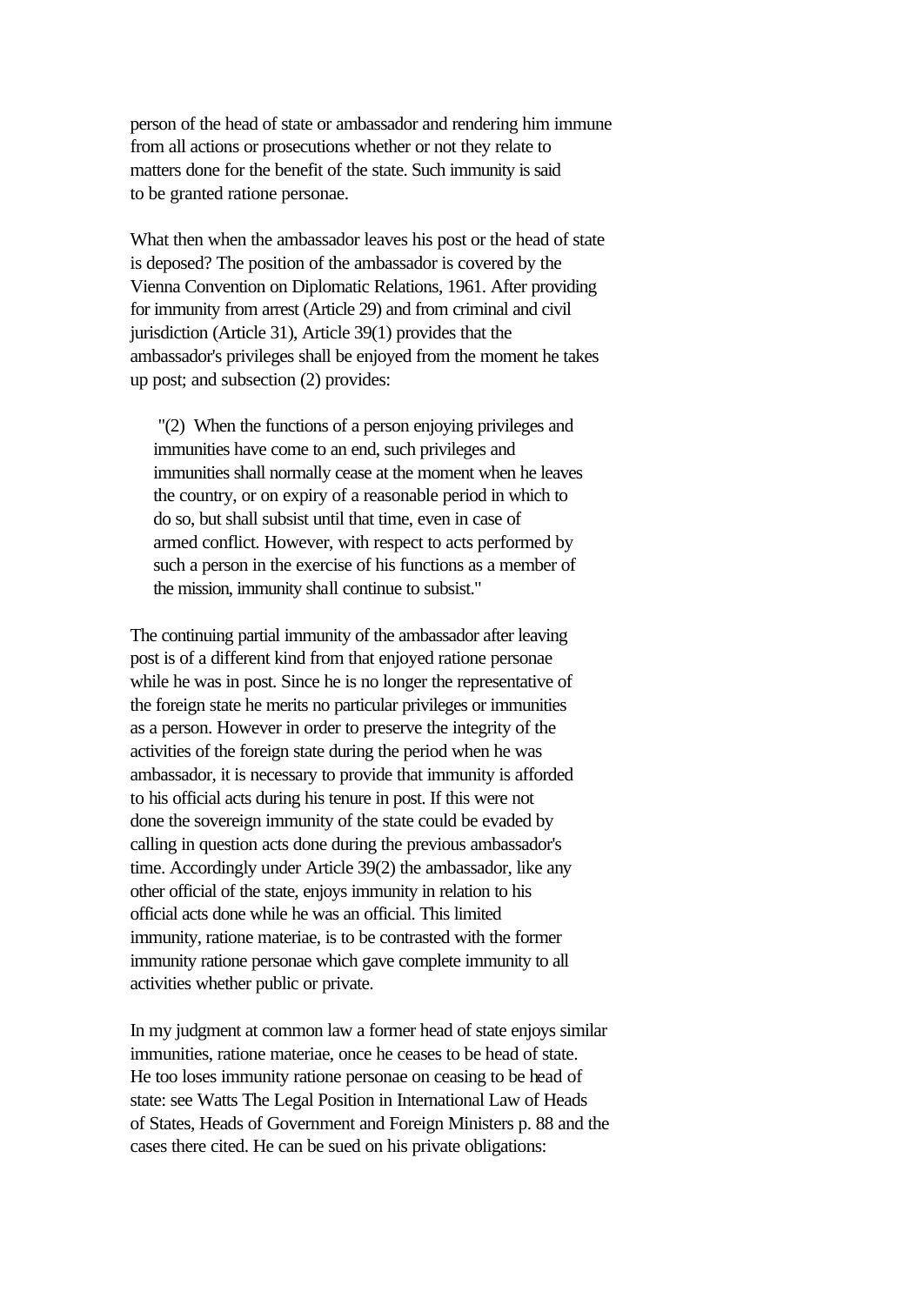person of the head of state or ambassador and rendering him immune from all actions or prosecutions whether or not they relate to matters done for the benefit of the state. Such immunity is said to be granted ratione personae.

What then when the ambassador leaves his post or the head of state is deposed? The position of the ambassador is covered by the Vienna Convention on Diplomatic Relations, 1961. After providing for immunity from arrest (Article 29) and from criminal and civil jurisdiction (Article 31), Article 39(1) provides that the ambassador's privileges shall be enjoyed from the moment he takes up post; and subsection (2) provides:

> "(2) When the functions of a person enjoying privileges and immunities have come to an end, such privileges and immunities shall normally cease at the moment when he leaves the country, or on expiry of a reasonable period in which to do so, but shall subsist until that time, even in case of armed conflict. However, with respect to acts performed by such a person in the exercise of his functions as a member of the mission, immunity shall continue to subsist."

The continuing partial immunity of the ambassador after leaving post is of a different kind from that enjoyed ratione personae while he was in post. Since he is no longer the representative of the foreign state he merits no particular privileges or immunities as a person. However in order to preserve the integrity of the activities of the foreign state during the period when he was ambassador, it is necessary to provide that immunity is afforded to his official acts during his tenure in post. If this were not done the sovereign immunity of the state could be evaded by calling in question acts done during the previous ambassador's time. Accordingly under Article 39(2) the ambassador, like any other official of the state, enjoys immunity in relation to his official acts done while he was an official. This limited immunity, ratione materiae, is to be contrasted with the former immunity ratione personae which gave complete immunity to all activities whether public or private.

In my judgment at common law a former head of state enjoys similar immunities, ratione materiae, once he ceases to be head of state. He too loses immunity ratione personae on ceasing to be head of state: see Watts The Legal Position in International Law of Heads of States, Heads of Government and Foreign Ministers p. 88 and the cases there cited. He can be sued on his private obligations: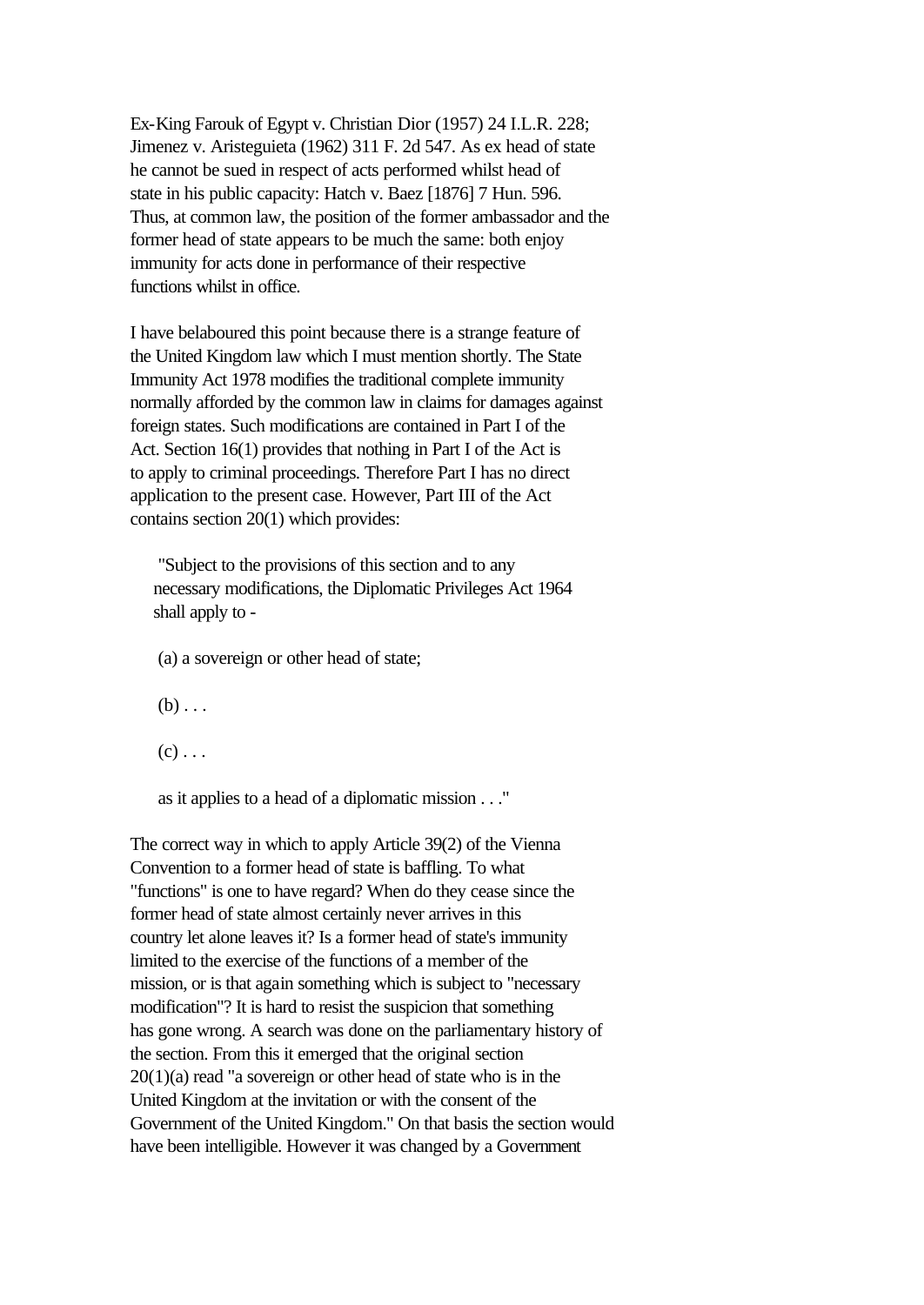Ex-King Farouk of Egypt v. Christian Dior (1957) 24 I.L.R. 228; Jimenez v. Aristeguieta (1962) 311 F. 2d 547. As ex head of state he cannot be sued in respect of acts performed whilst head of state in his public capacity: Hatch v. Baez [1876] 7 Hun. 596. Thus, at common law, the position of the former ambassador and the former head of state appears to be much the same: both enjoy immunity for acts done in performance of their respective functions whilst in office.

I have belaboured this point because there is a strange feature of the United Kingdom law which I must mention shortly. The State Immunity Act 1978 modifies the traditional complete immunity normally afforded by the common law in claims for damages against foreign states. Such modifications are contained in Part I of the Act. Section 16(1) provides that nothing in Part I of the Act is to apply to criminal proceedings. Therefore Part I has no direct application to the present case. However, Part III of the Act contains section 20(1) which provides:

> "Subject to the provisions of this section and to any necessary modifications, the Diplomatic Privileges Act 1964 shall apply to -
>
> (a) a sovereign or other head of state;
>
> (b) . . .
>
> (c) . . .
>
> as it applies to a head of a diplomatic mission . . ."

The correct way in which to apply Article 39(2) of the Vienna Convention to a former head of state is baffling. To what "functions" is one to have regard? When do they cease since the former head of state almost certainly never arrives in this country let alone leaves it? Is a former head of state's immunity limited to the exercise of the functions of a member of the mission, or is that again something which is subject to "necessary modification"? It is hard to resist the suspicion that something has gone wrong. A search was done on the parliamentary history of the section. From this it emerged that the original section 20(1)(a) read "a sovereign or other head of state who is in the United Kingdom at the invitation or with the consent of the Government of the United Kingdom." On that basis the section would have been intelligible. However it was changed by a Government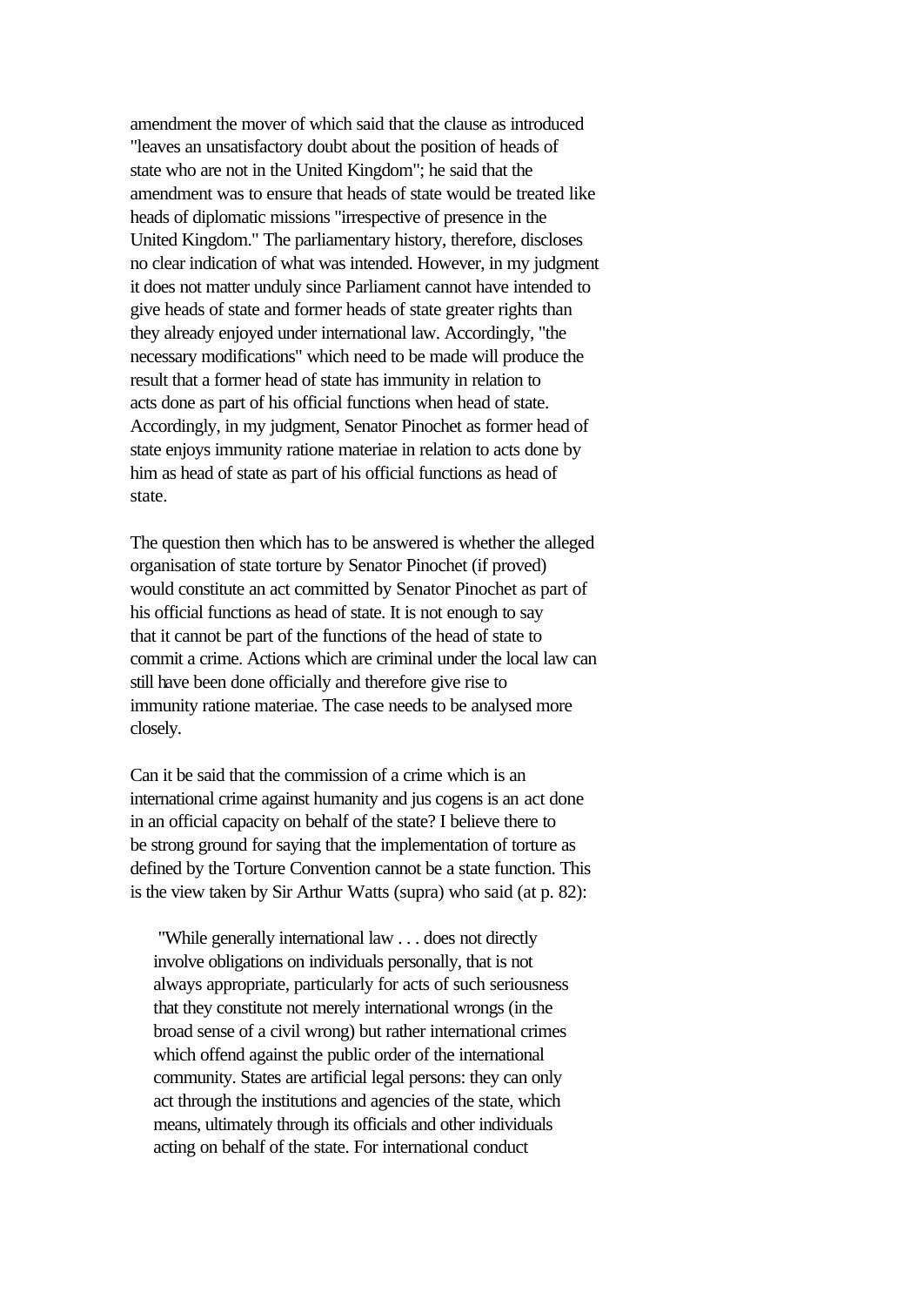amendment the mover of which said that the clause as introduced "leaves an unsatisfactory doubt about the position of heads of state who are not in the United Kingdom"; he said that the amendment was to ensure that heads of state would be treated like heads of diplomatic missions "irrespective of presence in the United Kingdom." The parliamentary history, therefore, discloses no clear indication of what was intended. However, in my judgment it does not matter unduly since Parliament cannot have intended to give heads of state and former heads of state greater rights than they already enjoyed under international law. Accordingly, "the necessary modifications" which need to be made will produce the result that a former head of state has immunity in relation to acts done as part of his official functions when head of state. Accordingly, in my judgment, Senator Pinochet as former head of state enjoys immunity ratione materiae in relation to acts done by him as head of state as part of his official functions as head of state.

The question then which has to be answered is whether the alleged organisation of state torture by Senator Pinochet (if proved) would constitute an act committed by Senator Pinochet as part of his official functions as head of state. It is not enough to say that it cannot be part of the functions of the head of state to commit a crime. Actions which are criminal under the local law can still have been done officially and therefore give rise to immunity ratione materiae. The case needs to be analysed more closely.

Can it be said that the commission of a crime which is an international crime against humanity and jus cogens is an act done in an official capacity on behalf of the state? I believe there to be strong ground for saying that the implementation of torture as defined by the Torture Convention cannot be a state function. This is the view taken by Sir Arthur Watts (supra) who said (at p. 82):

> "While generally international law . . . does not directly involve obligations on individuals personally, that is not always appropriate, particularly for acts of such seriousness that they constitute not merely international wrongs (in the broad sense of a civil wrong) but rather international crimes which offend against the public order of the international community. States are artificial legal persons: they can only act through the institutions and agencies of the state, which means, ultimately through its officials and other individuals acting on behalf of the state. For international conduct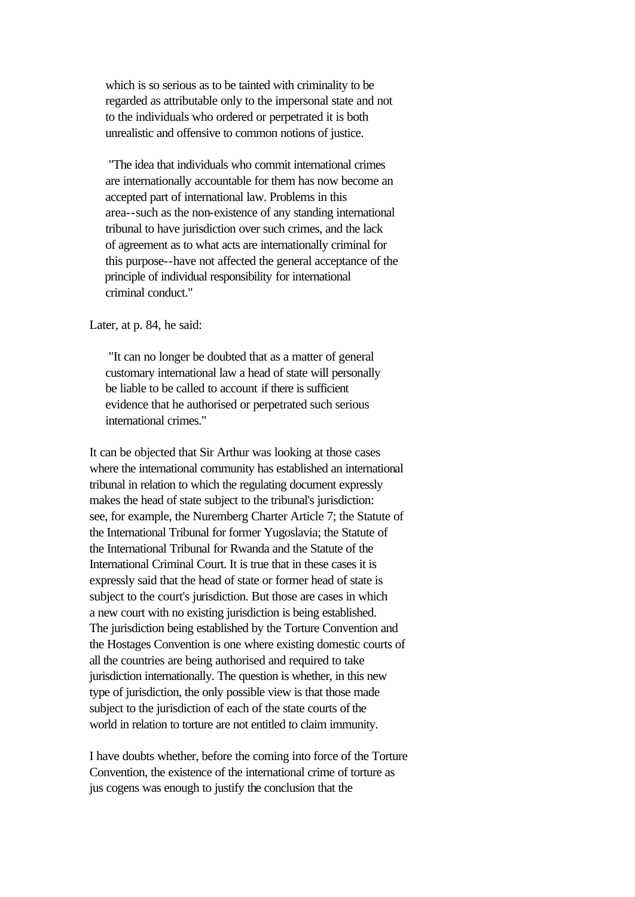which is so serious as to be tainted with criminality to be regarded as attributable only to the impersonal state and not to the individuals who ordered or perpetrated it is both unrealistic and offensive to common notions of justice.

> "The idea that individuals who commit international crimes are internationally accountable for them has now become an accepted part of international law. Problems in this area--such as the non-existence of any standing international tribunal to have jurisdiction over such crimes, and the lack of agreement as to what acts are internationally criminal for this purpose--have not affected the general acceptance of the principle of individual responsibility for international criminal conduct."

Later, at p. 84, he said:

> "It can no longer be doubted that as a matter of general customary international law a head of state will personally be liable to be called to account if there is sufficient evidence that he authorised or perpetrated such serious international crimes."

It can be objected that Sir Arthur was looking at those cases where the international community has established an international tribunal in relation to which the regulating document expressly makes the head of state subject to the tribunal's jurisdiction: see, for example, the Nuremberg Charter Article 7; the Statute of the International Tribunal for former Yugoslavia; the Statute of the International Tribunal for Rwanda and the Statute of the International Criminal Court. It is true that in these cases it is expressly said that the head of state or former head of state is subject to the court's jurisdiction. But those are cases in which a new court with no existing jurisdiction is being established. The jurisdiction being established by the Torture Convention and the Hostages Convention is one where existing domestic courts of all the countries are being authorised and required to take jurisdiction internationally. The question is whether, in this new type of jurisdiction, the only possible view is that those made subject to the jurisdiction of each of the state courts of the world in relation to torture are not entitled to claim immunity.

I have doubts whether, before the coming into force of the Torture Convention, the existence of the international crime of torture as jus cogens was enough to justify the conclusion that the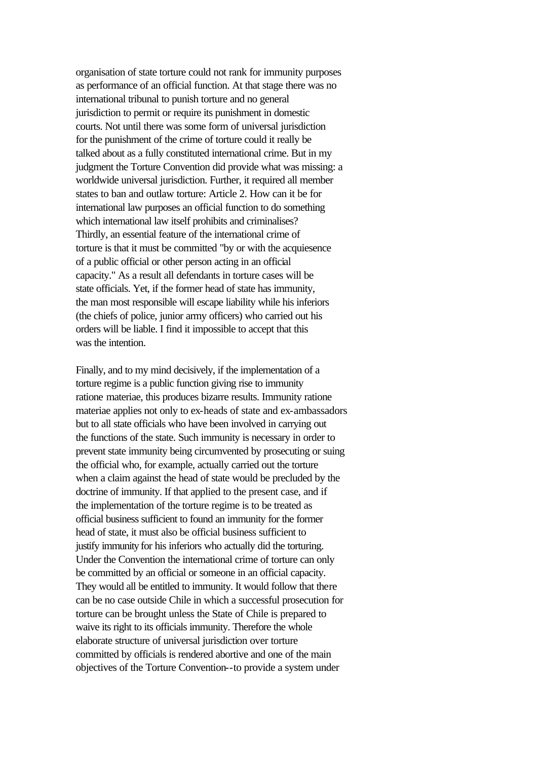organisation of state torture could not rank for immunity purposes as performance of an official function. At that stage there was no international tribunal to punish torture and no general jurisdiction to permit or require its punishment in domestic courts. Not until there was some form of universal jurisdiction for the punishment of the crime of torture could it really be talked about as a fully constituted international crime. But in my judgment the Torture Convention did provide what was missing: a worldwide universal jurisdiction. Further, it required all member states to ban and outlaw torture: Article 2. How can it be for international law purposes an official function to do something which international law itself prohibits and criminalises? Thirdly, an essential feature of the international crime of torture is that it must be committed "by or with the acquiesence of a public official or other person acting in an official capacity." As a result all defendants in torture cases will be state officials. Yet, if the former head of state has immunity, the man most responsible will escape liability while his inferiors (the chiefs of police, junior army officers) who carried out his orders will be liable. I find it impossible to accept that this was the intention.

Finally, and to my mind decisively, if the implementation of a torture regime is a public function giving rise to immunity ratione materiae, this produces bizarre results. Immunity ratione materiae applies not only to ex-heads of state and ex-ambassadors but to all state officials who have been involved in carrying out the functions of the state. Such immunity is necessary in order to prevent state immunity being circumvented by prosecuting or suing the official who, for example, actually carried out the torture when a claim against the head of state would be precluded by the doctrine of immunity. If that applied to the present case, and if the implementation of the torture regime is to be treated as official business sufficient to found an immunity for the former head of state, it must also be official business sufficient to justify immunity for his inferiors who actually did the torturing. Under the Convention the international crime of torture can only be committed by an official or someone in an official capacity. They would all be entitled to immunity. It would follow that there can be no case outside Chile in which a successful prosecution for torture can be brought unless the State of Chile is prepared to waive its right to its officials immunity. Therefore the whole elaborate structure of universal jurisdiction over torture committed by officials is rendered abortive and one of the main objectives of the Torture Convention--to provide a system under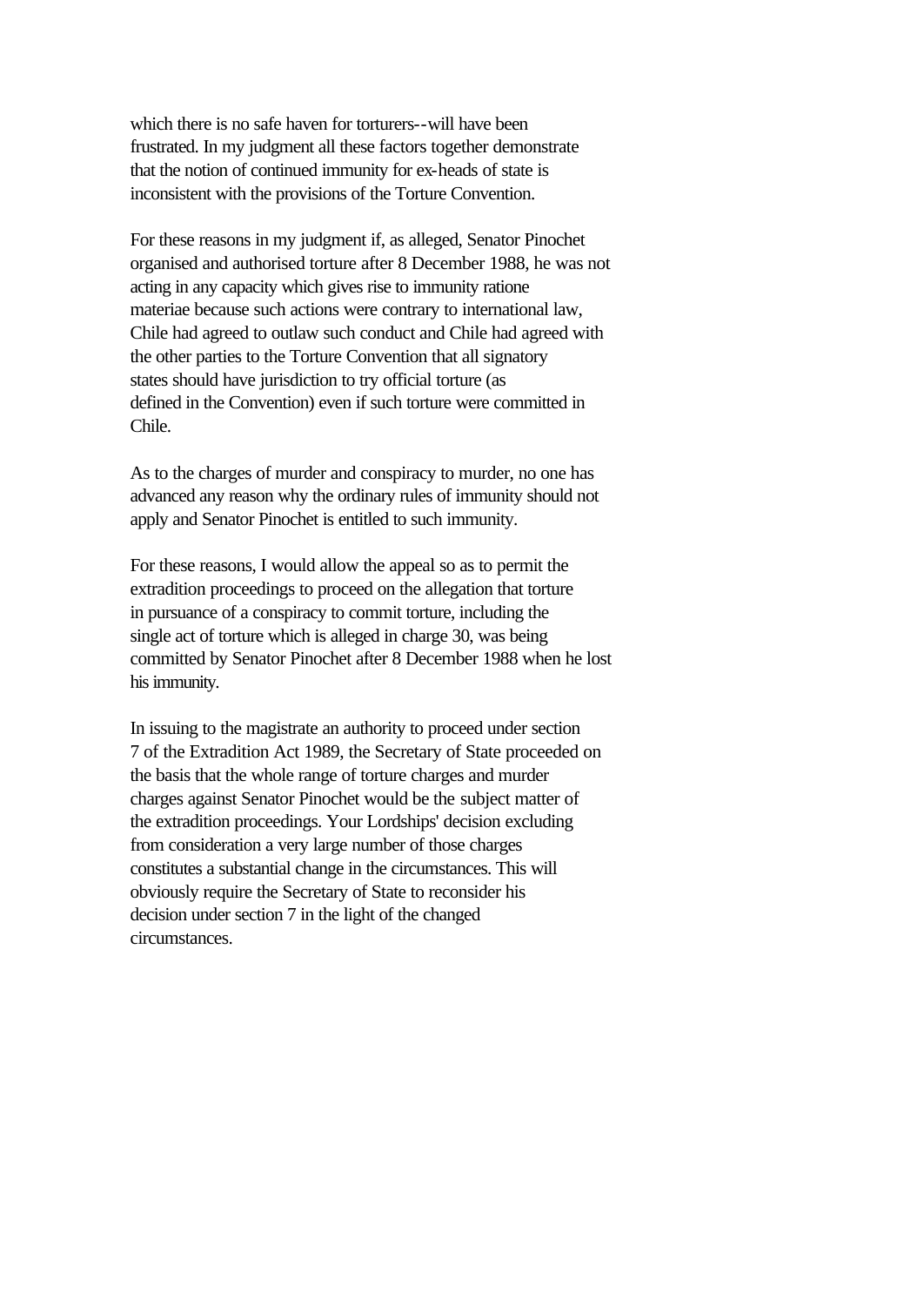which there is no safe haven for torturers--will have been frustrated. In my judgment all these factors together demonstrate that the notion of continued immunity for ex-heads of state is inconsistent with the provisions of the Torture Convention.

For these reasons in my judgment if, as alleged, Senator Pinochet organised and authorised torture after 8 December 1988, he was not acting in any capacity which gives rise to immunity ratione materiae because such actions were contrary to international law, Chile had agreed to outlaw such conduct and Chile had agreed with the other parties to the Torture Convention that all signatory states should have jurisdiction to try official torture (as defined in the Convention) even if such torture were committed in Chile.

As to the charges of murder and conspiracy to murder, no one has advanced any reason why the ordinary rules of immunity should not apply and Senator Pinochet is entitled to such immunity.

For these reasons, I would allow the appeal so as to permit the extradition proceedings to proceed on the allegation that torture in pursuance of a conspiracy to commit torture, including the single act of torture which is alleged in charge 30, was being committed by Senator Pinochet after 8 December 1988 when he lost his immunity.

In issuing to the magistrate an authority to proceed under section 7 of the Extradition Act 1989, the Secretary of State proceeded on the basis that the whole range of torture charges and murder charges against Senator Pinochet would be the subject matter of the extradition proceedings. Your Lordships' decision excluding from consideration a very large number of those charges constitutes a substantial change in the circumstances. This will obviously require the Secretary of State to reconsider his decision under section 7 in the light of the changed circumstances.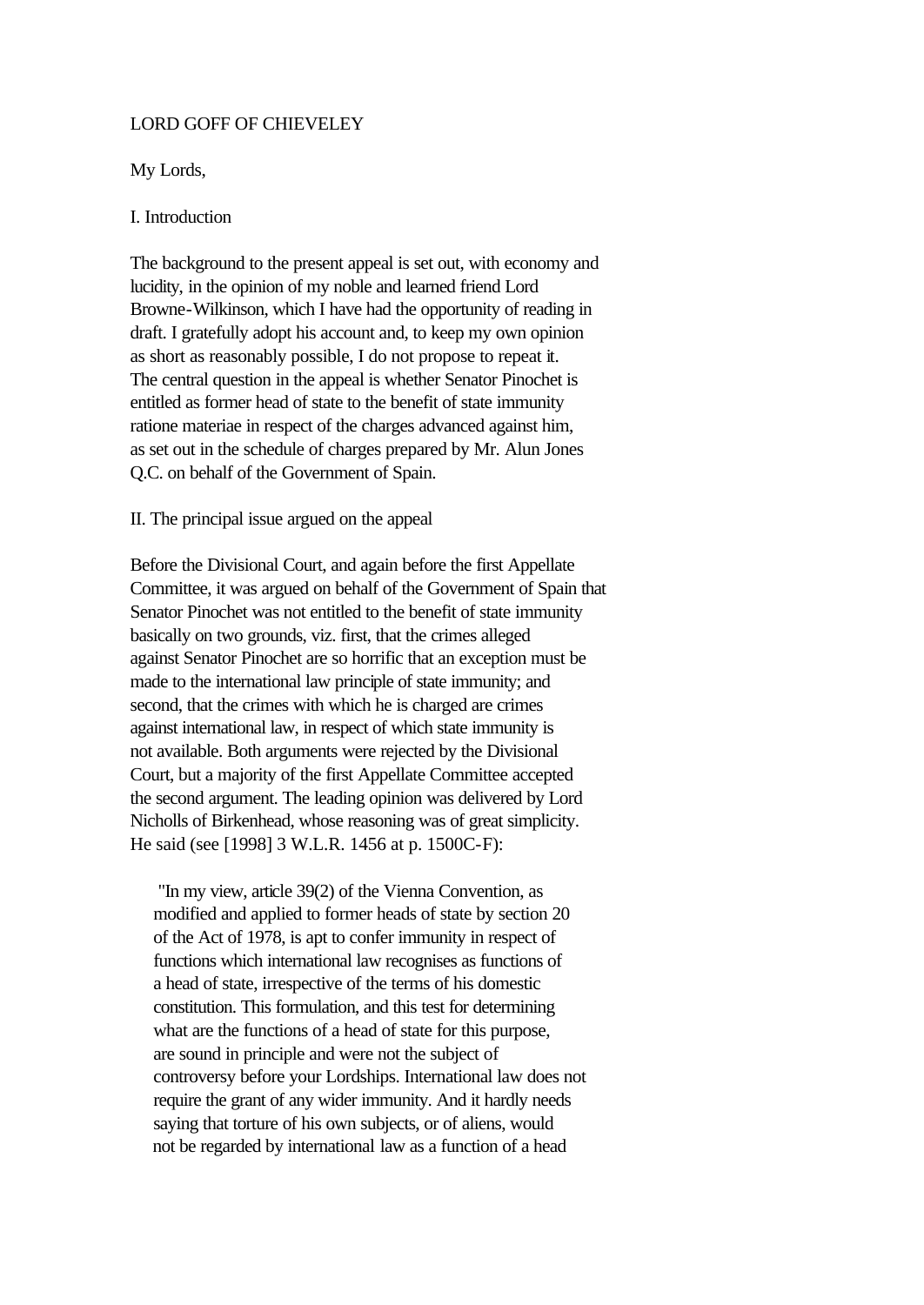LORD GOFF OF CHIEVELEY

My Lords,

I. Introduction

The background to the present appeal is set out, with economy and lucidity, in the opinion of my noble and learned friend Lord Browne-Wilkinson, which I have had the opportunity of reading in draft. I gratefully adopt his account and, to keep my own opinion as short as reasonably possible, I do not propose to repeat it. The central question in the appeal is whether Senator Pinochet is entitled as former head of state to the benefit of state immunity ratione materiae in respect of the charges advanced against him, as set out in the schedule of charges prepared by Mr. Alun Jones Q.C. on behalf of the Government of Spain.

II. The principal issue argued on the appeal

Before the Divisional Court, and again before the first Appellate Committee, it was argued on behalf of the Government of Spain that Senator Pinochet was not entitled to the benefit of state immunity basically on two grounds, viz. first, that the crimes alleged against Senator Pinochet are so horrific that an exception must be made to the international law principle of state immunity; and second, that the crimes with which he is charged are crimes against international law, in respect of which state immunity is not available. Both arguments were rejected by the Divisional Court, but a majority of the first Appellate Committee accepted the second argument. The leading opinion was delivered by Lord Nicholls of Birkenhead, whose reasoning was of great simplicity. He said (see [1998] 3 W.L.R. 1456 at p. 1500C-F):

> "In my view, article 39(2) of the Vienna Convention, as modified and applied to former heads of state by section 20 of the Act of 1978, is apt to confer immunity in respect of functions which international law recognises as functions of a head of state, irrespective of the terms of his domestic constitution. This formulation, and this test for determining what are the functions of a head of state for this purpose, are sound in principle and were not the subject of controversy before your Lordships. International law does not require the grant of any wider immunity. And it hardly needs saying that torture of his own subjects, or of aliens, would not be regarded by international law as a function of a head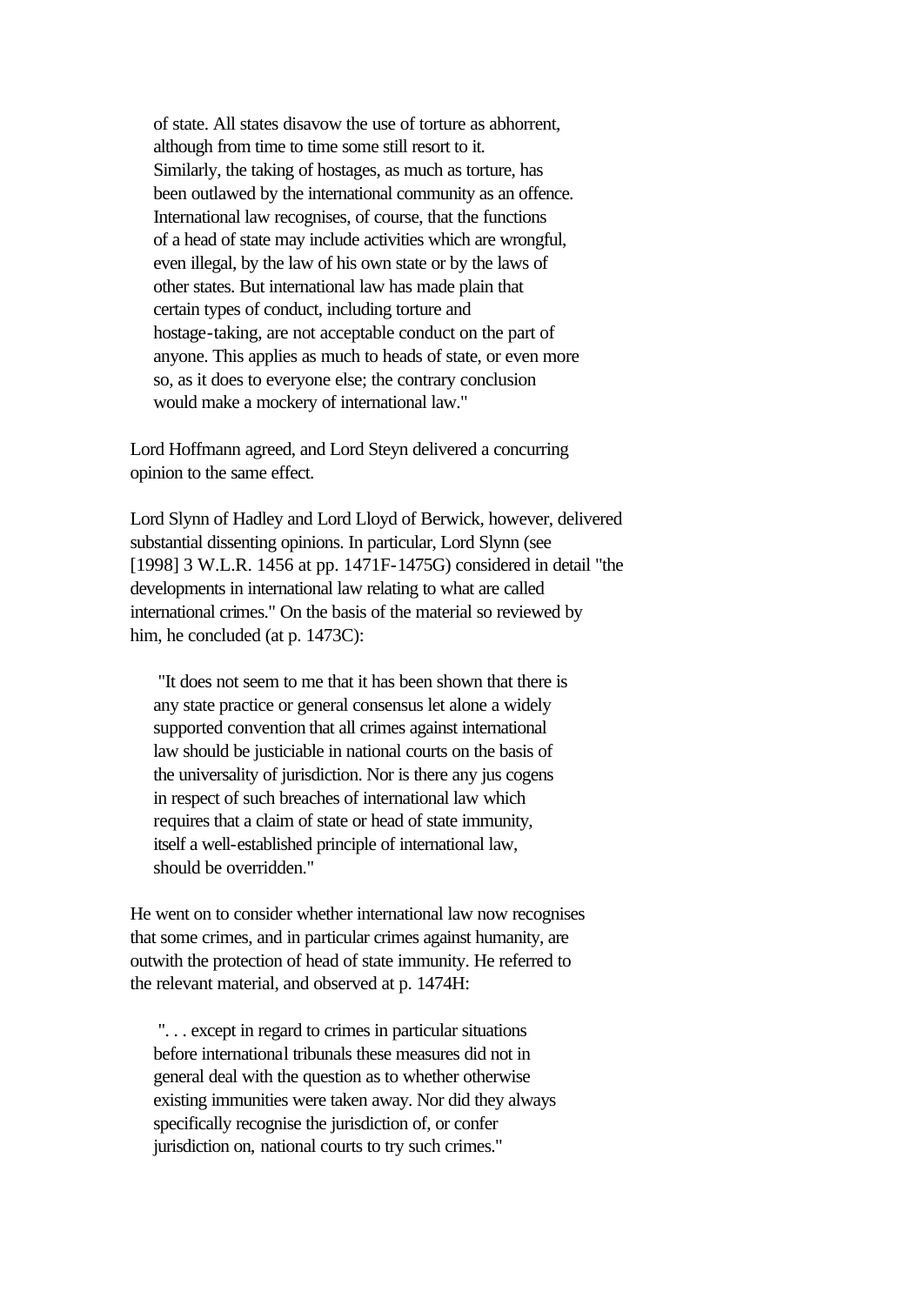> of state. All states disavow the use of torture as abhorrent, although from time to time some still resort to it. Similarly, the taking of hostages, as much as torture, has been outlawed by the international community as an offence. International law recognises, of course, that the functions of a head of state may include activities which are wrongful, even illegal, by the law of his own state or by the laws of other states. But international law has made plain that certain types of conduct, including torture and hostage-taking, are not acceptable conduct on the part of anyone. This applies as much to heads of state, or even more so, as it does to everyone else; the contrary conclusion would make a mockery of international law."

Lord Hoffmann agreed, and Lord Steyn delivered a concurring opinion to the same effect.

Lord Slynn of Hadley and Lord Lloyd of Berwick, however, delivered substantial dissenting opinions. In particular, Lord Slynn (see [1998] 3 W.L.R. 1456 at pp. 1471F-1475G) considered in detail "the developments in international law relating to what are called international crimes." On the basis of the material so reviewed by him, he concluded (at p. 1473C):

> "It does not seem to me that it has been shown that there is any state practice or general consensus let alone a widely supported convention that all crimes against international law should be justiciable in national courts on the basis of the universality of jurisdiction. Nor is there any jus cogens in respect of such breaches of international law which requires that a claim of state or head of state immunity, itself a well-established principle of international law, should be overridden."

He went on to consider whether international law now recognises that some crimes, and in particular crimes against humanity, are outwith the protection of head of state immunity. He referred to the relevant material, and observed at p. 1474H:

> ". . . except in regard to crimes in particular situations before international tribunals these measures did not in general deal with the question as to whether otherwise existing immunities were taken away. Nor did they always specifically recognise the jurisdiction of, or confer jurisdiction on, national courts to try such crimes."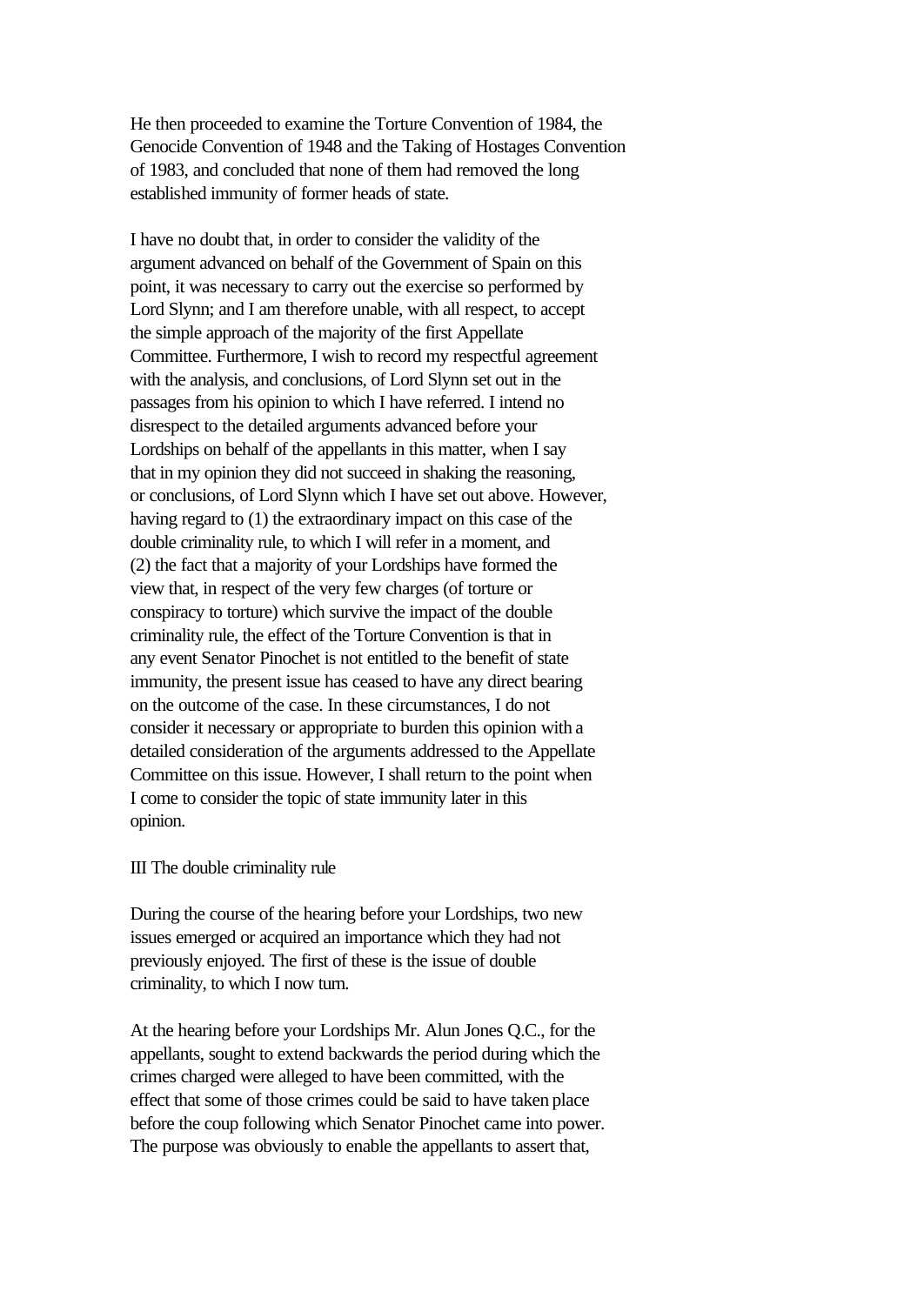He then proceeded to examine the Torture Convention of 1984, the Genocide Convention of 1948 and the Taking of Hostages Convention of 1983, and concluded that none of them had removed the long established immunity of former heads of state.

I have no doubt that, in order to consider the validity of the argument advanced on behalf of the Government of Spain on this point, it was necessary to carry out the exercise so performed by Lord Slynn; and I am therefore unable, with all respect, to accept the simple approach of the majority of the first Appellate Committee. Furthermore, I wish to record my respectful agreement with the analysis, and conclusions, of Lord Slynn set out in the passages from his opinion to which I have referred. I intend no disrespect to the detailed arguments advanced before your Lordships on behalf of the appellants in this matter, when I say that in my opinion they did not succeed in shaking the reasoning, or conclusions, of Lord Slynn which I have set out above. However, having regard to (1) the extraordinary impact on this case of the double criminality rule, to which I will refer in a moment, and (2) the fact that a majority of your Lordships have formed the view that, in respect of the very few charges (of torture or conspiracy to torture) which survive the impact of the double criminality rule, the effect of the Torture Convention is that in any event Senator Pinochet is not entitled to the benefit of state immunity, the present issue has ceased to have any direct bearing on the outcome of the case. In these circumstances, I do not consider it necessary or appropriate to burden this opinion with a detailed consideration of the arguments addressed to the Appellate Committee on this issue. However, I shall return to the point when I come to consider the topic of state immunity later in this opinion.

## III The double criminality rule

During the course of the hearing before your Lordships, two new issues emerged or acquired an importance which they had not previously enjoyed. The first of these is the issue of double criminality, to which I now turn.

At the hearing before your Lordships Mr. Alun Jones Q.C., for the appellants, sought to extend backwards the period during which the crimes charged were alleged to have been committed, with the effect that some of those crimes could be said to have taken place before the coup following which Senator Pinochet came into power. The purpose was obviously to enable the appellants to assert that,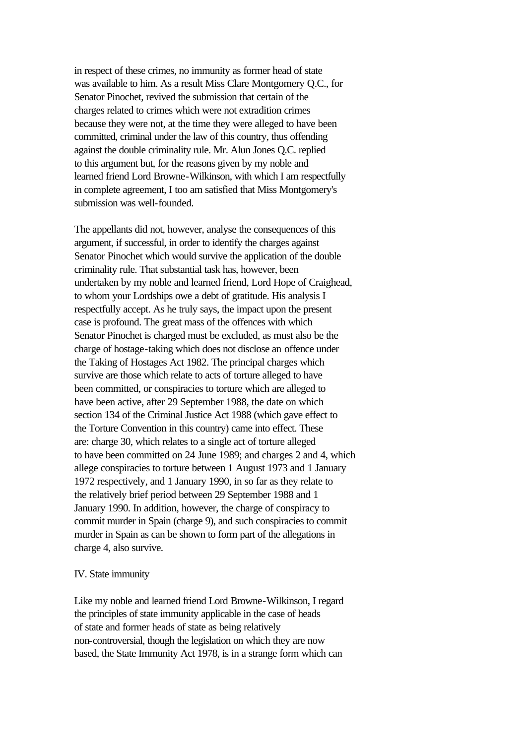in respect of these crimes, no immunity as former head of state was available to him. As a result Miss Clare Montgomery Q.C., for Senator Pinochet, revived the submission that certain of the charges related to crimes which were not extradition crimes because they were not, at the time they were alleged to have been committed, criminal under the law of this country, thus offending against the double criminality rule. Mr. Alun Jones Q.C. replied to this argument but, for the reasons given by my noble and learned friend Lord Browne-Wilkinson, with which I am respectfully in complete agreement, I too am satisfied that Miss Montgomery's submission was well-founded.

The appellants did not, however, analyse the consequences of this argument, if successful, in order to identify the charges against Senator Pinochet which would survive the application of the double criminality rule. That substantial task has, however, been undertaken by my noble and learned friend, Lord Hope of Craighead, to whom your Lordships owe a debt of gratitude. His analysis I respectfully accept. As he truly says, the impact upon the present case is profound. The great mass of the offences with which Senator Pinochet is charged must be excluded, as must also be the charge of hostage-taking which does not disclose an offence under the Taking of Hostages Act 1982. The principal charges which survive are those which relate to acts of torture alleged to have been committed, or conspiracies to torture which are alleged to have been active, after 29 September 1988, the date on which section 134 of the Criminal Justice Act 1988 (which gave effect to the Torture Convention in this country) came into effect. These are: charge 30, which relates to a single act of torture alleged to have been committed on 24 June 1989; and charges 2 and 4, which allege conspiracies to torture between 1 August 1973 and 1 January 1972 respectively, and 1 January 1990, in so far as they relate to the relatively brief period between 29 September 1988 and 1 January 1990. In addition, however, the charge of conspiracy to commit murder in Spain (charge 9), and such conspiracies to commit murder in Spain as can be shown to form part of the allegations in charge 4, also survive.

IV. State immunity

Like my noble and learned friend Lord Browne-Wilkinson, I regard the principles of state immunity applicable in the case of heads of state and former heads of state as being relatively non-controversial, though the legislation on which they are now based, the State Immunity Act 1978, is in a strange form which can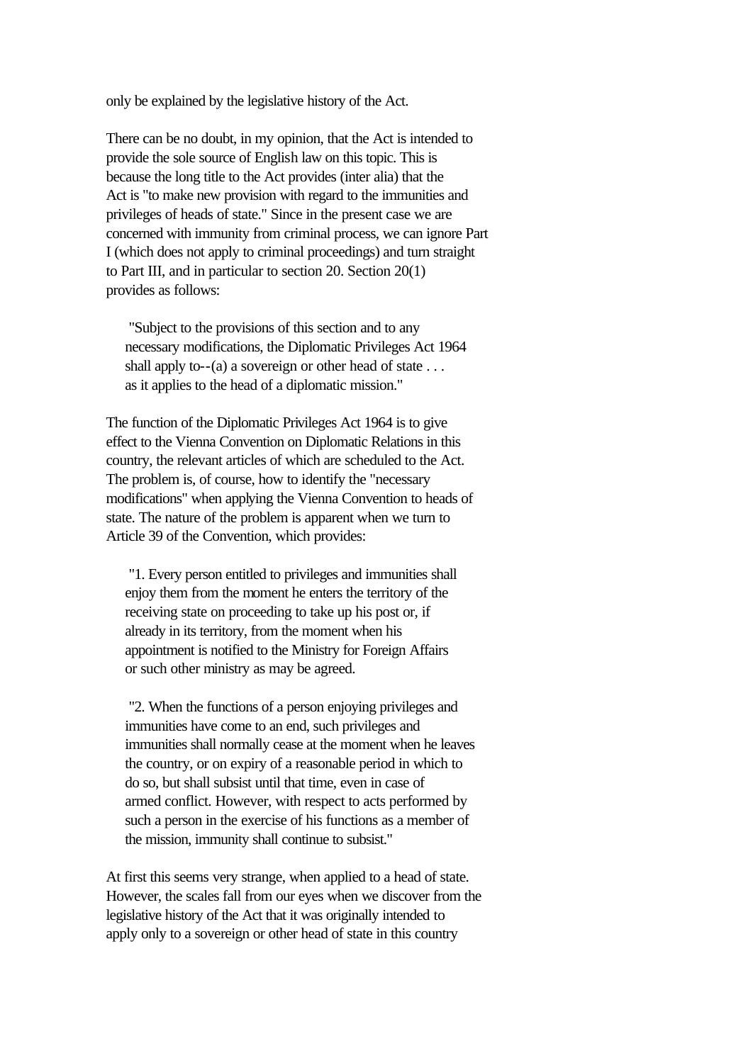only be explained by the legislative history of the Act.

There can be no doubt, in my opinion, that the Act is intended to provide the sole source of English law on this topic. This is because the long title to the Act provides (inter alia) that the Act is "to make new provision with regard to the immunities and privileges of heads of state." Since in the present case we are concerned with immunity from criminal process, we can ignore Part I (which does not apply to criminal proceedings) and turn straight to Part III, and in particular to section 20. Section 20(1) provides as follows:

> "Subject to the provisions of this section and to any necessary modifications, the Diplomatic Privileges Act 1964 shall apply to--(a) a sovereign or other head of state . . . as it applies to the head of a diplomatic mission."

The function of the Diplomatic Privileges Act 1964 is to give effect to the Vienna Convention on Diplomatic Relations in this country, the relevant articles of which are scheduled to the Act. The problem is, of course, how to identify the "necessary modifications" when applying the Vienna Convention to heads of state. The nature of the problem is apparent when we turn to Article 39 of the Convention, which provides:

> "1. Every person entitled to privileges and immunities shall enjoy them from the moment he enters the territory of the receiving state on proceeding to take up his post or, if already in its territory, from the moment when his appointment is notified to the Ministry for Foreign Affairs or such other ministry as may be agreed.
>
> "2. When the functions of a person enjoying privileges and immunities have come to an end, such privileges and immunities shall normally cease at the moment when he leaves the country, or on expiry of a reasonable period in which to do so, but shall subsist until that time, even in case of armed conflict. However, with respect to acts performed by such a person in the exercise of his functions as a member of the mission, immunity shall continue to subsist."

At first this seems very strange, when applied to a head of state. However, the scales fall from our eyes when we discover from the legislative history of the Act that it was originally intended to apply only to a sovereign or other head of state in this country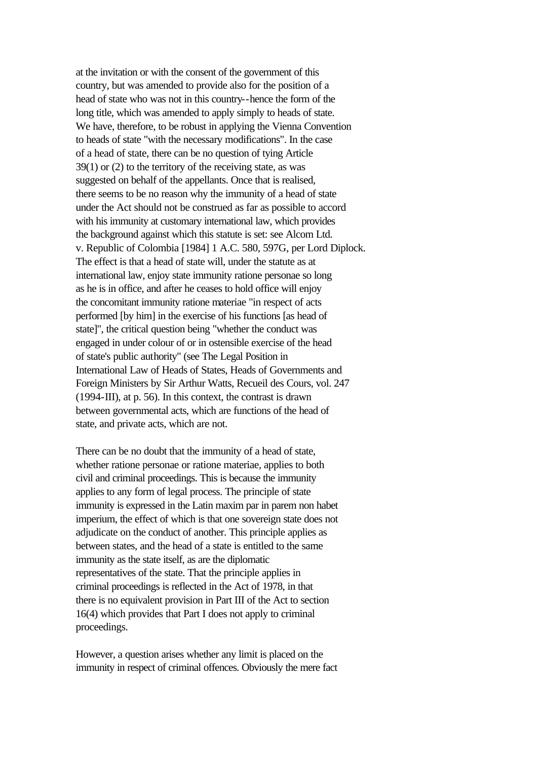at the invitation or with the consent of the government of this country, but was amended to provide also for the position of a head of state who was not in this country--hence the form of the long title, which was amended to apply simply to heads of state. We have, therefore, to be robust in applying the Vienna Convention to heads of state "with the necessary modifications". In the case of a head of state, there can be no question of tying Article 39(1) or (2) to the territory of the receiving state, as was suggested on behalf of the appellants. Once that is realised, there seems to be no reason why the immunity of a head of state under the Act should not be construed as far as possible to accord with his immunity at customary international law, which provides the background against which this statute is set: see Alcom Ltd. v. Republic of Colombia [1984] 1 A.C. 580, 597G, per Lord Diplock. The effect is that a head of state will, under the statute as at international law, enjoy state immunity ratione personae so long as he is in office, and after he ceases to hold office will enjoy the concomitant immunity ratione materiae "in respect of acts performed [by him] in the exercise of his functions [as head of state]", the critical question being "whether the conduct was engaged in under colour of or in ostensible exercise of the head of state's public authority" (see The Legal Position in International Law of Heads of States, Heads of Governments and Foreign Ministers by Sir Arthur Watts, Recueil des Cours, vol. 247 (1994-III), at p. 56). In this context, the contrast is drawn between governmental acts, which are functions of the head of state, and private acts, which are not.

There can be no doubt that the immunity of a head of state, whether ratione personae or ratione materiae, applies to both civil and criminal proceedings. This is because the immunity applies to any form of legal process. The principle of state immunity is expressed in the Latin maxim par in parem non habet imperium, the effect of which is that one sovereign state does not adjudicate on the conduct of another. This principle applies as between states, and the head of a state is entitled to the same immunity as the state itself, as are the diplomatic representatives of the state. That the principle applies in criminal proceedings is reflected in the Act of 1978, in that there is no equivalent provision in Part III of the Act to section 16(4) which provides that Part I does not apply to criminal proceedings.

However, a question arises whether any limit is placed on the immunity in respect of criminal offences. Obviously the mere fact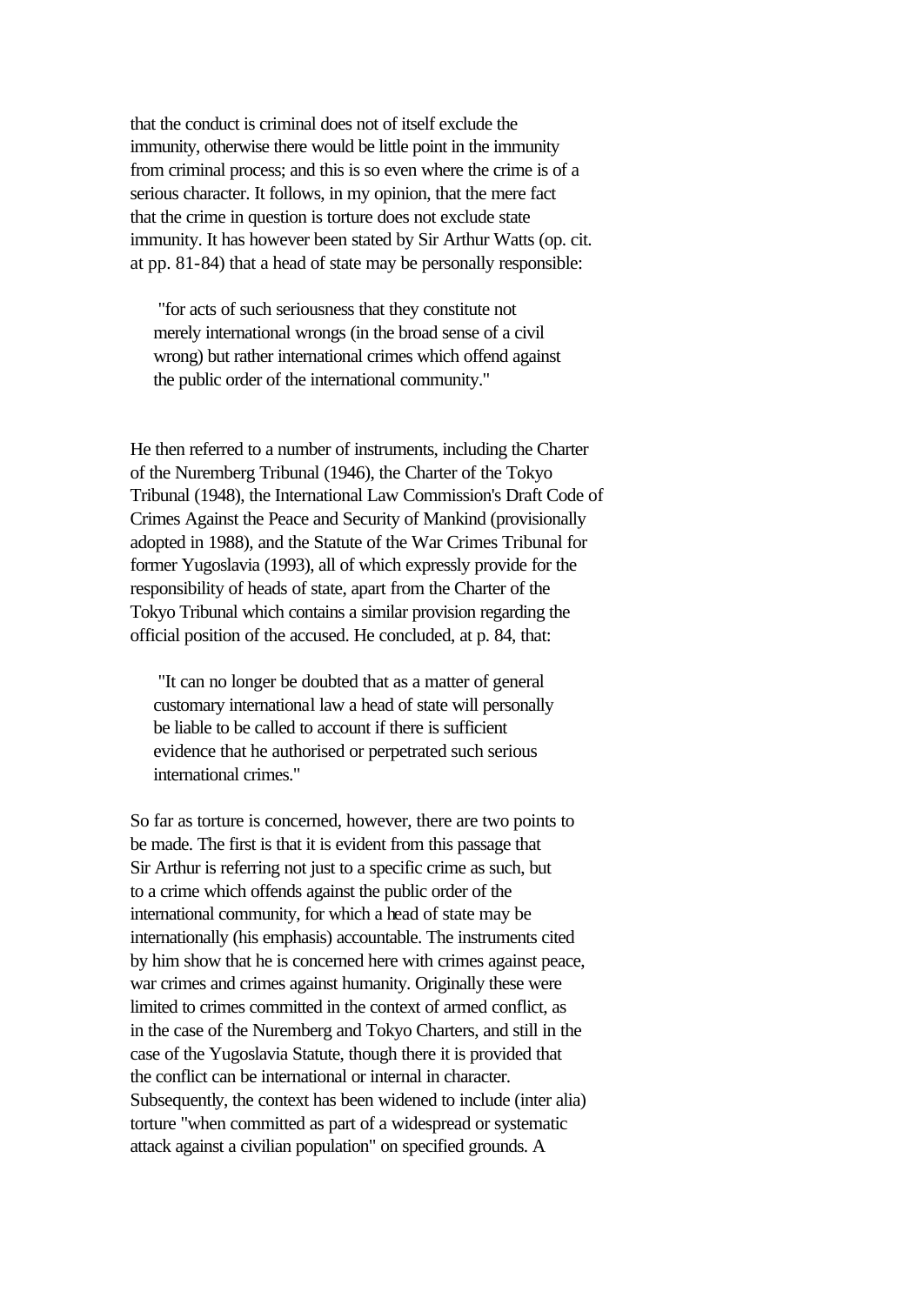that the conduct is criminal does not of itself exclude the immunity, otherwise there would be little point in the immunity from criminal process; and this is so even where the crime is of a serious character. It follows, in my opinion, that the mere fact that the crime in question is torture does not exclude state immunity. It has however been stated by Sir Arthur Watts (op. cit. at pp. 81-84) that a head of state may be personally responsible:

> "for acts of such seriousness that they constitute not merely international wrongs (in the broad sense of a civil wrong) but rather international crimes which offend against the public order of the international community."

He then referred to a number of instruments, including the Charter of the Nuremberg Tribunal (1946), the Charter of the Tokyo Tribunal (1948), the International Law Commission's Draft Code of Crimes Against the Peace and Security of Mankind (provisionally adopted in 1988), and the Statute of the War Crimes Tribunal for former Yugoslavia (1993), all of which expressly provide for the responsibility of heads of state, apart from the Charter of the Tokyo Tribunal which contains a similar provision regarding the official position of the accused. He concluded, at p. 84, that:

> "It can no longer be doubted that as a matter of general customary international law a head of state will personally be liable to be called to account if there is sufficient evidence that he authorised or perpetrated such serious international crimes."

So far as torture is concerned, however, there are two points to be made. The first is that it is evident from this passage that Sir Arthur is referring not just to a specific crime as such, but to a crime which offends against the public order of the international community, for which a head of state may be internationally (his emphasis) accountable. The instruments cited by him show that he is concerned here with crimes against peace, war crimes and crimes against humanity. Originally these were limited to crimes committed in the context of armed conflict, as in the case of the Nuremberg and Tokyo Charters, and still in the case of the Yugoslavia Statute, though there it is provided that the conflict can be international or internal in character. Subsequently, the context has been widened to include (inter alia) torture "when committed as part of a widespread or systematic attack against a civilian population" on specified grounds. A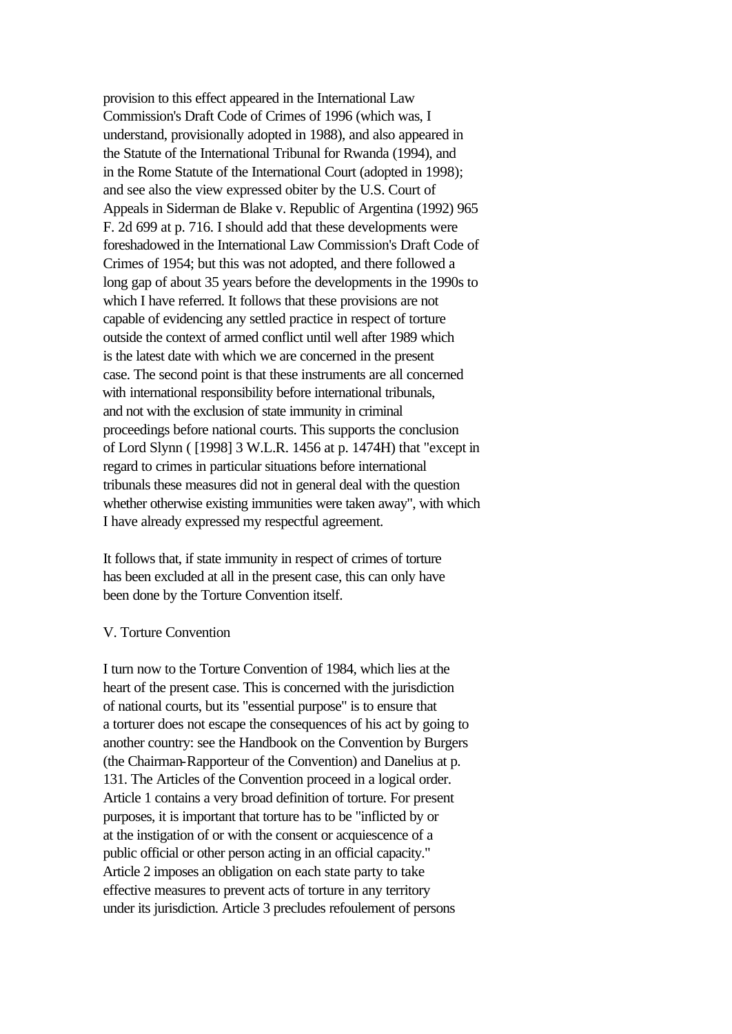provision to this effect appeared in the International Law Commission's Draft Code of Crimes of 1996 (which was, I understand, provisionally adopted in 1988), and also appeared in the Statute of the International Tribunal for Rwanda (1994), and in the Rome Statute of the International Court (adopted in 1998); and see also the view expressed obiter by the U.S. Court of Appeals in Siderman de Blake v. Republic of Argentina (1992) 965 F. 2d 699 at p. 716. I should add that these developments were foreshadowed in the International Law Commission's Draft Code of Crimes of 1954; but this was not adopted, and there followed a long gap of about 35 years before the developments in the 1990s to which I have referred. It follows that these provisions are not capable of evidencing any settled practice in respect of torture outside the context of armed conflict until well after 1989 which is the latest date with which we are concerned in the present case. The second point is that these instruments are all concerned with international responsibility before international tribunals, and not with the exclusion of state immunity in criminal proceedings before national courts. This supports the conclusion of Lord Slynn ( [1998] 3 W.L.R. 1456 at p. 1474H) that "except in regard to crimes in particular situations before international tribunals these measures did not in general deal with the question whether otherwise existing immunities were taken away", with which I have already expressed my respectful agreement.

It follows that, if state immunity in respect of crimes of torture has been excluded at all in the present case, this can only have been done by the Torture Convention itself.

V. Torture Convention

I turn now to the Torture Convention of 1984, which lies at the heart of the present case. This is concerned with the jurisdiction of national courts, but its "essential purpose" is to ensure that a torturer does not escape the consequences of his act by going to another country: see the Handbook on the Convention by Burgers (the Chairman-Rapporteur of the Convention) and Danelius at p. 131. The Articles of the Convention proceed in a logical order. Article 1 contains a very broad definition of torture. For present purposes, it is important that torture has to be "inflicted by or at the instigation of or with the consent or acquiescence of a public official or other person acting in an official capacity." Article 2 imposes an obligation on each state party to take effective measures to prevent acts of torture in any territory under its jurisdiction. Article 3 precludes refoulement of persons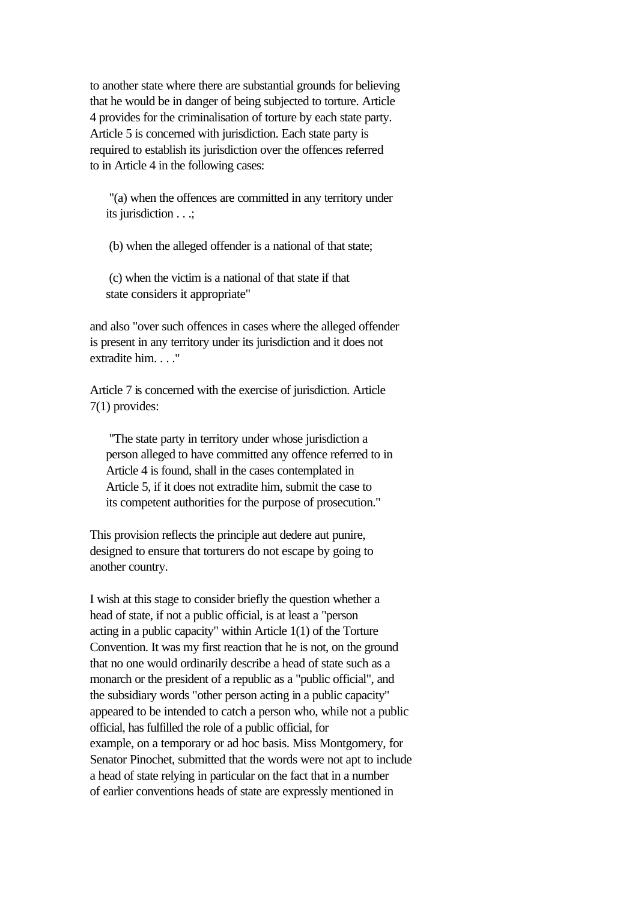to another state where there are substantial grounds for believing that he would be in danger of being subjected to torture. Article 4 provides for the criminalisation of torture by each state party. Article 5 is concerned with jurisdiction. Each state party is required to establish its jurisdiction over the offences referred to in Article 4 in the following cases:

> "(a) when the offences are committed in any territory under its jurisdiction . . .;
>
> (b) when the alleged offender is a national of that state;
>
> (c) when the victim is a national of that state if that state considers it appropriate"

and also "over such offences in cases where the alleged offender is present in any territory under its jurisdiction and it does not extradite him. . . ."

Article 7 is concerned with the exercise of jurisdiction. Article 7(1) provides:

> "The state party in territory under whose jurisdiction a person alleged to have committed any offence referred to in Article 4 is found, shall in the cases contemplated in Article 5, if it does not extradite him, submit the case to its competent authorities for the purpose of prosecution."

This provision reflects the principle aut dedere aut punire, designed to ensure that torturers do not escape by going to another country.

I wish at this stage to consider briefly the question whether a head of state, if not a public official, is at least a "person acting in a public capacity" within Article 1(1) of the Torture Convention. It was my first reaction that he is not, on the ground that no one would ordinarily describe a head of state such as a monarch or the president of a republic as a "public official", and the subsidiary words "other person acting in a public capacity" appeared to be intended to catch a person who, while not a public official, has fulfilled the role of a public official, for example, on a temporary or ad hoc basis. Miss Montgomery, for Senator Pinochet, submitted that the words were not apt to include a head of state relying in particular on the fact that in a number of earlier conventions heads of state are expressly mentioned in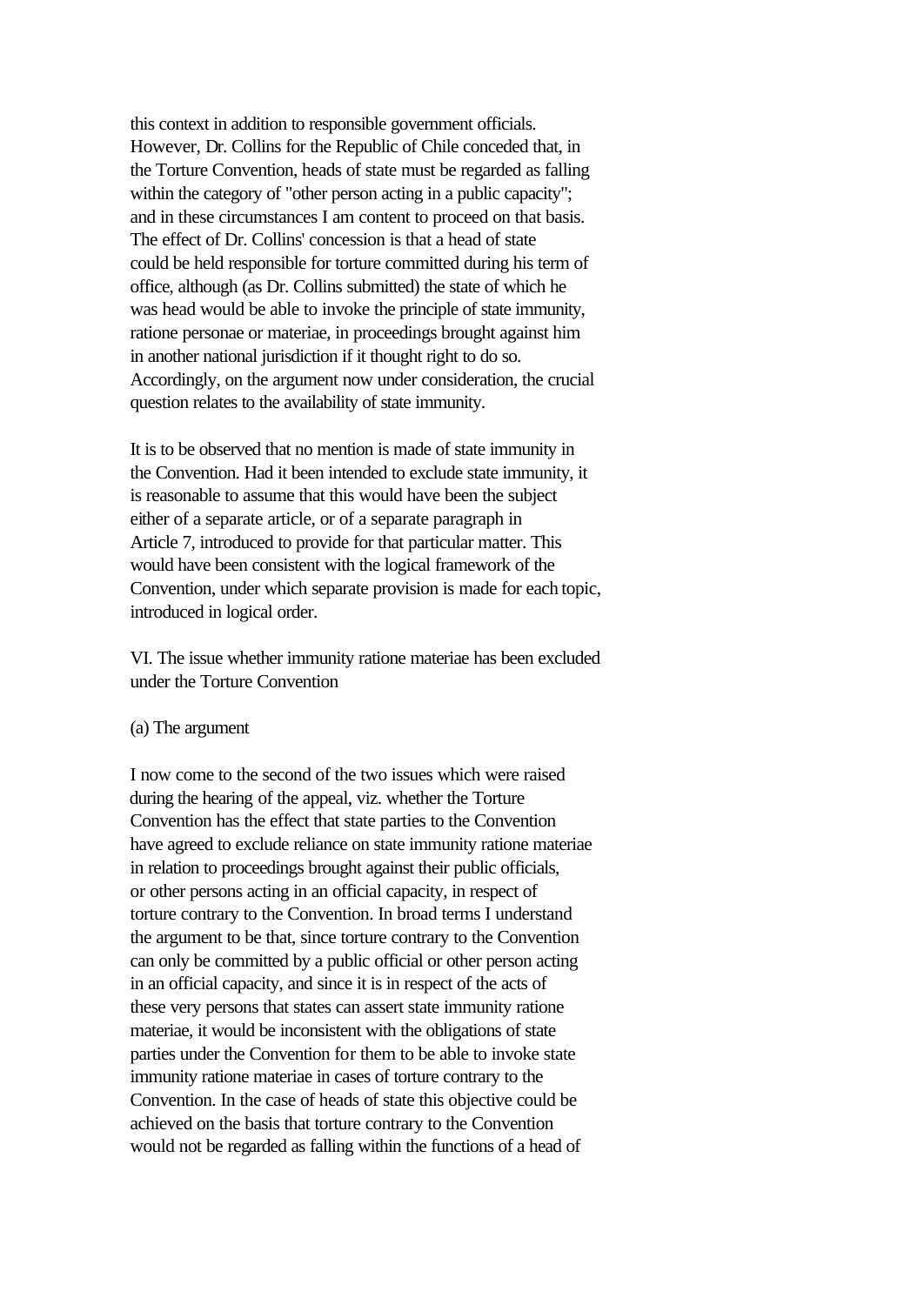this context in addition to responsible government officials. However, Dr. Collins for the Republic of Chile conceded that, in the Torture Convention, heads of state must be regarded as falling within the category of "other person acting in a public capacity"; and in these circumstances I am content to proceed on that basis. The effect of Dr. Collins' concession is that a head of state could be held responsible for torture committed during his term of office, although (as Dr. Collins submitted) the state of which he was head would be able to invoke the principle of state immunity, ratione personae or materiae, in proceedings brought against him in another national jurisdiction if it thought right to do so. Accordingly, on the argument now under consideration, the crucial question relates to the availability of state immunity.

It is to be observed that no mention is made of state immunity in the Convention. Had it been intended to exclude state immunity, it is reasonable to assume that this would have been the subject either of a separate article, or of a separate paragraph in Article 7, introduced to provide for that particular matter. This would have been consistent with the logical framework of the Convention, under which separate provision is made for each topic, introduced in logical order.

## VI. The issue whether immunity ratione materiae has been excluded under the Torture Convention

### (a) The argument

I now come to the second of the two issues which were raised during the hearing of the appeal, viz. whether the Torture Convention has the effect that state parties to the Convention have agreed to exclude reliance on state immunity ratione materiae in relation to proceedings brought against their public officials, or other persons acting in an official capacity, in respect of torture contrary to the Convention. In broad terms I understand the argument to be that, since torture contrary to the Convention can only be committed by a public official or other person acting in an official capacity, and since it is in respect of the acts of these very persons that states can assert state immunity ratione materiae, it would be inconsistent with the obligations of state parties under the Convention for them to be able to invoke state immunity ratione materiae in cases of torture contrary to the Convention. In the case of heads of state this objective could be achieved on the basis that torture contrary to the Convention would not be regarded as falling within the functions of a head of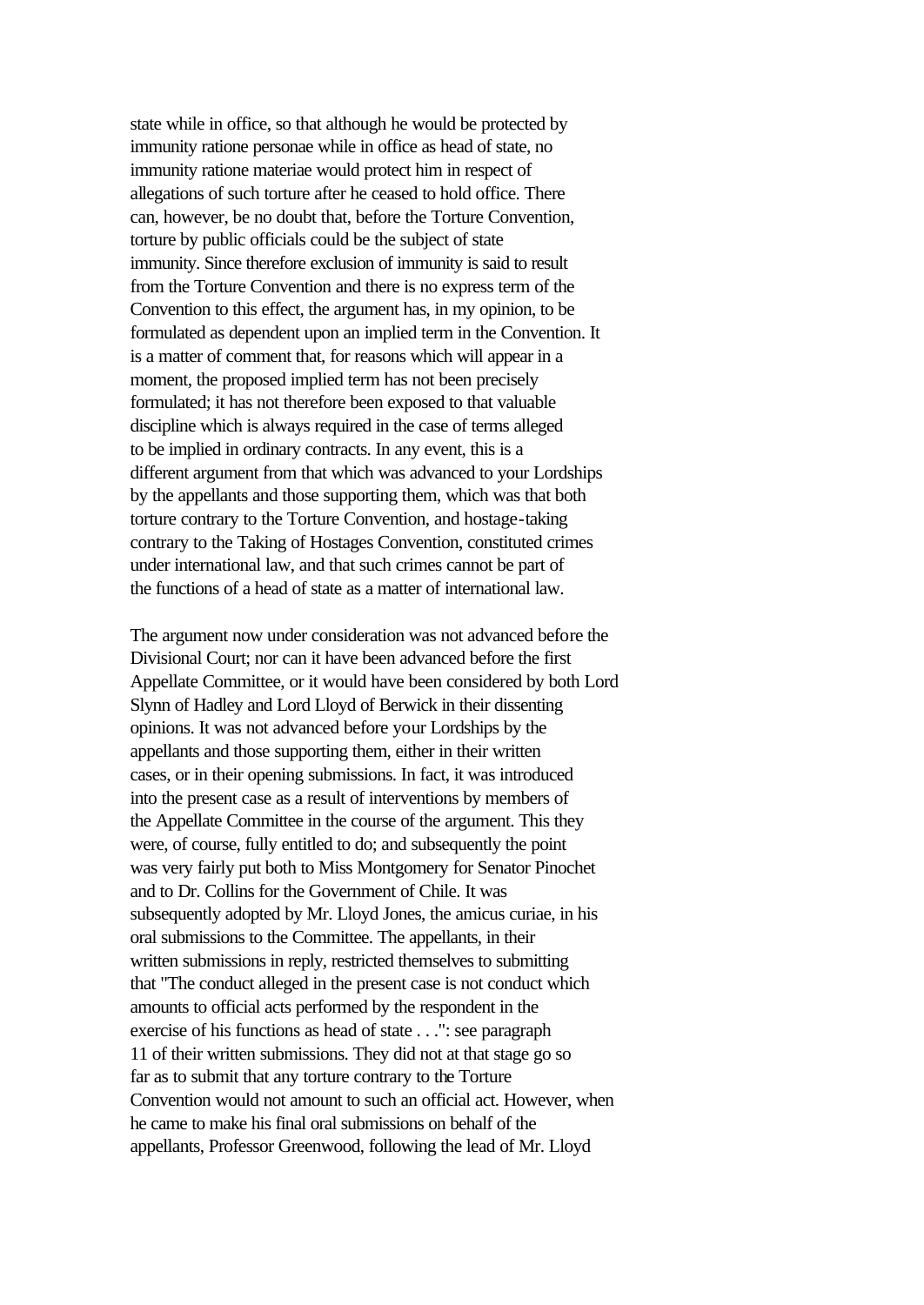state while in office, so that although he would be protected by immunity ratione personae while in office as head of state, no immunity ratione materiae would protect him in respect of allegations of such torture after he ceased to hold office. There can, however, be no doubt that, before the Torture Convention, torture by public officials could be the subject of state immunity. Since therefore exclusion of immunity is said to result from the Torture Convention and there is no express term of the Convention to this effect, the argument has, in my opinion, to be formulated as dependent upon an implied term in the Convention. It is a matter of comment that, for reasons which will appear in a moment, the proposed implied term has not been precisely formulated; it has not therefore been exposed to that valuable discipline which is always required in the case of terms alleged to be implied in ordinary contracts. In any event, this is a different argument from that which was advanced to your Lordships by the appellants and those supporting them, which was that both torture contrary to the Torture Convention, and hostage-taking contrary to the Taking of Hostages Convention, constituted crimes under international law, and that such crimes cannot be part of the functions of a head of state as a matter of international law.

The argument now under consideration was not advanced before the Divisional Court; nor can it have been advanced before the first Appellate Committee, or it would have been considered by both Lord Slynn of Hadley and Lord Lloyd of Berwick in their dissenting opinions. It was not advanced before your Lordships by the appellants and those supporting them, either in their written cases, or in their opening submissions. In fact, it was introduced into the present case as a result of interventions by members of the Appellate Committee in the course of the argument. This they were, of course, fully entitled to do; and subsequently the point was very fairly put both to Miss Montgomery for Senator Pinochet and to Dr. Collins for the Government of Chile. It was subsequently adopted by Mr. Lloyd Jones, the amicus curiae, in his oral submissions to the Committee. The appellants, in their written submissions in reply, restricted themselves to submitting that "The conduct alleged in the present case is not conduct which amounts to official acts performed by the respondent in the exercise of his functions as head of state . . .": see paragraph 11 of their written submissions. They did not at that stage go so far as to submit that any torture contrary to the Torture Convention would not amount to such an official act. However, when he came to make his final oral submissions on behalf of the appellants, Professor Greenwood, following the lead of Mr. Lloyd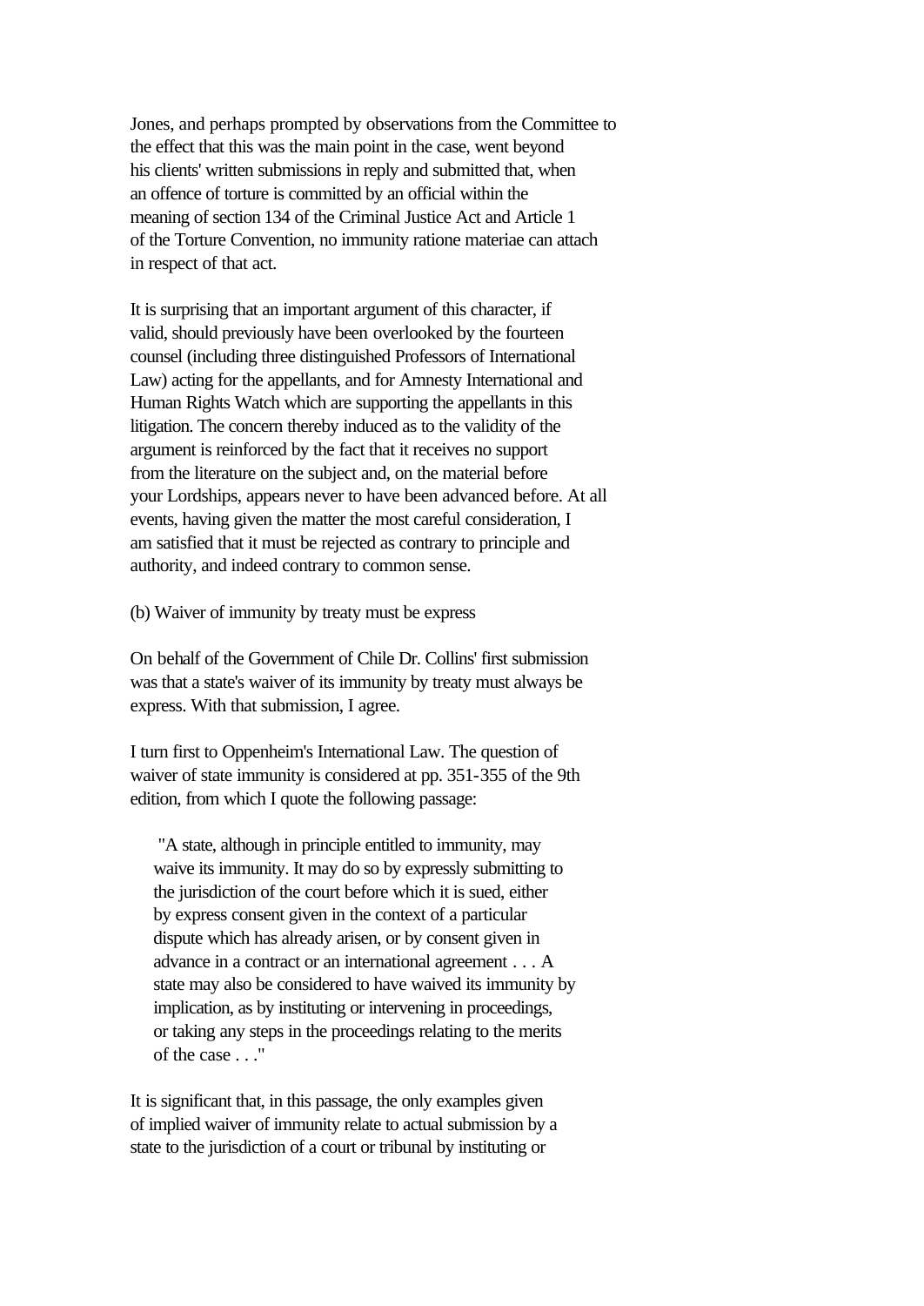Jones, and perhaps prompted by observations from the Committee to the effect that this was the main point in the case, went beyond his clients' written submissions in reply and submitted that, when an offence of torture is committed by an official within the meaning of section 134 of the Criminal Justice Act and Article 1 of the Torture Convention, no immunity ratione materiae can attach in respect of that act.

It is surprising that an important argument of this character, if valid, should previously have been overlooked by the fourteen counsel (including three distinguished Professors of International Law) acting for the appellants, and for Amnesty International and Human Rights Watch which are supporting the appellants in this litigation. The concern thereby induced as to the validity of the argument is reinforced by the fact that it receives no support from the literature on the subject and, on the material before your Lordships, appears never to have been advanced before. At all events, having given the matter the most careful consideration, I am satisfied that it must be rejected as contrary to principle and authority, and indeed contrary to common sense.

(b) Waiver of immunity by treaty must be express

On behalf of the Government of Chile Dr. Collins' first submission was that a state's waiver of its immunity by treaty must always be express. With that submission, I agree.

I turn first to Oppenheim's International Law. The question of waiver of state immunity is considered at pp. 351-355 of the 9th edition, from which I quote the following passage:

> "A state, although in principle entitled to immunity, may waive its immunity. It may do so by expressly submitting to the jurisdiction of the court before which it is sued, either by express consent given in the context of a particular dispute which has already arisen, or by consent given in advance in a contract or an international agreement . . . A state may also be considered to have waived its immunity by implication, as by instituting or intervening in proceedings, or taking any steps in the proceedings relating to the merits of the case . . ."

It is significant that, in this passage, the only examples given of implied waiver of immunity relate to actual submission by a state to the jurisdiction of a court or tribunal by instituting or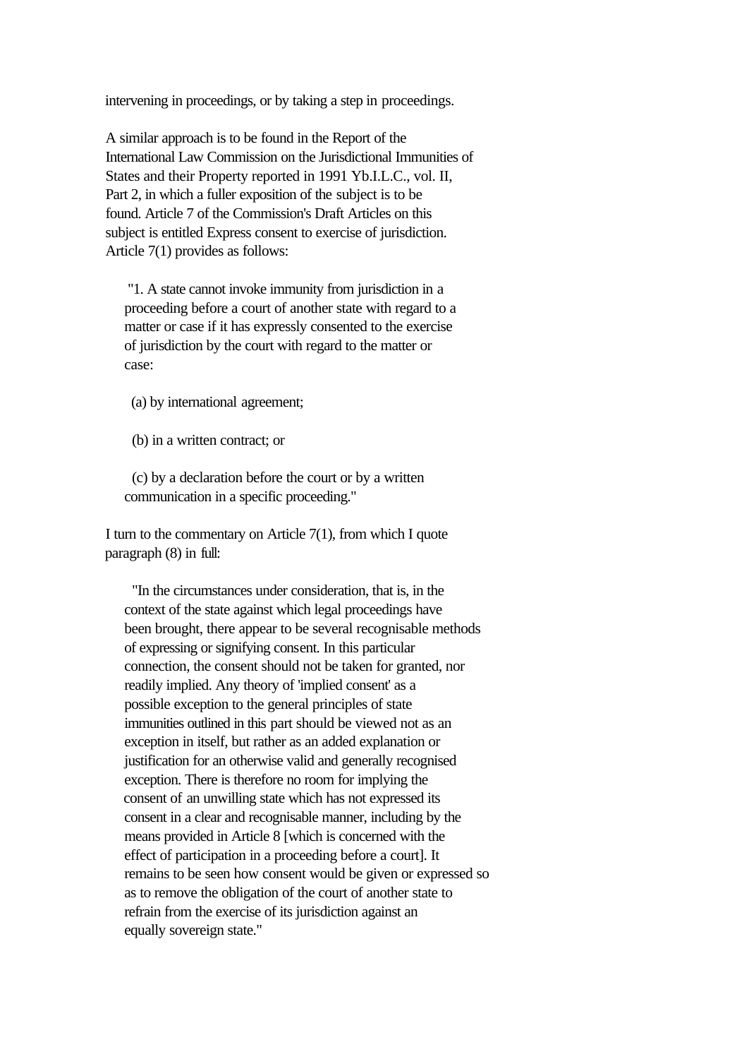intervening in proceedings, or by taking a step in proceedings.

A similar approach is to be found in the Report of the International Law Commission on the Jurisdictional Immunities of States and their Property reported in 1991 Yb.I.L.C., vol. II, Part 2, in which a fuller exposition of the subject is to be found. Article 7 of the Commission's Draft Articles on this subject is entitled Express consent to exercise of jurisdiction. Article 7(1) provides as follows:

> "1. A state cannot invoke immunity from jurisdiction in a proceeding before a court of another state with regard to a matter or case if it has expressly consented to the exercise of jurisdiction by the court with regard to the matter or case:
>
> (a) by international agreement;
>
> (b) in a written contract; or
>
> (c) by a declaration before the court or by a written communication in a specific proceeding."

I turn to the commentary on Article 7(1), from which I quote paragraph (8) in full:

> "In the circumstances under consideration, that is, in the context of the state against which legal proceedings have been brought, there appear to be several recognisable methods of expressing or signifying consent. In this particular connection, the consent should not be taken for granted, nor readily implied. Any theory of 'implied consent' as a possible exception to the general principles of state immunities outlined in this part should be viewed not as an exception in itself, but rather as an added explanation or justification for an otherwise valid and generally recognised exception. There is therefore no room for implying the consent of an unwilling state which has not expressed its consent in a clear and recognisable manner, including by the means provided in Article 8 [which is concerned with the effect of participation in a proceeding before a court]. It remains to be seen how consent would be given or expressed so as to remove the obligation of the court of another state to refrain from the exercise of its jurisdiction against an equally sovereign state."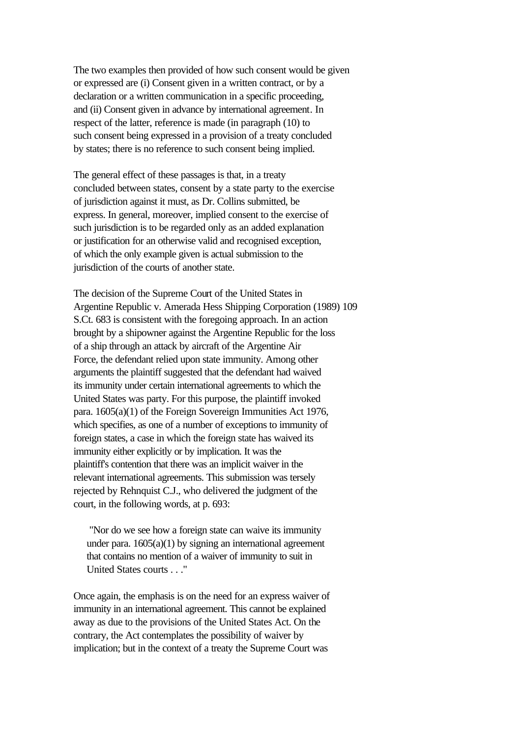The two examples then provided of how such consent would be given or expressed are (i) Consent given in a written contract, or by a declaration or a written communication in a specific proceeding, and (ii) Consent given in advance by international agreement. In respect of the latter, reference is made (in paragraph (10) to such consent being expressed in a provision of a treaty concluded by states; there is no reference to such consent being implied.

The general effect of these passages is that, in a treaty concluded between states, consent by a state party to the exercise of jurisdiction against it must, as Dr. Collins submitted, be express. In general, moreover, implied consent to the exercise of such jurisdiction is to be regarded only as an added explanation or justification for an otherwise valid and recognised exception, of which the only example given is actual submission to the jurisdiction of the courts of another state.

The decision of the Supreme Court of the United States in Argentine Republic v. Amerada Hess Shipping Corporation (1989) 109 S.Ct. 683 is consistent with the foregoing approach. In an action brought by a shipowner against the Argentine Republic for the loss of a ship through an attack by aircraft of the Argentine Air Force, the defendant relied upon state immunity. Among other arguments the plaintiff suggested that the defendant had waived its immunity under certain international agreements to which the United States was party. For this purpose, the plaintiff invoked para. 1605(a)(1) of the Foreign Sovereign Immunities Act 1976, which specifies, as one of a number of exceptions to immunity of foreign states, a case in which the foreign state has waived its immunity either explicitly or by implication. It was the plaintiff's contention that there was an implicit waiver in the relevant international agreements. This submission was tersely rejected by Rehnquist C.J., who delivered the judgment of the court, in the following words, at p. 693:

> "Nor do we see how a foreign state can waive its immunity under para. 1605(a)(1) by signing an international agreement that contains no mention of a waiver of immunity to suit in United States courts . . ."

Once again, the emphasis is on the need for an express waiver of immunity in an international agreement. This cannot be explained away as due to the provisions of the United States Act. On the contrary, the Act contemplates the possibility of waiver by implication; but in the context of a treaty the Supreme Court was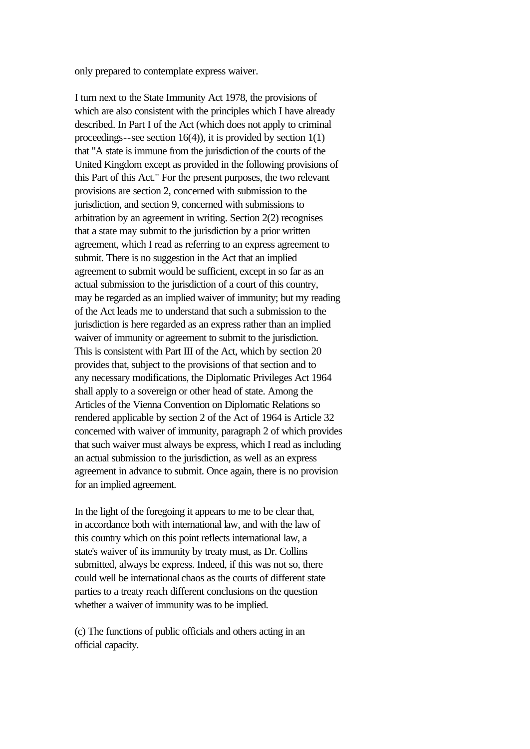only prepared to contemplate express waiver.

I turn next to the State Immunity Act 1978, the provisions of which are also consistent with the principles which I have already described. In Part I of the Act (which does not apply to criminal proceedings--see section 16(4)), it is provided by section 1(1) that "A state is immune from the jurisdiction of the courts of the United Kingdom except as provided in the following provisions of this Part of this Act." For the present purposes, the two relevant provisions are section 2, concerned with submission to the jurisdiction, and section 9, concerned with submissions to arbitration by an agreement in writing. Section 2(2) recognises that a state may submit to the jurisdiction by a prior written agreement, which I read as referring to an express agreement to submit. There is no suggestion in the Act that an implied agreement to submit would be sufficient, except in so far as an actual submission to the jurisdiction of a court of this country, may be regarded as an implied waiver of immunity; but my reading of the Act leads me to understand that such a submission to the jurisdiction is here regarded as an express rather than an implied waiver of immunity or agreement to submit to the jurisdiction. This is consistent with Part III of the Act, which by section 20 provides that, subject to the provisions of that section and to any necessary modifications, the Diplomatic Privileges Act 1964 shall apply to a sovereign or other head of state. Among the Articles of the Vienna Convention on Diplomatic Relations so rendered applicable by section 2 of the Act of 1964 is Article 32 concerned with waiver of immunity, paragraph 2 of which provides that such waiver must always be express, which I read as including an actual submission to the jurisdiction, as well as an express agreement in advance to submit. Once again, there is no provision for an implied agreement.

In the light of the foregoing it appears to me to be clear that, in accordance both with international law, and with the law of this country which on this point reflects international law, a state's waiver of its immunity by treaty must, as Dr. Collins submitted, always be express. Indeed, if this was not so, there could well be international chaos as the courts of different state parties to a treaty reach different conclusions on the question whether a waiver of immunity was to be implied.

(c) The functions of public officials and others acting in an official capacity.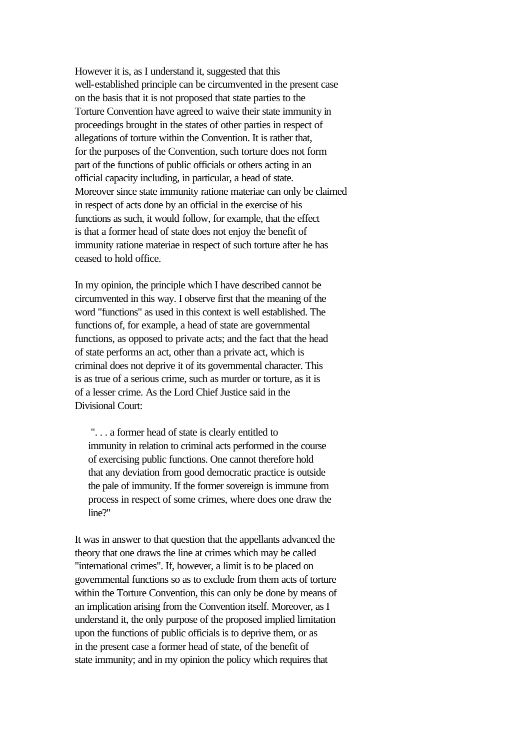However it is, as I understand it, suggested that this well-established principle can be circumvented in the present case on the basis that it is not proposed that state parties to the Torture Convention have agreed to waive their state immunity in proceedings brought in the states of other parties in respect of allegations of torture within the Convention. It is rather that, for the purposes of the Convention, such torture does not form part of the functions of public officials or others acting in an official capacity including, in particular, a head of state. Moreover since state immunity ratione materiae can only be claimed in respect of acts done by an official in the exercise of his functions as such, it would follow, for example, that the effect is that a former head of state does not enjoy the benefit of immunity ratione materiae in respect of such torture after he has ceased to hold office.

In my opinion, the principle which I have described cannot be circumvented in this way. I observe first that the meaning of the word "functions" as used in this context is well established. The functions of, for example, a head of state are governmental functions, as opposed to private acts; and the fact that the head of state performs an act, other than a private act, which is criminal does not deprive it of its governmental character. This is as true of a serious crime, such as murder or torture, as it is of a lesser crime. As the Lord Chief Justice said in the Divisional Court:

> ". . . a former head of state is clearly entitled to immunity in relation to criminal acts performed in the course of exercising public functions. One cannot therefore hold that any deviation from good democratic practice is outside the pale of immunity. If the former sovereign is immune from process in respect of some crimes, where does one draw the line?"

It was in answer to that question that the appellants advanced the theory that one draws the line at crimes which may be called "international crimes". If, however, a limit is to be placed on governmental functions so as to exclude from them acts of torture within the Torture Convention, this can only be done by means of an implication arising from the Convention itself. Moreover, as I understand it, the only purpose of the proposed implied limitation upon the functions of public officials is to deprive them, or as in the present case a former head of state, of the benefit of state immunity; and in my opinion the policy which requires that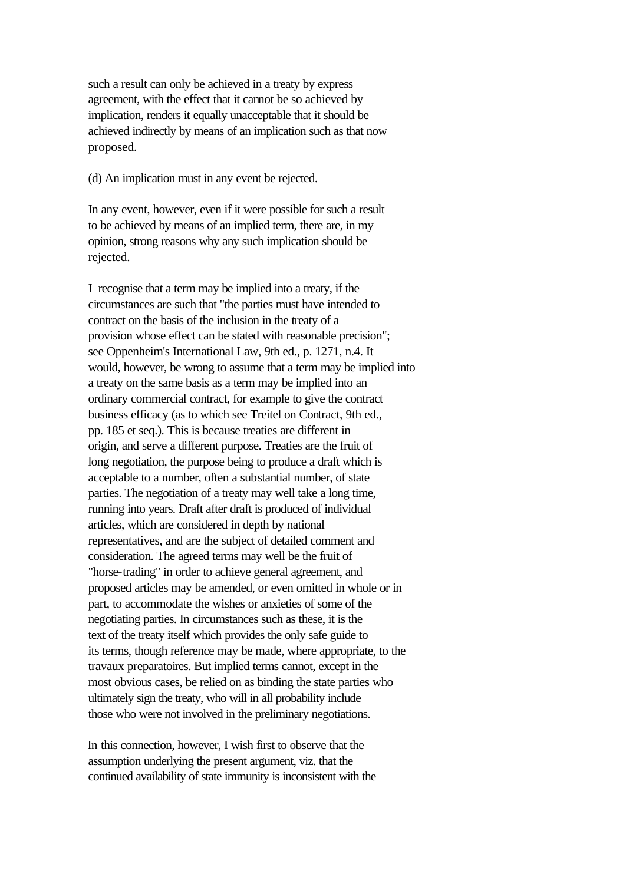such a result can only be achieved in a treaty by express agreement, with the effect that it cannot be so achieved by implication, renders it equally unacceptable that it should be achieved indirectly by means of an implication such as that now proposed.

(d) An implication must in any event be rejected.

In any event, however, even if it were possible for such a result to be achieved by means of an implied term, there are, in my opinion, strong reasons why any such implication should be rejected.

I recognise that a term may be implied into a treaty, if the circumstances are such that "the parties must have intended to contract on the basis of the inclusion in the treaty of a provision whose effect can be stated with reasonable precision"; see Oppenheim's International Law, 9th ed., p. 1271, n.4. It would, however, be wrong to assume that a term may be implied into a treaty on the same basis as a term may be implied into an ordinary commercial contract, for example to give the contract business efficacy (as to which see Treitel on Contract, 9th ed., pp. 185 et seq.). This is because treaties are different in origin, and serve a different purpose. Treaties are the fruit of long negotiation, the purpose being to produce a draft which is acceptable to a number, often a substantial number, of state parties. The negotiation of a treaty may well take a long time, running into years. Draft after draft is produced of individual articles, which are considered in depth by national representatives, and are the subject of detailed comment and consideration. The agreed terms may well be the fruit of "horse-trading" in order to achieve general agreement, and proposed articles may be amended, or even omitted in whole or in part, to accommodate the wishes or anxieties of some of the negotiating parties. In circumstances such as these, it is the text of the treaty itself which provides the only safe guide to its terms, though reference may be made, where appropriate, to the travaux preparatoires. But implied terms cannot, except in the most obvious cases, be relied on as binding the state parties who ultimately sign the treaty, who will in all probability include those who were not involved in the preliminary negotiations.

In this connection, however, I wish first to observe that the assumption underlying the present argument, viz. that the continued availability of state immunity is inconsistent with the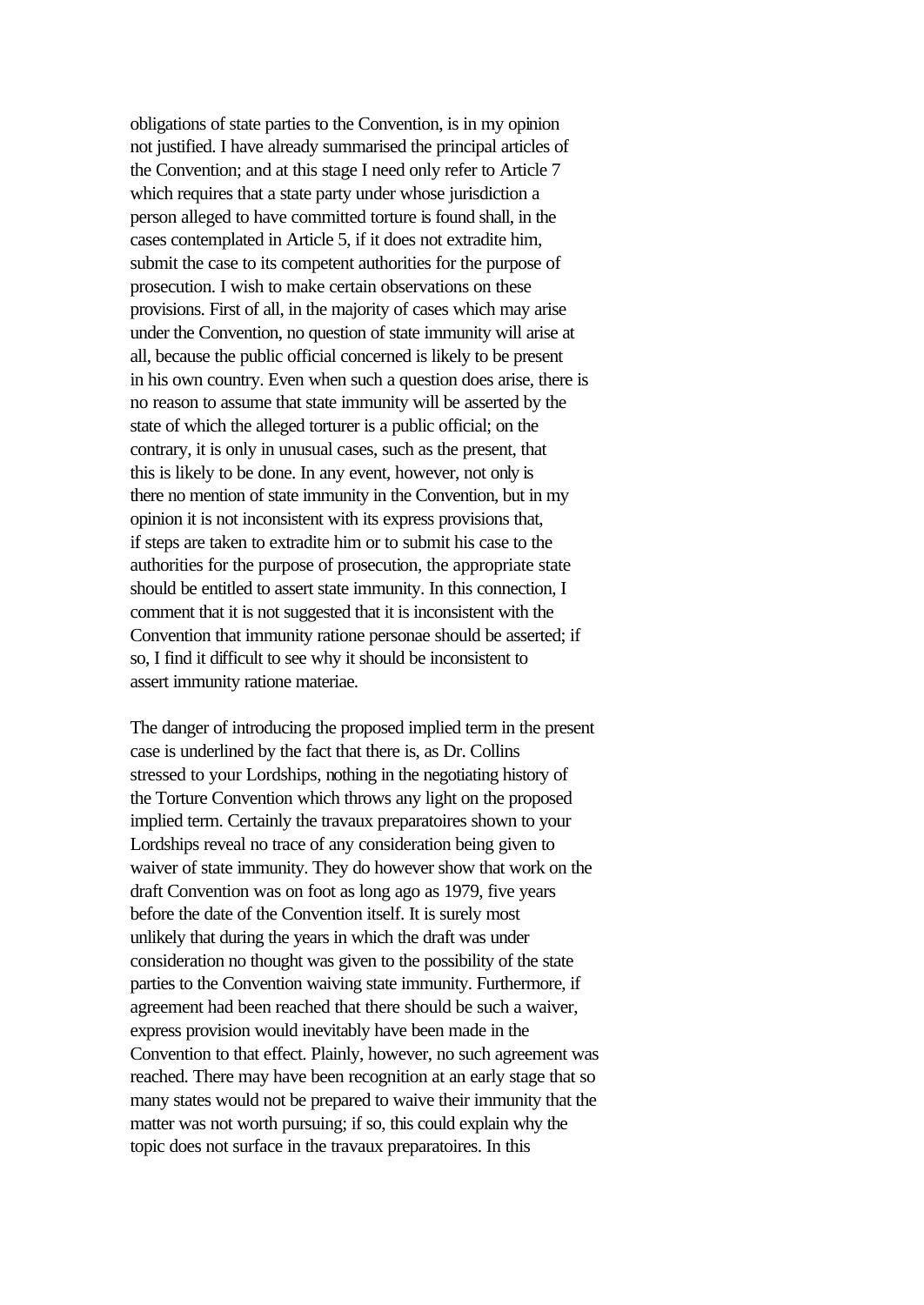obligations of state parties to the Convention, is in my opinion not justified. I have already summarised the principal articles of the Convention; and at this stage I need only refer to Article 7 which requires that a state party under whose jurisdiction a person alleged to have committed torture is found shall, in the cases contemplated in Article 5, if it does not extradite him, submit the case to its competent authorities for the purpose of prosecution. I wish to make certain observations on these provisions. First of all, in the majority of cases which may arise under the Convention, no question of state immunity will arise at all, because the public official concerned is likely to be present in his own country. Even when such a question does arise, there is no reason to assume that state immunity will be asserted by the state of which the alleged torturer is a public official; on the contrary, it is only in unusual cases, such as the present, that this is likely to be done. In any event, however, not only is there no mention of state immunity in the Convention, but in my opinion it is not inconsistent with its express provisions that, if steps are taken to extradite him or to submit his case to the authorities for the purpose of prosecution, the appropriate state should be entitled to assert state immunity. In this connection, I comment that it is not suggested that it is inconsistent with the Convention that immunity ratione personae should be asserted; if so, I find it difficult to see why it should be inconsistent to assert immunity ratione materiae.

The danger of introducing the proposed implied term in the present case is underlined by the fact that there is, as Dr. Collins stressed to your Lordships, nothing in the negotiating history of the Torture Convention which throws any light on the proposed implied term. Certainly the travaux preparatoires shown to your Lordships reveal no trace of any consideration being given to waiver of state immunity. They do however show that work on the draft Convention was on foot as long ago as 1979, five years before the date of the Convention itself. It is surely most unlikely that during the years in which the draft was under consideration no thought was given to the possibility of the state parties to the Convention waiving state immunity. Furthermore, if agreement had been reached that there should be such a waiver, express provision would inevitably have been made in the Convention to that effect. Plainly, however, no such agreement was reached. There may have been recognition at an early stage that so many states would not be prepared to waive their immunity that the matter was not worth pursuing; if so, this could explain why the topic does not surface in the travaux preparatoires. In this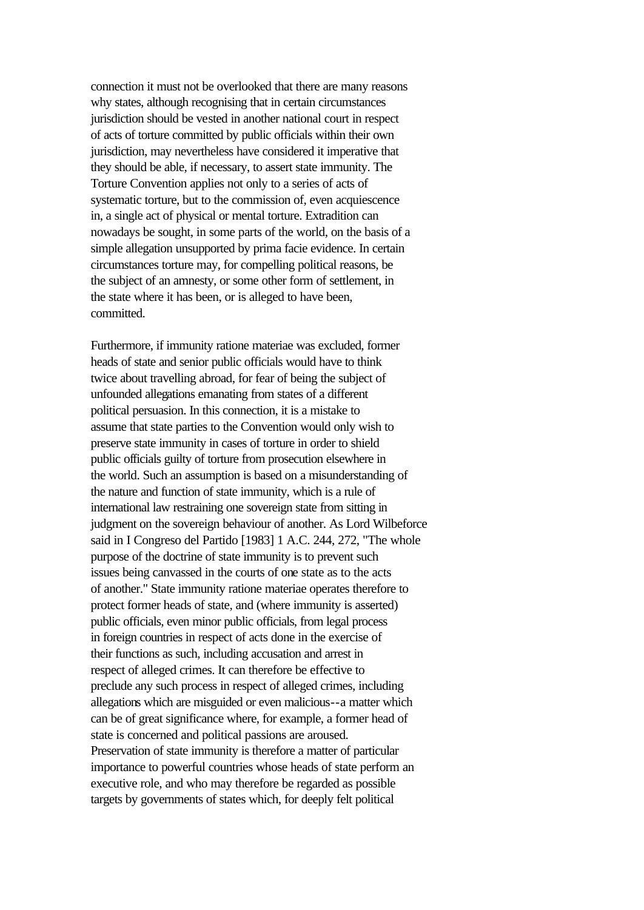connection it must not be overlooked that there are many reasons why states, although recognising that in certain circumstances jurisdiction should be vested in another national court in respect of acts of torture committed by public officials within their own jurisdiction, may nevertheless have considered it imperative that they should be able, if necessary, to assert state immunity. The Torture Convention applies not only to a series of acts of systematic torture, but to the commission of, even acquiescence in, a single act of physical or mental torture. Extradition can nowadays be sought, in some parts of the world, on the basis of a simple allegation unsupported by prima facie evidence. In certain circumstances torture may, for compelling political reasons, be the subject of an amnesty, or some other form of settlement, in the state where it has been, or is alleged to have been, committed.

Furthermore, if immunity ratione materiae was excluded, former heads of state and senior public officials would have to think twice about travelling abroad, for fear of being the subject of unfounded allegations emanating from states of a different political persuasion. In this connection, it is a mistake to assume that state parties to the Convention would only wish to preserve state immunity in cases of torture in order to shield public officials guilty of torture from prosecution elsewhere in the world. Such an assumption is based on a misunderstanding of the nature and function of state immunity, which is a rule of international law restraining one sovereign state from sitting in judgment on the sovereign behaviour of another. As Lord Wilberforce said in I Congreso del Partido [1983] 1 A.C. 244, 272, "The whole purpose of the doctrine of state immunity is to prevent such issues being canvassed in the courts of one state as to the acts of another." State immunity ratione materiae operates therefore to protect former heads of state, and (where immunity is asserted) public officials, even minor public officials, from legal process in foreign countries in respect of acts done in the exercise of their functions as such, including accusation and arrest in respect of alleged crimes. It can therefore be effective to preclude any such process in respect of alleged crimes, including allegations which are misguided or even malicious--a matter which can be of great significance where, for example, a former head of state is concerned and political passions are aroused. Preservation of state immunity is therefore a matter of particular importance to powerful countries whose heads of state perform an executive role, and who may therefore be regarded as possible targets by governments of states which, for deeply felt political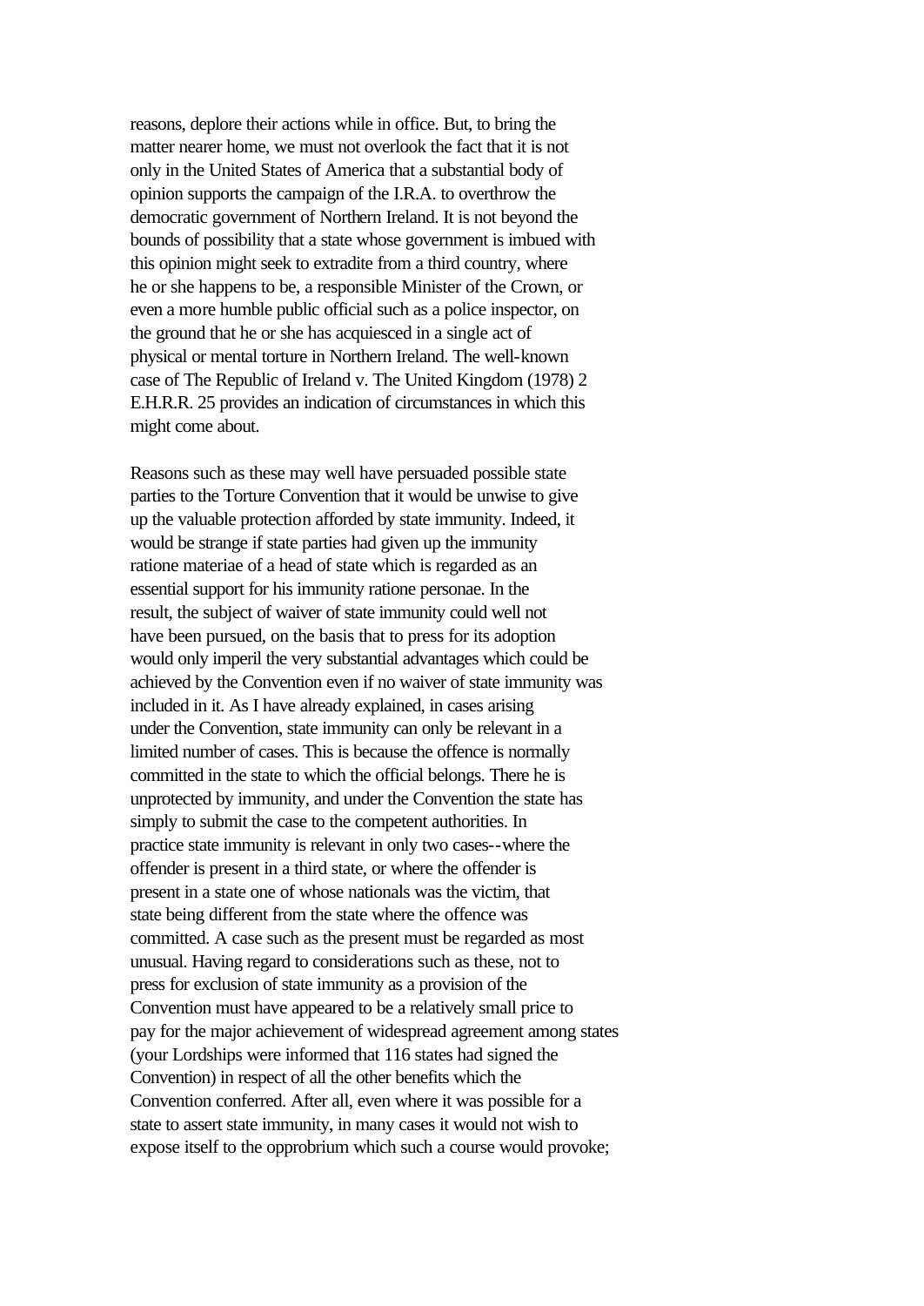reasons, deplore their actions while in office. But, to bring the matter nearer home, we must not overlook the fact that it is not only in the United States of America that a substantial body of opinion supports the campaign of the I.R.A. to overthrow the democratic government of Northern Ireland. It is not beyond the bounds of possibility that a state whose government is imbued with this opinion might seek to extradite from a third country, where he or she happens to be, a responsible Minister of the Crown, or even a more humble public official such as a police inspector, on the ground that he or she has acquiesced in a single act of physical or mental torture in Northern Ireland. The well-known case of The Republic of Ireland v. The United Kingdom (1978) 2 E.H.R.R. 25 provides an indication of circumstances in which this might come about.

Reasons such as these may well have persuaded possible state parties to the Torture Convention that it would be unwise to give up the valuable protection afforded by state immunity. Indeed, it would be strange if state parties had given up the immunity ratione materiae of a head of state which is regarded as an essential support for his immunity ratione personae. In the result, the subject of waiver of state immunity could well not have been pursued, on the basis that to press for its adoption would only imperil the very substantial advantages which could be achieved by the Convention even if no waiver of state immunity was included in it. As I have already explained, in cases arising under the Convention, state immunity can only be relevant in a limited number of cases. This is because the offence is normally committed in the state to which the official belongs. There he is unprotected by immunity, and under the Convention the state has simply to submit the case to the competent authorities. In practice state immunity is relevant in only two cases--where the offender is present in a third state, or where the offender is present in a state one of whose nationals was the victim, that state being different from the state where the offence was committed. A case such as the present must be regarded as most unusual. Having regard to considerations such as these, not to press for exclusion of state immunity as a provision of the Convention must have appeared to be a relatively small price to pay for the major achievement of widespread agreement among states (your Lordships were informed that 116 states had signed the Convention) in respect of all the other benefits which the Convention conferred. After all, even where it was possible for a state to assert state immunity, in many cases it would not wish to expose itself to the opprobrium which such a course would provoke;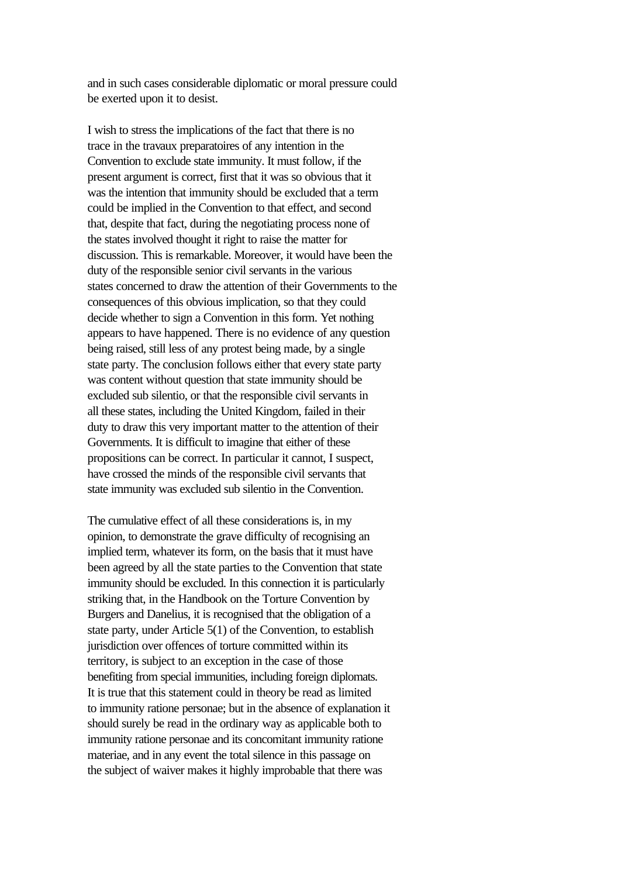and in such cases considerable diplomatic or moral pressure could be exerted upon it to desist.

I wish to stress the implications of the fact that there is no trace in the travaux preparatoires of any intention in the Convention to exclude state immunity. It must follow, if the present argument is correct, first that it was so obvious that it was the intention that immunity should be excluded that a term could be implied in the Convention to that effect, and second that, despite that fact, during the negotiating process none of the states involved thought it right to raise the matter for discussion. This is remarkable. Moreover, it would have been the duty of the responsible senior civil servants in the various states concerned to draw the attention of their Governments to the consequences of this obvious implication, so that they could decide whether to sign a Convention in this form. Yet nothing appears to have happened. There is no evidence of any question being raised, still less of any protest being made, by a single state party. The conclusion follows either that every state party was content without question that state immunity should be excluded sub silentio, or that the responsible civil servants in all these states, including the United Kingdom, failed in their duty to draw this very important matter to the attention of their Governments. It is difficult to imagine that either of these propositions can be correct. In particular it cannot, I suspect, have crossed the minds of the responsible civil servants that state immunity was excluded sub silentio in the Convention.

The cumulative effect of all these considerations is, in my opinion, to demonstrate the grave difficulty of recognising an implied term, whatever its form, on the basis that it must have been agreed by all the state parties to the Convention that state immunity should be excluded. In this connection it is particularly striking that, in the Handbook on the Torture Convention by Burgers and Danelius, it is recognised that the obligation of a state party, under Article 5(1) of the Convention, to establish jurisdiction over offences of torture committed within its territory, is subject to an exception in the case of those benefiting from special immunities, including foreign diplomats. It is true that this statement could in theory be read as limited to immunity ratione personae; but in the absence of explanation it should surely be read in the ordinary way as applicable both to immunity ratione personae and its concomitant immunity ratione materiae, and in any event the total silence in this passage on the subject of waiver makes it highly improbable that there was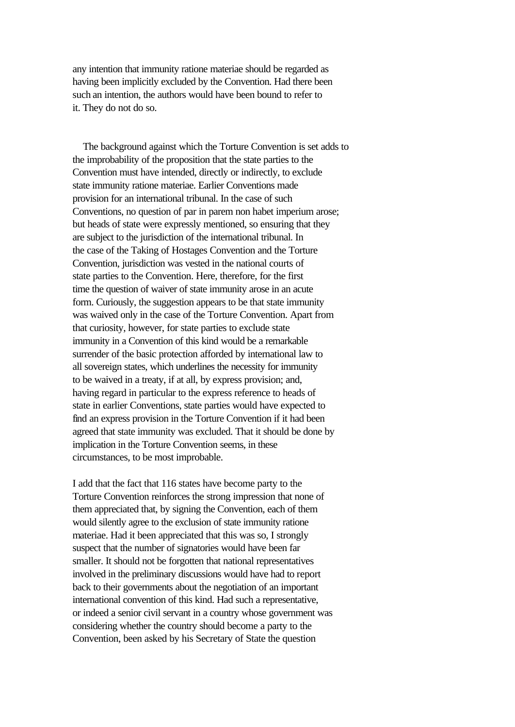any intention that immunity ratione materiae should be regarded as having been implicitly excluded by the Convention. Had there been such an intention, the authors would have been bound to refer to it. They do not do so.

The background against which the Torture Convention is set adds to the improbability of the proposition that the state parties to the Convention must have intended, directly or indirectly, to exclude state immunity ratione materiae. Earlier Conventions made provision for an international tribunal. In the case of such Conventions, no question of par in parem non habet imperium arose; but heads of state were expressly mentioned, so ensuring that they are subject to the jurisdiction of the international tribunal. In the case of the Taking of Hostages Convention and the Torture Convention, jurisdiction was vested in the national courts of state parties to the Convention. Here, therefore, for the first time the question of waiver of state immunity arose in an acute form. Curiously, the suggestion appears to be that state immunity was waived only in the case of the Torture Convention. Apart from that curiosity, however, for state parties to exclude state immunity in a Convention of this kind would be a remarkable surrender of the basic protection afforded by international law to all sovereign states, which underlines the necessity for immunity to be waived in a treaty, if at all, by express provision; and, having regard in particular to the express reference to heads of state in earlier Conventions, state parties would have expected to find an express provision in the Torture Convention if it had been agreed that state immunity was excluded. That it should be done by implication in the Torture Convention seems, in these circumstances, to be most improbable.

I add that the fact that 116 states have become party to the Torture Convention reinforces the strong impression that none of them appreciated that, by signing the Convention, each of them would silently agree to the exclusion of state immunity ratione materiae. Had it been appreciated that this was so, I strongly suspect that the number of signatories would have been far smaller. It should not be forgotten that national representatives involved in the preliminary discussions would have had to report back to their governments about the negotiation of an important international convention of this kind. Had such a representative, or indeed a senior civil servant in a country whose government was considering whether the country should become a party to the Convention, been asked by his Secretary of State the question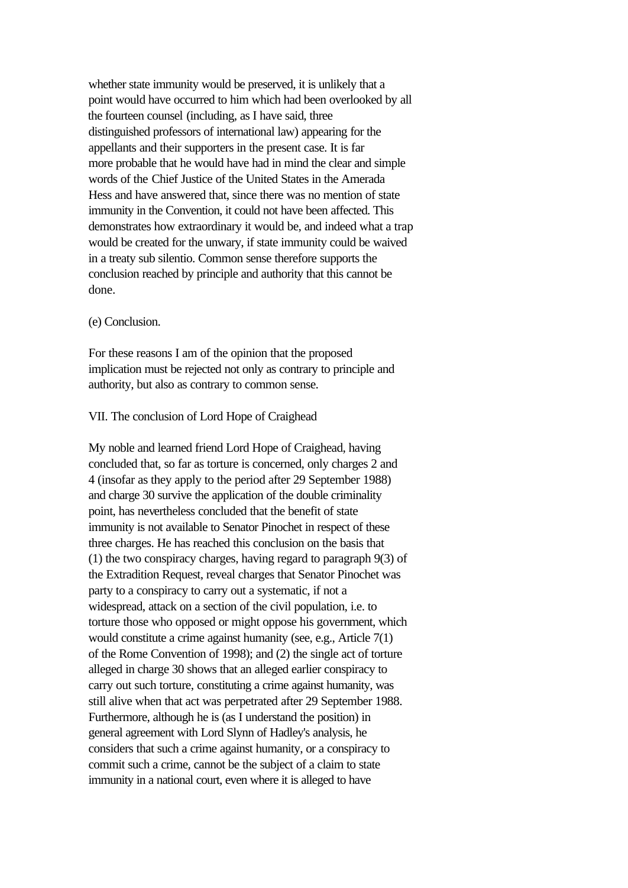whether state immunity would be preserved, it is unlikely that a point would have occurred to him which had been overlooked by all the fourteen counsel (including, as I have said, three distinguished professors of international law) appearing for the appellants and their supporters in the present case. It is far more probable that he would have had in mind the clear and simple words of the Chief Justice of the United States in the Amerada Hess and have answered that, since there was no mention of state immunity in the Convention, it could not have been affected. This demonstrates how extraordinary it would be, and indeed what a trap would be created for the unwary, if state immunity could be waived in a treaty sub silentio. Common sense therefore supports the conclusion reached by principle and authority that this cannot be done.

(e) Conclusion.

For these reasons I am of the opinion that the proposed implication must be rejected not only as contrary to principle and authority, but also as contrary to common sense.

VII. The conclusion of Lord Hope of Craighead

My noble and learned friend Lord Hope of Craighead, having concluded that, so far as torture is concerned, only charges 2 and 4 (insofar as they apply to the period after 29 September 1988) and charge 30 survive the application of the double criminality point, has nevertheless concluded that the benefit of state immunity is not available to Senator Pinochet in respect of these three charges. He has reached this conclusion on the basis that (1) the two conspiracy charges, having regard to paragraph 9(3) of the Extradition Request, reveal charges that Senator Pinochet was party to a conspiracy to carry out a systematic, if not a widespread, attack on a section of the civil population, i.e. to torture those who opposed or might oppose his government, which would constitute a crime against humanity (see, e.g., Article 7(1) of the Rome Convention of 1998); and (2) the single act of torture alleged in charge 30 shows that an alleged earlier conspiracy to carry out such torture, constituting a crime against humanity, was still alive when that act was perpetrated after 29 September 1988. Furthermore, although he is (as I understand the position) in general agreement with Lord Slynn of Hadley's analysis, he considers that such a crime against humanity, or a conspiracy to commit such a crime, cannot be the subject of a claim to state immunity in a national court, even where it is alleged to have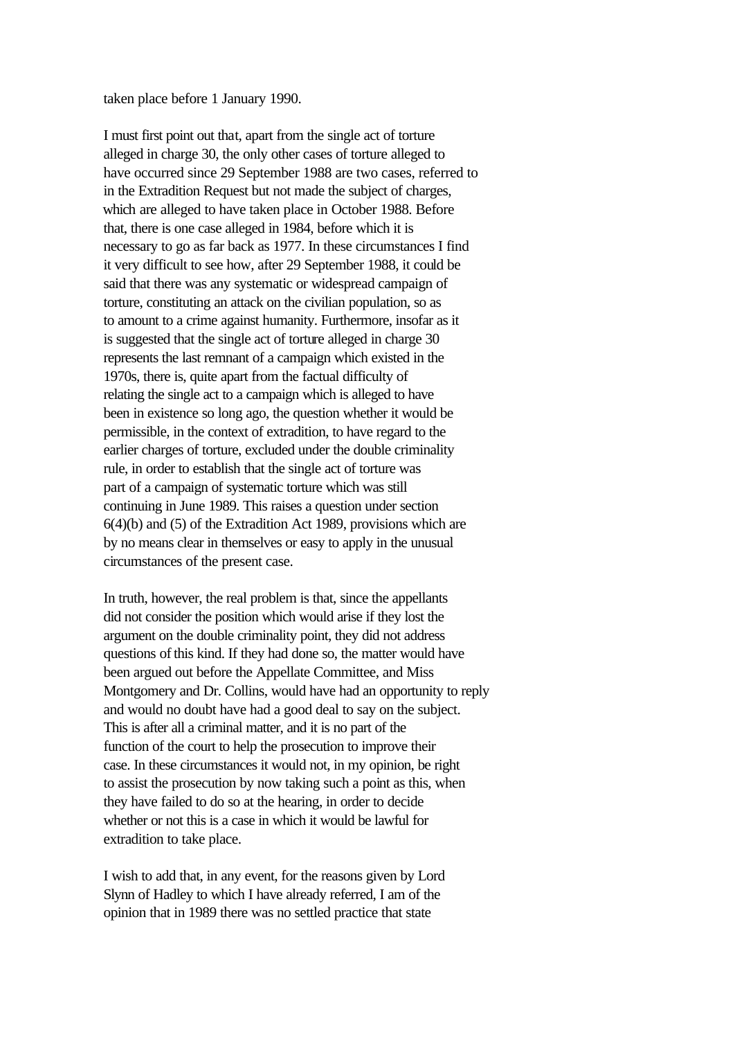taken place before 1 January 1990.

I must first point out that, apart from the single act of torture alleged in charge 30, the only other cases of torture alleged to have occurred since 29 September 1988 are two cases, referred to in the Extradition Request but not made the subject of charges, which are alleged to have taken place in October 1988. Before that, there is one case alleged in 1984, before which it is necessary to go as far back as 1977. In these circumstances I find it very difficult to see how, after 29 September 1988, it could be said that there was any systematic or widespread campaign of torture, constituting an attack on the civilian population, so as to amount to a crime against humanity. Furthermore, insofar as it is suggested that the single act of torture alleged in charge 30 represents the last remnant of a campaign which existed in the 1970s, there is, quite apart from the factual difficulty of relating the single act to a campaign which is alleged to have been in existence so long ago, the question whether it would be permissible, in the context of extradition, to have regard to the earlier charges of torture, excluded under the double criminality rule, in order to establish that the single act of torture was part of a campaign of systematic torture which was still continuing in June 1989. This raises a question under section 6(4)(b) and (5) of the Extradition Act 1989, provisions which are by no means clear in themselves or easy to apply in the unusual circumstances of the present case.

In truth, however, the real problem is that, since the appellants did not consider the position which would arise if they lost the argument on the double criminality point, they did not address questions of this kind. If they had done so, the matter would have been argued out before the Appellate Committee, and Miss Montgomery and Dr. Collins, would have had an opportunity to reply and would no doubt have had a good deal to say on the subject. This is after all a criminal matter, and it is no part of the function of the court to help the prosecution to improve their case. In these circumstances it would not, in my opinion, be right to assist the prosecution by now taking such a point as this, when they have failed to do so at the hearing, in order to decide whether or not this is a case in which it would be lawful for extradition to take place.

I wish to add that, in any event, for the reasons given by Lord Slynn of Hadley to which I have already referred, I am of the opinion that in 1989 there was no settled practice that state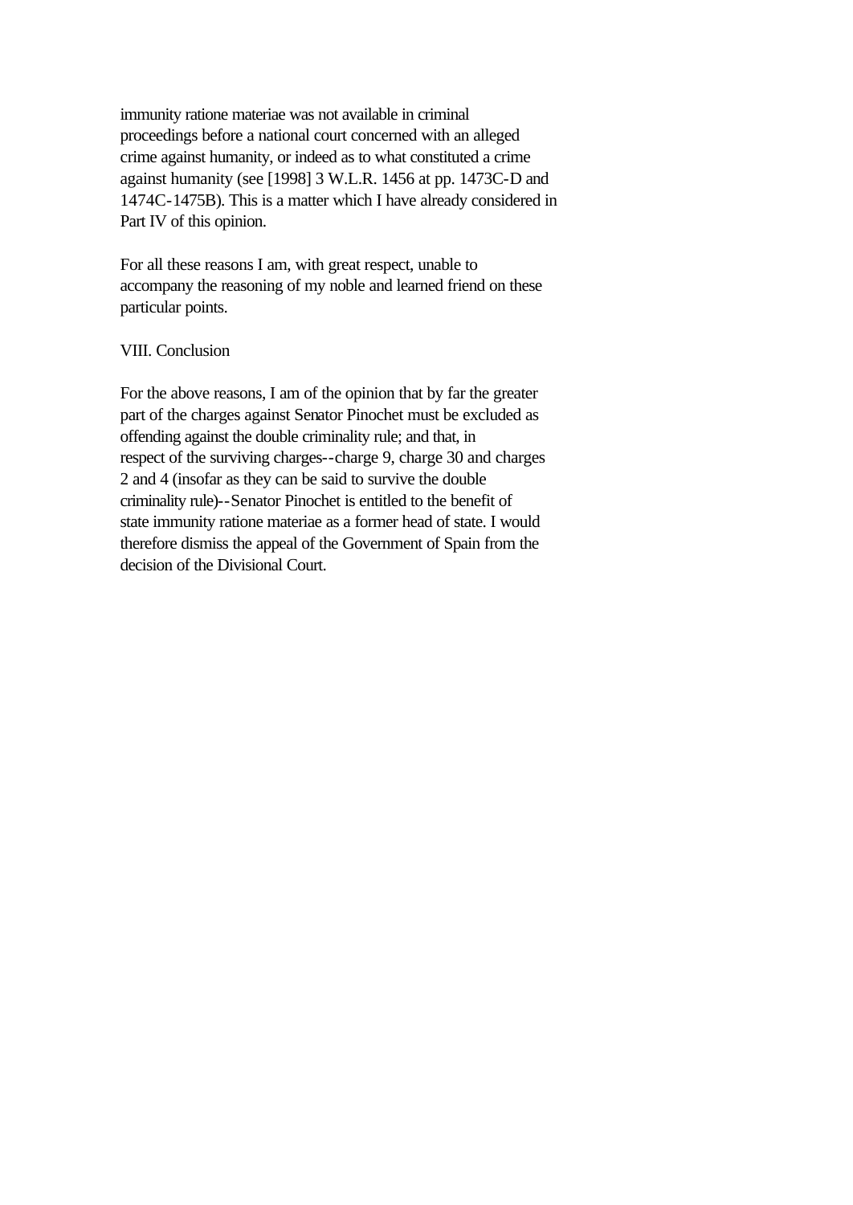immunity ratione materiae was not available in criminal proceedings before a national court concerned with an alleged crime against humanity, or indeed as to what constituted a crime against humanity (see [1998] 3 W.L.R. 1456 at pp. 1473C-D and 1474C-1475B). This is a matter which I have already considered in Part IV of this opinion.

For all these reasons I am, with great respect, unable to accompany the reasoning of my noble and learned friend on these particular points.

## VIII. Conclusion

For the above reasons, I am of the opinion that by far the greater part of the charges against Senator Pinochet must be excluded as offending against the double criminality rule; and that, in respect of the surviving charges--charge 9, charge 30 and charges 2 and 4 (insofar as they can be said to survive the double criminality rule)--Senator Pinochet is entitled to the benefit of state immunity ratione materiae as a former head of state. I would therefore dismiss the appeal of the Government of Spain from the decision of the Divisional Court.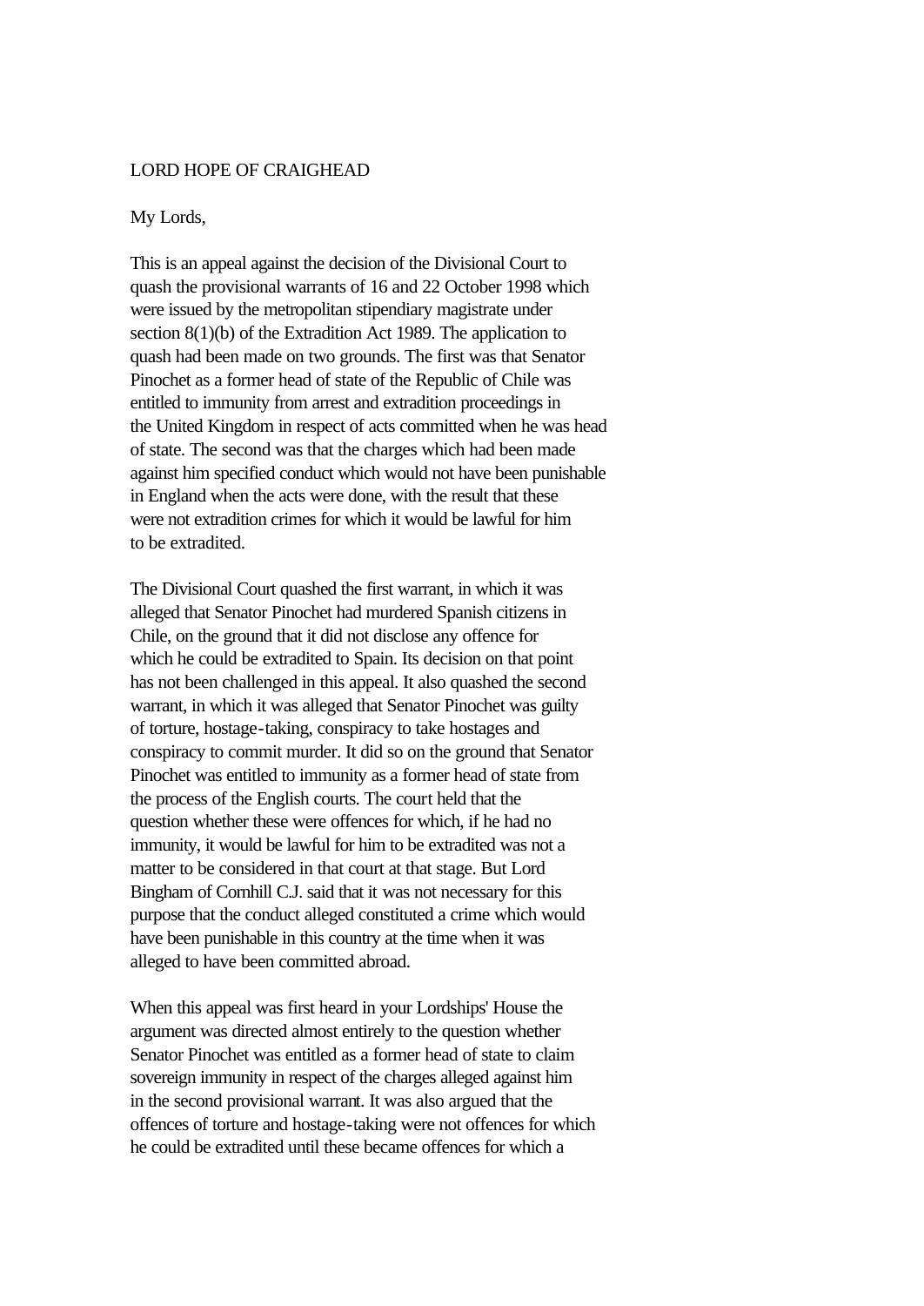LORD HOPE OF CRAIGHEAD

My Lords,

This is an appeal against the decision of the Divisional Court to quash the provisional warrants of 16 and 22 October 1998 which were issued by the metropolitan stipendiary magistrate under section 8(1)(b) of the Extradition Act 1989. The application to quash had been made on two grounds. The first was that Senator Pinochet as a former head of state of the Republic of Chile was entitled to immunity from arrest and extradition proceedings in the United Kingdom in respect of acts committed when he was head of state. The second was that the charges which had been made against him specified conduct which would not have been punishable in England when the acts were done, with the result that these were not extradition crimes for which it would be lawful for him to be extradited.

The Divisional Court quashed the first warrant, in which it was alleged that Senator Pinochet had murdered Spanish citizens in Chile, on the ground that it did not disclose any offence for which he could be extradited to Spain. Its decision on that point has not been challenged in this appeal. It also quashed the second warrant, in which it was alleged that Senator Pinochet was guilty of torture, hostage-taking, conspiracy to take hostages and conspiracy to commit murder. It did so on the ground that Senator Pinochet was entitled to immunity as a former head of state from the process of the English courts. The court held that the question whether these were offences for which, if he had no immunity, it would be lawful for him to be extradited was not a matter to be considered in that court at that stage. But Lord Bingham of Cornhill C.J. said that it was not necessary for this purpose that the conduct alleged constituted a crime which would have been punishable in this country at the time when it was alleged to have been committed abroad.

When this appeal was first heard in your Lordships' House the argument was directed almost entirely to the question whether Senator Pinochet was entitled as a former head of state to claim sovereign immunity in respect of the charges alleged against him in the second provisional warrant. It was also argued that the offences of torture and hostage-taking were not offences for which he could be extradited until these became offences for which a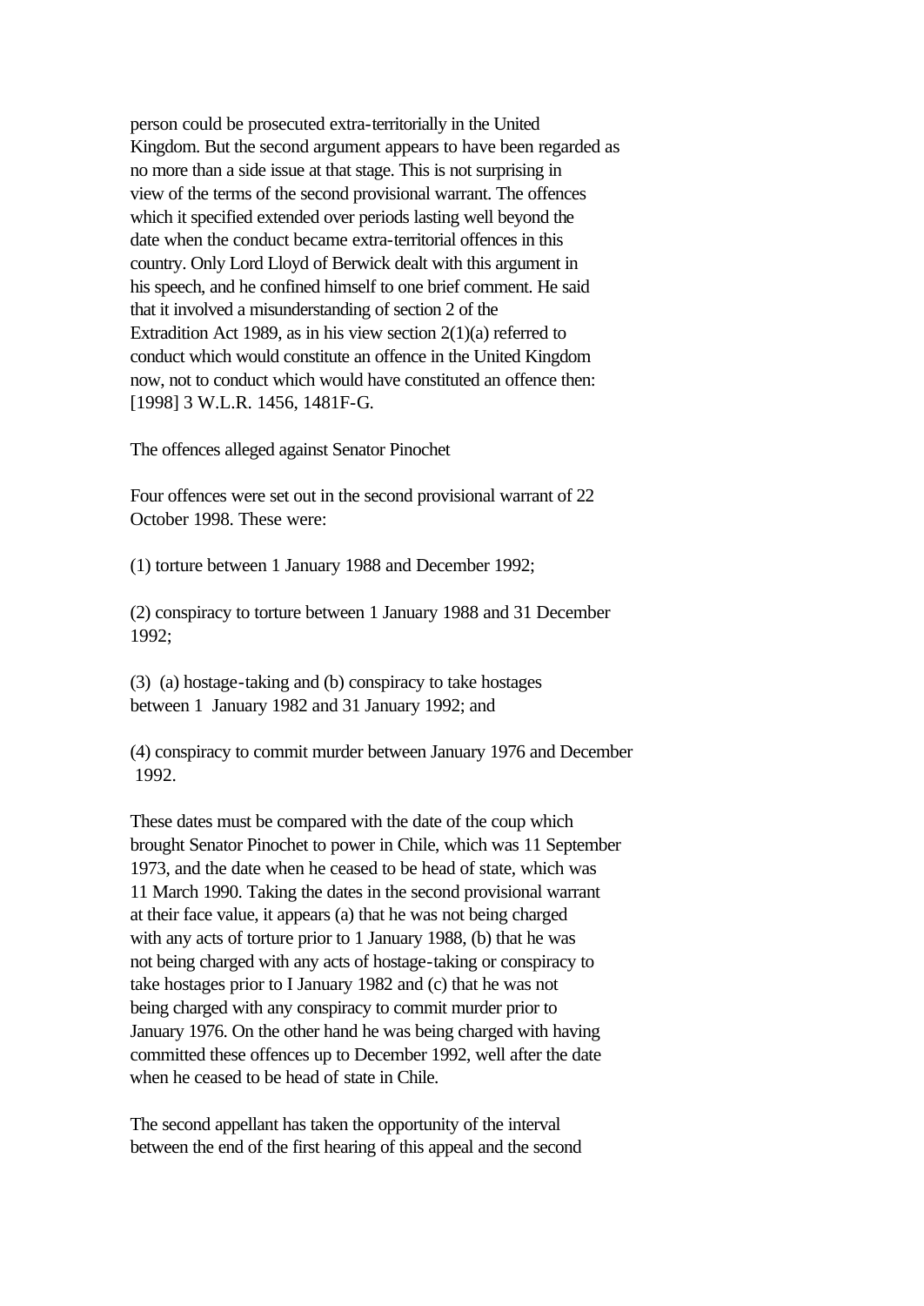person could be prosecuted extra-territorially in the United Kingdom. But the second argument appears to have been regarded as no more than a side issue at that stage. This is not surprising in view of the terms of the second provisional warrant. The offences which it specified extended over periods lasting well beyond the date when the conduct became extra-territorial offences in this country. Only Lord Lloyd of Berwick dealt with this argument in his speech, and he confined himself to one brief comment. He said that it involved a misunderstanding of section 2 of the Extradition Act 1989, as in his view section 2(1)(a) referred to conduct which would constitute an offence in the United Kingdom now, not to conduct which would have constituted an offence then: [1998] 3 W.L.R. 1456, 1481F-G.

The offences alleged against Senator Pinochet

Four offences were set out in the second provisional warrant of 22 October 1998. These were:

(1) torture between 1 January 1988 and December 1992;

(2) conspiracy to torture between 1 January 1988 and 31 December 1992;

(3) (a) hostage-taking and (b) conspiracy to take hostages between 1 January 1982 and 31 January 1992; and

(4) conspiracy to commit murder between January 1976 and December 1992.

These dates must be compared with the date of the coup which brought Senator Pinochet to power in Chile, which was 11 September 1973, and the date when he ceased to be head of state, which was 11 March 1990. Taking the dates in the second provisional warrant at their face value, it appears (a) that he was not being charged with any acts of torture prior to 1 January 1988, (b) that he was not being charged with any acts of hostage-taking or conspiracy to take hostages prior to I January 1982 and (c) that he was not being charged with any conspiracy to commit murder prior to January 1976. On the other hand he was being charged with having committed these offences up to December 1992, well after the date when he ceased to be head of state in Chile.

The second appellant has taken the opportunity of the interval between the end of the first hearing of this appeal and the second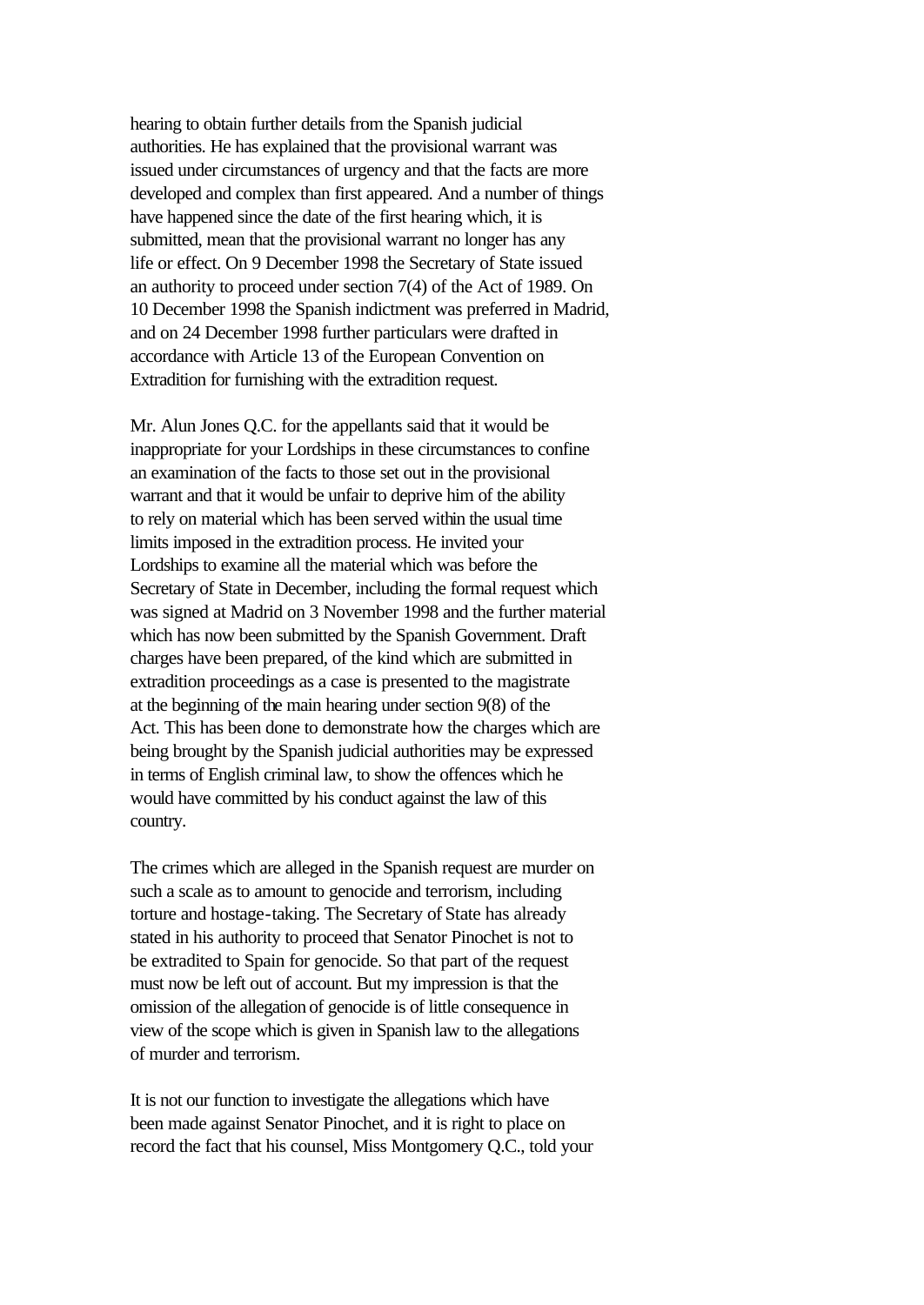hearing to obtain further details from the Spanish judicial authorities. He has explained that the provisional warrant was issued under circumstances of urgency and that the facts are more developed and complex than first appeared. And a number of things have happened since the date of the first hearing which, it is submitted, mean that the provisional warrant no longer has any life or effect. On 9 December 1998 the Secretary of State issued an authority to proceed under section 7(4) of the Act of 1989. On 10 December 1998 the Spanish indictment was preferred in Madrid, and on 24 December 1998 further particulars were drafted in accordance with Article 13 of the European Convention on Extradition for furnishing with the extradition request.

Mr. Alun Jones Q.C. for the appellants said that it would be inappropriate for your Lordships in these circumstances to confine an examination of the facts to those set out in the provisional warrant and that it would be unfair to deprive him of the ability to rely on material which has been served within the usual time limits imposed in the extradition process. He invited your Lordships to examine all the material which was before the Secretary of State in December, including the formal request which was signed at Madrid on 3 November 1998 and the further material which has now been submitted by the Spanish Government. Draft charges have been prepared, of the kind which are submitted in extradition proceedings as a case is presented to the magistrate at the beginning of the main hearing under section 9(8) of the Act. This has been done to demonstrate how the charges which are being brought by the Spanish judicial authorities may be expressed in terms of English criminal law, to show the offences which he would have committed by his conduct against the law of this country.

The crimes which are alleged in the Spanish request are murder on such a scale as to amount to genocide and terrorism, including torture and hostage-taking. The Secretary of State has already stated in his authority to proceed that Senator Pinochet is not to be extradited to Spain for genocide. So that part of the request must now be left out of account. But my impression is that the omission of the allegation of genocide is of little consequence in view of the scope which is given in Spanish law to the allegations of murder and terrorism.

It is not our function to investigate the allegations which have been made against Senator Pinochet, and it is right to place on record the fact that his counsel, Miss Montgomery Q.C., told your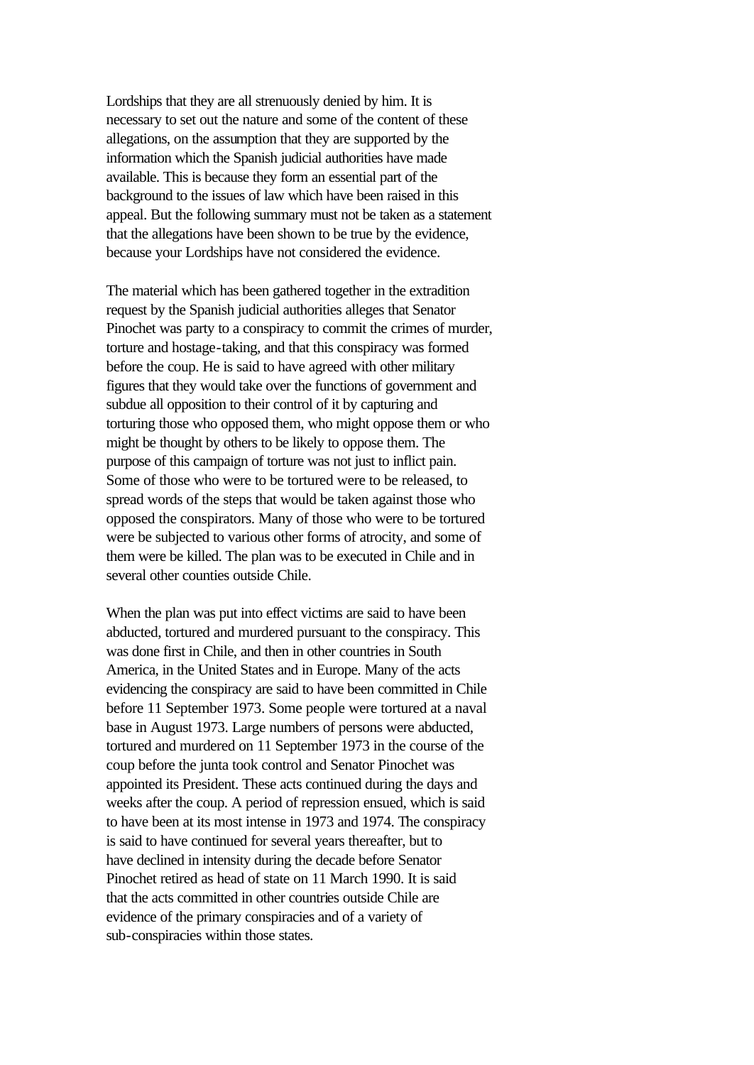Lordships that they are all strenuously denied by him. It is necessary to set out the nature and some of the content of these allegations, on the assumption that they are supported by the information which the Spanish judicial authorities have made available. This is because they form an essential part of the background to the issues of law which have been raised in this appeal. But the following summary must not be taken as a statement that the allegations have been shown to be true by the evidence, because your Lordships have not considered the evidence.

The material which has been gathered together in the extradition request by the Spanish judicial authorities alleges that Senator Pinochet was party to a conspiracy to commit the crimes of murder, torture and hostage-taking, and that this conspiracy was formed before the coup. He is said to have agreed with other military figures that they would take over the functions of government and subdue all opposition to their control of it by capturing and torturing those who opposed them, who might oppose them or who might be thought by others to be likely to oppose them. The purpose of this campaign of torture was not just to inflict pain. Some of those who were to be tortured were to be released, to spread words of the steps that would be taken against those who opposed the conspirators. Many of those who were to be tortured were be subjected to various other forms of atrocity, and some of them were be killed. The plan was to be executed in Chile and in several other counties outside Chile.

When the plan was put into effect victims are said to have been abducted, tortured and murdered pursuant to the conspiracy. This was done first in Chile, and then in other countries in South America, in the United States and in Europe. Many of the acts evidencing the conspiracy are said to have been committed in Chile before 11 September 1973. Some people were tortured at a naval base in August 1973. Large numbers of persons were abducted, tortured and murdered on 11 September 1973 in the course of the coup before the junta took control and Senator Pinochet was appointed its President. These acts continued during the days and weeks after the coup. A period of repression ensued, which is said to have been at its most intense in 1973 and 1974. The conspiracy is said to have continued for several years thereafter, but to have declined in intensity during the decade before Senator Pinochet retired as head of state on 11 March 1990. It is said that the acts committed in other countries outside Chile are evidence of the primary conspiracies and of a variety of sub-conspiracies within those states.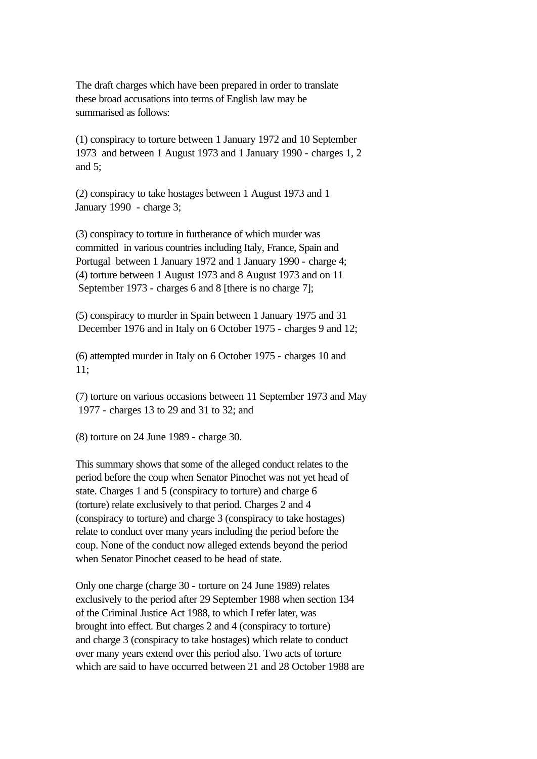The draft charges which have been prepared in order to translate these broad accusations into terms of English law may be summarised as follows:

(1) conspiracy to torture between 1 January 1972 and 10 September 1973 and between 1 August 1973 and 1 January 1990 - charges 1, 2 and 5;

(2) conspiracy to take hostages between 1 August 1973 and 1 January 1990 - charge 3;

(3) conspiracy to torture in furtherance of which murder was committed in various countries including Italy, France, Spain and Portugal between 1 January 1972 and 1 January 1990 - charge 4;
(4) torture between 1 August 1973 and 8 August 1973 and on 11 September 1973 - charges 6 and 8 [there is no charge 7];

(5) conspiracy to murder in Spain between 1 January 1975 and 31 December 1976 and in Italy on 6 October 1975 - charges 9 and 12;

(6) attempted murder in Italy on 6 October 1975 - charges 10 and 11;

(7) torture on various occasions between 11 September 1973 and May 1977 - charges 13 to 29 and 31 to 32; and

(8) torture on 24 June 1989 - charge 30.

This summary shows that some of the alleged conduct relates to the period before the coup when Senator Pinochet was not yet head of state. Charges 1 and 5 (conspiracy to torture) and charge 6 (torture) relate exclusively to that period. Charges 2 and 4 (conspiracy to torture) and charge 3 (conspiracy to take hostages) relate to conduct over many years including the period before the coup. None of the conduct now alleged extends beyond the period when Senator Pinochet ceased to be head of state.

Only one charge (charge 30 - torture on 24 June 1989) relates exclusively to the period after 29 September 1988 when section 134 of the Criminal Justice Act 1988, to which I refer later, was brought into effect. But charges 2 and 4 (conspiracy to torture) and charge 3 (conspiracy to take hostages) which relate to conduct over many years extend over this period also. Two acts of torture which are said to have occurred between 21 and 28 October 1988 are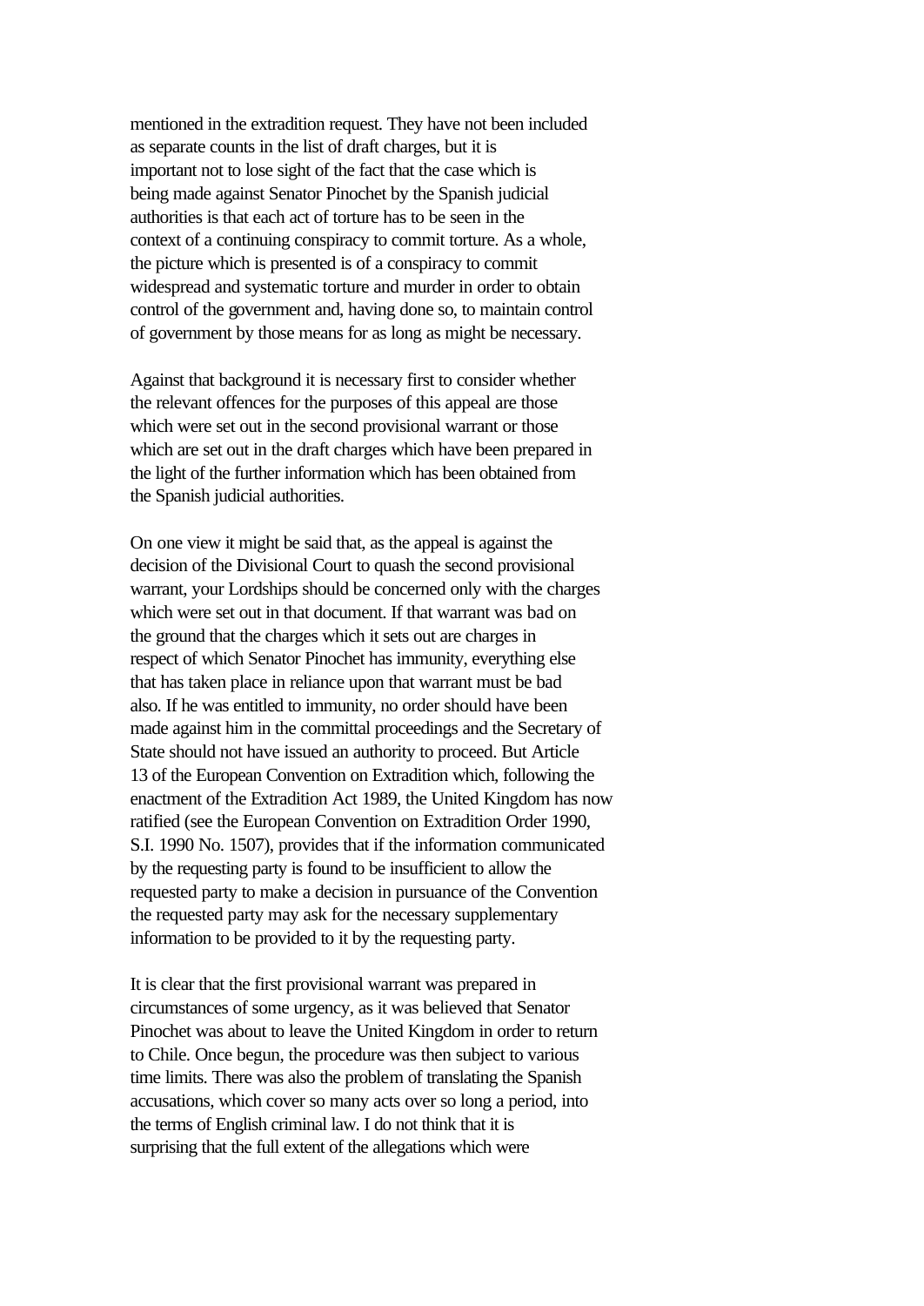mentioned in the extradition request. They have not been included as separate counts in the list of draft charges, but it is important not to lose sight of the fact that the case which is being made against Senator Pinochet by the Spanish judicial authorities is that each act of torture has to be seen in the context of a continuing conspiracy to commit torture. As a whole, the picture which is presented is of a conspiracy to commit widespread and systematic torture and murder in order to obtain control of the government and, having done so, to maintain control of government by those means for as long as might be necessary.

Against that background it is necessary first to consider whether the relevant offences for the purposes of this appeal are those which were set out in the second provisional warrant or those which are set out in the draft charges which have been prepared in the light of the further information which has been obtained from the Spanish judicial authorities.

On one view it might be said that, as the appeal is against the decision of the Divisional Court to quash the second provisional warrant, your Lordships should be concerned only with the charges which were set out in that document. If that warrant was bad on the ground that the charges which it sets out are charges in respect of which Senator Pinochet has immunity, everything else that has taken place in reliance upon that warrant must be bad also. If he was entitled to immunity, no order should have been made against him in the committal proceedings and the Secretary of State should not have issued an authority to proceed. But Article 13 of the European Convention on Extradition which, following the enactment of the Extradition Act 1989, the United Kingdom has now ratified (see the European Convention on Extradition Order 1990, S.I. 1990 No. 1507), provides that if the information communicated by the requesting party is found to be insufficient to allow the requested party to make a decision in pursuance of the Convention the requested party may ask for the necessary supplementary information to be provided to it by the requesting party.

It is clear that the first provisional warrant was prepared in circumstances of some urgency, as it was believed that Senator Pinochet was about to leave the United Kingdom in order to return to Chile. Once begun, the procedure was then subject to various time limits. There was also the problem of translating the Spanish accusations, which cover so many acts over so long a period, into the terms of English criminal law. I do not think that it is surprising that the full extent of the allegations which were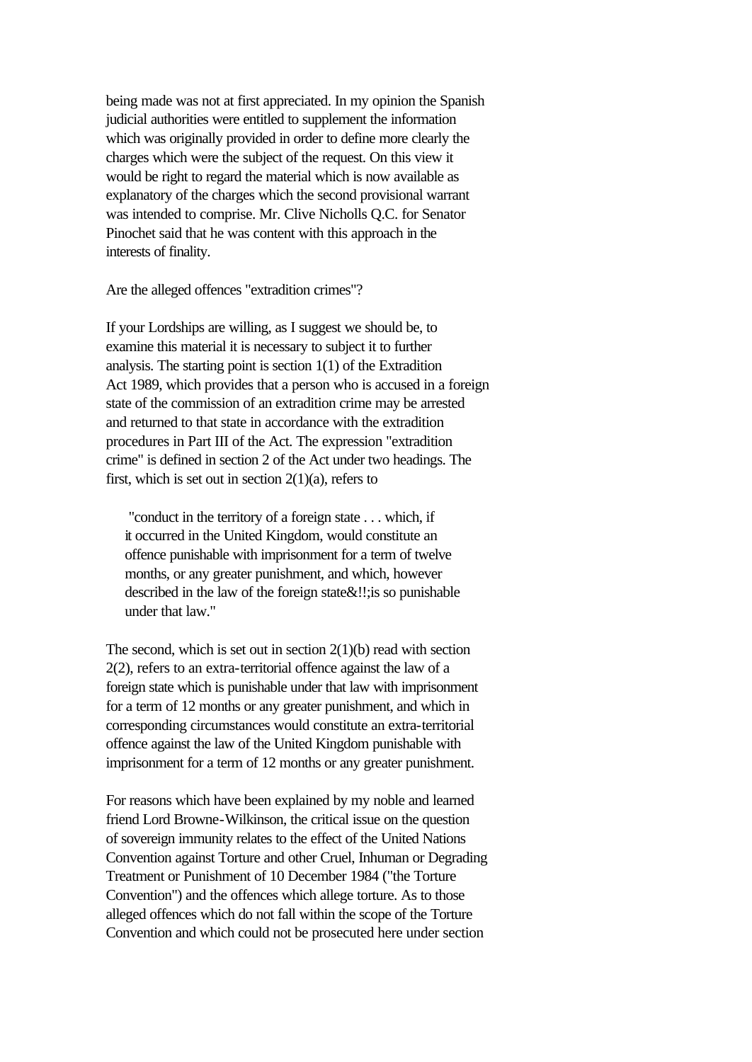being made was not at first appreciated. In my opinion the Spanish judicial authorities were entitled to supplement the information which was originally provided in order to define more clearly the charges which were the subject of the request. On this view it would be right to regard the material which is now available as explanatory of the charges which the second provisional warrant was intended to comprise. Mr. Clive Nicholls Q.C. for Senator Pinochet said that he was content with this approach in the interests of finality.

Are the alleged offences "extradition crimes"?

If your Lordships are willing, as I suggest we should be, to examine this material it is necessary to subject it to further analysis. The starting point is section 1(1) of the Extradition Act 1989, which provides that a person who is accused in a foreign state of the commission of an extradition crime may be arrested and returned to that state in accordance with the extradition procedures in Part III of the Act. The expression "extradition crime" is defined in section 2 of the Act under two headings. The first, which is set out in section 2(1)(a), refers to

> "conduct in the territory of a foreign state . . . which, if it occurred in the United Kingdom, would constitute an offence punishable with imprisonment for a term of twelve months, or any greater punishment, and which, however described in the law of the foreign state&!!;is so punishable under that law."

The second, which is set out in section 2(1)(b) read with section 2(2), refers to an extra-territorial offence against the law of a foreign state which is punishable under that law with imprisonment for a term of 12 months or any greater punishment, and which in corresponding circumstances would constitute an extra-territorial offence against the law of the United Kingdom punishable with imprisonment for a term of 12 months or any greater punishment.

For reasons which have been explained by my noble and learned friend Lord Browne-Wilkinson, the critical issue on the question of sovereign immunity relates to the effect of the United Nations Convention against Torture and other Cruel, Inhuman or Degrading Treatment or Punishment of 10 December 1984 ("the Torture Convention") and the offences which allege torture. As to those alleged offences which do not fall within the scope of the Torture Convention and which could not be prosecuted here under section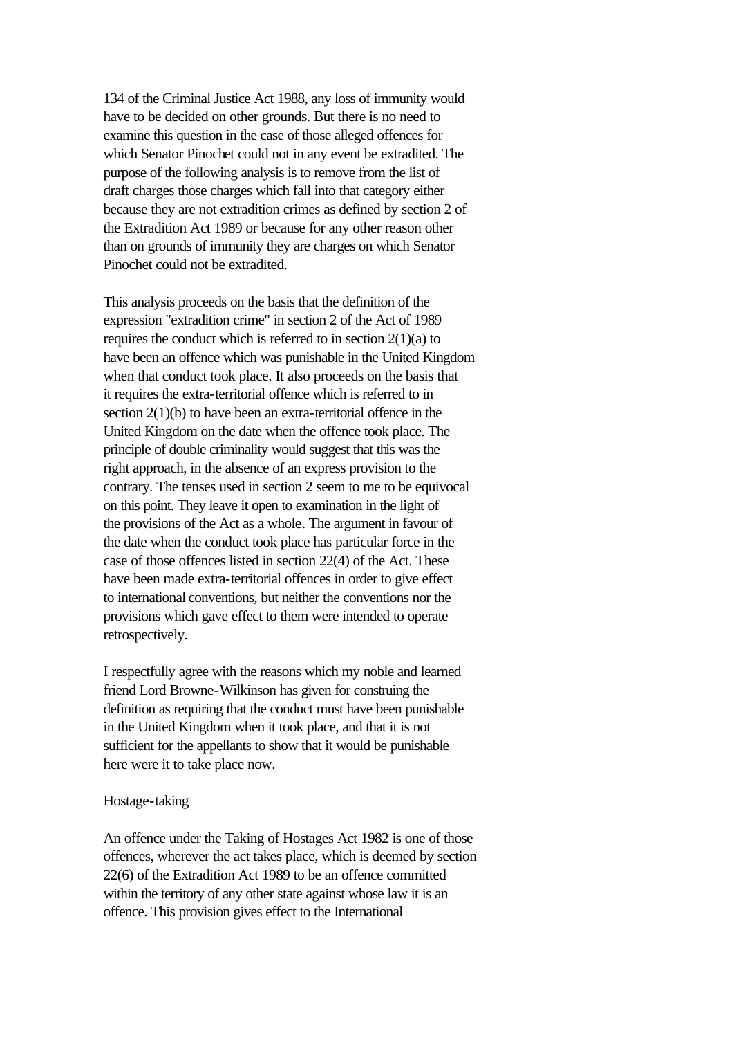134 of the Criminal Justice Act 1988, any loss of immunity would have to be decided on other grounds. But there is no need to examine this question in the case of those alleged offences for which Senator Pinochet could not in any event be extradited. The purpose of the following analysis is to remove from the list of draft charges those charges which fall into that category either because they are not extradition crimes as defined by section 2 of the Extradition Act 1989 or because for any other reason other than on grounds of immunity they are charges on which Senator Pinochet could not be extradited.

This analysis proceeds on the basis that the definition of the expression "extradition crime" in section 2 of the Act of 1989 requires the conduct which is referred to in section 2(1)(a) to have been an offence which was punishable in the United Kingdom when that conduct took place. It also proceeds on the basis that it requires the extra-territorial offence which is referred to in section 2(1)(b) to have been an extra-territorial offence in the United Kingdom on the date when the offence took place. The principle of double criminality would suggest that this was the right approach, in the absence of an express provision to the contrary. The tenses used in section 2 seem to me to be equivocal on this point. They leave it open to examination in the light of the provisions of the Act as a whole. The argument in favour of the date when the conduct took place has particular force in the case of those offences listed in section 22(4) of the Act. These have been made extra-territorial offences in order to give effect to international conventions, but neither the conventions nor the provisions which gave effect to them were intended to operate retrospectively.

I respectfully agree with the reasons which my noble and learned friend Lord Browne-Wilkinson has given for construing the definition as requiring that the conduct must have been punishable in the United Kingdom when it took place, and that it is not sufficient for the appellants to show that it would be punishable here were it to take place now.

Hostage-taking

An offence under the Taking of Hostages Act 1982 is one of those offences, wherever the act takes place, which is deemed by section 22(6) of the Extradition Act 1989 to be an offence committed within the territory of any other state against whose law it is an offence. This provision gives effect to the International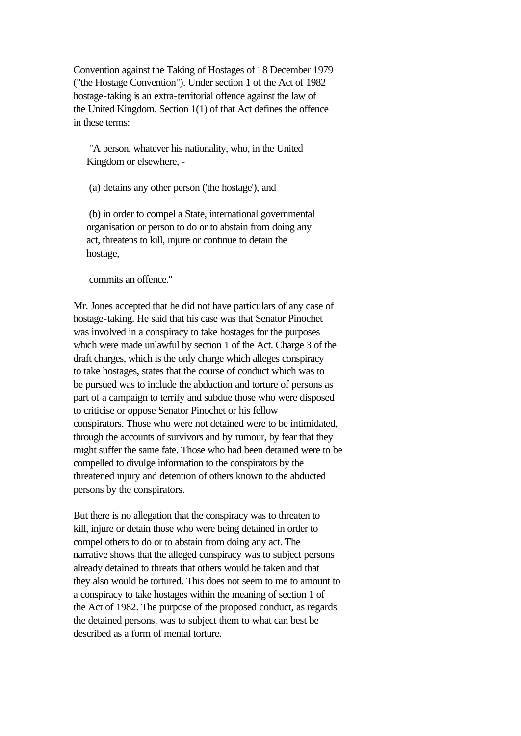Convention against the Taking of Hostages of 18 December 1979 ("the Hostage Convention"). Under section 1 of the Act of 1982 hostage-taking is an extra-territorial offence against the law of the United Kingdom. Section 1(1) of that Act defines the offence in these terms:

> "A person, whatever his nationality, who, in the United Kingdom or elsewhere, -
>
> (a) detains any other person ('the hostage'), and
>
> (b) in order to compel a State, international governmental organisation or person to do or to abstain from doing any act, threatens to kill, injure or continue to detain the hostage,
>
> commits an offence."

Mr. Jones accepted that he did not have particulars of any case of hostage-taking. He said that his case was that Senator Pinochet was involved in a conspiracy to take hostages for the purposes which were made unlawful by section 1 of the Act. Charge 3 of the draft charges, which is the only charge which alleges conspiracy to take hostages, states that the course of conduct which was to be pursued was to include the abduction and torture of persons as part of a campaign to terrify and subdue those who were disposed to criticise or oppose Senator Pinochet or his fellow conspirators. Those who were not detained were to be intimidated, through the accounts of survivors and by rumour, by fear that they might suffer the same fate. Those who had been detained were to be compelled to divulge information to the conspirators by the threatened injury and detention of others known to the abducted persons by the conspirators.

But there is no allegation that the conspiracy was to threaten to kill, injure or detain those who were being detained in order to compel others to do or to abstain from doing any act. The narrative shows that the alleged conspiracy was to subject persons already detained to threats that others would be taken and that they also would be tortured. This does not seem to me to amount to a conspiracy to take hostages within the meaning of section 1 of the Act of 1982. The purpose of the proposed conduct, as regards the detained persons, was to subject them to what can best be described as a form of mental torture.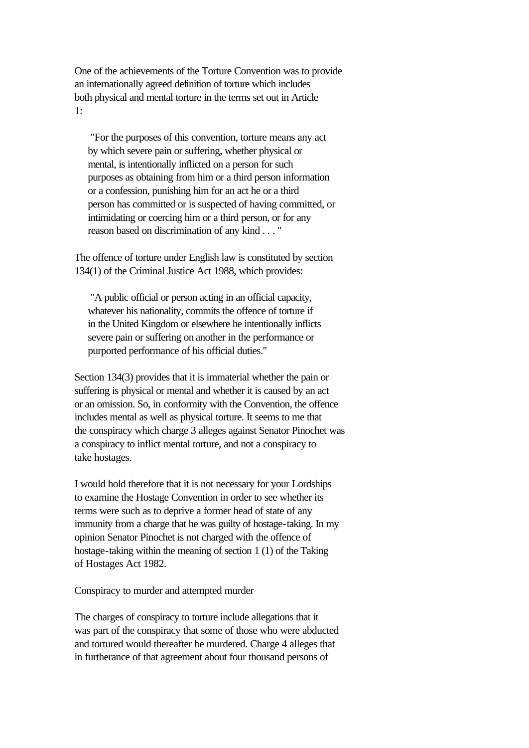One of the achievements of the Torture Convention was to provide an internationally agreed definition of torture which includes both physical and mental torture in the terms set out in Article 1:

> "For the purposes of this convention, torture means any act by which severe pain or suffering, whether physical or mental, is intentionally inflicted on a person for such purposes as obtaining from him or a third person information or a confession, punishing him for an act he or a third person has committed or is suspected of having committed, or intimidating or coercing him or a third person, or for any reason based on discrimination of any kind . . . "

The offence of torture under English law is constituted by section 134(1) of the Criminal Justice Act 1988, which provides:

> "A public official or person acting in an official capacity, whatever his nationality, commits the offence of torture if in the United Kingdom or elsewhere he intentionally inflicts severe pain or suffering on another in the performance or purported performance of his official duties."

Section 134(3) provides that it is immaterial whether the pain or suffering is physical or mental and whether it is caused by an act or an omission. So, in conformity with the Convention, the offence includes mental as well as physical torture. It seems to me that the conspiracy which charge 3 alleges against Senator Pinochet was a conspiracy to inflict mental torture, and not a conspiracy to take hostages.

I would hold therefore that it is not necessary for your Lordships to examine the Hostage Convention in order to see whether its terms were such as to deprive a former head of state of any immunity from a charge that he was guilty of hostage-taking. In my opinion Senator Pinochet is not charged with the offence of hostage-taking within the meaning of section 1 (1) of the Taking of Hostages Act 1982.

Conspiracy to murder and attempted murder

The charges of conspiracy to torture include allegations that it was part of the conspiracy that some of those who were abducted and tortured would thereafter be murdered. Charge 4 alleges that in furtherance of that agreement about four thousand persons of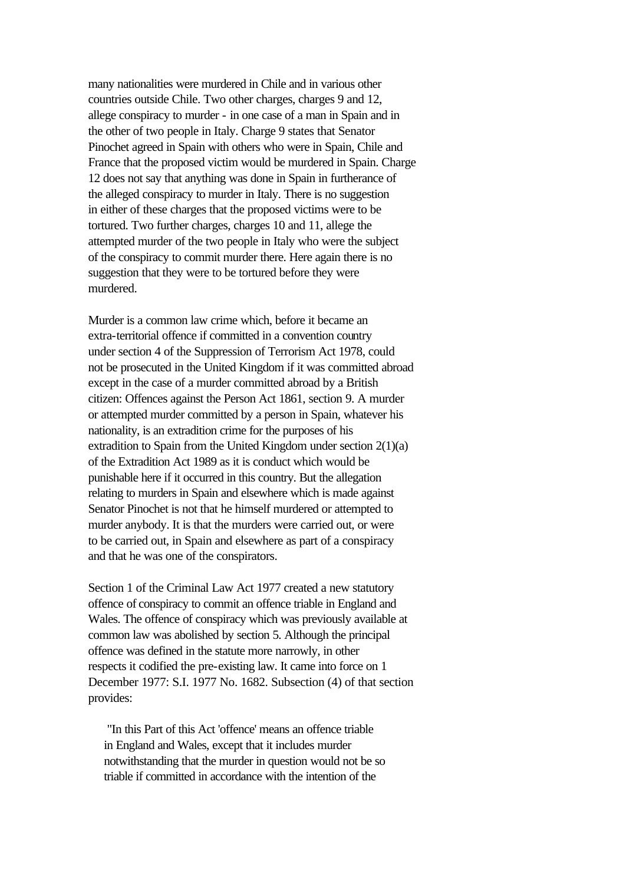many nationalities were murdered in Chile and in various other countries outside Chile. Two other charges, charges 9 and 12, allege conspiracy to murder - in one case of a man in Spain and in the other of two people in Italy. Charge 9 states that Senator Pinochet agreed in Spain with others who were in Spain, Chile and France that the proposed victim would be murdered in Spain. Charge 12 does not say that anything was done in Spain in furtherance of the alleged conspiracy to murder in Italy. There is no suggestion in either of these charges that the proposed victims were to be tortured. Two further charges, charges 10 and 11, allege the attempted murder of the two people in Italy who were the subject of the conspiracy to commit murder there. Here again there is no suggestion that they were to be tortured before they were murdered.

Murder is a common law crime which, before it became an extra-territorial offence if committed in a convention country under section 4 of the Suppression of Terrorism Act 1978, could not be prosecuted in the United Kingdom if it was committed abroad except in the case of a murder committed abroad by a British citizen: Offences against the Person Act 1861, section 9. A murder or attempted murder committed by a person in Spain, whatever his nationality, is an extradition crime for the purposes of his extradition to Spain from the United Kingdom under section 2(1)(a) of the Extradition Act 1989 as it is conduct which would be punishable here if it occurred in this country. But the allegation relating to murders in Spain and elsewhere which is made against Senator Pinochet is not that he himself murdered or attempted to murder anybody. It is that the murders were carried out, or were to be carried out, in Spain and elsewhere as part of a conspiracy and that he was one of the conspirators.

Section 1 of the Criminal Law Act 1977 created a new statutory offence of conspiracy to commit an offence triable in England and Wales. The offence of conspiracy which was previously available at common law was abolished by section 5. Although the principal offence was defined in the statute more narrowly, in other respects it codified the pre-existing law. It came into force on 1 December 1977: S.I. 1977 No. 1682. Subsection (4) of that section provides:

> "In this Part of this Act 'offence' means an offence triable in England and Wales, except that it includes murder notwithstanding that the murder in question would not be so triable if committed in accordance with the intention of the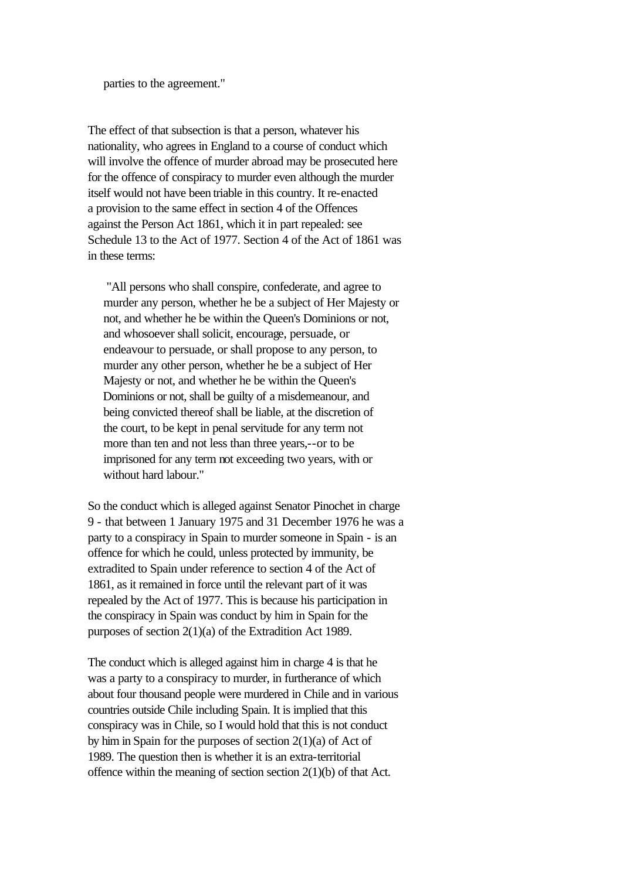> parties to the agreement."

The effect of that subsection is that a person, whatever his nationality, who agrees in England to a course of conduct which will involve the offence of murder abroad may be prosecuted here for the offence of conspiracy to murder even although the murder itself would not have been triable in this country. It re-enacted a provision to the same effect in section 4 of the Offences against the Person Act 1861, which it in part repealed: see Schedule 13 to the Act of 1977. Section 4 of the Act of 1861 was in these terms:

> "All persons who shall conspire, confederate, and agree to murder any person, whether he be a subject of Her Majesty or not, and whether he be within the Queen's Dominions or not, and whosoever shall solicit, encourage, persuade, or endeavour to persuade, or shall propose to any person, to murder any other person, whether he be a subject of Her Majesty or not, and whether he be within the Queen's Dominions or not, shall be guilty of a misdemeanour, and being convicted thereof shall be liable, at the discretion of the court, to be kept in penal servitude for any term not more than ten and not less than three years,--or to be imprisoned for any term not exceeding two years, with or without hard labour."

So the conduct which is alleged against Senator Pinochet in charge 9 - that between 1 January 1975 and 31 December 1976 he was a party to a conspiracy in Spain to murder someone in Spain - is an offence for which he could, unless protected by immunity, be extradited to Spain under reference to section 4 of the Act of 1861, as it remained in force until the relevant part of it was repealed by the Act of 1977. This is because his participation in the conspiracy in Spain was conduct by him in Spain for the purposes of section 2(1)(a) of the Extradition Act 1989.

The conduct which is alleged against him in charge 4 is that he was a party to a conspiracy to murder, in furtherance of which about four thousand people were murdered in Chile and in various countries outside Chile including Spain. It is implied that this conspiracy was in Chile, so I would hold that this is not conduct by him in Spain for the purposes of section 2(1)(a) of Act of 1989. The question then is whether it is an extra-territorial offence within the meaning of section section 2(1)(b) of that Act.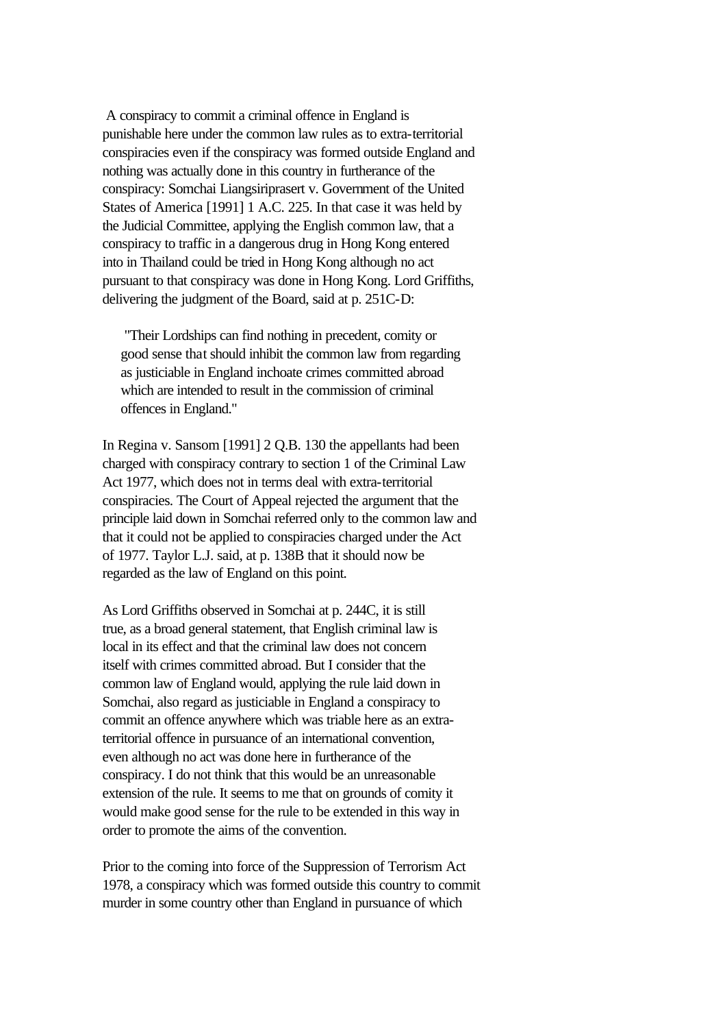A conspiracy to commit a criminal offence in England is punishable here under the common law rules as to extra-territorial conspiracies even if the conspiracy was formed outside England and nothing was actually done in this country in furtherance of the conspiracy: Somchai Liangsiriprasert v. Government of the United States of America [1991] 1 A.C. 225. In that case it was held by the Judicial Committee, applying the English common law, that a conspiracy to traffic in a dangerous drug in Hong Kong entered into in Thailand could be tried in Hong Kong although no act pursuant to that conspiracy was done in Hong Kong. Lord Griffiths, delivering the judgment of the Board, said at p. 251C-D:

> "Their Lordships can find nothing in precedent, comity or good sense that should inhibit the common law from regarding as justiciable in England inchoate crimes committed abroad which are intended to result in the commission of criminal offences in England."

In Regina v. Sansom [1991] 2 Q.B. 130 the appellants had been charged with conspiracy contrary to section 1 of the Criminal Law Act 1977, which does not in terms deal with extra-territorial conspiracies. The Court of Appeal rejected the argument that the principle laid down in Somchai referred only to the common law and that it could not be applied to conspiracies charged under the Act of 1977. Taylor L.J. said, at p. 138B that it should now be regarded as the law of England on this point.

As Lord Griffiths observed in Somchai at p. 244C, it is still true, as a broad general statement, that English criminal law is local in its effect and that the criminal law does not concern itself with crimes committed abroad. But I consider that the common law of England would, applying the rule laid down in Somchai, also regard as justiciable in England a conspiracy to commit an offence anywhere which was triable here as an extra-territorial offence in pursuance of an international convention, even although no act was done here in furtherance of the conspiracy. I do not think that this would be an unreasonable extension of the rule. It seems to me that on grounds of comity it would make good sense for the rule to be extended in this way in order to promote the aims of the convention.

Prior to the coming into force of the Suppression of Terrorism Act 1978, a conspiracy which was formed outside this country to commit murder in some country other than England in pursuance of which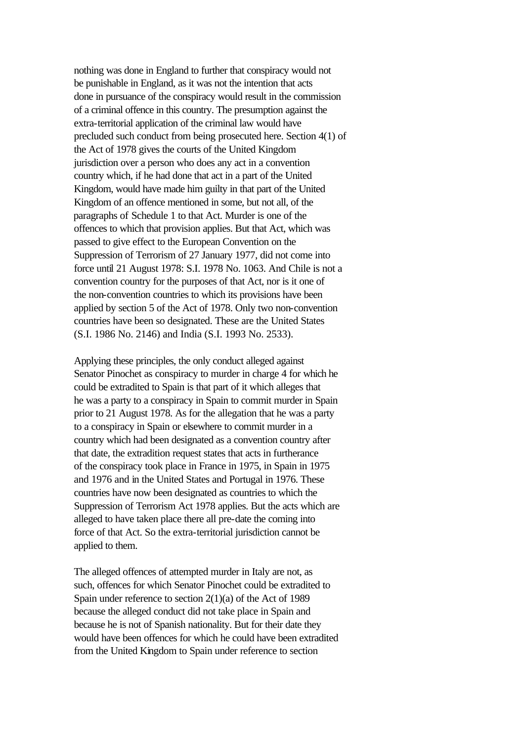nothing was done in England to further that conspiracy would not be punishable in England, as it was not the intention that acts done in pursuance of the conspiracy would result in the commission of a criminal offence in this country. The presumption against the extra-territorial application of the criminal law would have precluded such conduct from being prosecuted here. Section 4(1) of the Act of 1978 gives the courts of the United Kingdom jurisdiction over a person who does any act in a convention country which, if he had done that act in a part of the United Kingdom, would have made him guilty in that part of the United Kingdom of an offence mentioned in some, but not all, of the paragraphs of Schedule 1 to that Act. Murder is one of the offences to which that provision applies. But that Act, which was passed to give effect to the European Convention on the Suppression of Terrorism of 27 January 1977, did not come into force until 21 August 1978: S.I. 1978 No. 1063. And Chile is not a convention country for the purposes of that Act, nor is it one of the non-convention countries to which its provisions have been applied by section 5 of the Act of 1978. Only two non-convention countries have been so designated. These are the United States (S.I. 1986 No. 2146) and India (S.I. 1993 No. 2533).

Applying these principles, the only conduct alleged against Senator Pinochet as conspiracy to murder in charge 4 for which he could be extradited to Spain is that part of it which alleges that he was a party to a conspiracy in Spain to commit murder in Spain prior to 21 August 1978. As for the allegation that he was a party to a conspiracy in Spain or elsewhere to commit murder in a country which had been designated as a convention country after that date, the extradition request states that acts in furtherance of the conspiracy took place in France in 1975, in Spain in 1975 and 1976 and in the United States and Portugal in 1976. These countries have now been designated as countries to which the Suppression of Terrorism Act 1978 applies. But the acts which are alleged to have taken place there all pre-date the coming into force of that Act. So the extra-territorial jurisdiction cannot be applied to them.

The alleged offences of attempted murder in Italy are not, as such, offences for which Senator Pinochet could be extradited to Spain under reference to section 2(1)(a) of the Act of 1989 because the alleged conduct did not take place in Spain and because he is not of Spanish nationality. But for their date they would have been offences for which he could have been extradited from the United Kingdom to Spain under reference to section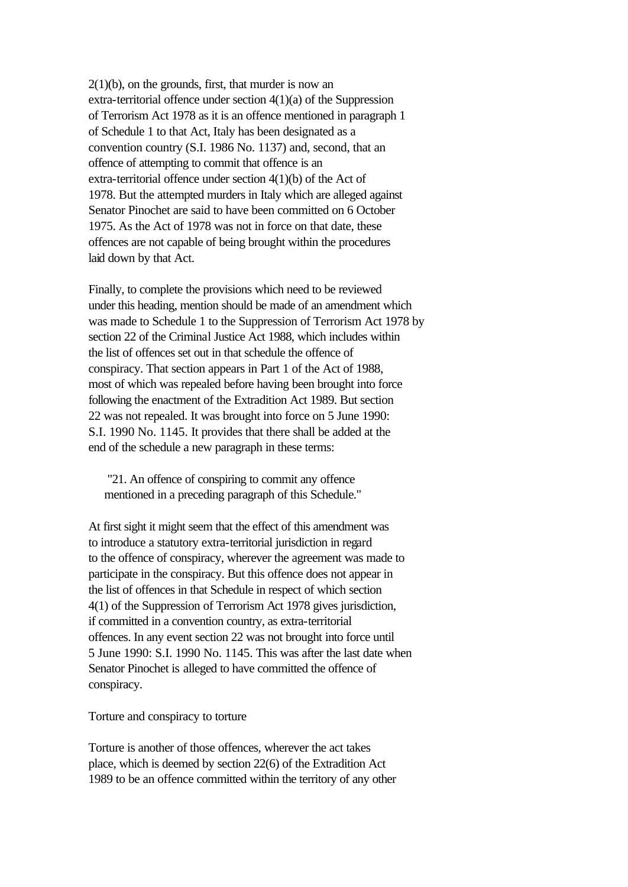2(1)(b), on the grounds, first, that murder is now an extra-territorial offence under section 4(1)(a) of the Suppression of Terrorism Act 1978 as it is an offence mentioned in paragraph 1 of Schedule 1 to that Act, Italy has been designated as a convention country (S.I. 1986 No. 1137) and, second, that an offence of attempting to commit that offence is an extra-territorial offence under section 4(1)(b) of the Act of 1978. But the attempted murders in Italy which are alleged against Senator Pinochet are said to have been committed on 6 October 1975. As the Act of 1978 was not in force on that date, these offences are not capable of being brought within the procedures laid down by that Act.

Finally, to complete the provisions which need to be reviewed under this heading, mention should be made of an amendment which was made to Schedule 1 to the Suppression of Terrorism Act 1978 by section 22 of the Criminal Justice Act 1988, which includes within the list of offences set out in that schedule the offence of conspiracy. That section appears in Part 1 of the Act of 1988, most of which was repealed before having been brought into force following the enactment of the Extradition Act 1989. But section 22 was not repealed. It was brought into force on 5 June 1990: S.I. 1990 No. 1145. It provides that there shall be added at the end of the schedule a new paragraph in these terms:

> "21. An offence of conspiring to commit any offence mentioned in a preceding paragraph of this Schedule."

At first sight it might seem that the effect of this amendment was to introduce a statutory extra-territorial jurisdiction in regard to the offence of conspiracy, wherever the agreement was made to participate in the conspiracy. But this offence does not appear in the list of offences in that Schedule in respect of which section 4(1) of the Suppression of Terrorism Act 1978 gives jurisdiction, if committed in a convention country, as extra-territorial offences. In any event section 22 was not brought into force until 5 June 1990: S.I. 1990 No. 1145. This was after the last date when Senator Pinochet is alleged to have committed the offence of conspiracy.

Torture and conspiracy to torture

Torture is another of those offences, wherever the act takes place, which is deemed by section 22(6) of the Extradition Act 1989 to be an offence committed within the territory of any other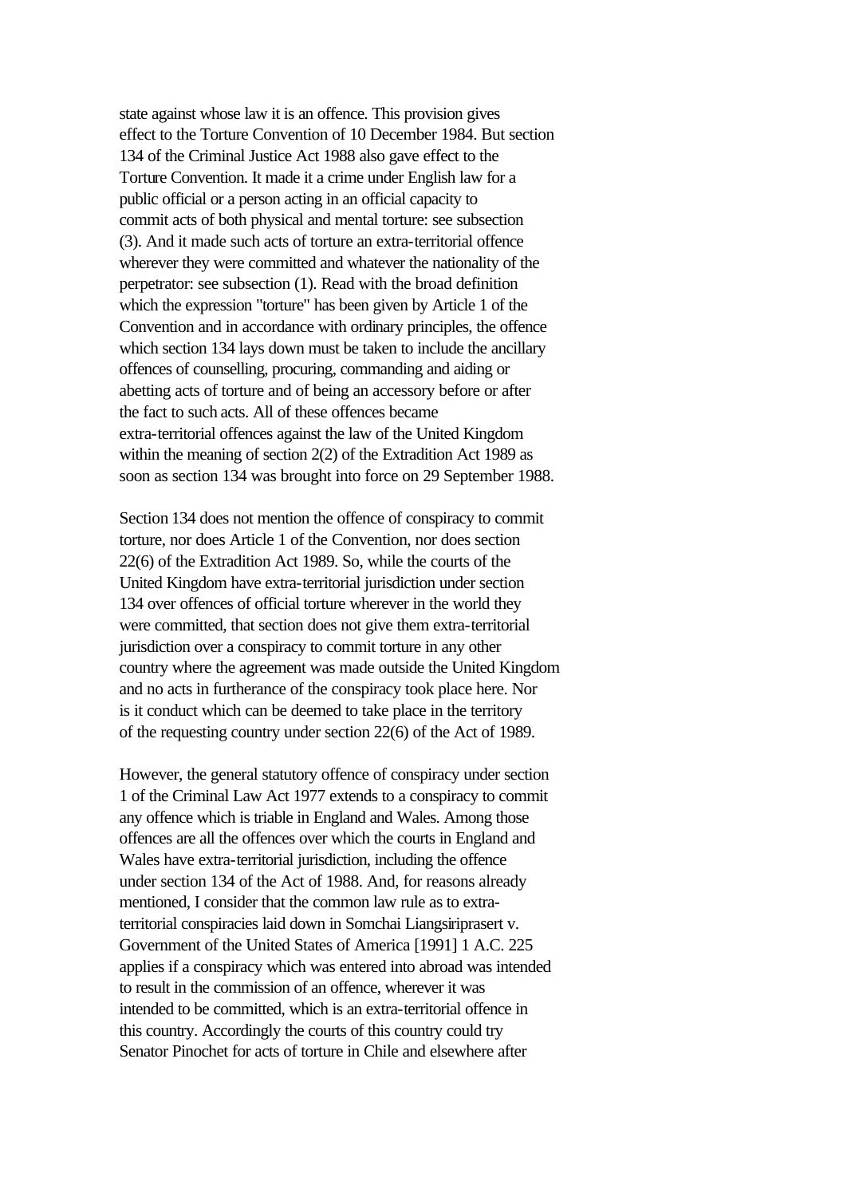state against whose law it is an offence. This provision gives effect to the Torture Convention of 10 December 1984. But section 134 of the Criminal Justice Act 1988 also gave effect to the Torture Convention. It made it a crime under English law for a public official or a person acting in an official capacity to commit acts of both physical and mental torture: see subsection (3). And it made such acts of torture an extra-territorial offence wherever they were committed and whatever the nationality of the perpetrator: see subsection (1). Read with the broad definition which the expression "torture" has been given by Article 1 of the Convention and in accordance with ordinary principles, the offence which section 134 lays down must be taken to include the ancillary offences of counselling, procuring, commanding and aiding or abetting acts of torture and of being an accessory before or after the fact to such acts. All of these offences became extra-territorial offences against the law of the United Kingdom within the meaning of section 2(2) of the Extradition Act 1989 as soon as section 134 was brought into force on 29 September 1988.

Section 134 does not mention the offence of conspiracy to commit torture, nor does Article 1 of the Convention, nor does section 22(6) of the Extradition Act 1989. So, while the courts of the United Kingdom have extra-territorial jurisdiction under section 134 over offences of official torture wherever in the world they were committed, that section does not give them extra-territorial jurisdiction over a conspiracy to commit torture in any other country where the agreement was made outside the United Kingdom and no acts in furtherance of the conspiracy took place here. Nor is it conduct which can be deemed to take place in the territory of the requesting country under section 22(6) of the Act of 1989.

However, the general statutory offence of conspiracy under section 1 of the Criminal Law Act 1977 extends to a conspiracy to commit any offence which is triable in England and Wales. Among those offences are all the offences over which the courts in England and Wales have extra-territorial jurisdiction, including the offence under section 134 of the Act of 1988. And, for reasons already mentioned, I consider that the common law rule as to extra-territorial conspiracies laid down in Somchai Liangsiriprasert v. Government of the United States of America [1991] 1 A.C. 225 applies if a conspiracy which was entered into abroad was intended to result in the commission of an offence, wherever it was intended to be committed, which is an extra-territorial offence in this country. Accordingly the courts of this country could try Senator Pinochet for acts of torture in Chile and elsewhere after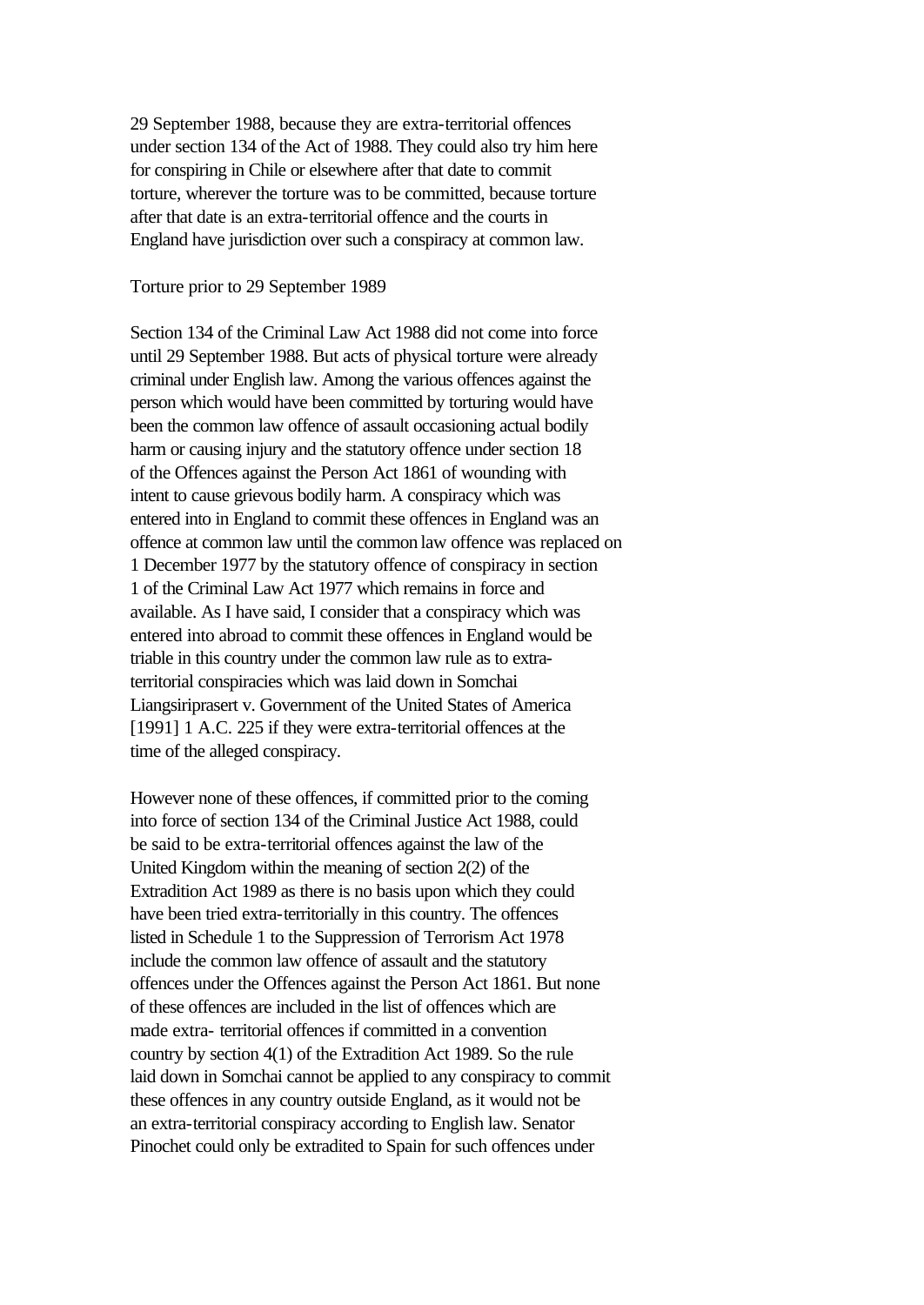29 September 1988, because they are extra-territorial offences under section 134 of the Act of 1988. They could also try him here for conspiring in Chile or elsewhere after that date to commit torture, wherever the torture was to be committed, because torture after that date is an extra-territorial offence and the courts in England have jurisdiction over such a conspiracy at common law.

Torture prior to 29 September 1989

Section 134 of the Criminal Law Act 1988 did not come into force until 29 September 1988. But acts of physical torture were already criminal under English law. Among the various offences against the person which would have been committed by torturing would have been the common law offence of assault occasioning actual bodily harm or causing injury and the statutory offence under section 18 of the Offences against the Person Act 1861 of wounding with intent to cause grievous bodily harm. A conspiracy which was entered into in England to commit these offences in England was an offence at common law until the common law offence was replaced on 1 December 1977 by the statutory offence of conspiracy in section 1 of the Criminal Law Act 1977 which remains in force and available. As I have said, I consider that a conspiracy which was entered into abroad to commit these offences in England would be triable in this country under the common law rule as to extra-territorial conspiracies which was laid down in Somchai Liangsiriprasert v. Government of the United States of America [1991] 1 A.C. 225 if they were extra-territorial offences at the time of the alleged conspiracy.

However none of these offences, if committed prior to the coming into force of section 134 of the Criminal Justice Act 1988, could be said to be extra-territorial offences against the law of the United Kingdom within the meaning of section 2(2) of the Extradition Act 1989 as there is no basis upon which they could have been tried extra-territorially in this country. The offences listed in Schedule 1 to the Suppression of Terrorism Act 1978 include the common law offence of assault and the statutory offences under the Offences against the Person Act 1861. But none of these offences are included in the list of offences which are made extra- territorial offences if committed in a convention country by section 4(1) of the Extradition Act 1989. So the rule laid down in Somchai cannot be applied to any conspiracy to commit these offences in any country outside England, as it would not be an extra-territorial conspiracy according to English law. Senator Pinochet could only be extradited to Spain for such offences under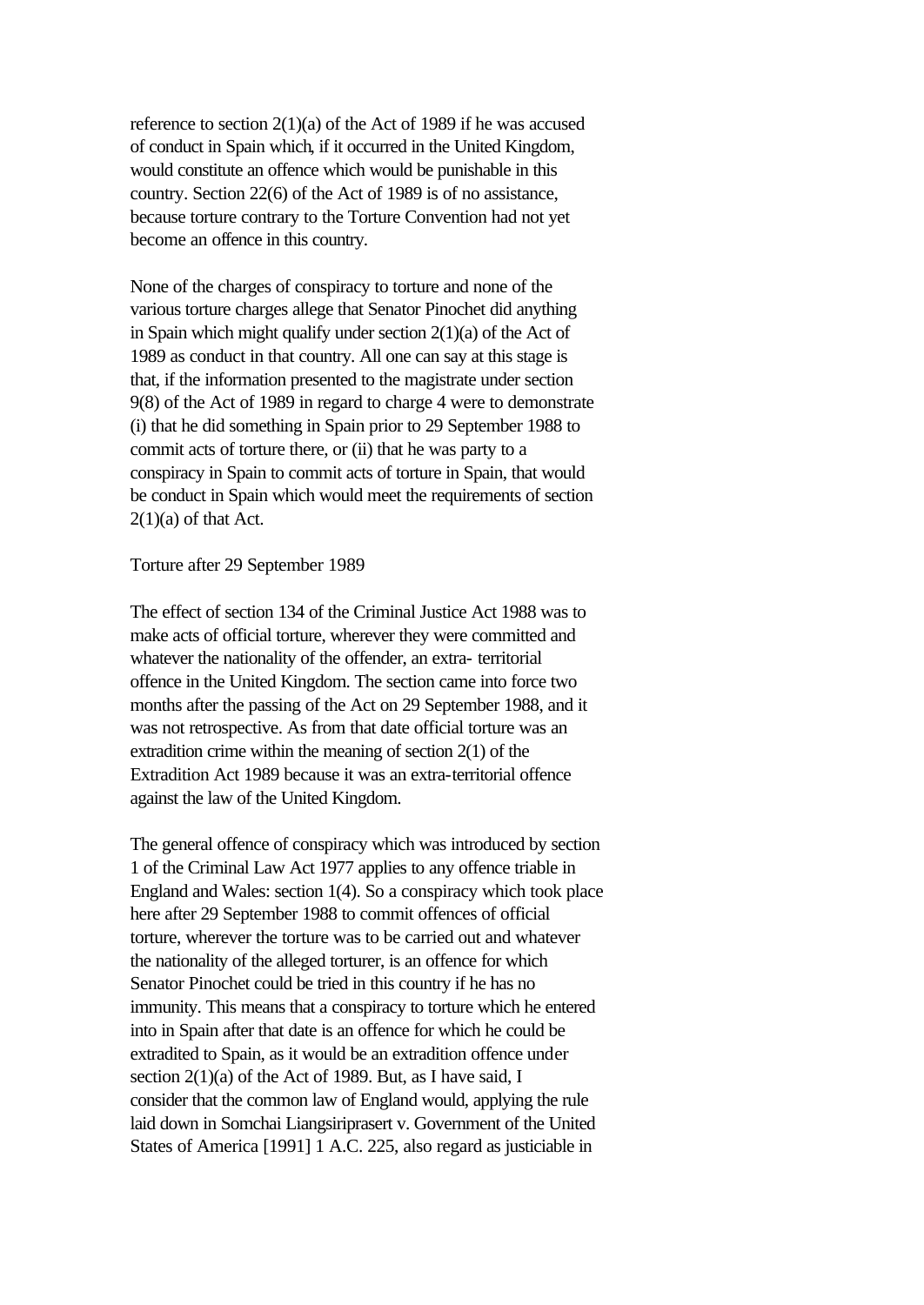reference to section 2(1)(a) of the Act of 1989 if he was accused of conduct in Spain which, if it occurred in the United Kingdom, would constitute an offence which would be punishable in this country. Section 22(6) of the Act of 1989 is of no assistance, because torture contrary to the Torture Convention had not yet become an offence in this country.

None of the charges of conspiracy to torture and none of the various torture charges allege that Senator Pinochet did anything in Spain which might qualify under section 2(1)(a) of the Act of 1989 as conduct in that country. All one can say at this stage is that, if the information presented to the magistrate under section 9(8) of the Act of 1989 in regard to charge 4 were to demonstrate (i) that he did something in Spain prior to 29 September 1988 to commit acts of torture there, or (ii) that he was party to a conspiracy in Spain to commit acts of torture in Spain, that would be conduct in Spain which would meet the requirements of section 2(1)(a) of that Act.

Torture after 29 September 1989

The effect of section 134 of the Criminal Justice Act 1988 was to make acts of official torture, wherever they were committed and whatever the nationality of the offender, an extra- territorial offence in the United Kingdom. The section came into force two months after the passing of the Act on 29 September 1988, and it was not retrospective. As from that date official torture was an extradition crime within the meaning of section 2(1) of the Extradition Act 1989 because it was an extra-territorial offence against the law of the United Kingdom.

The general offence of conspiracy which was introduced by section 1 of the Criminal Law Act 1977 applies to any offence triable in England and Wales: section 1(4). So a conspiracy which took place here after 29 September 1988 to commit offences of official torture, wherever the torture was to be carried out and whatever the nationality of the alleged torturer, is an offence for which Senator Pinochet could be tried in this country if he has no immunity. This means that a conspiracy to torture which he entered into in Spain after that date is an offence for which he could be extradited to Spain, as it would be an extradition offence under section 2(1)(a) of the Act of 1989. But, as I have said, I consider that the common law of England would, applying the rule laid down in Somchai Liangsiriprasert v. Government of the United States of America [1991] 1 A.C. 225, also regard as justiciable in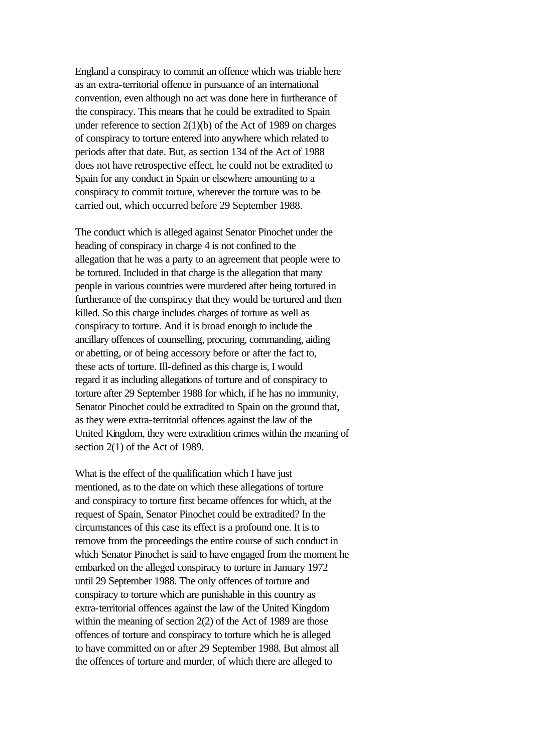England a conspiracy to commit an offence which was triable here as an extra-territorial offence in pursuance of an international convention, even although no act was done here in furtherance of the conspiracy. This means that he could be extradited to Spain under reference to section 2(1)(b) of the Act of 1989 on charges of conspiracy to torture entered into anywhere which related to periods after that date. But, as section 134 of the Act of 1988 does not have retrospective effect, he could not be extradited to Spain for any conduct in Spain or elsewhere amounting to a conspiracy to commit torture, wherever the torture was to be carried out, which occurred before 29 September 1988.

The conduct which is alleged against Senator Pinochet under the heading of conspiracy in charge 4 is not confined to the allegation that he was a party to an agreement that people were to be tortured. Included in that charge is the allegation that many people in various countries were murdered after being tortured in furtherance of the conspiracy that they would be tortured and then killed. So this charge includes charges of torture as well as conspiracy to torture. And it is broad enough to include the ancillary offences of counselling, procuring, commanding, aiding or abetting, or of being accessory before or after the fact to, these acts of torture. Ill-defined as this charge is, I would regard it as including allegations of torture and of conspiracy to torture after 29 September 1988 for which, if he has no immunity, Senator Pinochet could be extradited to Spain on the ground that, as they were extra-territorial offences against the law of the United Kingdom, they were extradition crimes within the meaning of section 2(1) of the Act of 1989.

What is the effect of the qualification which I have just mentioned, as to the date on which these allegations of torture and conspiracy to torture first became offences for which, at the request of Spain, Senator Pinochet could be extradited? In the circumstances of this case its effect is a profound one. It is to remove from the proceedings the entire course of such conduct in which Senator Pinochet is said to have engaged from the moment he embarked on the alleged conspiracy to torture in January 1972 until 29 September 1988. The only offences of torture and conspiracy to torture which are punishable in this country as extra-territorial offences against the law of the United Kingdom within the meaning of section 2(2) of the Act of 1989 are those offences of torture and conspiracy to torture which he is alleged to have committed on or after 29 September 1988. But almost all the offences of torture and murder, of which there are alleged to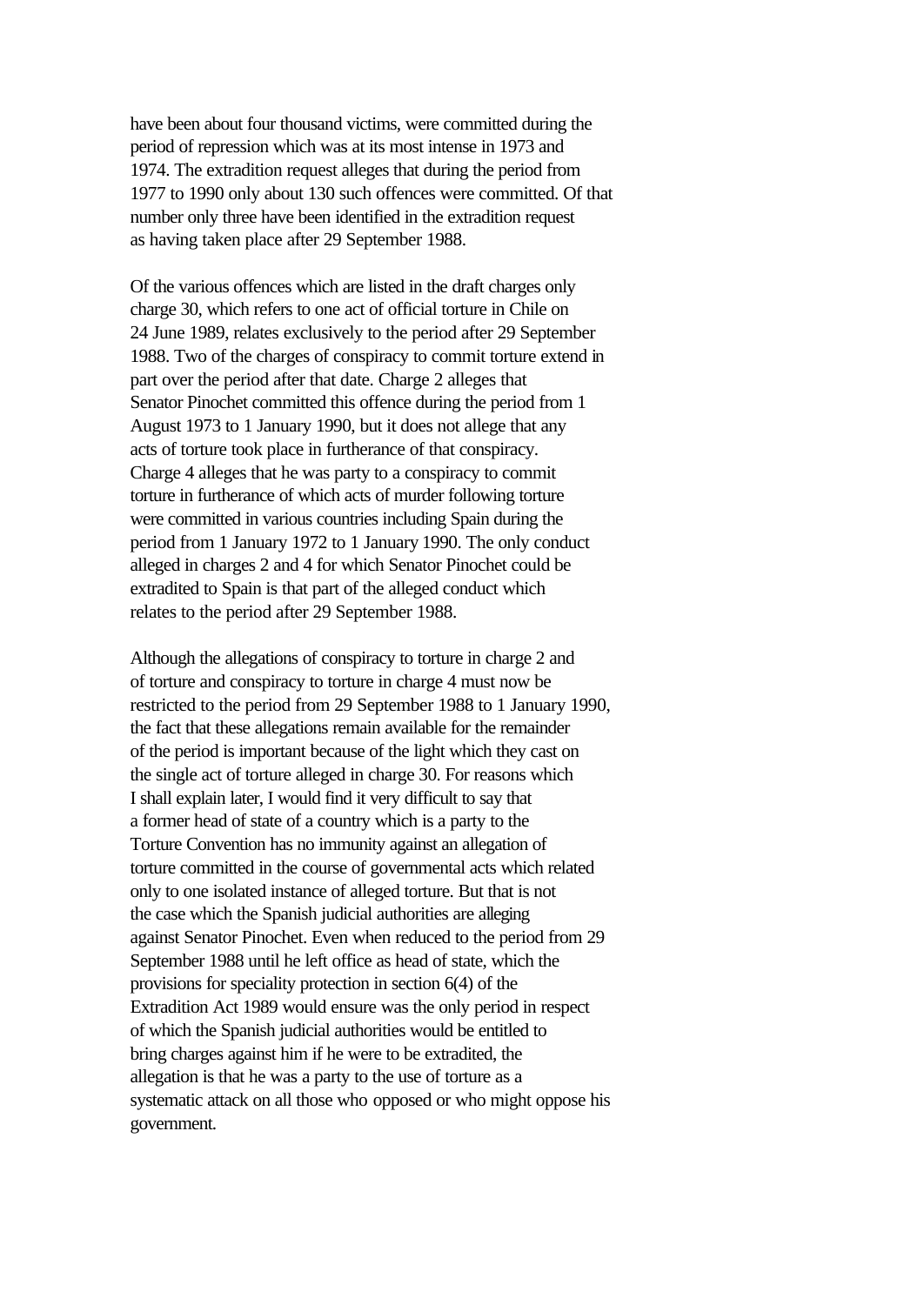have been about four thousand victims, were committed during the period of repression which was at its most intense in 1973 and 1974. The extradition request alleges that during the period from 1977 to 1990 only about 130 such offences were committed. Of that number only three have been identified in the extradition request as having taken place after 29 September 1988.

Of the various offences which are listed in the draft charges only charge 30, which refers to one act of official torture in Chile on 24 June 1989, relates exclusively to the period after 29 September 1988. Two of the charges of conspiracy to commit torture extend in part over the period after that date. Charge 2 alleges that Senator Pinochet committed this offence during the period from 1 August 1973 to 1 January 1990, but it does not allege that any acts of torture took place in furtherance of that conspiracy. Charge 4 alleges that he was party to a conspiracy to commit torture in furtherance of which acts of murder following torture were committed in various countries including Spain during the period from 1 January 1972 to 1 January 1990. The only conduct alleged in charges 2 and 4 for which Senator Pinochet could be extradited to Spain is that part of the alleged conduct which relates to the period after 29 September 1988.

Although the allegations of conspiracy to torture in charge 2 and of torture and conspiracy to torture in charge 4 must now be restricted to the period from 29 September 1988 to 1 January 1990, the fact that these allegations remain available for the remainder of the period is important because of the light which they cast on the single act of torture alleged in charge 30. For reasons which I shall explain later, I would find it very difficult to say that a former head of state of a country which is a party to the Torture Convention has no immunity against an allegation of torture committed in the course of governmental acts which related only to one isolated instance of alleged torture. But that is not the case which the Spanish judicial authorities are alleging against Senator Pinochet. Even when reduced to the period from 29 September 1988 until he left office as head of state, which the provisions for speciality protection in section 6(4) of the Extradition Act 1989 would ensure was the only period in respect of which the Spanish judicial authorities would be entitled to bring charges against him if he were to be extradited, the allegation is that he was a party to the use of torture as a systematic attack on all those who opposed or who might oppose his government.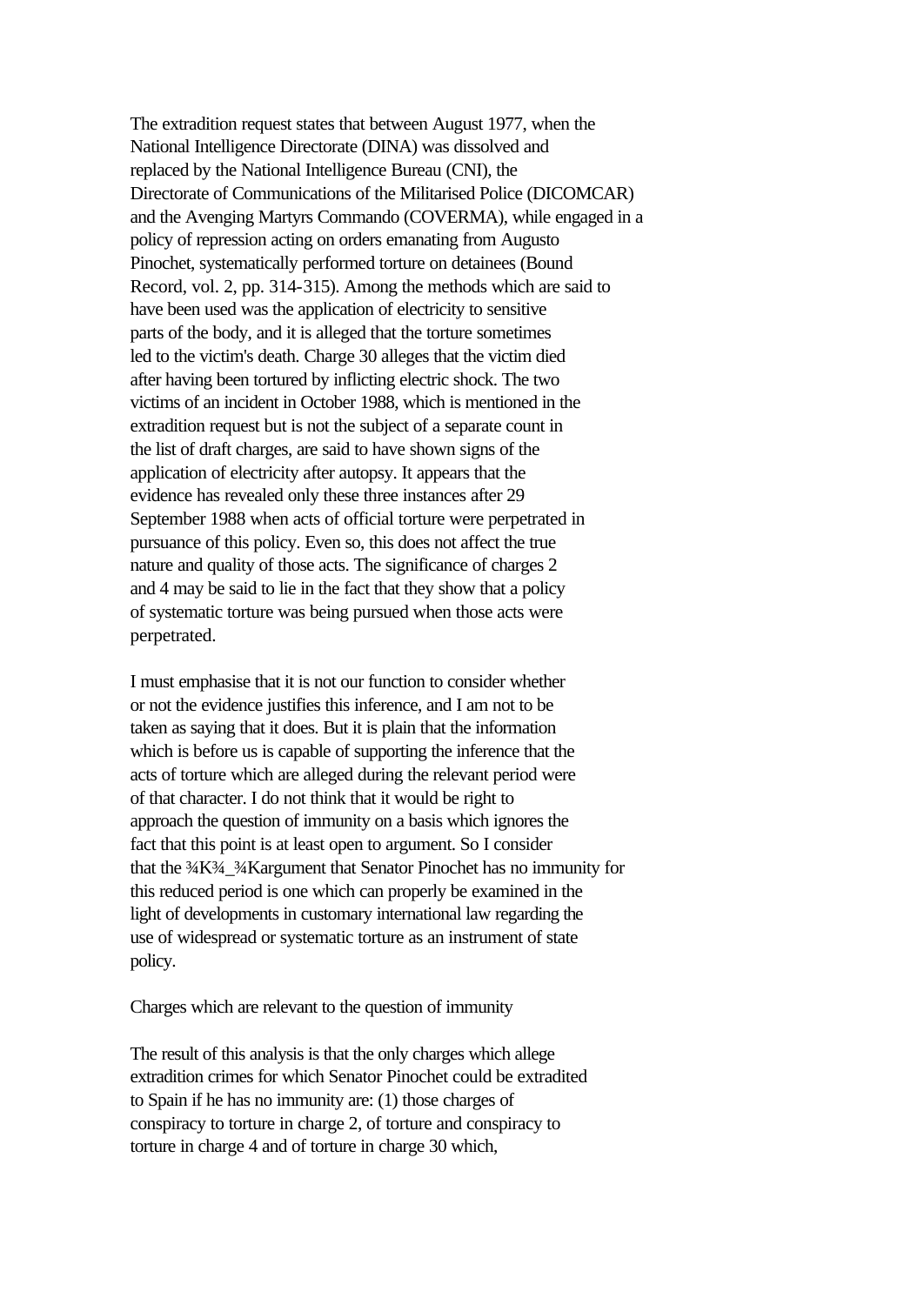The extradition request states that between August 1977, when the National Intelligence Directorate (DINA) was dissolved and replaced by the National Intelligence Bureau (CNI), the Directorate of Communications of the Militarised Police (DICOMCAR) and the Avenging Martyrs Commando (COVERMA), while engaged in a policy of repression acting on orders emanating from Augusto Pinochet, systematically performed torture on detainees (Bound Record, vol. 2, pp. 314-315). Among the methods which are said to have been used was the application of electricity to sensitive parts of the body, and it is alleged that the torture sometimes led to the victim's death. Charge 30 alleges that the victim died after having been tortured by inflicting electric shock. The two victims of an incident in October 1988, which is mentioned in the extradition request but is not the subject of a separate count in the list of draft charges, are said to have shown signs of the application of electricity after autopsy. It appears that the evidence has revealed only these three instances after 29 September 1988 when acts of official torture were perpetrated in pursuance of this policy. Even so, this does not affect the true nature and quality of those acts. The significance of charges 2 and 4 may be said to lie in the fact that they show that a policy of systematic torture was being pursued when those acts were perpetrated.

I must emphasise that it is not our function to consider whether or not the evidence justifies this inference, and I am not to be taken as saying that it does. But it is plain that the information which is before us is capable of supporting the inference that the acts of torture which are alleged during the relevant period were of that character. I do not think that it would be right to approach the question of immunity on a basis which ignores the fact that this point is at least open to argument. So I consider that the ¾K¾_¾Kargument that Senator Pinochet has no immunity for this reduced period is one which can properly be examined in the light of developments in customary international law regarding the use of widespread or systematic torture as an instrument of state policy.

Charges which are relevant to the question of immunity

The result of this analysis is that the only charges which allege extradition crimes for which Senator Pinochet could be extradited to Spain if he has no immunity are: (1) those charges of conspiracy to torture in charge 2, of torture and conspiracy to torture in charge 4 and of torture in charge 30 which,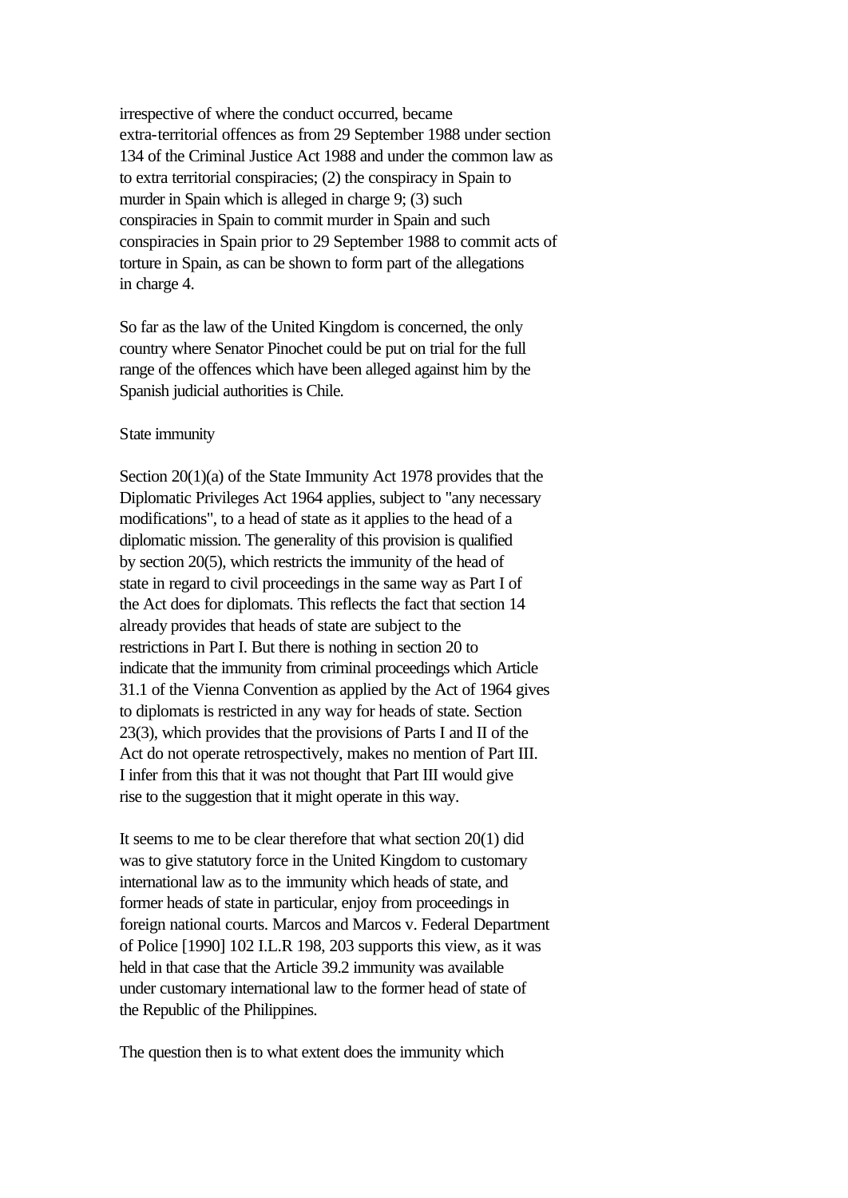irrespective of where the conduct occurred, became extra-territorial offences as from 29 September 1988 under section 134 of the Criminal Justice Act 1988 and under the common law as to extra territorial conspiracies; (2) the conspiracy in Spain to murder in Spain which is alleged in charge 9; (3) such conspiracies in Spain to commit murder in Spain and such conspiracies in Spain prior to 29 September 1988 to commit acts of torture in Spain, as can be shown to form part of the allegations in charge 4.

So far as the law of the United Kingdom is concerned, the only country where Senator Pinochet could be put on trial for the full range of the offences which have been alleged against him by the Spanish judicial authorities is Chile.

State immunity

Section 20(1)(a) of the State Immunity Act 1978 provides that the Diplomatic Privileges Act 1964 applies, subject to "any necessary modifications", to a head of state as it applies to the head of a diplomatic mission. The generality of this provision is qualified by section 20(5), which restricts the immunity of the head of state in regard to civil proceedings in the same way as Part I of the Act does for diplomats. This reflects the fact that section 14 already provides that heads of state are subject to the restrictions in Part I. But there is nothing in section 20 to indicate that the immunity from criminal proceedings which Article 31.1 of the Vienna Convention as applied by the Act of 1964 gives to diplomats is restricted in any way for heads of state. Section 23(3), which provides that the provisions of Parts I and II of the Act do not operate retrospectively, makes no mention of Part III. I infer from this that it was not thought that Part III would give rise to the suggestion that it might operate in this way.

It seems to me to be clear therefore that what section 20(1) did was to give statutory force in the United Kingdom to customary international law as to the immunity which heads of state, and former heads of state in particular, enjoy from proceedings in foreign national courts. Marcos and Marcos v. Federal Department of Police [1990] 102 I.L.R 198, 203 supports this view, as it was held in that case that the Article 39.2 immunity was available under customary international law to the former head of state of the Republic of the Philippines.

The question then is to what extent does the immunity which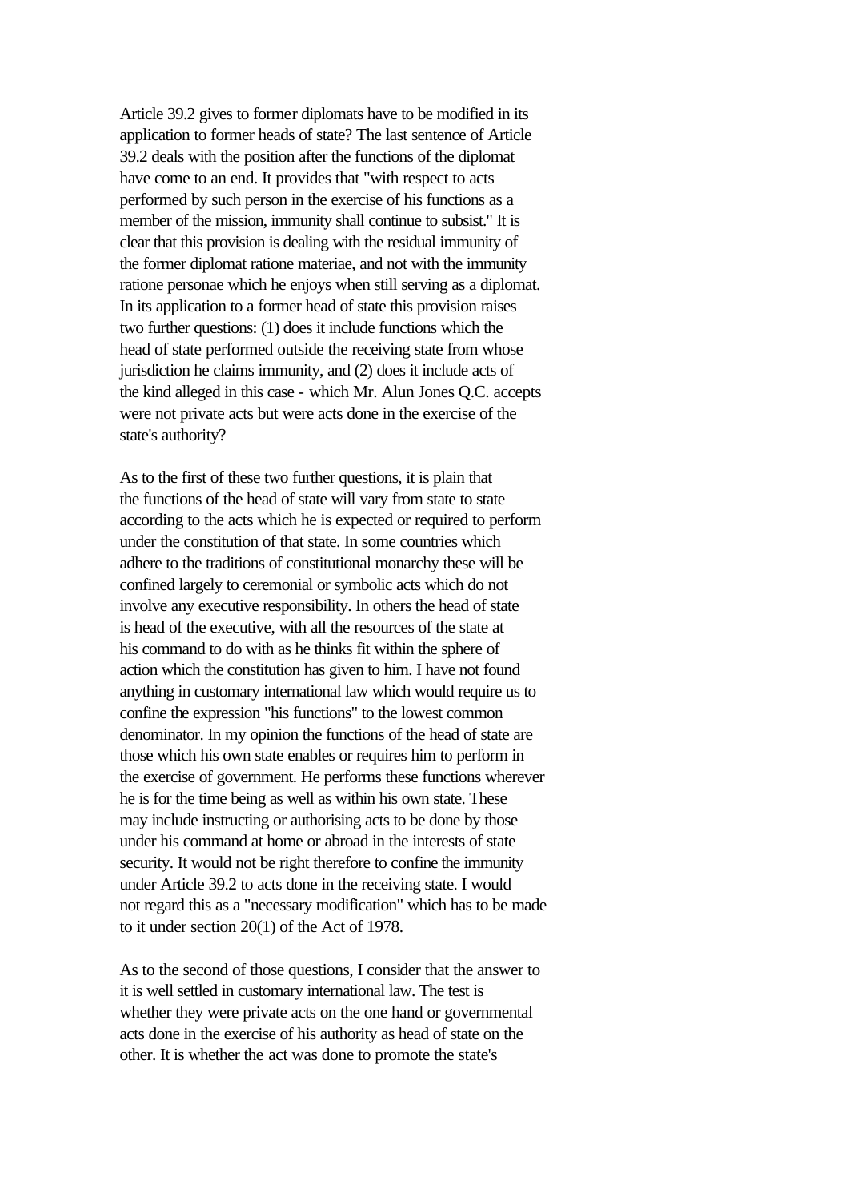Article 39.2 gives to former diplomats have to be modified in its application to former heads of state? The last sentence of Article 39.2 deals with the position after the functions of the diplomat have come to an end. It provides that "with respect to acts performed by such person in the exercise of his functions as a member of the mission, immunity shall continue to subsist." It is clear that this provision is dealing with the residual immunity of the former diplomat ratione materiae, and not with the immunity ratione personae which he enjoys when still serving as a diplomat. In its application to a former head of state this provision raises two further questions: (1) does it include functions which the head of state performed outside the receiving state from whose jurisdiction he claims immunity, and (2) does it include acts of the kind alleged in this case - which Mr. Alun Jones Q.C. accepts were not private acts but were acts done in the exercise of the state's authority?

As to the first of these two further questions, it is plain that the functions of the head of state will vary from state to state according to the acts which he is expected or required to perform under the constitution of that state. In some countries which adhere to the traditions of constitutional monarchy these will be confined largely to ceremonial or symbolic acts which do not involve any executive responsibility. In others the head of state is head of the executive, with all the resources of the state at his command to do with as he thinks fit within the sphere of action which the constitution has given to him. I have not found anything in customary international law which would require us to confine the expression "his functions" to the lowest common denominator. In my opinion the functions of the head of state are those which his own state enables or requires him to perform in the exercise of government. He performs these functions wherever he is for the time being as well as within his own state. These may include instructing or authorising acts to be done by those under his command at home or abroad in the interests of state security. It would not be right therefore to confine the immunity under Article 39.2 to acts done in the receiving state. I would not regard this as a "necessary modification" which has to be made to it under section 20(1) of the Act of 1978.

As to the second of those questions, I consider that the answer to it is well settled in customary international law. The test is whether they were private acts on the one hand or governmental acts done in the exercise of his authority as head of state on the other. It is whether the act was done to promote the state's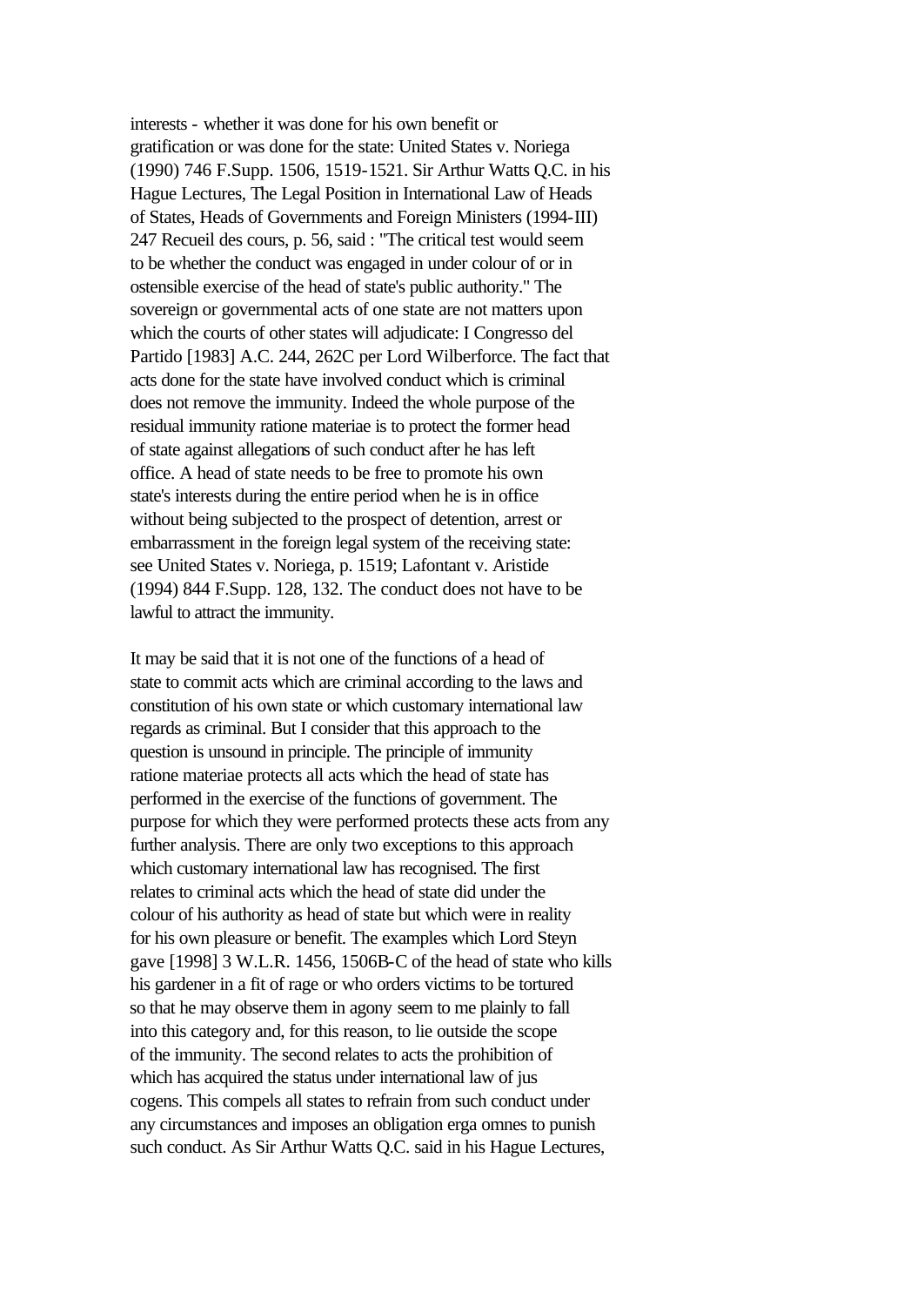interests - whether it was done for his own benefit or gratification or was done for the state: United States v. Noriega (1990) 746 F.Supp. 1506, 1519-1521. Sir Arthur Watts Q.C. in his Hague Lectures, The Legal Position in International Law of Heads of States, Heads of Governments and Foreign Ministers (1994-III) 247 Recueil des cours, p. 56, said : "The critical test would seem to be whether the conduct was engaged in under colour of or in ostensible exercise of the head of state's public authority." The sovereign or governmental acts of one state are not matters upon which the courts of other states will adjudicate: I Congresso del Partido [1983] A.C. 244, 262C per Lord Wilberforce. The fact that acts done for the state have involved conduct which is criminal does not remove the immunity. Indeed the whole purpose of the residual immunity ratione materiae is to protect the former head of state against allegations of such conduct after he has left office. A head of state needs to be free to promote his own state's interests during the entire period when he is in office without being subjected to the prospect of detention, arrest or embarrassment in the foreign legal system of the receiving state: see United States v. Noriega, p. 1519; Lafontant v. Aristide (1994) 844 F.Supp. 128, 132. The conduct does not have to be lawful to attract the immunity.

It may be said that it is not one of the functions of a head of state to commit acts which are criminal according to the laws and constitution of his own state or which customary international law regards as criminal. But I consider that this approach to the question is unsound in principle. The principle of immunity ratione materiae protects all acts which the head of state has performed in the exercise of the functions of government. The purpose for which they were performed protects these acts from any further analysis. There are only two exceptions to this approach which customary international law has recognised. The first relates to criminal acts which the head of state did under the colour of his authority as head of state but which were in reality for his own pleasure or benefit. The examples which Lord Steyn gave [1998] 3 W.L.R. 1456, 1506B-C of the head of state who kills his gardener in a fit of rage or who orders victims to be tortured so that he may observe them in agony seem to me plainly to fall into this category and, for this reason, to lie outside the scope of the immunity. The second relates to acts the prohibition of which has acquired the status under international law of jus cogens. This compels all states to refrain from such conduct under any circumstances and imposes an obligation erga omnes to punish such conduct. As Sir Arthur Watts Q.C. said in his Hague Lectures,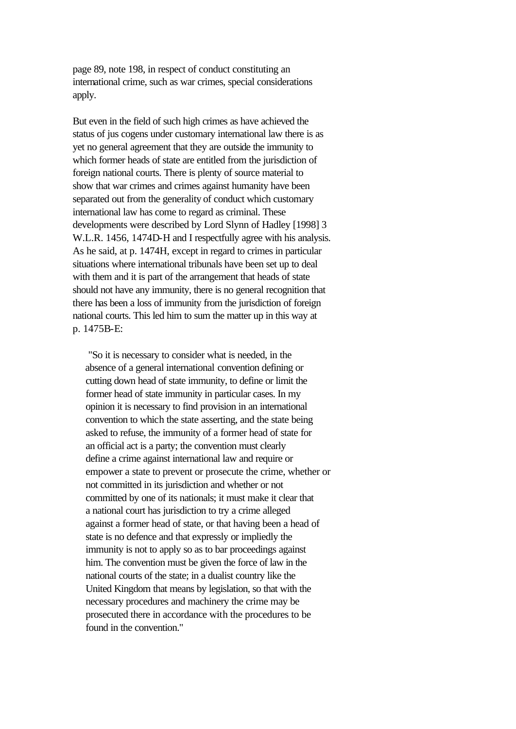page 89, note 198, in respect of conduct constituting an international crime, such as war crimes, special considerations apply.

But even in the field of such high crimes as have achieved the status of jus cogens under customary international law there is as yet no general agreement that they are outside the immunity to which former heads of state are entitled from the jurisdiction of foreign national courts. There is plenty of source material to show that war crimes and crimes against humanity have been separated out from the generality of conduct which customary international law has come to regard as criminal. These developments were described by Lord Slynn of Hadley [1998] 3 W.L.R. 1456, 1474D-H and I respectfully agree with his analysis. As he said, at p. 1474H, except in regard to crimes in particular situations where international tribunals have been set up to deal with them and it is part of the arrangement that heads of state should not have any immunity, there is no general recognition that there has been a loss of immunity from the jurisdiction of foreign national courts. This led him to sum the matter up in this way at p. 1475B-E:

> "So it is necessary to consider what is needed, in the absence of a general international convention defining or cutting down head of state immunity, to define or limit the former head of state immunity in particular cases. In my opinion it is necessary to find provision in an international convention to which the state asserting, and the state being asked to refuse, the immunity of a former head of state for an official act is a party; the convention must clearly define a crime against international law and require or empower a state to prevent or prosecute the crime, whether or not committed in its jurisdiction and whether or not committed by one of its nationals; it must make it clear that a national court has jurisdiction to try a crime alleged against a former head of state, or that having been a head of state is no defence and that expressly or impliedly the immunity is not to apply so as to bar proceedings against him. The convention must be given the force of law in the national courts of the state; in a dualist country like the United Kingdom that means by legislation, so that with the necessary procedures and machinery the crime may be prosecuted there in accordance with the procedures to be found in the convention."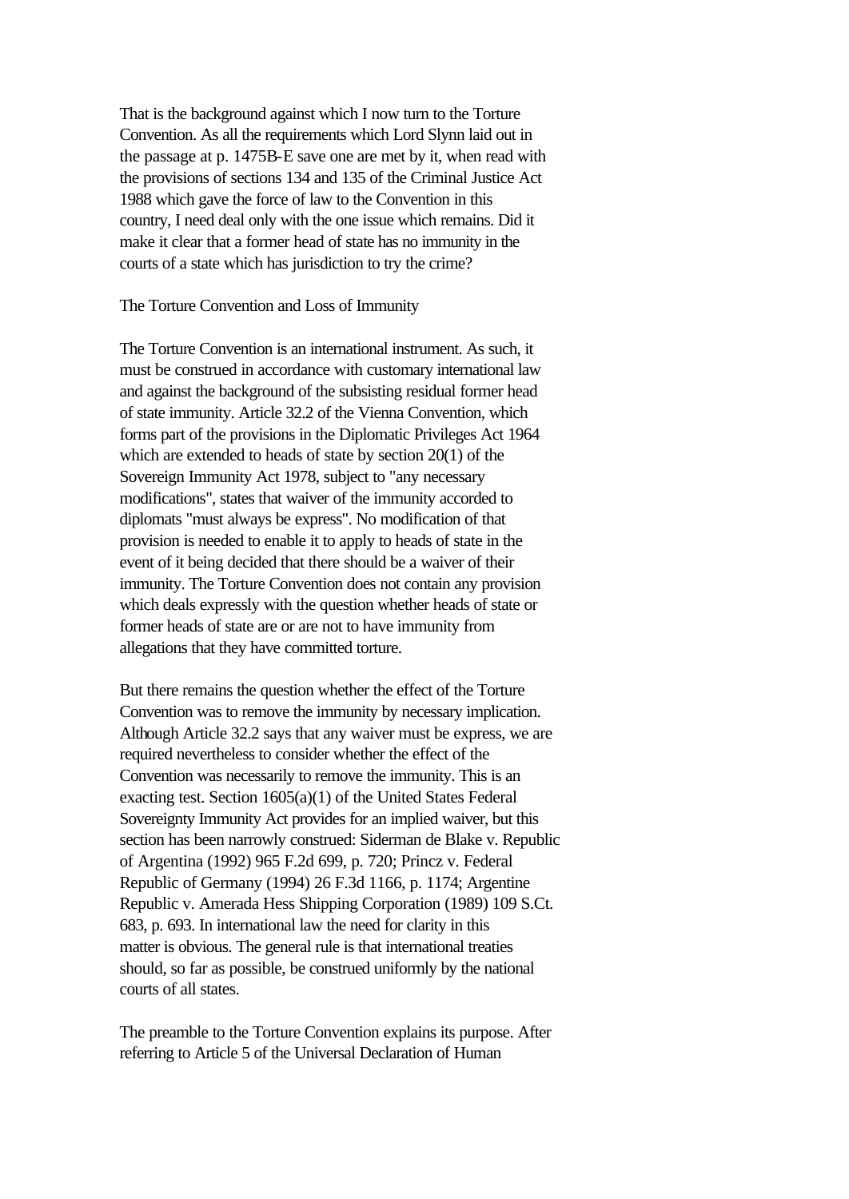That is the background against which I now turn to the Torture Convention. As all the requirements which Lord Slynn laid out in the passage at p. 1475B-E save one are met by it, when read with the provisions of sections 134 and 135 of the Criminal Justice Act 1988 which gave the force of law to the Convention in this country, I need deal only with the one issue which remains. Did it make it clear that a former head of state has no immunity in the courts of a state which has jurisdiction to try the crime?

## The Torture Convention and Loss of Immunity

The Torture Convention is an international instrument. As such, it must be construed in accordance with customary international law and against the background of the subsisting residual former head of state immunity. Article 32.2 of the Vienna Convention, which forms part of the provisions in the Diplomatic Privileges Act 1964 which are extended to heads of state by section 20(1) of the Sovereign Immunity Act 1978, subject to "any necessary modifications", states that waiver of the immunity accorded to diplomats "must always be express". No modification of that provision is needed to enable it to apply to heads of state in the event of it being decided that there should be a waiver of their immunity. The Torture Convention does not contain any provision which deals expressly with the question whether heads of state or former heads of state are or are not to have immunity from allegations that they have committed torture.

But there remains the question whether the effect of the Torture Convention was to remove the immunity by necessary implication. Although Article 32.2 says that any waiver must be express, we are required nevertheless to consider whether the effect of the Convention was necessarily to remove the immunity. This is an exacting test. Section 1605(a)(1) of the United States Federal Sovereignty Immunity Act provides for an implied waiver, but this section has been narrowly construed: Siderman de Blake v. Republic of Argentina (1992) 965 F.2d 699, p. 720; Princz v. Federal Republic of Germany (1994) 26 F.3d 1166, p. 1174; Argentine Republic v. Amerada Hess Shipping Corporation (1989) 109 S.Ct. 683, p. 693. In international law the need for clarity in this matter is obvious. The general rule is that international treaties should, so far as possible, be construed uniformly by the national courts of all states.

The preamble to the Torture Convention explains its purpose. After referring to Article 5 of the Universal Declaration of Human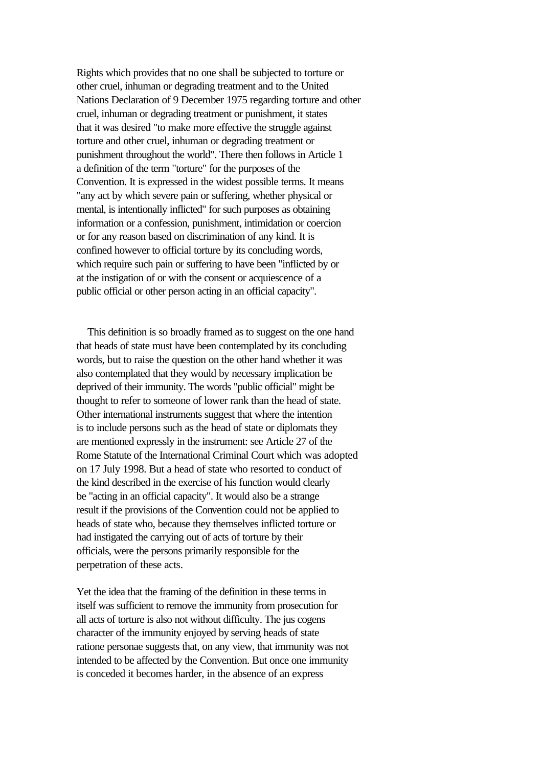Rights which provides that no one shall be subjected to torture or other cruel, inhuman or degrading treatment and to the United Nations Declaration of 9 December 1975 regarding torture and other cruel, inhuman or degrading treatment or punishment, it states that it was desired "to make more effective the struggle against torture and other cruel, inhuman or degrading treatment or punishment throughout the world". There then follows in Article 1 a definition of the term "torture" for the purposes of the Convention. It is expressed in the widest possible terms. It means "any act by which severe pain or suffering, whether physical or mental, is intentionally inflicted" for such purposes as obtaining information or a confession, punishment, intimidation or coercion or for any reason based on discrimination of any kind. It is confined however to official torture by its concluding words, which require such pain or suffering to have been "inflicted by or at the instigation of or with the consent or acquiescence of a public official or other person acting in an official capacity".

This definition is so broadly framed as to suggest on the one hand that heads of state must have been contemplated by its concluding words, but to raise the question on the other hand whether it was also contemplated that they would by necessary implication be deprived of their immunity. The words "public official" might be thought to refer to someone of lower rank than the head of state. Other international instruments suggest that where the intention is to include persons such as the head of state or diplomats they are mentioned expressly in the instrument: see Article 27 of the Rome Statute of the International Criminal Court which was adopted on 17 July 1998. But a head of state who resorted to conduct of the kind described in the exercise of his function would clearly be "acting in an official capacity". It would also be a strange result if the provisions of the Convention could not be applied to heads of state who, because they themselves inflicted torture or had instigated the carrying out of acts of torture by their officials, were the persons primarily responsible for the perpetration of these acts.

Yet the idea that the framing of the definition in these terms in itself was sufficient to remove the immunity from prosecution for all acts of torture is also not without difficulty. The jus cogens character of the immunity enjoyed by serving heads of state ratione personae suggests that, on any view, that immunity was not intended to be affected by the Convention. But once one immunity is conceded it becomes harder, in the absence of an express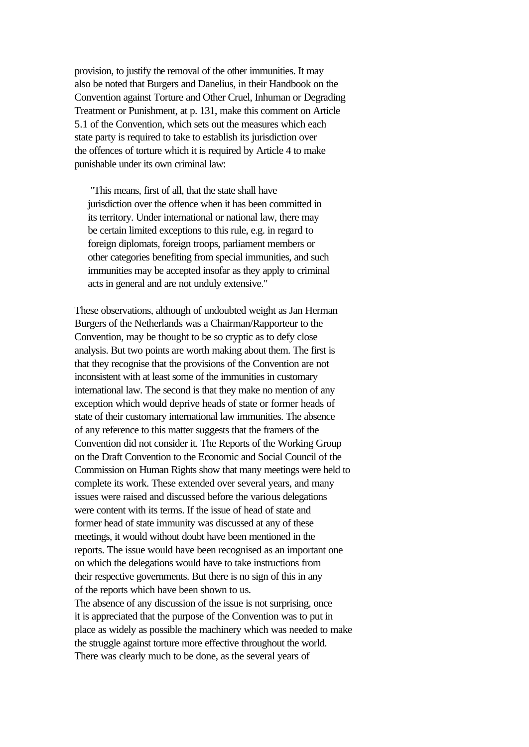provision, to justify the removal of the other immunities. It may also be noted that Burgers and Danelius, in their Handbook on the Convention against Torture and Other Cruel, Inhuman or Degrading Treatment or Punishment, at p. 131, make this comment on Article 5.1 of the Convention, which sets out the measures which each state party is required to take to establish its jurisdiction over the offences of torture which it is required by Article 4 to make punishable under its own criminal law:

> "This means, first of all, that the state shall have jurisdiction over the offence when it has been committed in its territory. Under international or national law, there may be certain limited exceptions to this rule, e.g. in regard to foreign diplomats, foreign troops, parliament members or other categories benefiting from special immunities, and such immunities may be accepted insofar as they apply to criminal acts in general and are not unduly extensive."

These observations, although of undoubted weight as Jan Herman Burgers of the Netherlands was a Chairman/Rapporteur to the Convention, may be thought to be so cryptic as to defy close analysis. But two points are worth making about them. The first is that they recognise that the provisions of the Convention are not inconsistent with at least some of the immunities in customary international law. The second is that they make no mention of any exception which would deprive heads of state or former heads of state of their customary international law immunities. The absence of any reference to this matter suggests that the framers of the Convention did not consider it. The Reports of the Working Group on the Draft Convention to the Economic and Social Council of the Commission on Human Rights show that many meetings were held to complete its work. These extended over several years, and many issues were raised and discussed before the various delegations were content with its terms. If the issue of head of state and former head of state immunity was discussed at any of these meetings, it would without doubt have been mentioned in the reports. The issue would have been recognised as an important one on which the delegations would have to take instructions from their respective governments. But there is no sign of this in any of the reports which have been shown to us.

The absence of any discussion of the issue is not surprising, once it is appreciated that the purpose of the Convention was to put in place as widely as possible the machinery which was needed to make the struggle against torture more effective throughout the world. There was clearly much to be done, as the several years of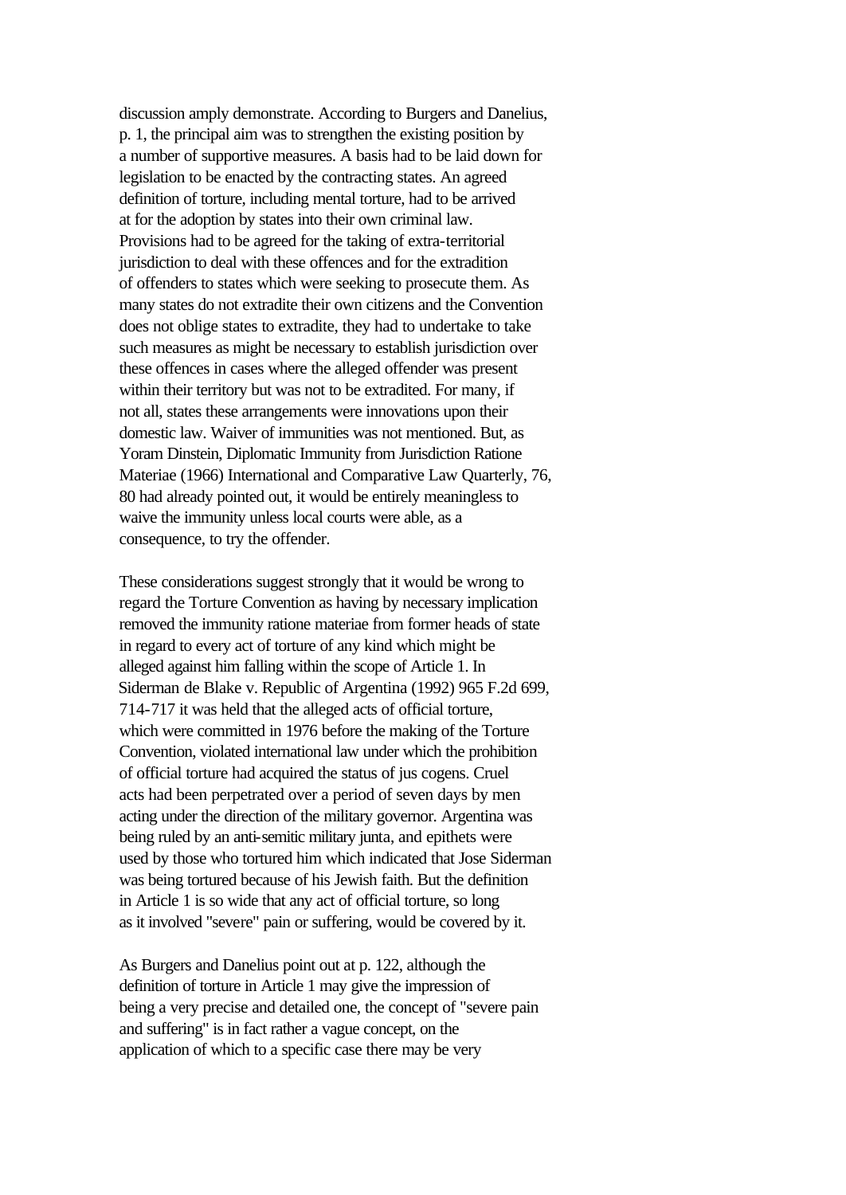discussion amply demonstrate. According to Burgers and Danelius, p. 1, the principal aim was to strengthen the existing position by a number of supportive measures. A basis had to be laid down for legislation to be enacted by the contracting states. An agreed definition of torture, including mental torture, had to be arrived at for the adoption by states into their own criminal law. Provisions had to be agreed for the taking of extra-territorial jurisdiction to deal with these offences and for the extradition of offenders to states which were seeking to prosecute them. As many states do not extradite their own citizens and the Convention does not oblige states to extradite, they had to undertake to take such measures as might be necessary to establish jurisdiction over these offences in cases where the alleged offender was present within their territory but was not to be extradited. For many, if not all, states these arrangements were innovations upon their domestic law. Waiver of immunities was not mentioned. But, as Yoram Dinstein, Diplomatic Immunity from Jurisdiction Ratione Materiae (1966) International and Comparative Law Quarterly, 76, 80 had already pointed out, it would be entirely meaningless to waive the immunity unless local courts were able, as a consequence, to try the offender.

These considerations suggest strongly that it would be wrong to regard the Torture Convention as having by necessary implication removed the immunity ratione materiae from former heads of state in regard to every act of torture of any kind which might be alleged against him falling within the scope of Article 1. In Siderman de Blake v. Republic of Argentina (1992) 965 F.2d 699, 714-717 it was held that the alleged acts of official torture, which were committed in 1976 before the making of the Torture Convention, violated international law under which the prohibition of official torture had acquired the status of jus cogens. Cruel acts had been perpetrated over a period of seven days by men acting under the direction of the military governor. Argentina was being ruled by an anti-semitic military junta, and epithets were used by those who tortured him which indicated that Jose Siderman was being tortured because of his Jewish faith. But the definition in Article 1 is so wide that any act of official torture, so long as it involved "severe" pain or suffering, would be covered by it.

As Burgers and Danelius point out at p. 122, although the definition of torture in Article 1 may give the impression of being a very precise and detailed one, the concept of "severe pain and suffering" is in fact rather a vague concept, on the application of which to a specific case there may be very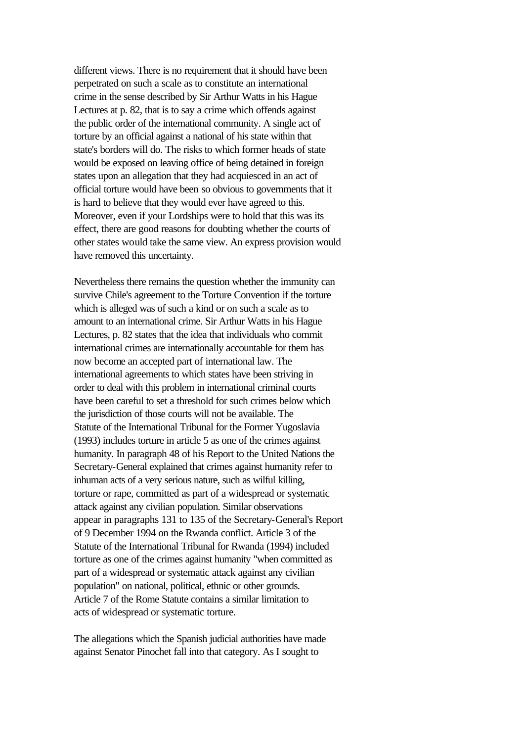different views. There is no requirement that it should have been perpetrated on such a scale as to constitute an international crime in the sense described by Sir Arthur Watts in his Hague Lectures at p. 82, that is to say a crime which offends against the public order of the international community. A single act of torture by an official against a national of his state within that state's borders will do. The risks to which former heads of state would be exposed on leaving office of being detained in foreign states upon an allegation that they had acquiesced in an act of official torture would have been so obvious to governments that it is hard to believe that they would ever have agreed to this. Moreover, even if your Lordships were to hold that this was its effect, there are good reasons for doubting whether the courts of other states would take the same view. An express provision would have removed this uncertainty.

Nevertheless there remains the question whether the immunity can survive Chile's agreement to the Torture Convention if the torture which is alleged was of such a kind or on such a scale as to amount to an international crime. Sir Arthur Watts in his Hague Lectures, p. 82 states that the idea that individuals who commit international crimes are internationally accountable for them has now become an accepted part of international law. The international agreements to which states have been striving in order to deal with this problem in international criminal courts have been careful to set a threshold for such crimes below which the jurisdiction of those courts will not be available. The Statute of the International Tribunal for the Former Yugoslavia (1993) includes torture in article 5 as one of the crimes against humanity. In paragraph 48 of his Report to the United Nations the Secretary-General explained that crimes against humanity refer to inhuman acts of a very serious nature, such as wilful killing, torture or rape, committed as part of a widespread or systematic attack against any civilian population. Similar observations appear in paragraphs 131 to 135 of the Secretary-General's Report of 9 December 1994 on the Rwanda conflict. Article 3 of the Statute of the International Tribunal for Rwanda (1994) included torture as one of the crimes against humanity "when committed as part of a widespread or systematic attack against any civilian population" on national, political, ethnic or other grounds. Article 7 of the Rome Statute contains a similar limitation to acts of widespread or systematic torture.

The allegations which the Spanish judicial authorities have made against Senator Pinochet fall into that category. As I sought to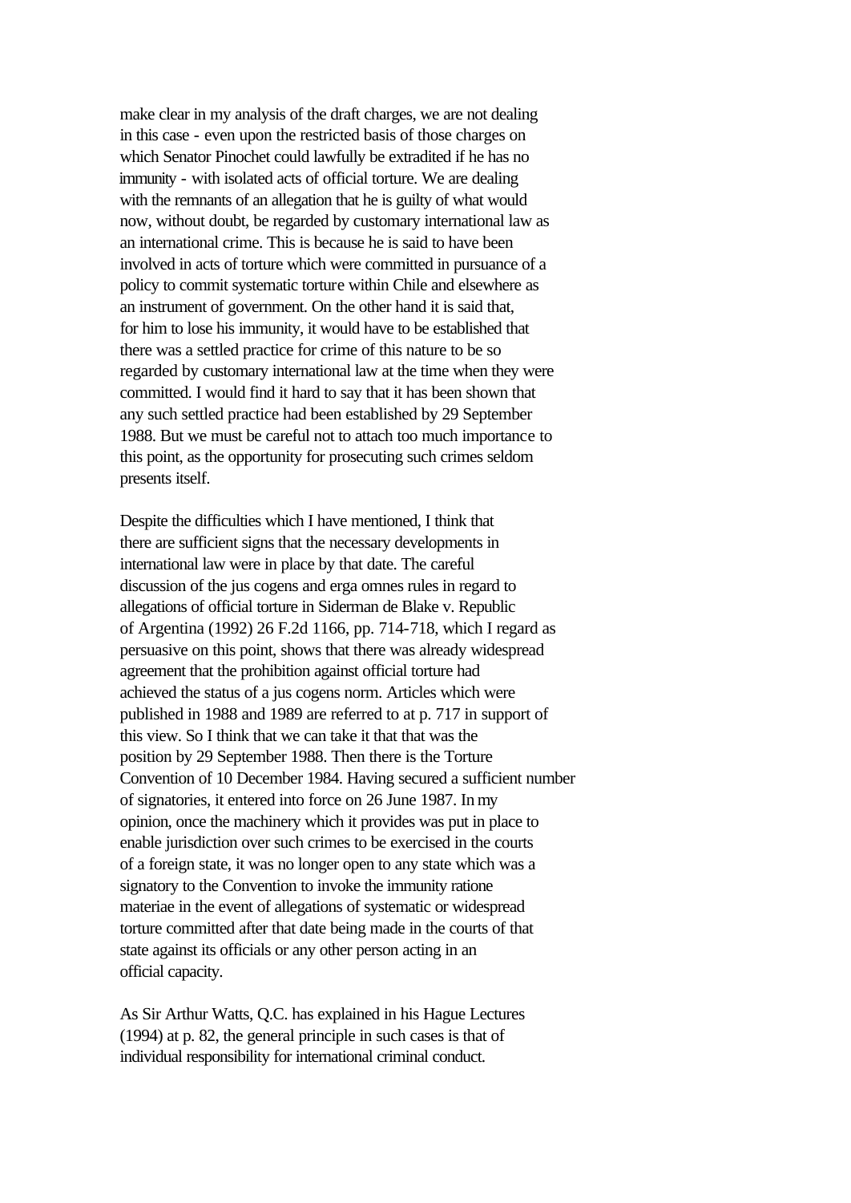make clear in my analysis of the draft charges, we are not dealing in this case - even upon the restricted basis of those charges on which Senator Pinochet could lawfully be extradited if he has no immunity - with isolated acts of official torture. We are dealing with the remnants of an allegation that he is guilty of what would now, without doubt, be regarded by customary international law as an international crime. This is because he is said to have been involved in acts of torture which were committed in pursuance of a policy to commit systematic torture within Chile and elsewhere as an instrument of government. On the other hand it is said that, for him to lose his immunity, it would have to be established that there was a settled practice for crime of this nature to be so regarded by customary international law at the time when they were committed. I would find it hard to say that it has been shown that any such settled practice had been established by 29 September 1988. But we must be careful not to attach too much importance to this point, as the opportunity for prosecuting such crimes seldom presents itself.

Despite the difficulties which I have mentioned, I think that there are sufficient signs that the necessary developments in international law were in place by that date. The careful discussion of the jus cogens and erga omnes rules in regard to allegations of official torture in Siderman de Blake v. Republic of Argentina (1992) 26 F.2d 1166, pp. 714-718, which I regard as persuasive on this point, shows that there was already widespread agreement that the prohibition against official torture had achieved the status of a jus cogens norm. Articles which were published in 1988 and 1989 are referred to at p. 717 in support of this view. So I think that we can take it that that was the position by 29 September 1988. Then there is the Torture Convention of 10 December 1984. Having secured a sufficient number of signatories, it entered into force on 26 June 1987. In my opinion, once the machinery which it provides was put in place to enable jurisdiction over such crimes to be exercised in the courts of a foreign state, it was no longer open to any state which was a signatory to the Convention to invoke the immunity ratione materiae in the event of allegations of systematic or widespread torture committed after that date being made in the courts of that state against its officials or any other person acting in an official capacity.

As Sir Arthur Watts, Q.C. has explained in his Hague Lectures (1994) at p. 82, the general principle in such cases is that of individual responsibility for international criminal conduct.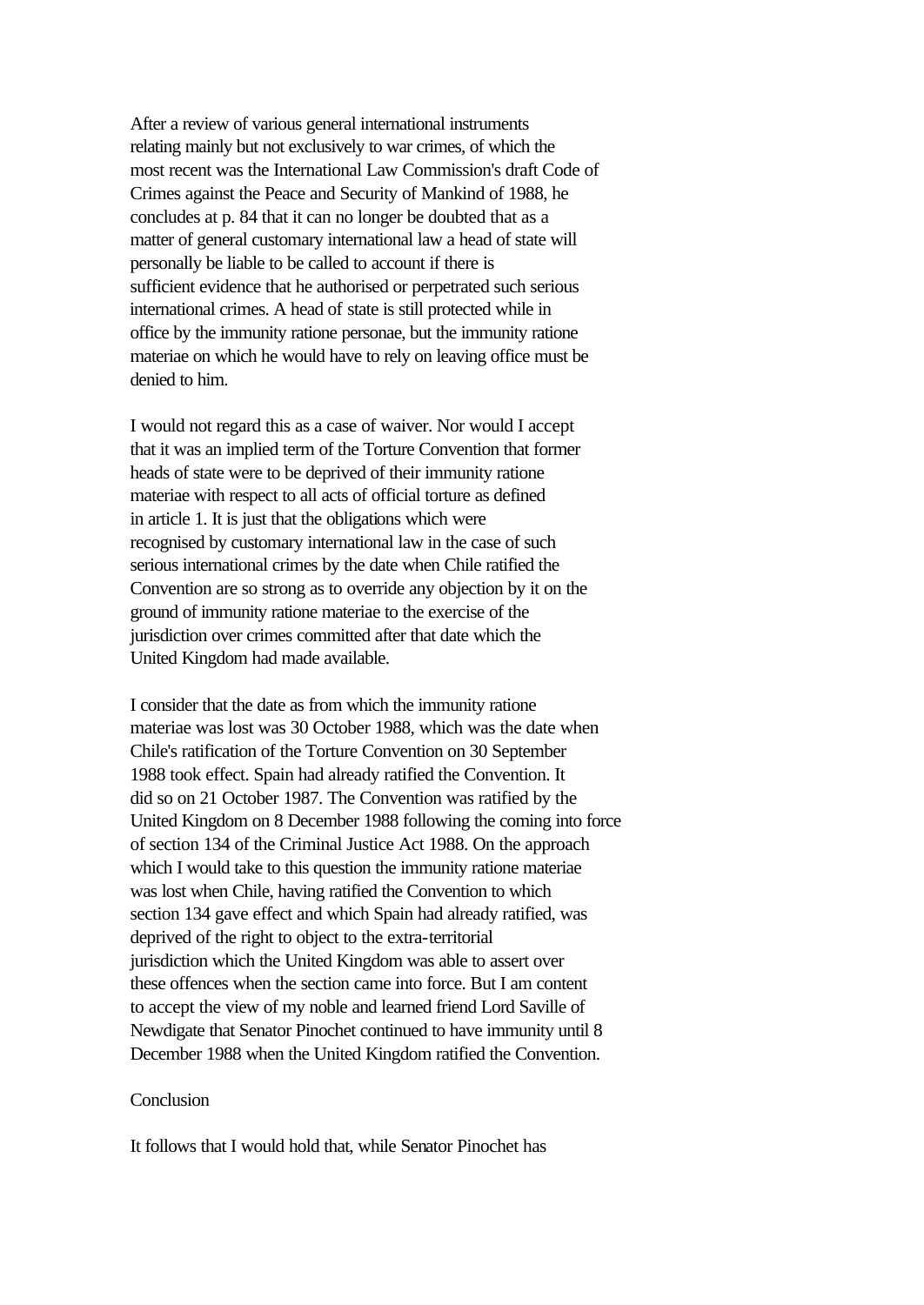After a review of various general international instruments relating mainly but not exclusively to war crimes, of which the most recent was the International Law Commission's draft Code of Crimes against the Peace and Security of Mankind of 1988, he concludes at p. 84 that it can no longer be doubted that as a matter of general customary international law a head of state will personally be liable to be called to account if there is sufficient evidence that he authorised or perpetrated such serious international crimes. A head of state is still protected while in office by the immunity ratione personae, but the immunity ratione materiae on which he would have to rely on leaving office must be denied to him.

I would not regard this as a case of waiver. Nor would I accept that it was an implied term of the Torture Convention that former heads of state were to be deprived of their immunity ratione materiae with respect to all acts of official torture as defined in article 1. It is just that the obligations which were recognised by customary international law in the case of such serious international crimes by the date when Chile ratified the Convention are so strong as to override any objection by it on the ground of immunity ratione materiae to the exercise of the jurisdiction over crimes committed after that date which the United Kingdom had made available.

I consider that the date as from which the immunity ratione materiae was lost was 30 October 1988, which was the date when Chile's ratification of the Torture Convention on 30 September 1988 took effect. Spain had already ratified the Convention. It did so on 21 October 1987. The Convention was ratified by the United Kingdom on 8 December 1988 following the coming into force of section 134 of the Criminal Justice Act 1988. On the approach which I would take to this question the immunity ratione materiae was lost when Chile, having ratified the Convention to which section 134 gave effect and which Spain had already ratified, was deprived of the right to object to the extra-territorial jurisdiction which the United Kingdom was able to assert over these offences when the section came into force. But I am content to accept the view of my noble and learned friend Lord Saville of Newdigate that Senator Pinochet continued to have immunity until 8 December 1988 when the United Kingdom ratified the Convention.

Conclusion

It follows that I would hold that, while Senator Pinochet has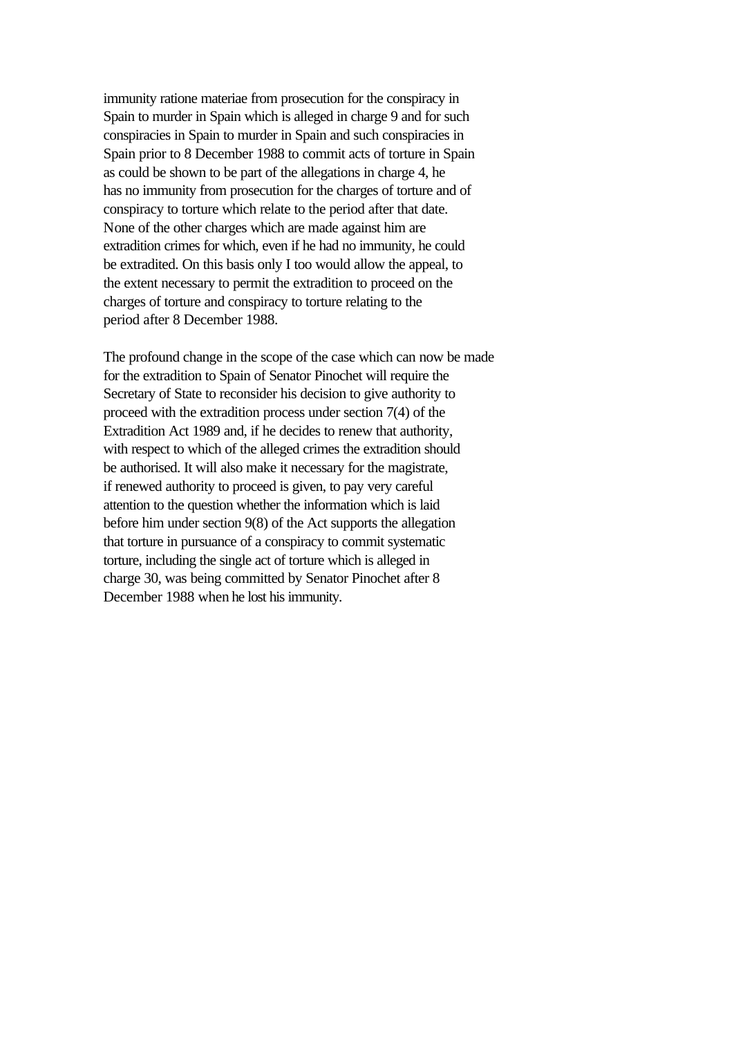immunity ratione materiae from prosecution for the conspiracy in Spain to murder in Spain which is alleged in charge 9 and for such conspiracies in Spain to murder in Spain and such conspiracies in Spain prior to 8 December 1988 to commit acts of torture in Spain as could be shown to be part of the allegations in charge 4, he has no immunity from prosecution for the charges of torture and of conspiracy to torture which relate to the period after that date. None of the other charges which are made against him are extradition crimes for which, even if he had no immunity, he could be extradited. On this basis only I too would allow the appeal, to the extent necessary to permit the extradition to proceed on the charges of torture and conspiracy to torture relating to the period after 8 December 1988.

The profound change in the scope of the case which can now be made for the extradition to Spain of Senator Pinochet will require the Secretary of State to reconsider his decision to give authority to proceed with the extradition process under section 7(4) of the Extradition Act 1989 and, if he decides to renew that authority, with respect to which of the alleged crimes the extradition should be authorised. It will also make it necessary for the magistrate, if renewed authority to proceed is given, to pay very careful attention to the question whether the information which is laid before him under section 9(8) of the Act supports the allegation that torture in pursuance of a conspiracy to commit systematic torture, including the single act of torture which is alleged in charge 30, was being committed by Senator Pinochet after 8 December 1988 when he lost his immunity.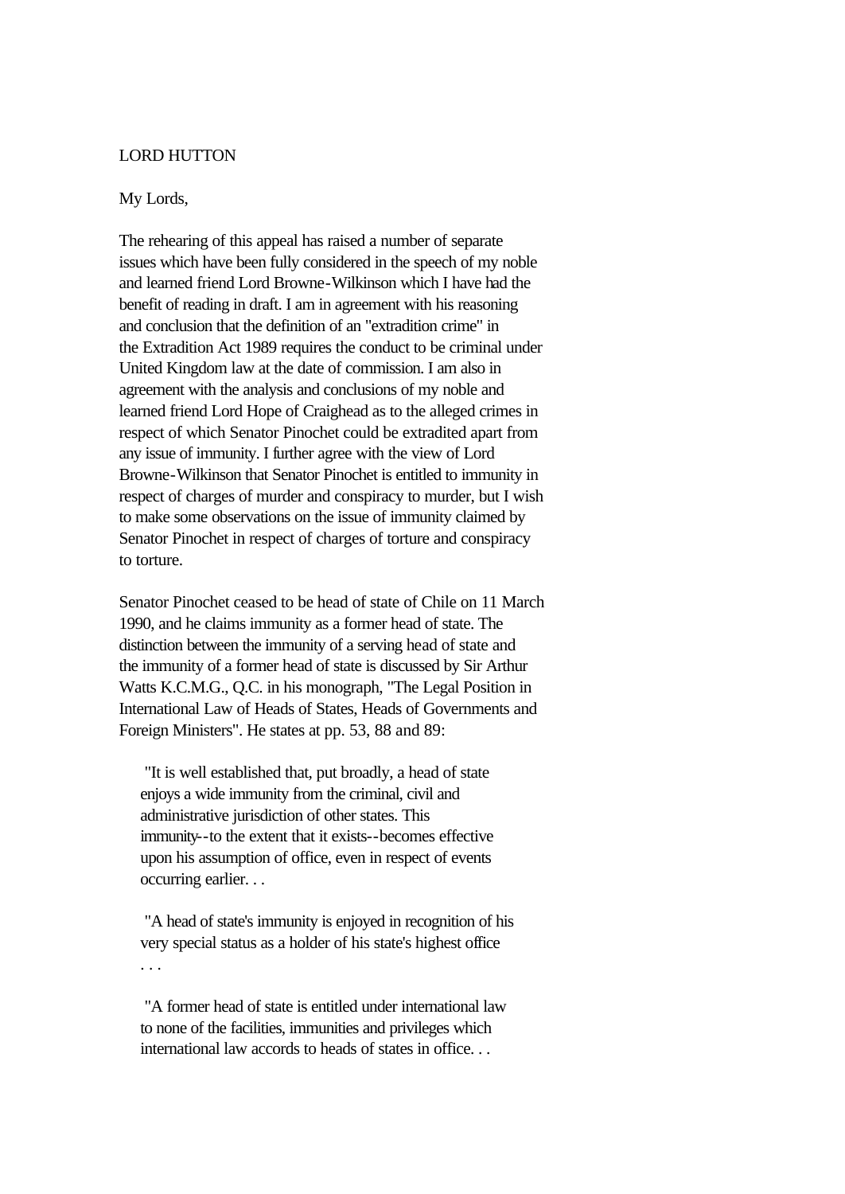LORD HUTTON

My Lords,

The rehearing of this appeal has raised a number of separate issues which have been fully considered in the speech of my noble and learned friend Lord Browne-Wilkinson which I have had the benefit of reading in draft. I am in agreement with his reasoning and conclusion that the definition of an "extradition crime" in the Extradition Act 1989 requires the conduct to be criminal under United Kingdom law at the date of commission. I am also in agreement with the analysis and conclusions of my noble and learned friend Lord Hope of Craighead as to the alleged crimes in respect of which Senator Pinochet could be extradited apart from any issue of immunity. I further agree with the view of Lord Browne-Wilkinson that Senator Pinochet is entitled to immunity in respect of charges of murder and conspiracy to murder, but I wish to make some observations on the issue of immunity claimed by Senator Pinochet in respect of charges of torture and conspiracy to torture.

Senator Pinochet ceased to be head of state of Chile on 11 March 1990, and he claims immunity as a former head of state. The distinction between the immunity of a serving head of state and the immunity of a former head of state is discussed by Sir Arthur Watts K.C.M.G., Q.C. in his monograph, "The Legal Position in International Law of Heads of States, Heads of Governments and Foreign Ministers". He states at pp. 53, 88 and 89:

> "It is well established that, put broadly, a head of state enjoys a wide immunity from the criminal, civil and administrative jurisdiction of other states. This immunity--to the extent that it exists--becomes effective upon his assumption of office, even in respect of events occurring earlier. . .
>
> "A head of state's immunity is enjoyed in recognition of his very special status as a holder of his state's highest office . . .
>
> "A former head of state is entitled under international law to none of the facilities, immunities and privileges which international law accords to heads of states in office. . .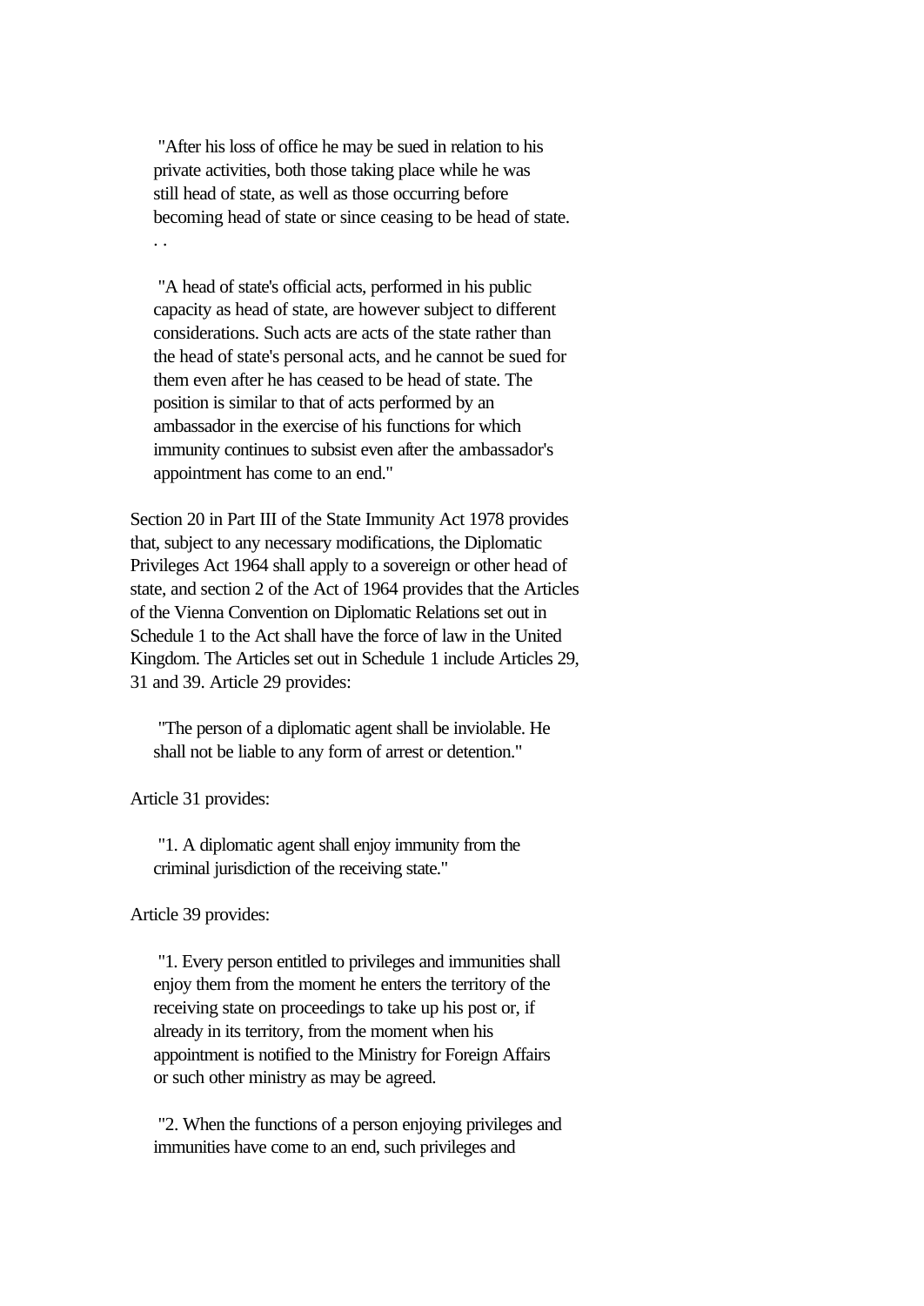> "After his loss of office he may be sued in relation to his private activities, both those taking place while he was still head of state, as well as those occurring before becoming head of state or since ceasing to be head of state. . .

> "A head of state's official acts, performed in his public capacity as head of state, are however subject to different considerations. Such acts are acts of the state rather than the head of state's personal acts, and he cannot be sued for them even after he has ceased to be head of state. The position is similar to that of acts performed by an ambassador in the exercise of his functions for which immunity continues to subsist even after the ambassador's appointment has come to an end."

Section 20 in Part III of the State Immunity Act 1978 provides that, subject to any necessary modifications, the Diplomatic Privileges Act 1964 shall apply to a sovereign or other head of state, and section 2 of the Act of 1964 provides that the Articles of the Vienna Convention on Diplomatic Relations set out in Schedule 1 to the Act shall have the force of law in the United Kingdom. The Articles set out in Schedule 1 include Articles 29, 31 and 39. Article 29 provides:

> "The person of a diplomatic agent shall be inviolable. He shall not be liable to any form of arrest or detention."

Article 31 provides:

> "1. A diplomatic agent shall enjoy immunity from the criminal jurisdiction of the receiving state."

Article 39 provides:

> "1. Every person entitled to privileges and immunities shall enjoy them from the moment he enters the territory of the receiving state on proceedings to take up his post or, if already in its territory, from the moment when his appointment is notified to the Ministry for Foreign Affairs or such other ministry as may be agreed.

> "2. When the functions of a person enjoying privileges and immunities have come to an end, such privileges and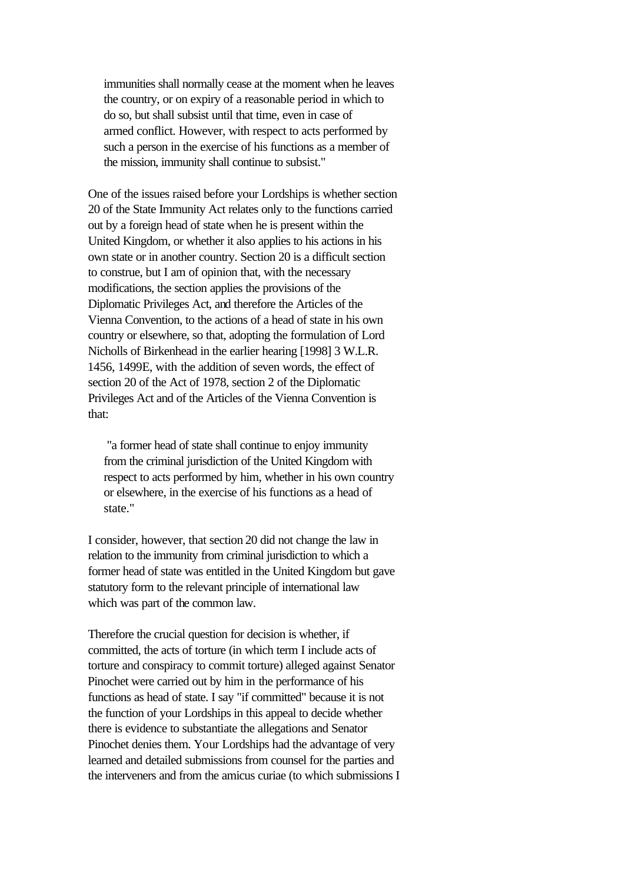> immunities shall normally cease at the moment when he leaves the country, or on expiry of a reasonable period in which to do so, but shall subsist until that time, even in case of armed conflict. However, with respect to acts performed by such a person in the exercise of his functions as a member of the mission, immunity shall continue to subsist."

One of the issues raised before your Lordships is whether section 20 of the State Immunity Act relates only to the functions carried out by a foreign head of state when he is present within the United Kingdom, or whether it also applies to his actions in his own state or in another country. Section 20 is a difficult section to construe, but I am of opinion that, with the necessary modifications, the section applies the provisions of the Diplomatic Privileges Act, and therefore the Articles of the Vienna Convention, to the actions of a head of state in his own country or elsewhere, so that, adopting the formulation of Lord Nicholls of Birkenhead in the earlier hearing [1998] 3 W.L.R. 1456, 1499E, with the addition of seven words, the effect of section 20 of the Act of 1978, section 2 of the Diplomatic Privileges Act and of the Articles of the Vienna Convention is that:

> "a former head of state shall continue to enjoy immunity from the criminal jurisdiction of the United Kingdom with respect to acts performed by him, whether in his own country or elsewhere, in the exercise of his functions as a head of state."

I consider, however, that section 20 did not change the law in relation to the immunity from criminal jurisdiction to which a former head of state was entitled in the United Kingdom but gave statutory form to the relevant principle of international law which was part of the common law.

Therefore the crucial question for decision is whether, if committed, the acts of torture (in which term I include acts of torture and conspiracy to commit torture) alleged against Senator Pinochet were carried out by him in the performance of his functions as head of state. I say "if committed" because it is not the function of your Lordships in this appeal to decide whether there is evidence to substantiate the allegations and Senator Pinochet denies them. Your Lordships had the advantage of very learned and detailed submissions from counsel for the parties and the interveners and from the amicus curiae (to which submissions I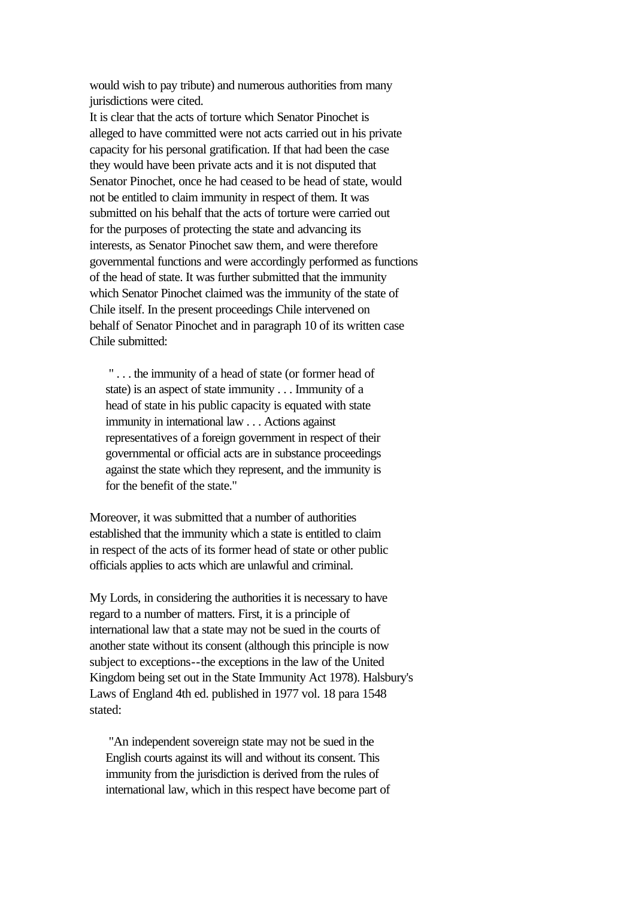would wish to pay tribute) and numerous authorities from many jurisdictions were cited.

It is clear that the acts of torture which Senator Pinochet is alleged to have committed were not acts carried out in his private capacity for his personal gratification. If that had been the case they would have been private acts and it is not disputed that Senator Pinochet, once he had ceased to be head of state, would not be entitled to claim immunity in respect of them. It was submitted on his behalf that the acts of torture were carried out for the purposes of protecting the state and advancing its interests, as Senator Pinochet saw them, and were therefore governmental functions and were accordingly performed as functions of the head of state. It was further submitted that the immunity which Senator Pinochet claimed was the immunity of the state of Chile itself. In the present proceedings Chile intervened on behalf of Senator Pinochet and in paragraph 10 of its written case Chile submitted:

> " . . . the immunity of a head of state (or former head of state) is an aspect of state immunity . . . Immunity of a head of state in his public capacity is equated with state immunity in international law . . . Actions against representatives of a foreign government in respect of their governmental or official acts are in substance proceedings against the state which they represent, and the immunity is for the benefit of the state."

Moreover, it was submitted that a number of authorities established that the immunity which a state is entitled to claim in respect of the acts of its former head of state or other public officials applies to acts which are unlawful and criminal.

My Lords, in considering the authorities it is necessary to have regard to a number of matters. First, it is a principle of international law that a state may not be sued in the courts of another state without its consent (although this principle is now subject to exceptions--the exceptions in the law of the United Kingdom being set out in the State Immunity Act 1978). Halsbury's Laws of England 4th ed. published in 1977 vol. 18 para 1548 stated:

> "An independent sovereign state may not be sued in the English courts against its will and without its consent. This immunity from the jurisdiction is derived from the rules of international law, which in this respect have become part of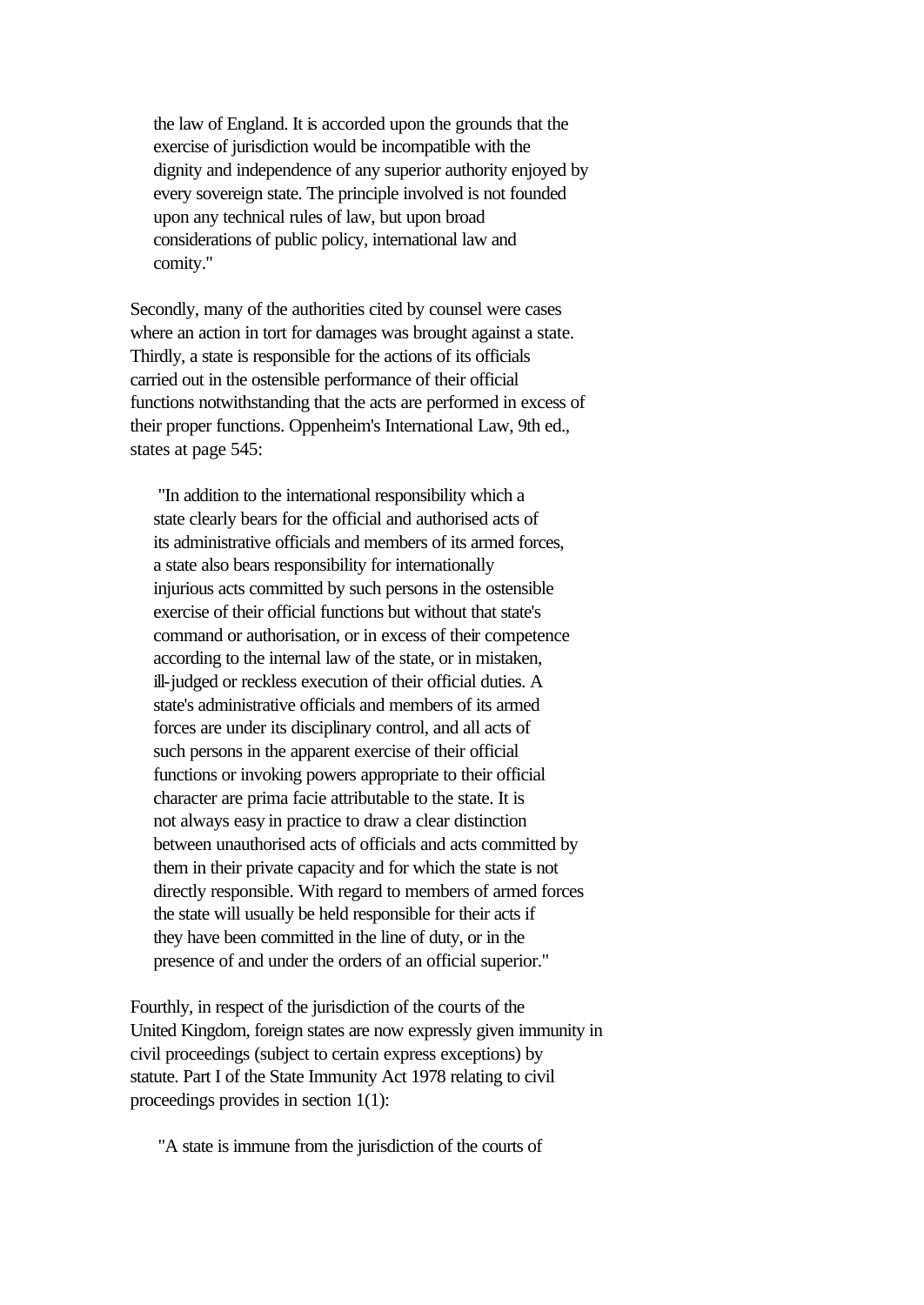> the law of England. It is accorded upon the grounds that the exercise of jurisdiction would be incompatible with the dignity and independence of any superior authority enjoyed by every sovereign state. The principle involved is not founded upon any technical rules of law, but upon broad considerations of public policy, international law and comity."

Secondly, many of the authorities cited by counsel were cases where an action in tort for damages was brought against a state. Thirdly, a state is responsible for the actions of its officials carried out in the ostensible performance of their official functions notwithstanding that the acts are performed in excess of their proper functions. Oppenheim's International Law, 9th ed., states at page 545:

> "In addition to the international responsibility which a state clearly bears for the official and authorised acts of its administrative officials and members of its armed forces, a state also bears responsibility for internationally injurious acts committed by such persons in the ostensible exercise of their official functions but without that state's command or authorisation, or in excess of their competence according to the internal law of the state, or in mistaken, ill-judged or reckless execution of their official duties. A state's administrative officials and members of its armed forces are under its disciplinary control, and all acts of such persons in the apparent exercise of their official functions or invoking powers appropriate to their official character are prima facie attributable to the state. It is not always easy in practice to draw a clear distinction between unauthorised acts of officials and acts committed by them in their private capacity and for which the state is not directly responsible. With regard to members of armed forces the state will usually be held responsible for their acts if they have been committed in the line of duty, or in the presence of and under the orders of an official superior."

Fourthly, in respect of the jurisdiction of the courts of the United Kingdom, foreign states are now expressly given immunity in civil proceedings (subject to certain express exceptions) by statute. Part I of the State Immunity Act 1978 relating to civil proceedings provides in section 1(1):

> "A state is immune from the jurisdiction of the courts of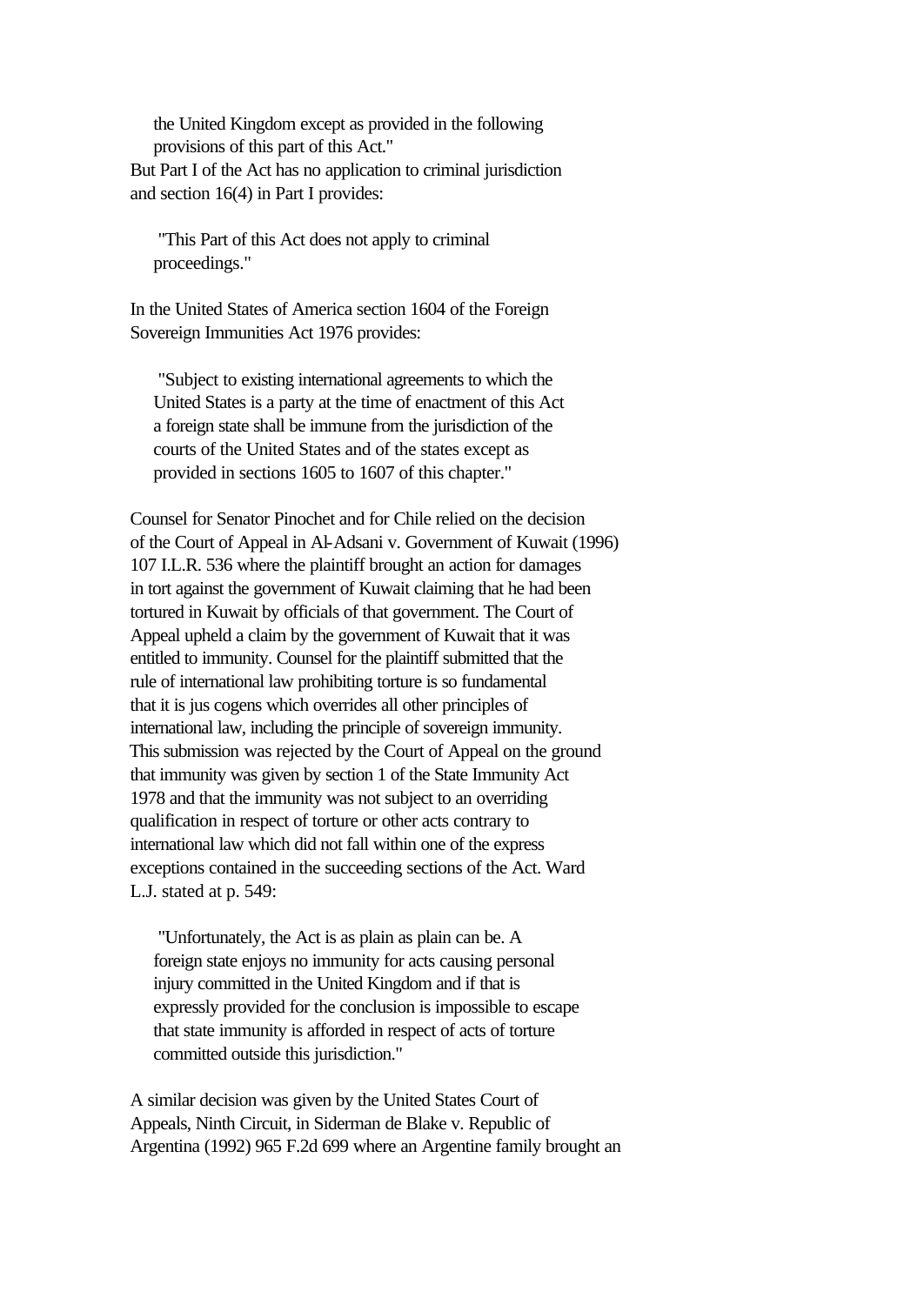the United Kingdom except as provided in the following provisions of this part of this Act."

But Part I of the Act has no application to criminal jurisdiction and section 16(4) in Part I provides:

> "This Part of this Act does not apply to criminal proceedings."

In the United States of America section 1604 of the Foreign Sovereign Immunities Act 1976 provides:

> "Subject to existing international agreements to which the United States is a party at the time of enactment of this Act a foreign state shall be immune from the jurisdiction of the courts of the United States and of the states except as provided in sections 1605 to 1607 of this chapter."

Counsel for Senator Pinochet and for Chile relied on the decision of the Court of Appeal in Al-Adsani v. Government of Kuwait (1996) 107 I.L.R. 536 where the plaintiff brought an action for damages in tort against the government of Kuwait claiming that he had been tortured in Kuwait by officials of that government. The Court of Appeal upheld a claim by the government of Kuwait that it was entitled to immunity. Counsel for the plaintiff submitted that the rule of international law prohibiting torture is so fundamental that it is jus cogens which overrides all other principles of international law, including the principle of sovereign immunity. This submission was rejected by the Court of Appeal on the ground that immunity was given by section 1 of the State Immunity Act 1978 and that the immunity was not subject to an overriding qualification in respect of torture or other acts contrary to international law which did not fall within one of the express exceptions contained in the succeeding sections of the Act. Ward L.J. stated at p. 549:

> "Unfortunately, the Act is as plain as plain can be. A foreign state enjoys no immunity for acts causing personal injury committed in the United Kingdom and if that is expressly provided for the conclusion is impossible to escape that state immunity is afforded in respect of acts of torture committed outside this jurisdiction."

A similar decision was given by the United States Court of Appeals, Ninth Circuit, in Siderman de Blake v. Republic of Argentina (1992) 965 F.2d 699 where an Argentine family brought an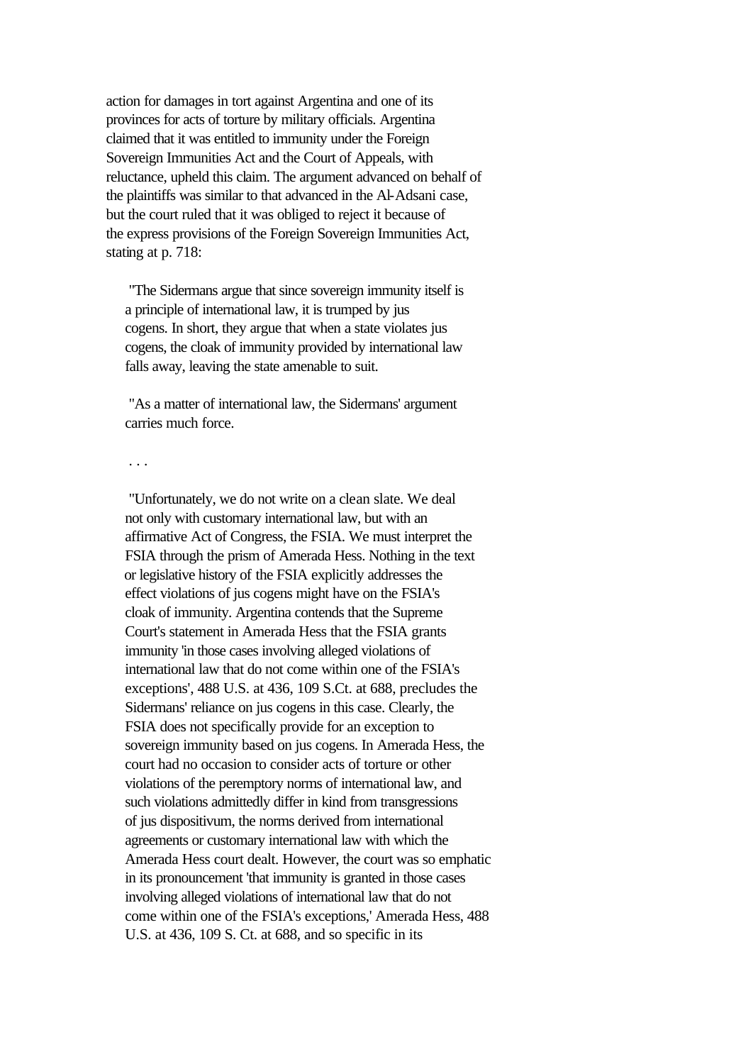action for damages in tort against Argentina and one of its provinces for acts of torture by military officials. Argentina claimed that it was entitled to immunity under the Foreign Sovereign Immunities Act and the Court of Appeals, with reluctance, upheld this claim. The argument advanced on behalf of the plaintiffs was similar to that advanced in the Al-Adsani case, but the court ruled that it was obliged to reject it because of the express provisions of the Foreign Sovereign Immunities Act, stating at p. 718:

> "The Sidermans argue that since sovereign immunity itself is a principle of international law, it is trumped by jus cogens. In short, they argue that when a state violates jus cogens, the cloak of immunity provided by international law falls away, leaving the state amenable to suit.
>
> "As a matter of international law, the Sidermans' argument carries much force.
>
> . . .
>
> "Unfortunately, we do not write on a clean slate. We deal not only with customary international law, but with an affirmative Act of Congress, the FSIA. We must interpret the FSIA through the prism of Amerada Hess. Nothing in the text or legislative history of the FSIA explicitly addresses the effect violations of jus cogens might have on the FSIA's cloak of immunity. Argentina contends that the Supreme Court's statement in Amerada Hess that the FSIA grants immunity 'in those cases involving alleged violations of international law that do not come within one of the FSIA's exceptions', 488 U.S. at 436, 109 S.Ct. at 688, precludes the Sidermans' reliance on jus cogens in this case. Clearly, the FSIA does not specifically provide for an exception to sovereign immunity based on jus cogens. In Amerada Hess, the court had no occasion to consider acts of torture or other violations of the peremptory norms of international law, and such violations admittedly differ in kind from transgressions of jus dispositivum, the norms derived from international agreements or customary international law with which the Amerada Hess court dealt. However, the court was so emphatic in its pronouncement 'that immunity is granted in those cases involving alleged violations of international law that do not come within one of the FSIA's exceptions,' Amerada Hess, 488 U.S. at 436, 109 S. Ct. at 688, and so specific in its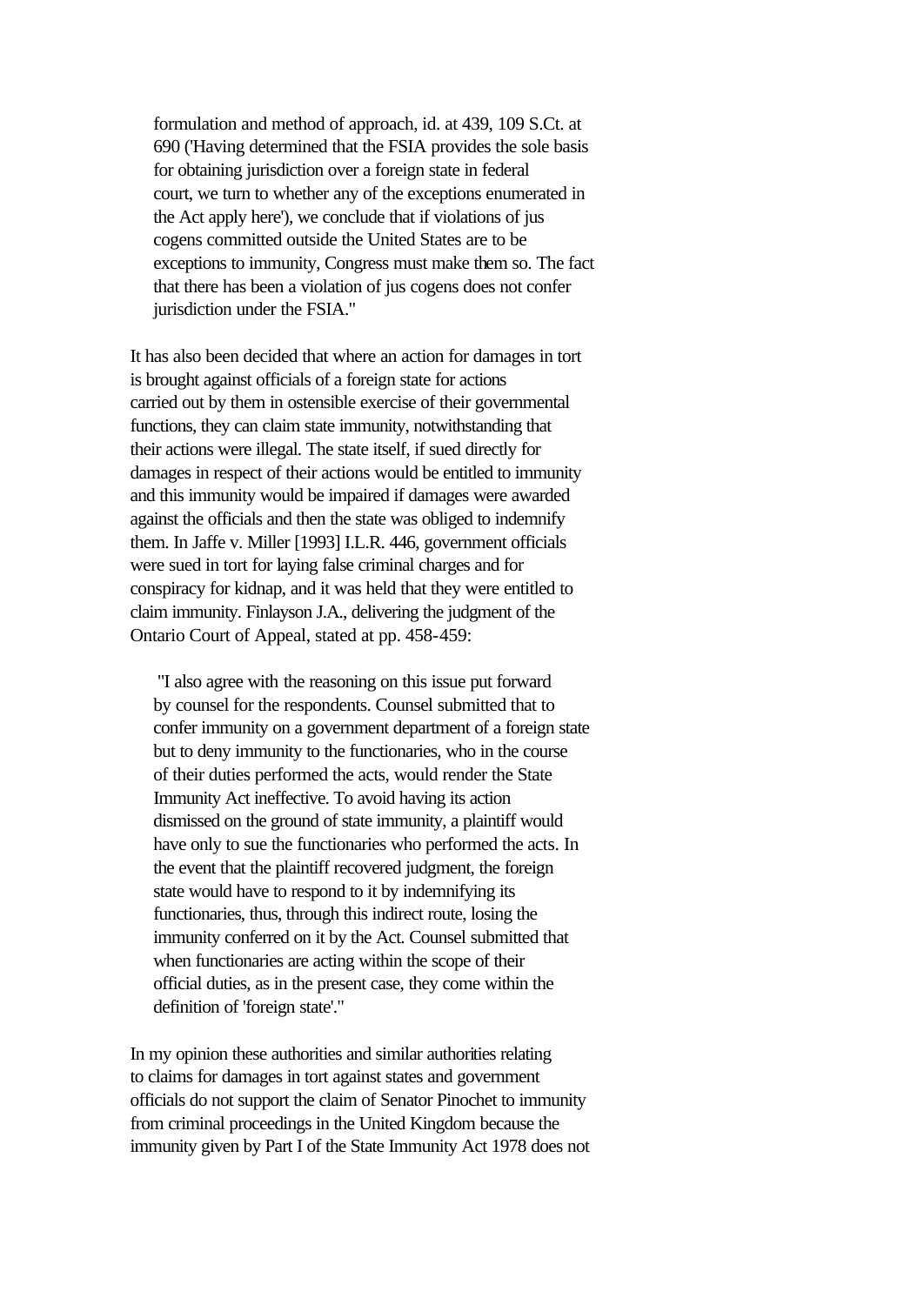> formulation and method of approach, id. at 439, 109 S.Ct. at 690 ('Having determined that the FSIA provides the sole basis for obtaining jurisdiction over a foreign state in federal court, we turn to whether any of the exceptions enumerated in the Act apply here'), we conclude that if violations of jus cogens committed outside the United States are to be exceptions to immunity, Congress must make them so. The fact that there has been a violation of jus cogens does not confer jurisdiction under the FSIA."

It has also been decided that where an action for damages in tort is brought against officials of a foreign state for actions carried out by them in ostensible exercise of their governmental functions, they can claim state immunity, notwithstanding that their actions were illegal. The state itself, if sued directly for damages in respect of their actions would be entitled to immunity and this immunity would be impaired if damages were awarded against the officials and then the state was obliged to indemnify them. In Jaffe v. Miller [1993] I.L.R. 446, government officials were sued in tort for laying false criminal charges and for conspiracy for kidnap, and it was held that they were entitled to claim immunity. Finlayson J.A., delivering the judgment of the Ontario Court of Appeal, stated at pp. 458-459:

> "I also agree with the reasoning on this issue put forward by counsel for the respondents. Counsel submitted that to confer immunity on a government department of a foreign state but to deny immunity to the functionaries, who in the course of their duties performed the acts, would render the State Immunity Act ineffective. To avoid having its action dismissed on the ground of state immunity, a plaintiff would have only to sue the functionaries who performed the acts. In the event that the plaintiff recovered judgment, the foreign state would have to respond to it by indemnifying its functionaries, thus, through this indirect route, losing the immunity conferred on it by the Act. Counsel submitted that when functionaries are acting within the scope of their official duties, as in the present case, they come within the definition of 'foreign state'."

In my opinion these authorities and similar authorities relating to claims for damages in tort against states and government officials do not support the claim of Senator Pinochet to immunity from criminal proceedings in the United Kingdom because the immunity given by Part I of the State Immunity Act 1978 does not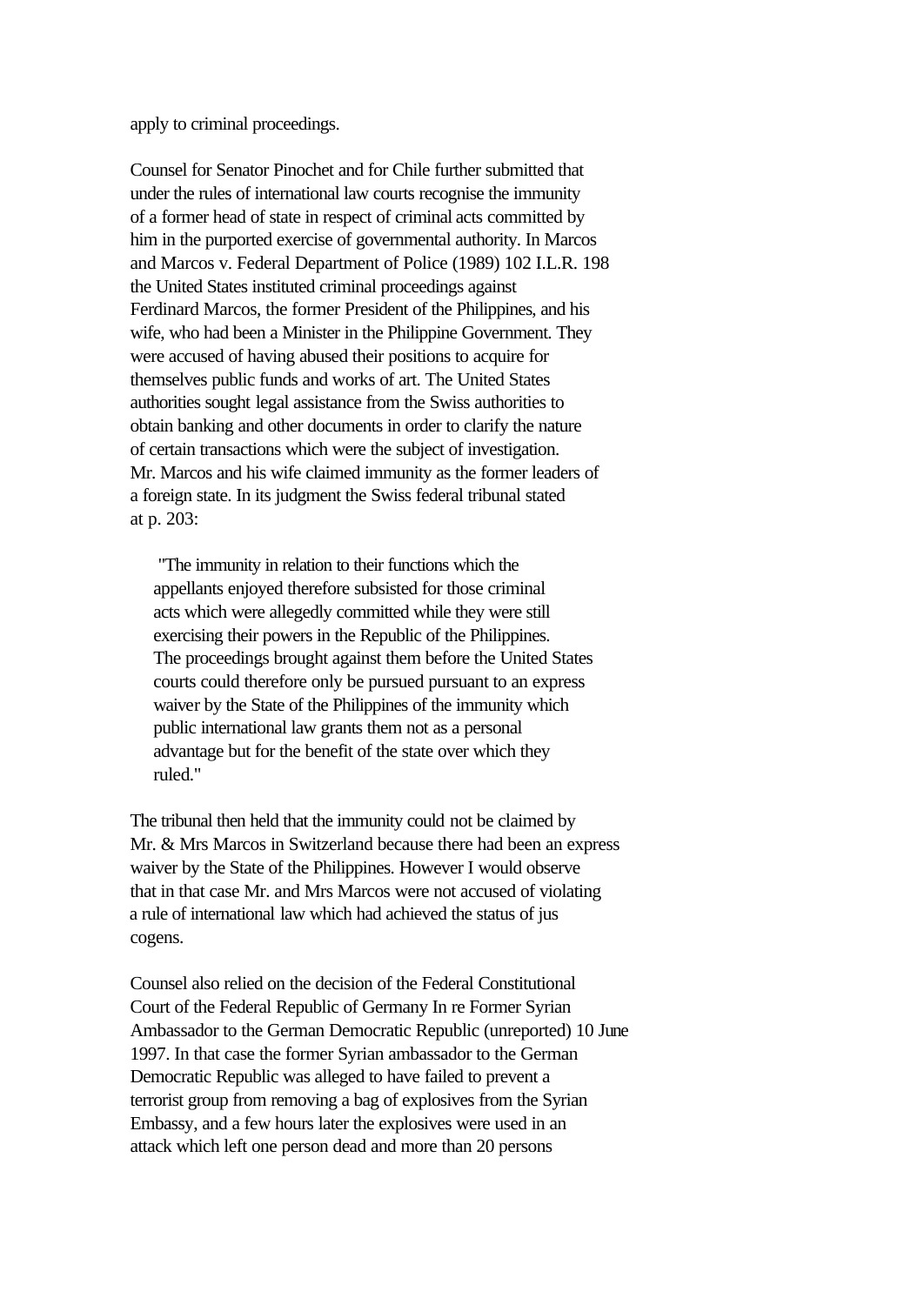apply to criminal proceedings.

Counsel for Senator Pinochet and for Chile further submitted that under the rules of international law courts recognise the immunity of a former head of state in respect of criminal acts committed by him in the purported exercise of governmental authority. In Marcos and Marcos v. Federal Department of Police (1989) 102 I.L.R. 198 the United States instituted criminal proceedings against Ferdinard Marcos, the former President of the Philippines, and his wife, who had been a Minister in the Philippine Government. They were accused of having abused their positions to acquire for themselves public funds and works of art. The United States authorities sought legal assistance from the Swiss authorities to obtain banking and other documents in order to clarify the nature of certain transactions which were the subject of investigation. Mr. Marcos and his wife claimed immunity as the former leaders of a foreign state. In its judgment the Swiss federal tribunal stated at p. 203:

> "The immunity in relation to their functions which the appellants enjoyed therefore subsisted for those criminal acts which were allegedly committed while they were still exercising their powers in the Republic of the Philippines. The proceedings brought against them before the United States courts could therefore only be pursued pursuant to an express waiver by the State of the Philippines of the immunity which public international law grants them not as a personal advantage but for the benefit of the state over which they ruled."

The tribunal then held that the immunity could not be claimed by Mr. & Mrs Marcos in Switzerland because there had been an express waiver by the State of the Philippines. However I would observe that in that case Mr. and Mrs Marcos were not accused of violating a rule of international law which had achieved the status of jus cogens.

Counsel also relied on the decision of the Federal Constitutional Court of the Federal Republic of Germany In re Former Syrian Ambassador to the German Democratic Republic (unreported) 10 June 1997. In that case the former Syrian ambassador to the German Democratic Republic was alleged to have failed to prevent a terrorist group from removing a bag of explosives from the Syrian Embassy, and a few hours later the explosives were used in an attack which left one person dead and more than 20 persons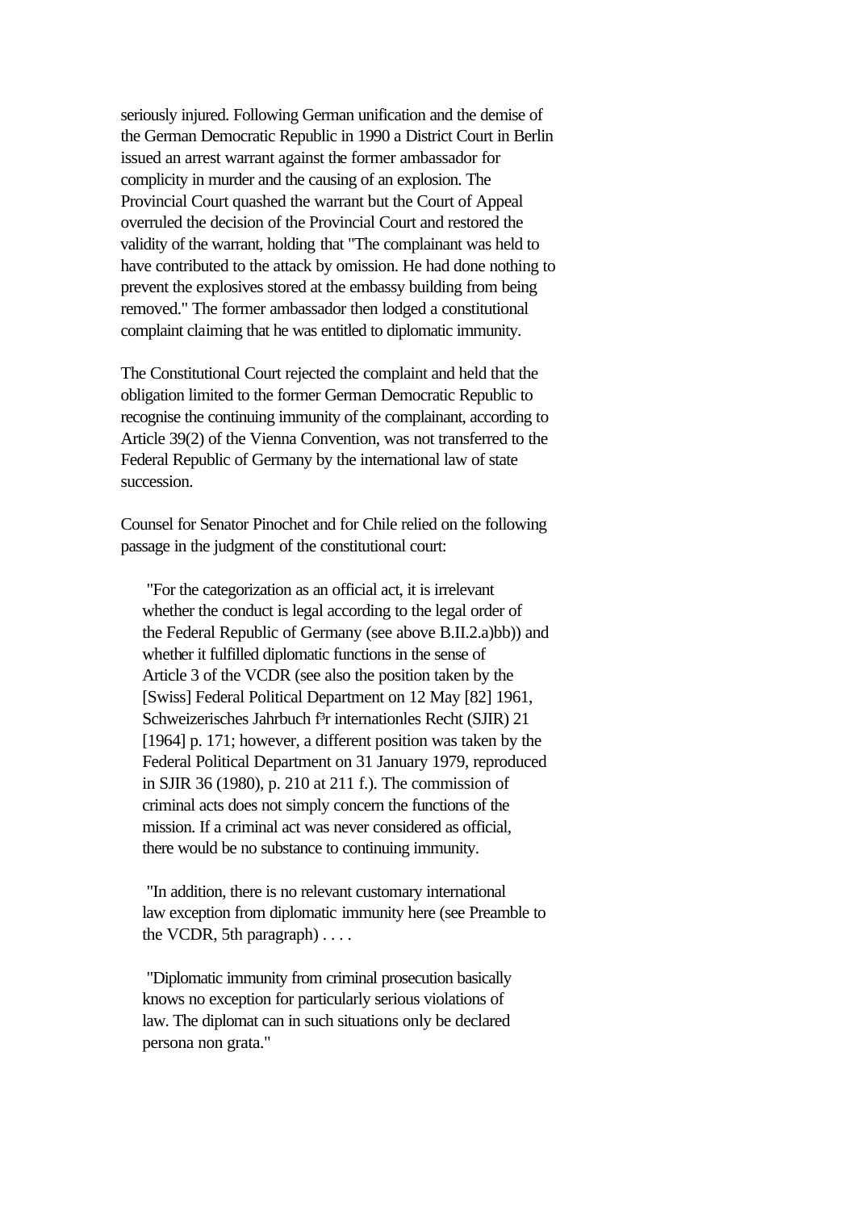seriously injured. Following German unification and the demise of the German Democratic Republic in 1990 a District Court in Berlin issued an arrest warrant against the former ambassador for complicity in murder and the causing of an explosion. The Provincial Court quashed the warrant but the Court of Appeal overruled the decision of the Provincial Court and restored the validity of the warrant, holding that "The complainant was held to have contributed to the attack by omission. He had done nothing to prevent the explosives stored at the embassy building from being removed." The former ambassador then lodged a constitutional complaint claiming that he was entitled to diplomatic immunity.

The Constitutional Court rejected the complaint and held that the obligation limited to the former German Democratic Republic to recognise the continuing immunity of the complainant, according to Article 39(2) of the Vienna Convention, was not transferred to the Federal Republic of Germany by the international law of state succession.

Counsel for Senator Pinochet and for Chile relied on the following passage in the judgment of the constitutional court:

> "For the categorization as an official act, it is irrelevant whether the conduct is legal according to the legal order of the Federal Republic of Germany (see above B.II.2.a)bb)) and whether it fulfilled diplomatic functions in the sense of Article 3 of the VCDR (see also the position taken by the [Swiss] Federal Political Department on 12 May [82] 1961, Schweizerisches Jahrbuch f³r internationles Recht (SJIR) 21 [1964] p. 171; however, a different position was taken by the Federal Political Department on 31 January 1979, reproduced in SJIR 36 (1980), p. 210 at 211 f.). The commission of criminal acts does not simply concern the functions of the mission. If a criminal act was never considered as official, there would be no substance to continuing immunity.
>
> "In addition, there is no relevant customary international law exception from diplomatic immunity here (see Preamble to the VCDR, 5th paragraph) . . . .
>
> "Diplomatic immunity from criminal prosecution basically knows no exception for particularly serious violations of law. The diplomat can in such situations only be declared persona non grata."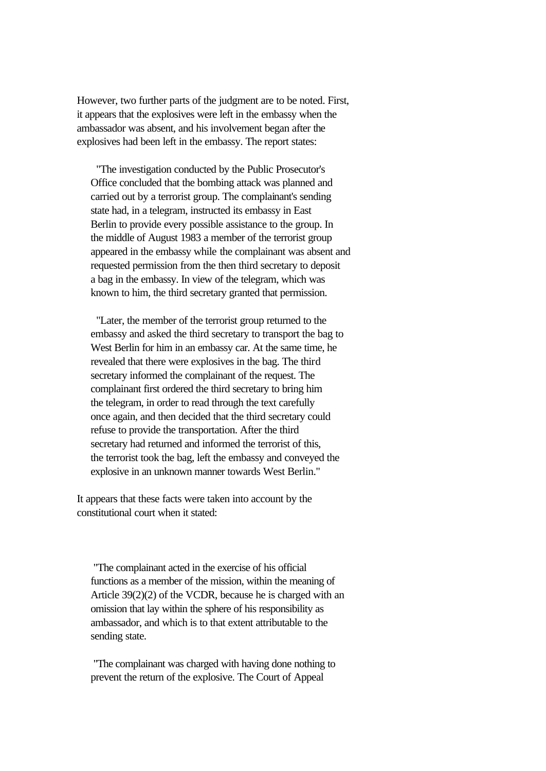However, two further parts of the judgment are to be noted. First, it appears that the explosives were left in the embassy when the ambassador was absent, and his involvement began after the explosives had been left in the embassy. The report states:

> "The investigation conducted by the Public Prosecutor's Office concluded that the bombing attack was planned and carried out by a terrorist group. The complainant's sending state had, in a telegram, instructed its embassy in East Berlin to provide every possible assistance to the group. In the middle of August 1983 a member of the terrorist group appeared in the embassy while the complainant was absent and requested permission from the then third secretary to deposit a bag in the embassy. In view of the telegram, which was known to him, the third secretary granted that permission.
>
> "Later, the member of the terrorist group returned to the embassy and asked the third secretary to transport the bag to West Berlin for him in an embassy car. At the same time, he revealed that there were explosives in the bag. The third secretary informed the complainant of the request. The complainant first ordered the third secretary to bring him the telegram, in order to read through the text carefully once again, and then decided that the third secretary could refuse to provide the transportation. After the third secretary had returned and informed the terrorist of this, the terrorist took the bag, left the embassy and conveyed the explosive in an unknown manner towards West Berlin."

It appears that these facts were taken into account by the constitutional court when it stated:

> "The complainant acted in the exercise of his official functions as a member of the mission, within the meaning of Article 39(2)(2) of the VCDR, because he is charged with an omission that lay within the sphere of his responsibility as ambassador, and which is to that extent attributable to the sending state.
>
> "The complainant was charged with having done nothing to prevent the return of the explosive. The Court of Appeal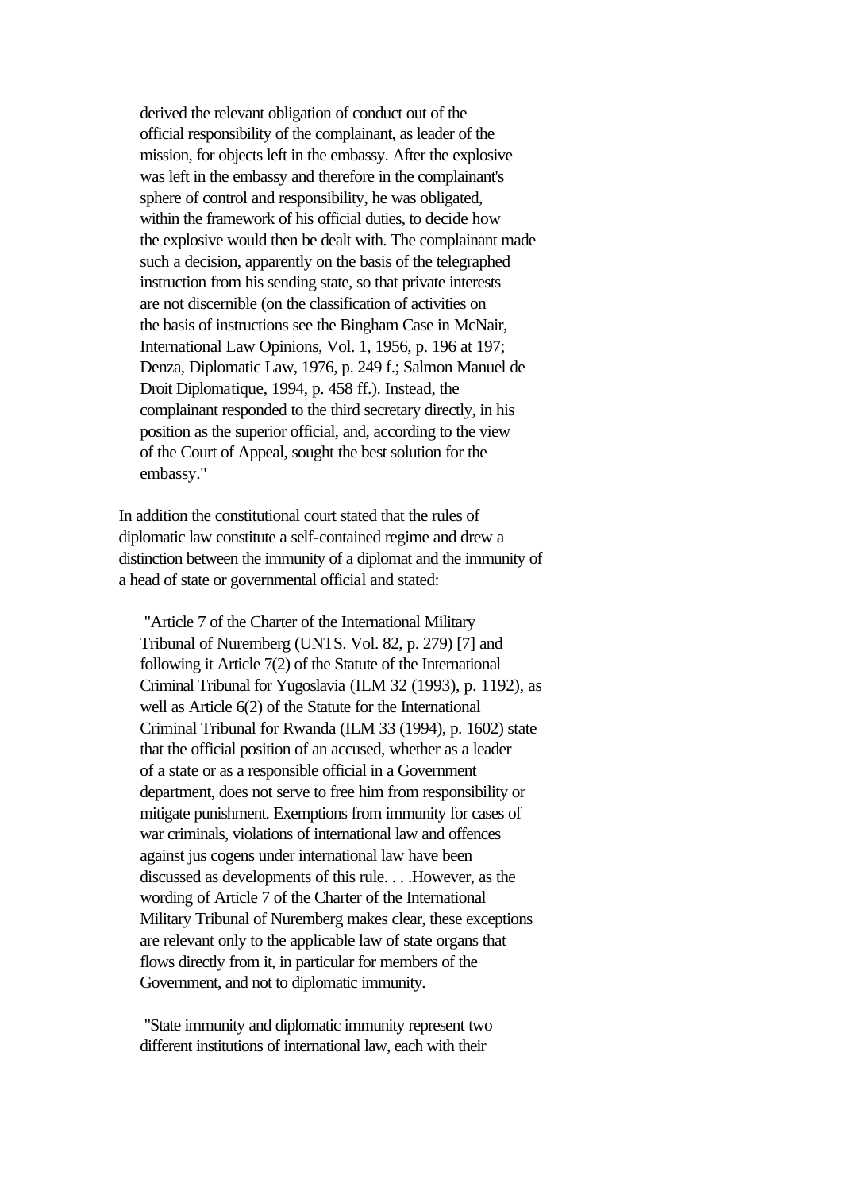> derived the relevant obligation of conduct out of the official responsibility of the complainant, as leader of the mission, for objects left in the embassy. After the explosive was left in the embassy and therefore in the complainant's sphere of control and responsibility, he was obligated, within the framework of his official duties, to decide how the explosive would then be dealt with. The complainant made such a decision, apparently on the basis of the telegraphed instruction from his sending state, so that private interests are not discernible (on the classification of activities on the basis of instructions see the Bingham Case in McNair, International Law Opinions, Vol. 1, 1956, p. 196 at 197; Denza, Diplomatic Law, 1976, p. 249 f.; Salmon Manuel de Droit Diplomatique, 1994, p. 458 ff.). Instead, the complainant responded to the third secretary directly, in his position as the superior official, and, according to the view of the Court of Appeal, sought the best solution for the embassy."

In addition the constitutional court stated that the rules of diplomatic law constitute a self-contained regime and drew a distinction between the immunity of a diplomat and the immunity of a head of state or governmental official and stated:

> "Article 7 of the Charter of the International Military Tribunal of Nuremberg (UNTS. Vol. 82, p. 279) [7] and following it Article 7(2) of the Statute of the International Criminal Tribunal for Yugoslavia (ILM 32 (1993), p. 1192), as well as Article 6(2) of the Statute for the International Criminal Tribunal for Rwanda (ILM 33 (1994), p. 1602) state that the official position of an accused, whether as a leader of a state or as a responsible official in a Government department, does not serve to free him from responsibility or mitigate punishment. Exemptions from immunity for cases of war criminals, violations of international law and offences against jus cogens under international law have been discussed as developments of this rule. . . .However, as the wording of Article 7 of the Charter of the International Military Tribunal of Nuremberg makes clear, these exceptions are relevant only to the applicable law of state organs that flows directly from it, in particular for members of the Government, and not to diplomatic immunity.
>
> "State immunity and diplomatic immunity represent two different institutions of international law, each with their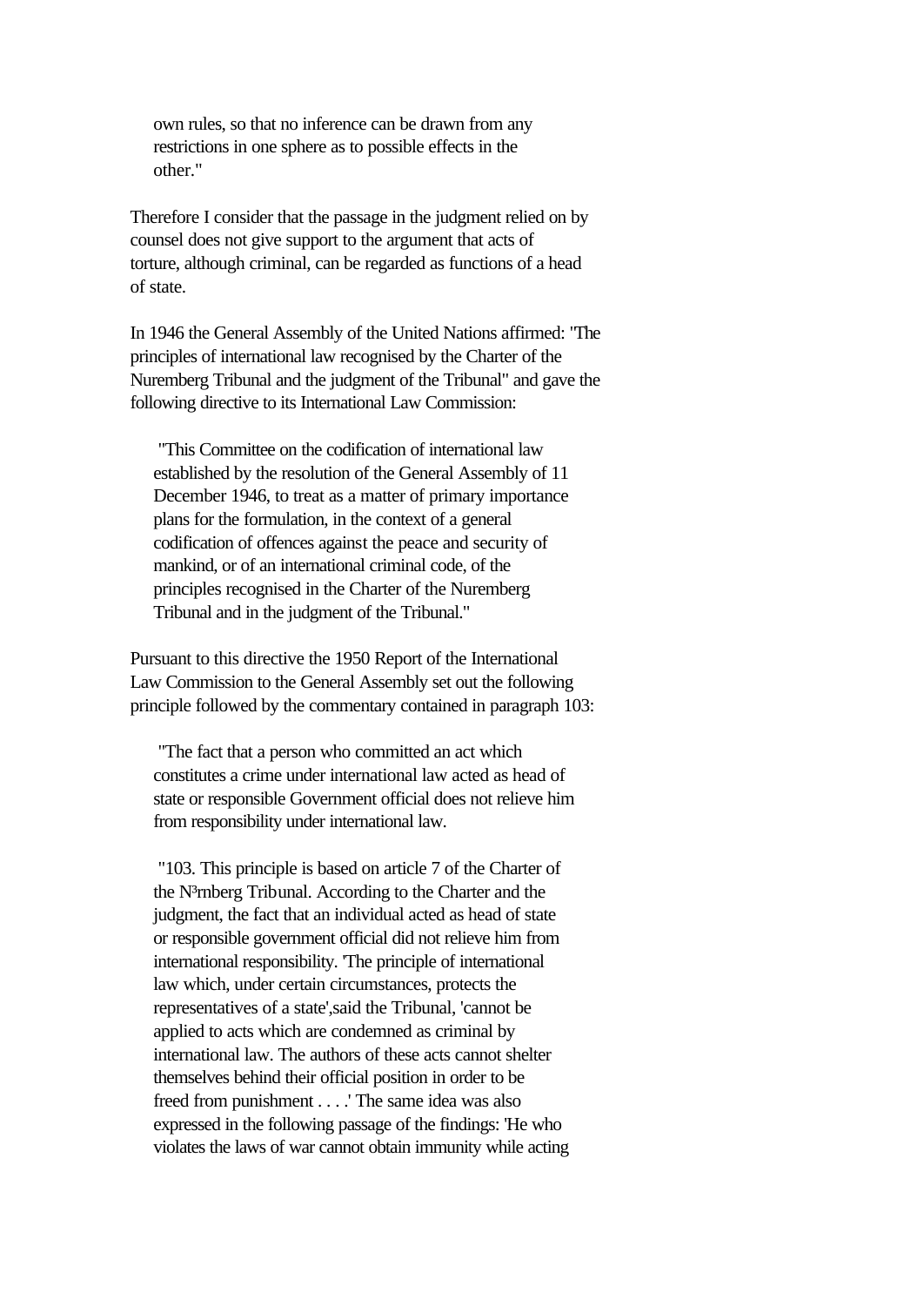own rules, so that no inference can be drawn from any restrictions in one sphere as to possible effects in the other."

Therefore I consider that the passage in the judgment relied on by counsel does not give support to the argument that acts of torture, although criminal, can be regarded as functions of a head of state.

In 1946 the General Assembly of the United Nations affirmed: "The principles of international law recognised by the Charter of the Nuremberg Tribunal and the judgment of the Tribunal" and gave the following directive to its International Law Commission:

> "This Committee on the codification of international law established by the resolution of the General Assembly of 11 December 1946, to treat as a matter of primary importance plans for the formulation, in the context of a general codification of offences against the peace and security of mankind, or of an international criminal code, of the principles recognised in the Charter of the Nuremberg Tribunal and in the judgment of the Tribunal."

Pursuant to this directive the 1950 Report of the International Law Commission to the General Assembly set out the following principle followed by the commentary contained in paragraph 103:

> "The fact that a person who committed an act which constitutes a crime under international law acted as head of state or responsible Government official does not relieve him from responsibility under international law.
>
> "103. This principle is based on article 7 of the Charter of the N³rnberg Tribunal. According to the Charter and the judgment, the fact that an individual acted as head of state or responsible government official did not relieve him from international responsibility. 'The principle of international law which, under certain circumstances, protects the representatives of a state',said the Tribunal, 'cannot be applied to acts which are condemned as criminal by international law. The authors of these acts cannot shelter themselves behind their official position in order to be freed from punishment . . . .' The same idea was also expressed in the following passage of the findings: 'He who violates the laws of war cannot obtain immunity while acting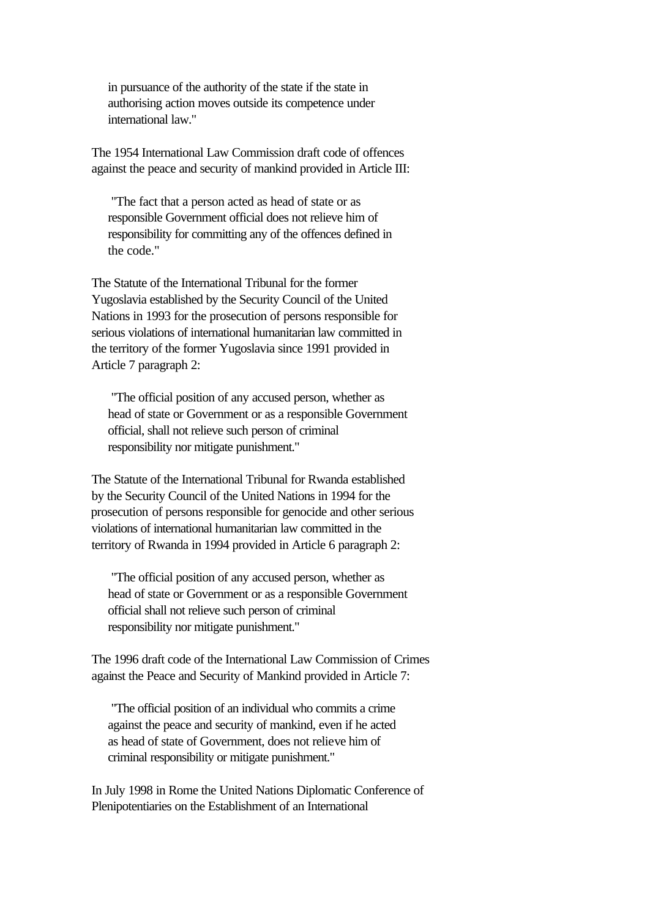in pursuance of the authority of the state if the state in
authorising action moves outside its competence under
international law."

The 1954 International Law Commission draft code of offences against the peace and security of mankind provided in Article III:

> "The fact that a person acted as head of state or as responsible Government official does not relieve him of responsibility for committing any of the offences defined in the code."

The Statute of the International Tribunal for the former Yugoslavia established by the Security Council of the United Nations in 1993 for the prosecution of persons responsible for serious violations of international humanitarian law committed in the territory of the former Yugoslavia since 1991 provided in Article 7 paragraph 2:

> "The official position of any accused person, whether as head of state or Government or as a responsible Government official, shall not relieve such person of criminal responsibility nor mitigate punishment."

The Statute of the International Tribunal for Rwanda established by the Security Council of the United Nations in 1994 for the prosecution of persons responsible for genocide and other serious violations of international humanitarian law committed in the territory of Rwanda in 1994 provided in Article 6 paragraph 2:

> "The official position of any accused person, whether as head of state or Government or as a responsible Government official shall not relieve such person of criminal responsibility nor mitigate punishment."

The 1996 draft code of the International Law Commission of Crimes against the Peace and Security of Mankind provided in Article 7:

> "The official position of an individual who commits a crime against the peace and security of mankind, even if he acted as head of state of Government, does not relieve him of criminal responsibility or mitigate punishment."

In July 1998 in Rome the United Nations Diplomatic Conference of Plenipotentiaries on the Establishment of an International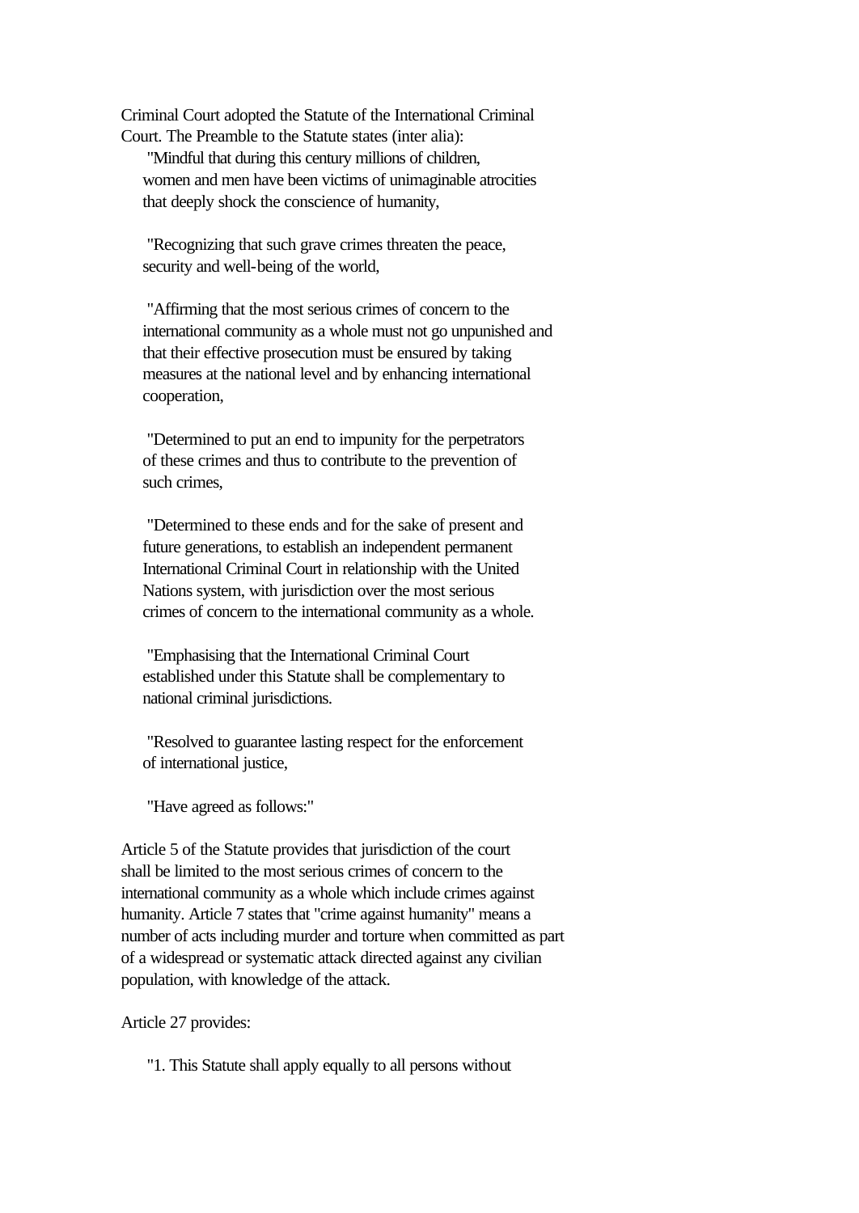Criminal Court adopted the Statute of the International Criminal Court. The Preamble to the Statute states (inter alia):

> "Mindful that during this century millions of children, women and men have been victims of unimaginable atrocities that deeply shock the conscience of humanity,
>
> "Recognizing that such grave crimes threaten the peace, security and well-being of the world,
>
> "Affirming that the most serious crimes of concern to the international community as a whole must not go unpunished and that their effective prosecution must be ensured by taking measures at the national level and by enhancing international cooperation,
>
> "Determined to put an end to impunity for the perpetrators of these crimes and thus to contribute to the prevention of such crimes,
>
> "Determined to these ends and for the sake of present and future generations, to establish an independent permanent International Criminal Court in relationship with the United Nations system, with jurisdiction over the most serious crimes of concern to the international community as a whole.
>
> "Emphasising that the International Criminal Court established under this Statute shall be complementary to national criminal jurisdictions.
>
> "Resolved to guarantee lasting respect for the enforcement of international justice,
>
> "Have agreed as follows:"

Article 5 of the Statute provides that jurisdiction of the court shall be limited to the most serious crimes of concern to the international community as a whole which include crimes against humanity. Article 7 states that "crime against humanity" means a number of acts including murder and torture when committed as part of a widespread or systematic attack directed against any civilian population, with knowledge of the attack.

Article 27 provides:

> "1. This Statute shall apply equally to all persons without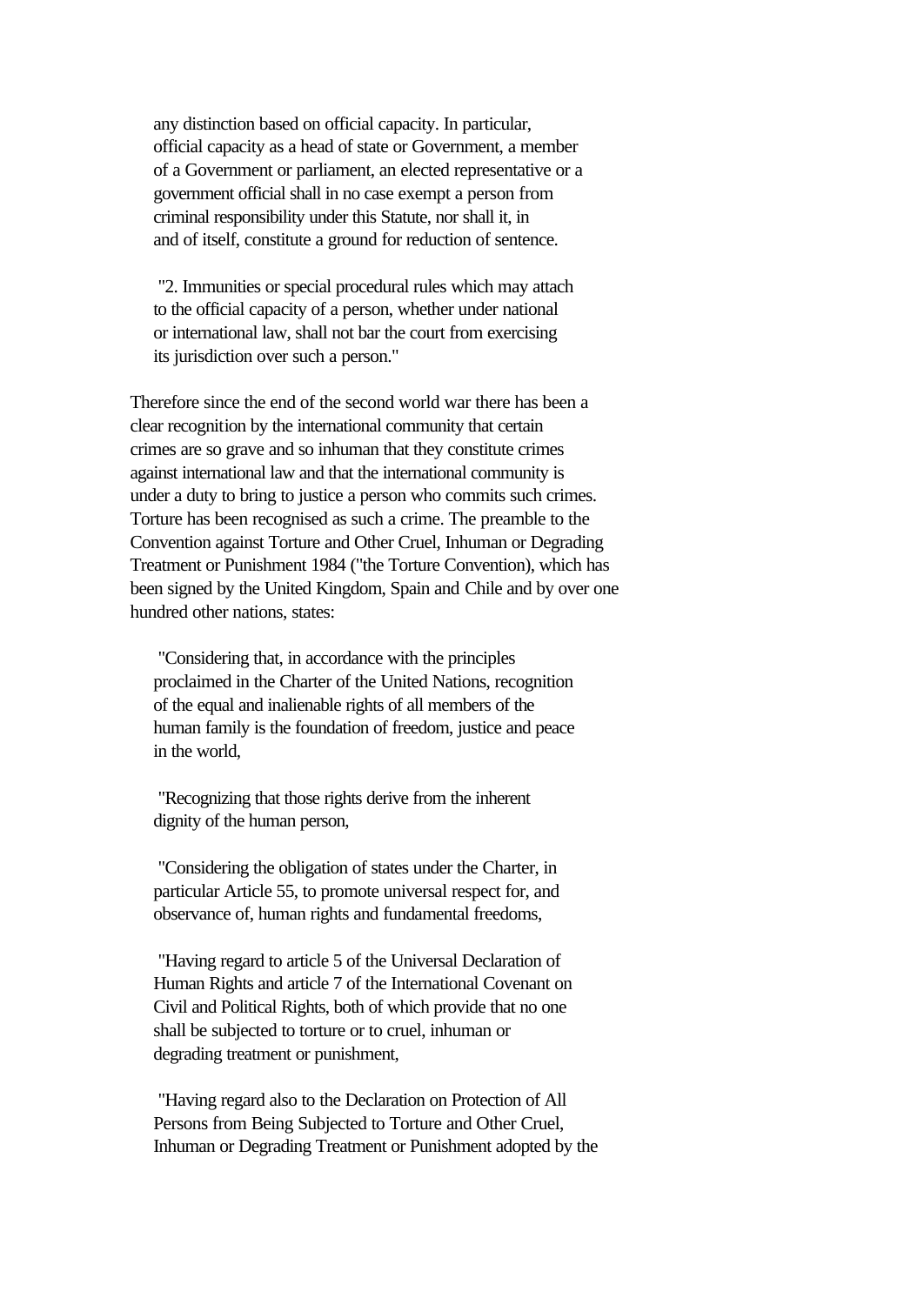any distinction based on official capacity. In particular, official capacity as a head of state or Government, a member of a Government or parliament, an elected representative or a government official shall in no case exempt a person from criminal responsibility under this Statute, nor shall it, in and of itself, constitute a ground for reduction of sentence.

> "2. Immunities or special procedural rules which may attach to the official capacity of a person, whether under national or international law, shall not bar the court from exercising its jurisdiction over such a person."

Therefore since the end of the second world war there has been a clear recognition by the international community that certain crimes are so grave and so inhuman that they constitute crimes against international law and that the international community is under a duty to bring to justice a person who commits such crimes. Torture has been recognised as such a crime. The preamble to the Convention against Torture and Other Cruel, Inhuman or Degrading Treatment or Punishment 1984 ("the Torture Convention), which has been signed by the United Kingdom, Spain and Chile and by over one hundred other nations, states:

> "Considering that, in accordance with the principles proclaimed in the Charter of the United Nations, recognition of the equal and inalienable rights of all members of the human family is the foundation of freedom, justice and peace in the world,
>
> "Recognizing that those rights derive from the inherent dignity of the human person,
>
> "Considering the obligation of states under the Charter, in particular Article 55, to promote universal respect for, and observance of, human rights and fundamental freedoms,
>
> "Having regard to article 5 of the Universal Declaration of Human Rights and article 7 of the International Covenant on Civil and Political Rights, both of which provide that no one shall be subjected to torture or to cruel, inhuman or degrading treatment or punishment,
>
> "Having regard also to the Declaration on Protection of All Persons from Being Subjected to Torture and Other Cruel, Inhuman or Degrading Treatment or Punishment adopted by the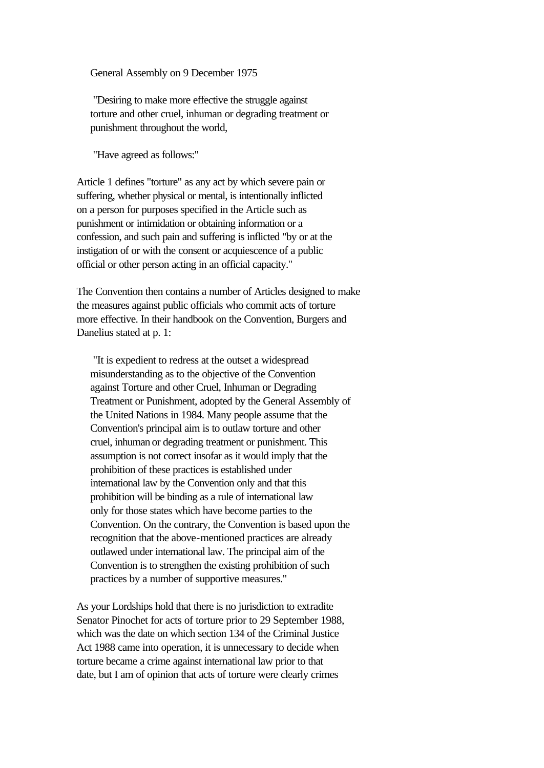General Assembly on 9 December 1975

> "Desiring to make more effective the struggle against torture and other cruel, inhuman or degrading treatment or punishment throughout the world,
>
> "Have agreed as follows:"

Article 1 defines "torture" as any act by which severe pain or suffering, whether physical or mental, is intentionally inflicted on a person for purposes specified in the Article such as punishment or intimidation or obtaining information or a confession, and such pain and suffering is inflicted "by or at the instigation of or with the consent or acquiescence of a public official or other person acting in an official capacity."

The Convention then contains a number of Articles designed to make the measures against public officials who commit acts of torture more effective. In their handbook on the Convention, Burgers and Danelius stated at p. 1:

> "It is expedient to redress at the outset a widespread misunderstanding as to the objective of the Convention against Torture and other Cruel, Inhuman or Degrading Treatment or Punishment, adopted by the General Assembly of the United Nations in 1984. Many people assume that the Convention's principal aim is to outlaw torture and other cruel, inhuman or degrading treatment or punishment. This assumption is not correct insofar as it would imply that the prohibition of these practices is established under international law by the Convention only and that this prohibition will be binding as a rule of international law only for those states which have become parties to the Convention. On the contrary, the Convention is based upon the recognition that the above-mentioned practices are already outlawed under international law. The principal aim of the Convention is to strengthen the existing prohibition of such practices by a number of supportive measures."

As your Lordships hold that there is no jurisdiction to extradite Senator Pinochet for acts of torture prior to 29 September 1988, which was the date on which section 134 of the Criminal Justice Act 1988 came into operation, it is unnecessary to decide when torture became a crime against international law prior to that date, but I am of opinion that acts of torture were clearly crimes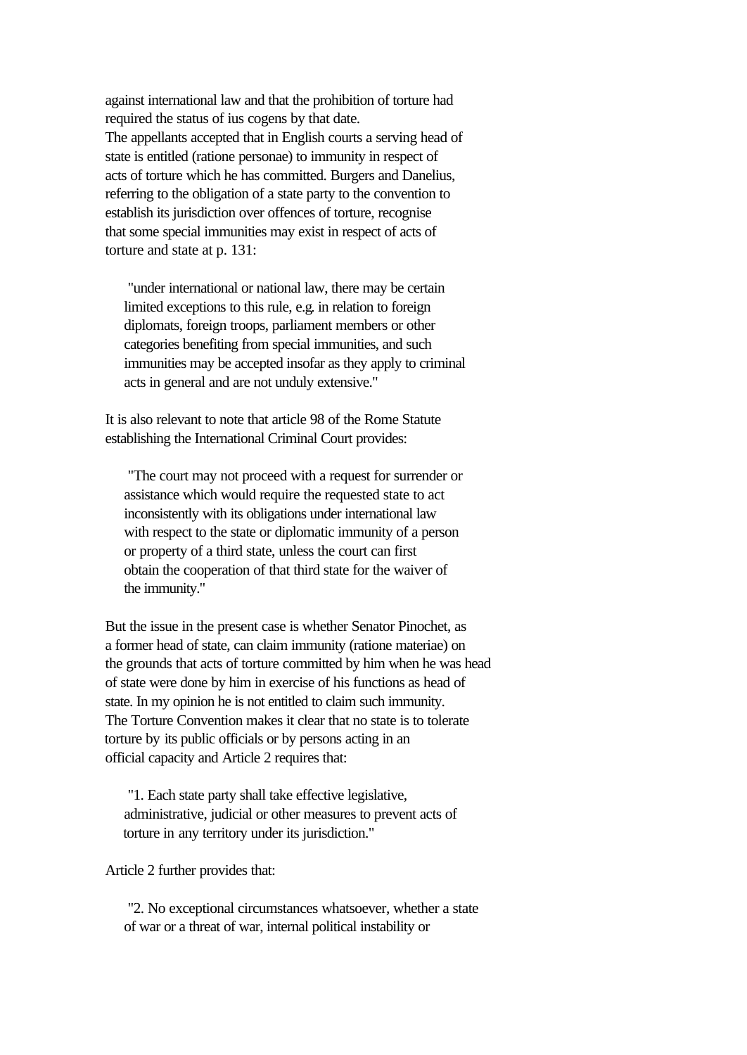against international law and that the prohibition of torture had required the status of ius cogens by that date.
The appellants accepted that in English courts a serving head of state is entitled (ratione personae) to immunity in respect of acts of torture which he has committed. Burgers and Danelius, referring to the obligation of a state party to the convention to establish its jurisdiction over offences of torture, recognise that some special immunities may exist in respect of acts of torture and state at p. 131:

> "under international or national law, there may be certain limited exceptions to this rule, e.g. in relation to foreign diplomats, foreign troops, parliament members or other categories benefiting from special immunities, and such immunities may be accepted insofar as they apply to criminal acts in general and are not unduly extensive."

It is also relevant to note that article 98 of the Rome Statute establishing the International Criminal Court provides:

> "The court may not proceed with a request for surrender or assistance which would require the requested state to act inconsistently with its obligations under international law with respect to the state or diplomatic immunity of a person or property of a third state, unless the court can first obtain the cooperation of that third state for the waiver of the immunity."

But the issue in the present case is whether Senator Pinochet, as a former head of state, can claim immunity (ratione materiae) on the grounds that acts of torture committed by him when he was head of state were done by him in exercise of his functions as head of state. In my opinion he is not entitled to claim such immunity.
The Torture Convention makes it clear that no state is to tolerate torture by its public officials or by persons acting in an official capacity and Article 2 requires that:

> "1. Each state party shall take effective legislative, administrative, judicial or other measures to prevent acts of torture in any territory under its jurisdiction."

Article 2 further provides that:

> "2. No exceptional circumstances whatsoever, whether a state of war or a threat of war, internal political instability or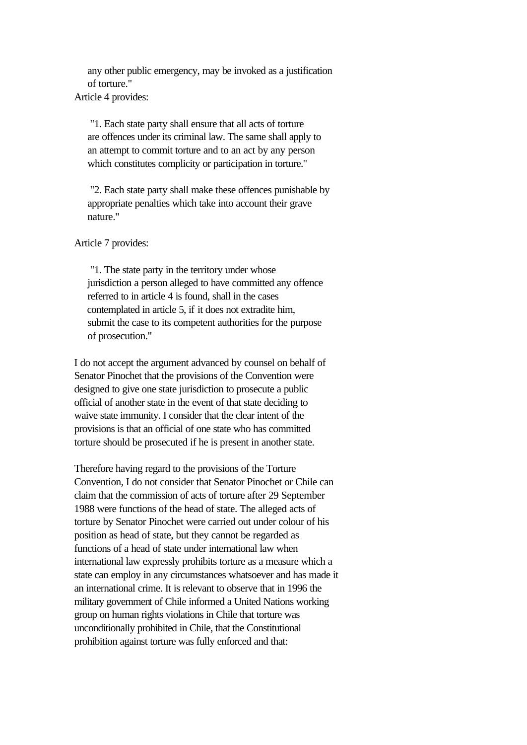any other public emergency, may be invoked as a justification
of torture."

Article 4 provides:

> "1. Each state party shall ensure that all acts of torture are offences under its criminal law. The same shall apply to an attempt to commit torture and to an act by any person which constitutes complicity or participation in torture."
>
> "2. Each state party shall make these offences punishable by appropriate penalties which take into account their grave nature."

Article 7 provides:

> "1. The state party in the territory under whose jurisdiction a person alleged to have committed any offence referred to in article 4 is found, shall in the cases contemplated in article 5, if it does not extradite him, submit the case to its competent authorities for the purpose of prosecution."

I do not accept the argument advanced by counsel on behalf of Senator Pinochet that the provisions of the Convention were designed to give one state jurisdiction to prosecute a public official of another state in the event of that state deciding to waive state immunity. I consider that the clear intent of the provisions is that an official of one state who has committed torture should be prosecuted if he is present in another state.

Therefore having regard to the provisions of the Torture Convention, I do not consider that Senator Pinochet or Chile can claim that the commission of acts of torture after 29 September 1988 were functions of the head of state. The alleged acts of torture by Senator Pinochet were carried out under colour of his position as head of state, but they cannot be regarded as functions of a head of state under international law when international law expressly prohibits torture as a measure which a state can employ in any circumstances whatsoever and has made it an international crime. It is relevant to observe that in 1996 the military government of Chile informed a United Nations working group on human rights violations in Chile that torture was unconditionally prohibited in Chile, that the Constitutional prohibition against torture was fully enforced and that: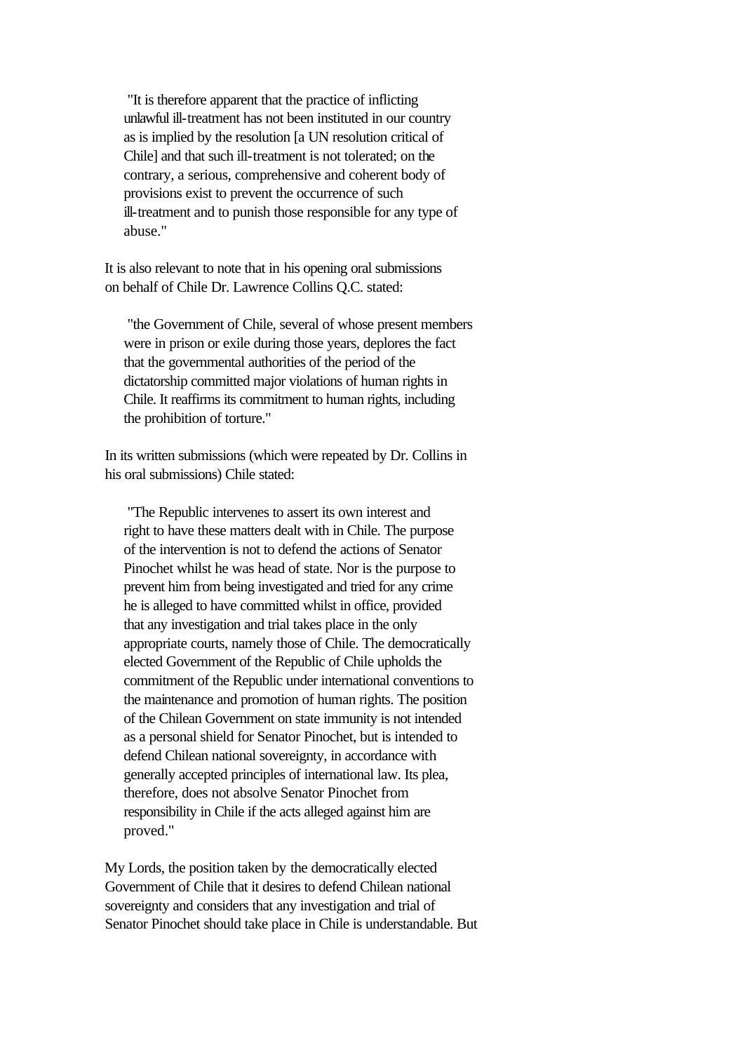> "It is therefore apparent that the practice of inflicting unlawful ill-treatment has not been instituted in our country as is implied by the resolution [a UN resolution critical of Chile] and that such ill-treatment is not tolerated; on the contrary, a serious, comprehensive and coherent body of provisions exist to prevent the occurrence of such ill-treatment and to punish those responsible for any type of abuse."

It is also relevant to note that in his opening oral submissions on behalf of Chile Dr. Lawrence Collins Q.C. stated:

> "the Government of Chile, several of whose present members were in prison or exile during those years, deplores the fact that the governmental authorities of the period of the dictatorship committed major violations of human rights in Chile. It reaffirms its commitment to human rights, including the prohibition of torture."

In its written submissions (which were repeated by Dr. Collins in his oral submissions) Chile stated:

> "The Republic intervenes to assert its own interest and right to have these matters dealt with in Chile. The purpose of the intervention is not to defend the actions of Senator Pinochet whilst he was head of state. Nor is the purpose to prevent him from being investigated and tried for any crime he is alleged to have committed whilst in office, provided that any investigation and trial takes place in the only appropriate courts, namely those of Chile. The democratically elected Government of the Republic of Chile upholds the commitment of the Republic under international conventions to the maintenance and promotion of human rights. The position of the Chilean Government on state immunity is not intended as a personal shield for Senator Pinochet, but is intended to defend Chilean national sovereignty, in accordance with generally accepted principles of international law. Its plea, therefore, does not absolve Senator Pinochet from responsibility in Chile if the acts alleged against him are proved."

My Lords, the position taken by the democratically elected Government of Chile that it desires to defend Chilean national sovereignty and considers that any investigation and trial of Senator Pinochet should take place in Chile is understandable. But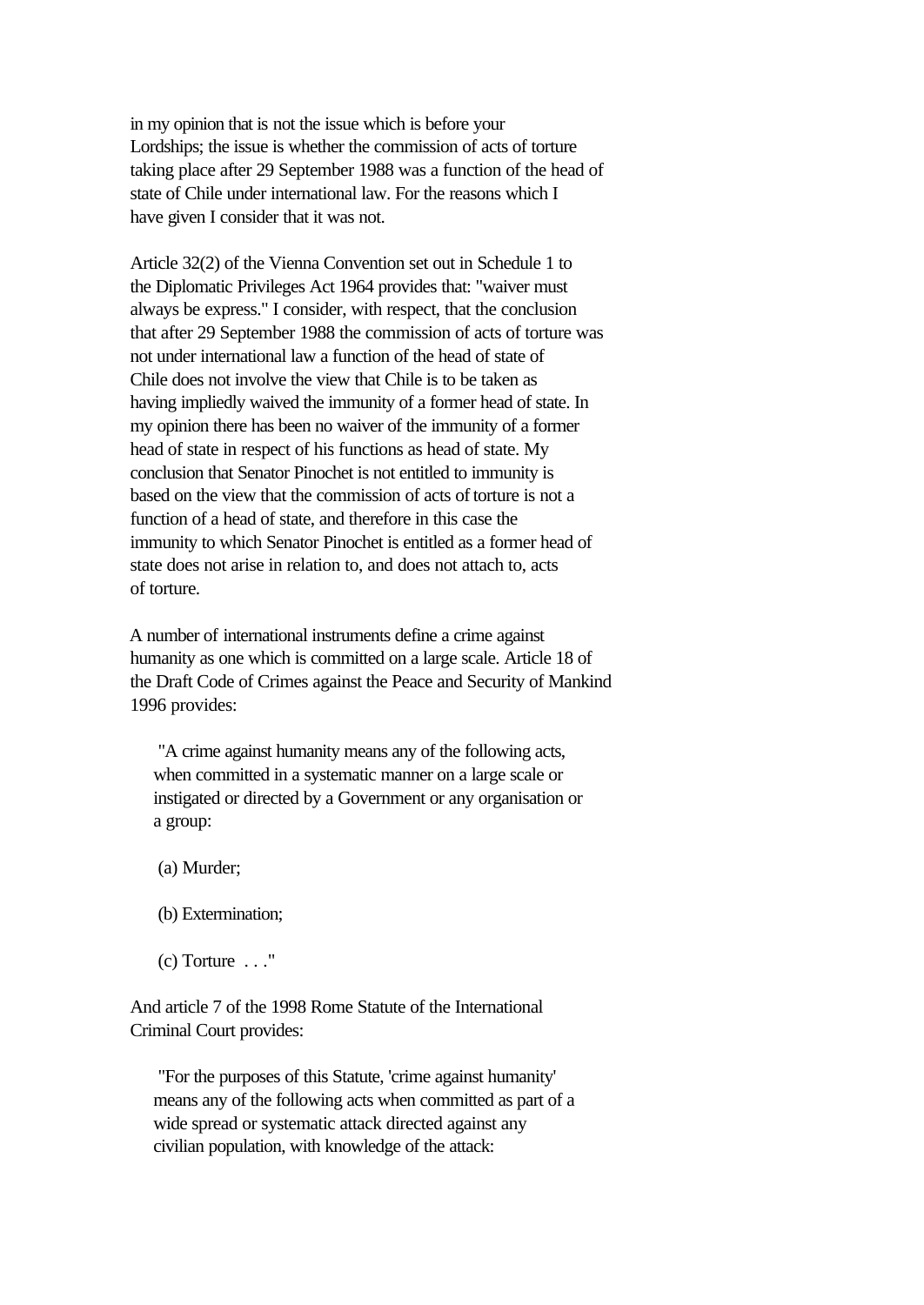in my opinion that is not the issue which is before your Lordships; the issue is whether the commission of acts of torture taking place after 29 September 1988 was a function of the head of state of Chile under international law. For the reasons which I have given I consider that it was not.

Article 32(2) of the Vienna Convention set out in Schedule 1 to the Diplomatic Privileges Act 1964 provides that: "waiver must always be express." I consider, with respect, that the conclusion that after 29 September 1988 the commission of acts of torture was not under international law a function of the head of state of Chile does not involve the view that Chile is to be taken as having impliedly waived the immunity of a former head of state. In my opinion there has been no waiver of the immunity of a former head of state in respect of his functions as head of state. My conclusion that Senator Pinochet is not entitled to immunity is based on the view that the commission of acts of torture is not a function of a head of state, and therefore in this case the immunity to which Senator Pinochet is entitled as a former head of state does not arise in relation to, and does not attach to, acts of torture.

A number of international instruments define a crime against humanity as one which is committed on a large scale. Article 18 of the Draft Code of Crimes against the Peace and Security of Mankind 1996 provides:

> "A crime against humanity means any of the following acts, when committed in a systematic manner on a large scale or instigated or directed by a Government or any organisation or a group:
>
> (a) Murder;
>
> (b) Extermination;
>
> (c) Torture . . ."

And article 7 of the 1998 Rome Statute of the International Criminal Court provides:

> "For the purposes of this Statute, 'crime against humanity' means any of the following acts when committed as part of a wide spread or systematic attack directed against any civilian population, with knowledge of the attack: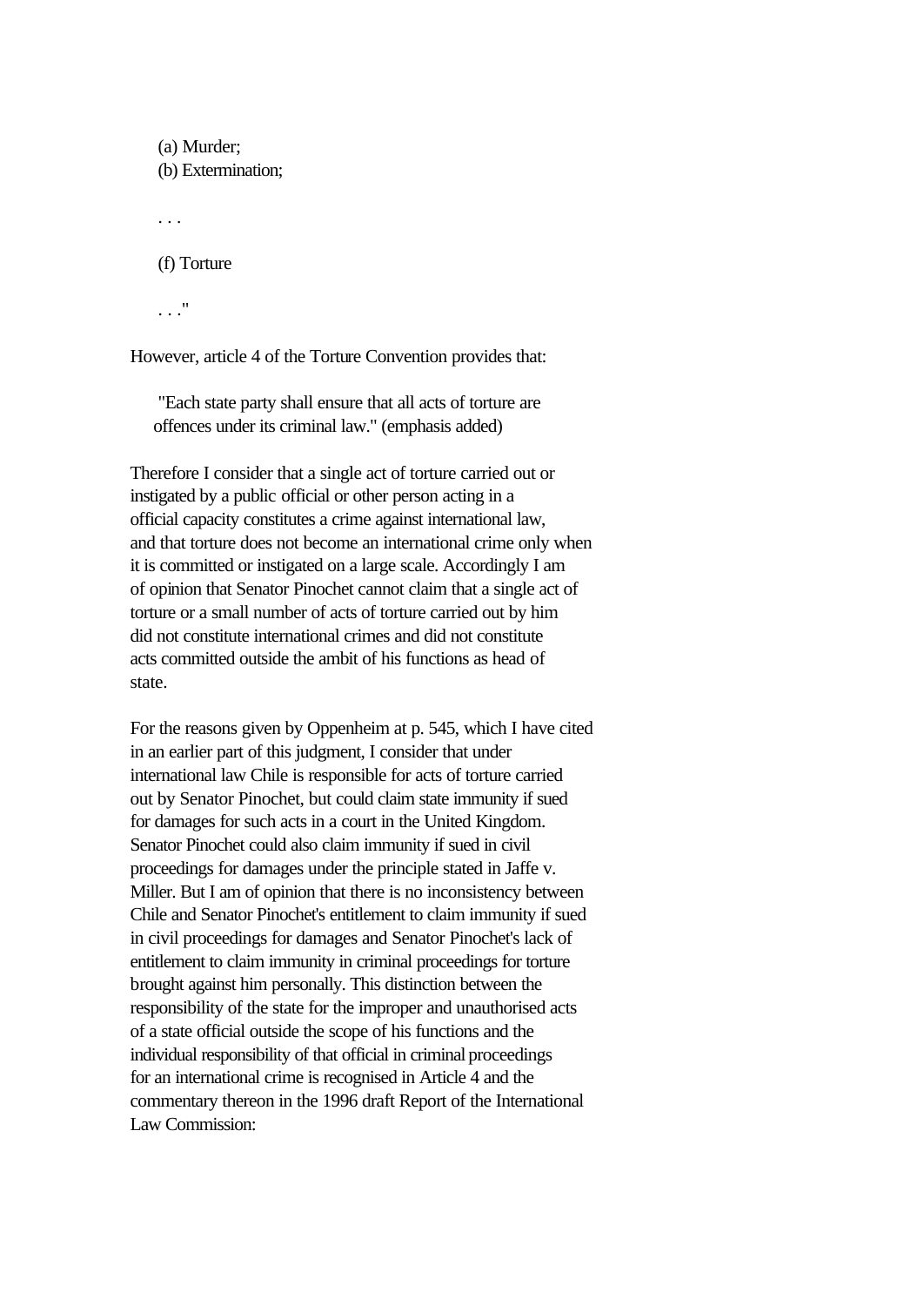> (a) Murder;
> (b) Extermination;
>
> . . .
>
> (f) Torture
>
> . . ."

However, article 4 of the Torture Convention provides that:

> "Each state party shall ensure that all acts of torture are offences under its criminal law." (emphasis added)

Therefore I consider that a single act of torture carried out or instigated by a public official or other person acting in a official capacity constitutes a crime against international law, and that torture does not become an international crime only when it is committed or instigated on a large scale. Accordingly I am of opinion that Senator Pinochet cannot claim that a single act of torture or a small number of acts of torture carried out by him did not constitute international crimes and did not constitute acts committed outside the ambit of his functions as head of state.

For the reasons given by Oppenheim at p. 545, which I have cited in an earlier part of this judgment, I consider that under international law Chile is responsible for acts of torture carried out by Senator Pinochet, but could claim state immunity if sued for damages for such acts in a court in the United Kingdom. Senator Pinochet could also claim immunity if sued in civil proceedings for damages under the principle stated in Jaffe v. Miller. But I am of opinion that there is no inconsistency between Chile and Senator Pinochet's entitlement to claim immunity if sued in civil proceedings for damages and Senator Pinochet's lack of entitlement to claim immunity in criminal proceedings for torture brought against him personally. This distinction between the responsibility of the state for the improper and unauthorised acts of a state official outside the scope of his functions and the individual responsibility of that official in criminal proceedings for an international crime is recognised in Article 4 and the commentary thereon in the 1996 draft Report of the International Law Commission: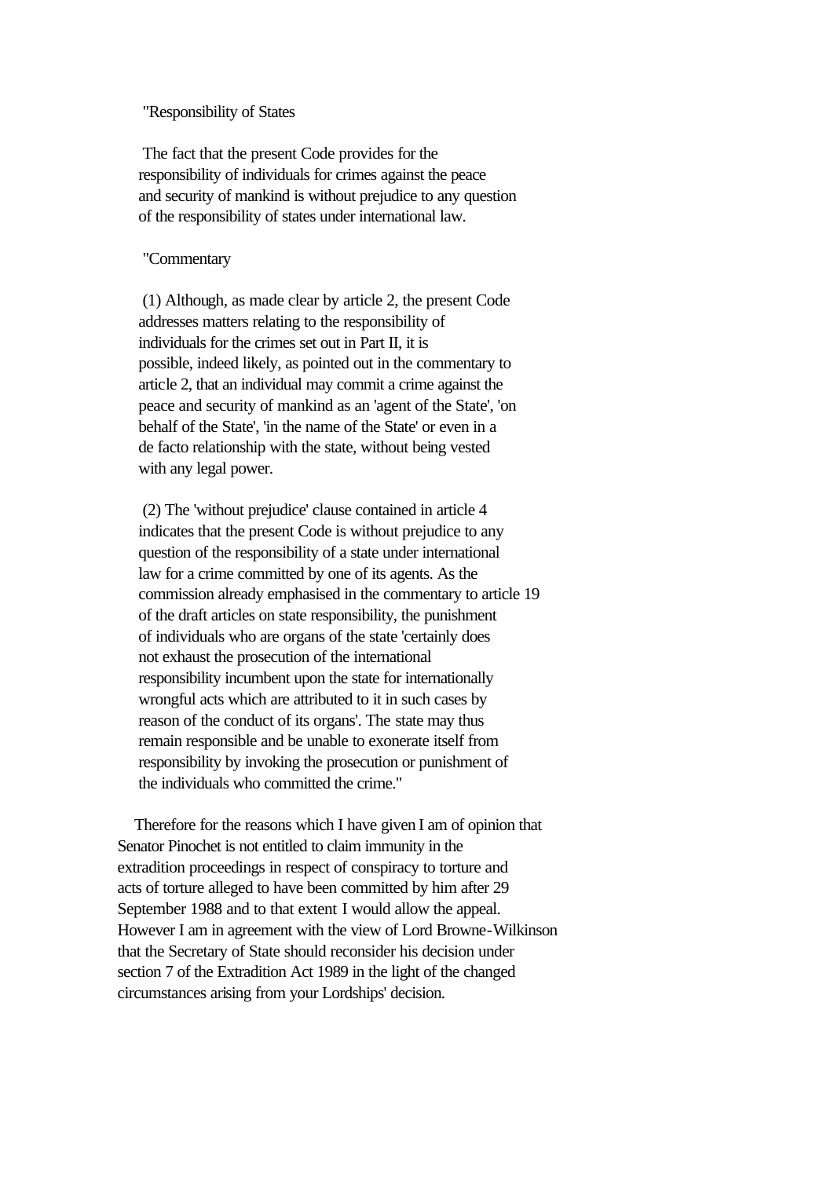"Responsibility of States

> The fact that the present Code provides for the responsibility of individuals for crimes against the peace and security of mankind is without prejudice to any question of the responsibility of states under international law.
>
> "Commentary
>
> (1) Although, as made clear by article 2, the present Code addresses matters relating to the responsibility of individuals for the crimes set out in Part II, it is possible, indeed likely, as pointed out in the commentary to article 2, that an individual may commit a crime against the peace and security of mankind as an 'agent of the State', 'on behalf of the State', 'in the name of the State' or even in a de facto relationship with the state, without being vested with any legal power.
>
> (2) The 'without prejudice' clause contained in article 4 indicates that the present Code is without prejudice to any question of the responsibility of a state under international law for a crime committed by one of its agents. As the commission already emphasised in the commentary to article 19 of the draft articles on state responsibility, the punishment of individuals who are organs of the state 'certainly does not exhaust the prosecution of the international responsibility incumbent upon the state for internationally wrongful acts which are attributed to it in such cases by reason of the conduct of its organs'. The state may thus remain responsible and be unable to exonerate itself from responsibility by invoking the prosecution or punishment of the individuals who committed the crime."

Therefore for the reasons which I have given I am of opinion that Senator Pinochet is not entitled to claim immunity in the extradition proceedings in respect of conspiracy to torture and acts of torture alleged to have been committed by him after 29 September 1988 and to that extent I would allow the appeal. However I am in agreement with the view of Lord Browne-Wilkinson that the Secretary of State should reconsider his decision under section 7 of the Extradition Act 1989 in the light of the changed circumstances arising from your Lordships' decision.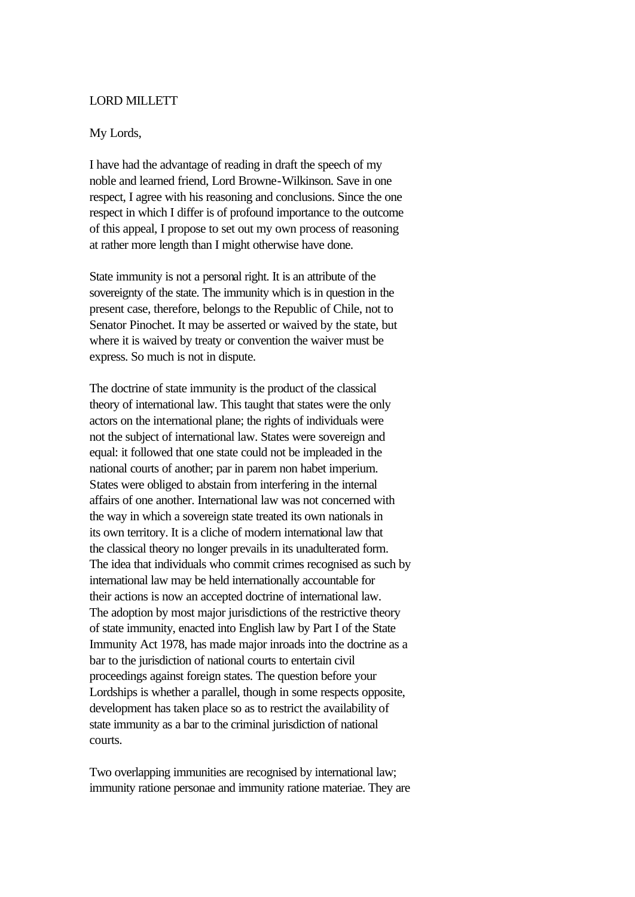LORD MILLETT

My Lords,

I have had the advantage of reading in draft the speech of my noble and learned friend, Lord Browne-Wilkinson. Save in one respect, I agree with his reasoning and conclusions. Since the one respect in which I differ is of profound importance to the outcome of this appeal, I propose to set out my own process of reasoning at rather more length than I might otherwise have done.

State immunity is not a personal right. It is an attribute of the sovereignty of the state. The immunity which is in question in the present case, therefore, belongs to the Republic of Chile, not to Senator Pinochet. It may be asserted or waived by the state, but where it is waived by treaty or convention the waiver must be express. So much is not in dispute.

The doctrine of state immunity is the product of the classical theory of international law. This taught that states were the only actors on the international plane; the rights of individuals were not the subject of international law. States were sovereign and equal: it followed that one state could not be impleaded in the national courts of another; par in parem non habet imperium. States were obliged to abstain from interfering in the internal affairs of one another. International law was not concerned with the way in which a sovereign state treated its own nationals in its own territory. It is a cliche of modern international law that the classical theory no longer prevails in its unadulterated form. The idea that individuals who commit crimes recognised as such by international law may be held internationally accountable for their actions is now an accepted doctrine of international law. The adoption by most major jurisdictions of the restrictive theory of state immunity, enacted into English law by Part I of the State Immunity Act 1978, has made major inroads into the doctrine as a bar to the jurisdiction of national courts to entertain civil proceedings against foreign states. The question before your Lordships is whether a parallel, though in some respects opposite, development has taken place so as to restrict the availability of state immunity as a bar to the criminal jurisdiction of national courts.

Two overlapping immunities are recognised by international law; immunity ratione personae and immunity ratione materiae. They are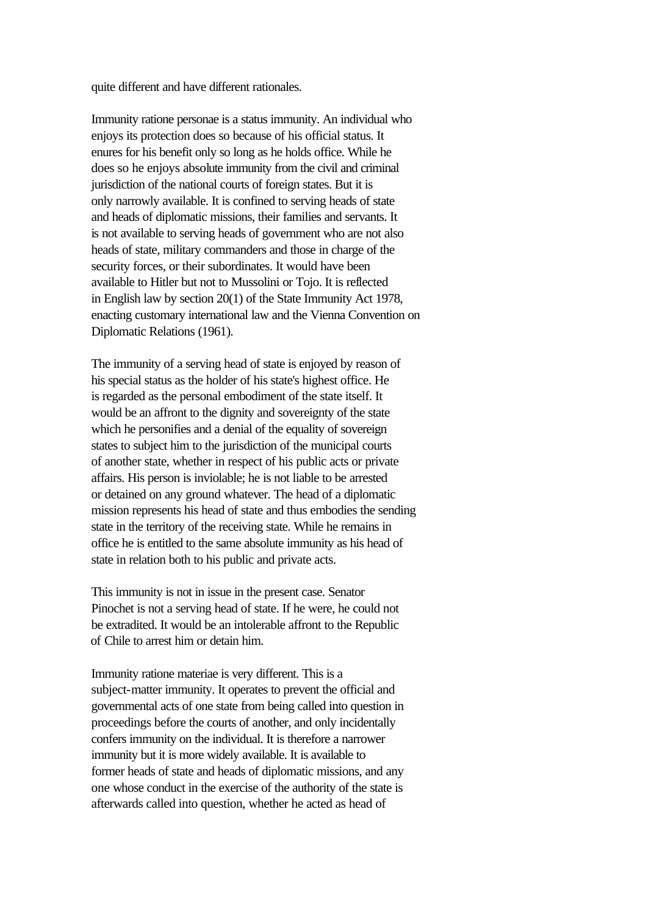quite different and have different rationales.

Immunity ratione personae is a status immunity. An individual who enjoys its protection does so because of his official status. It enures for his benefit only so long as he holds office. While he does so he enjoys absolute immunity from the civil and criminal jurisdiction of the national courts of foreign states. But it is only narrowly available. It is confined to serving heads of state and heads of diplomatic missions, their families and servants. It is not available to serving heads of government who are not also heads of state, military commanders and those in charge of the security forces, or their subordinates. It would have been available to Hitler but not to Mussolini or Tojo. It is reflected in English law by section 20(1) of the State Immunity Act 1978, enacting customary international law and the Vienna Convention on Diplomatic Relations (1961).

The immunity of a serving head of state is enjoyed by reason of his special status as the holder of his state's highest office. He is regarded as the personal embodiment of the state itself. It would be an affront to the dignity and sovereignty of the state which he personifies and a denial of the equality of sovereign states to subject him to the jurisdiction of the municipal courts of another state, whether in respect of his public acts or private affairs. His person is inviolable; he is not liable to be arrested or detained on any ground whatever. The head of a diplomatic mission represents his head of state and thus embodies the sending state in the territory of the receiving state. While he remains in office he is entitled to the same absolute immunity as his head of state in relation both to his public and private acts.

This immunity is not in issue in the present case. Senator Pinochet is not a serving head of state. If he were, he could not be extradited. It would be an intolerable affront to the Republic of Chile to arrest him or detain him.

Immunity ratione materiae is very different. This is a subject-matter immunity. It operates to prevent the official and governmental acts of one state from being called into question in proceedings before the courts of another, and only incidentally confers immunity on the individual. It is therefore a narrower immunity but it is more widely available. It is available to former heads of state and heads of diplomatic missions, and any one whose conduct in the exercise of the authority of the state is afterwards called into question, whether he acted as head of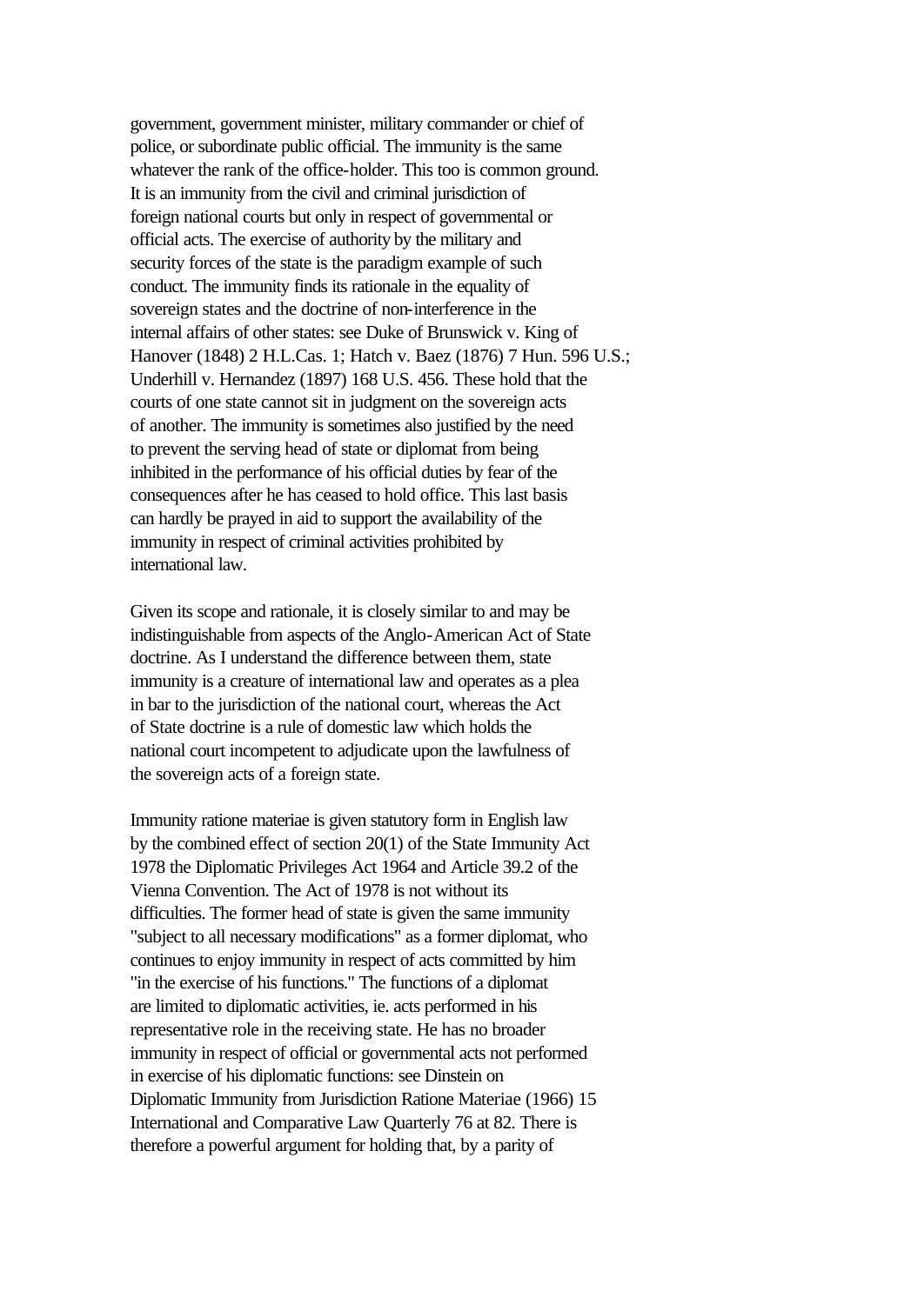government, government minister, military commander or chief of police, or subordinate public official. The immunity is the same whatever the rank of the office-holder. This too is common ground. It is an immunity from the civil and criminal jurisdiction of foreign national courts but only in respect of governmental or official acts. The exercise of authority by the military and security forces of the state is the paradigm example of such conduct. The immunity finds its rationale in the equality of sovereign states and the doctrine of non-interference in the internal affairs of other states: see Duke of Brunswick v. King of Hanover (1848) 2 H.L.Cas. 1; Hatch v. Baez (1876) 7 Hun. 596 U.S.; Underhill v. Hernandez (1897) 168 U.S. 456. These hold that the courts of one state cannot sit in judgment on the sovereign acts of another. The immunity is sometimes also justified by the need to prevent the serving head of state or diplomat from being inhibited in the performance of his official duties by fear of the consequences after he has ceased to hold office. This last basis can hardly be prayed in aid to support the availability of the immunity in respect of criminal activities prohibited by international law.

Given its scope and rationale, it is closely similar to and may be indistinguishable from aspects of the Anglo-American Act of State doctrine. As I understand the difference between them, state immunity is a creature of international law and operates as a plea in bar to the jurisdiction of the national court, whereas the Act of State doctrine is a rule of domestic law which holds the national court incompetent to adjudicate upon the lawfulness of the sovereign acts of a foreign state.

Immunity ratione materiae is given statutory form in English law by the combined effect of section 20(1) of the State Immunity Act 1978 the Diplomatic Privileges Act 1964 and Article 39.2 of the Vienna Convention. The Act of 1978 is not without its difficulties. The former head of state is given the same immunity "subject to all necessary modifications" as a former diplomat, who continues to enjoy immunity in respect of acts committed by him "in the exercise of his functions." The functions of a diplomat are limited to diplomatic activities, ie. acts performed in his representative role in the receiving state. He has no broader immunity in respect of official or governmental acts not performed in exercise of his diplomatic functions: see Dinstein on Diplomatic Immunity from Jurisdiction Ratione Materiae (1966) 15 International and Comparative Law Quarterly 76 at 82. There is therefore a powerful argument for holding that, by a parity of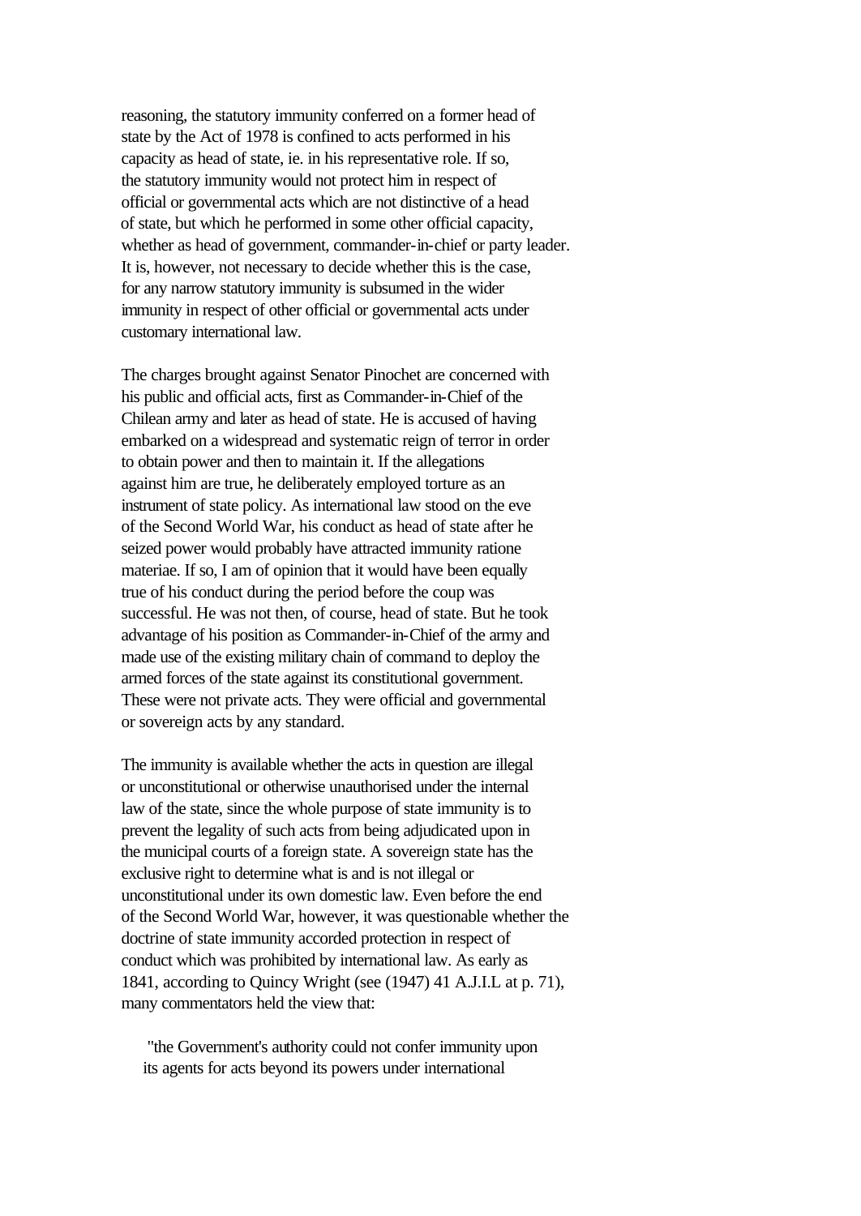reasoning, the statutory immunity conferred on a former head of state by the Act of 1978 is confined to acts performed in his capacity as head of state, ie. in his representative role. If so, the statutory immunity would not protect him in respect of official or governmental acts which are not distinctive of a head of state, but which he performed in some other official capacity, whether as head of government, commander-in-chief or party leader. It is, however, not necessary to decide whether this is the case, for any narrow statutory immunity is subsumed in the wider immunity in respect of other official or governmental acts under customary international law.

The charges brought against Senator Pinochet are concerned with his public and official acts, first as Commander-in-Chief of the Chilean army and later as head of state. He is accused of having embarked on a widespread and systematic reign of terror in order to obtain power and then to maintain it. If the allegations against him are true, he deliberately employed torture as an instrument of state policy. As international law stood on the eve of the Second World War, his conduct as head of state after he seized power would probably have attracted immunity ratione materiae. If so, I am of opinion that it would have been equally true of his conduct during the period before the coup was successful. He was not then, of course, head of state. But he took advantage of his position as Commander-in-Chief of the army and made use of the existing military chain of command to deploy the armed forces of the state against its constitutional government. These were not private acts. They were official and governmental or sovereign acts by any standard.

The immunity is available whether the acts in question are illegal or unconstitutional or otherwise unauthorised under the internal law of the state, since the whole purpose of state immunity is to prevent the legality of such acts from being adjudicated upon in the municipal courts of a foreign state. A sovereign state has the exclusive right to determine what is and is not illegal or unconstitutional under its own domestic law. Even before the end of the Second World War, however, it was questionable whether the doctrine of state immunity accorded protection in respect of conduct which was prohibited by international law. As early as 1841, according to Quincy Wright (see (1947) 41 A.J.I.L at p. 71), many commentators held the view that:

> "the Government's authority could not confer immunity upon its agents for acts beyond its powers under international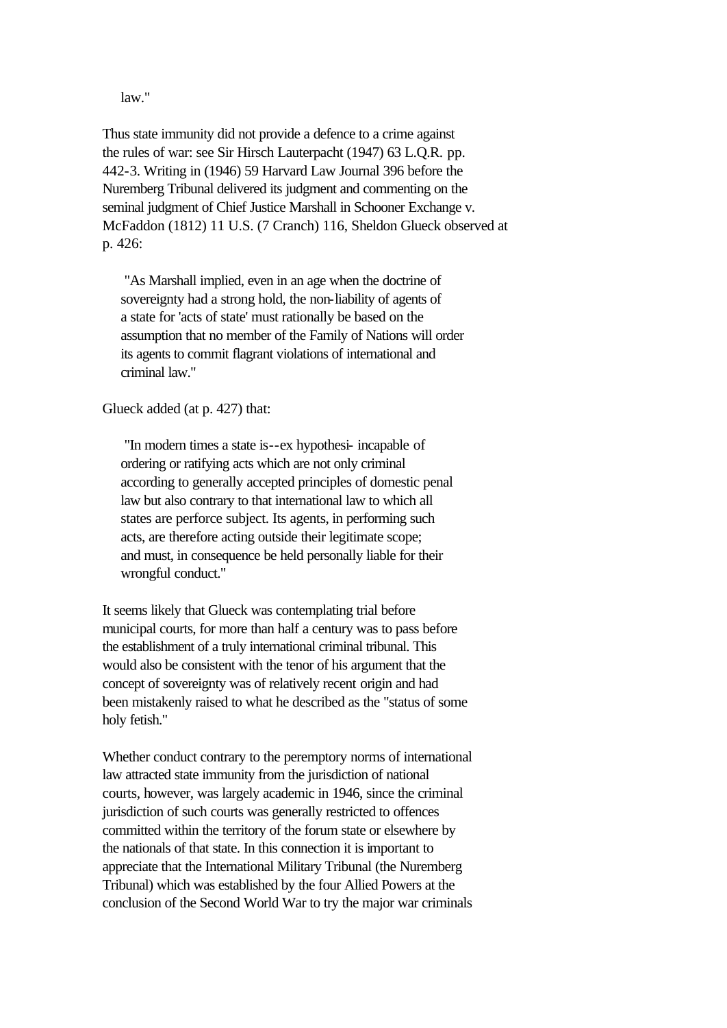law."

Thus state immunity did not provide a defence to a crime against the rules of war: see Sir Hirsch Lauterpacht (1947) 63 L.Q.R. pp. 442-3. Writing in (1946) 59 Harvard Law Journal 396 before the Nuremberg Tribunal delivered its judgment and commenting on the seminal judgment of Chief Justice Marshall in Schooner Exchange v. McFaddon (1812) 11 U.S. (7 Cranch) 116, Sheldon Glueck observed at p. 426:

> "As Marshall implied, even in an age when the doctrine of sovereignty had a strong hold, the non-liability of agents of a state for 'acts of state' must rationally be based on the assumption that no member of the Family of Nations will order its agents to commit flagrant violations of international and criminal law."

Glueck added (at p. 427) that:

> "In modern times a state is--ex hypothesi- incapable of ordering or ratifying acts which are not only criminal according to generally accepted principles of domestic penal law but also contrary to that international law to which all states are perforce subject. Its agents, in performing such acts, are therefore acting outside their legitimate scope; and must, in consequence be held personally liable for their wrongful conduct."

It seems likely that Glueck was contemplating trial before municipal courts, for more than half a century was to pass before the establishment of a truly international criminal tribunal. This would also be consistent with the tenor of his argument that the concept of sovereignty was of relatively recent origin and had been mistakenly raised to what he described as the "status of some holy fetish."

Whether conduct contrary to the peremptory norms of international law attracted state immunity from the jurisdiction of national courts, however, was largely academic in 1946, since the criminal jurisdiction of such courts was generally restricted to offences committed within the territory of the forum state or elsewhere by the nationals of that state. In this connection it is important to appreciate that the International Military Tribunal (the Nuremberg Tribunal) which was established by the four Allied Powers at the conclusion of the Second World War to try the major war criminals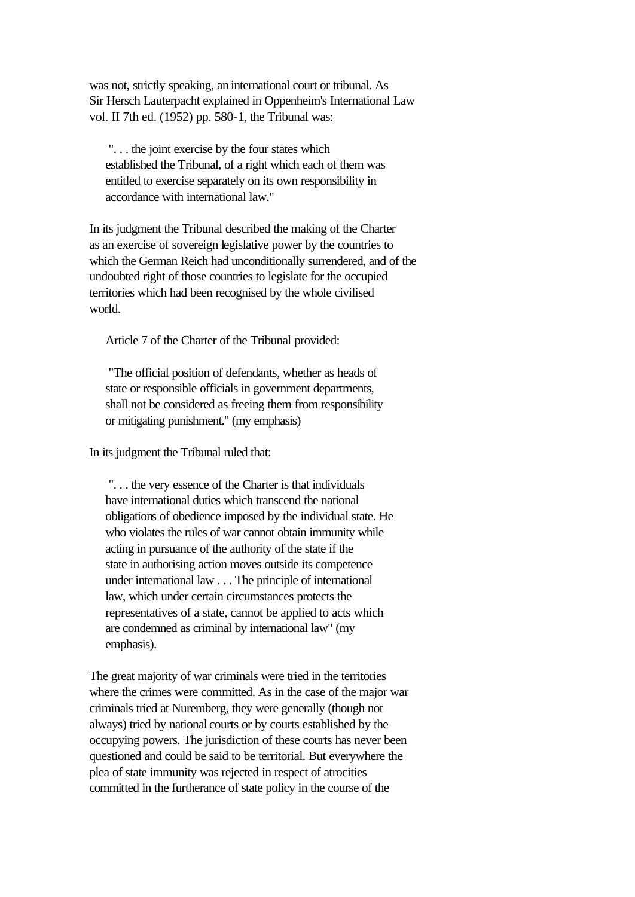was not, strictly speaking, an international court or tribunal. As Sir Hersch Lauterpacht explained in Oppenheim's International Law vol. II 7th ed. (1952) pp. 580-1, the Tribunal was:

> ". . . the joint exercise by the four states which established the Tribunal, of a right which each of them was entitled to exercise separately on its own responsibility in accordance with international law."

In its judgment the Tribunal described the making of the Charter as an exercise of sovereign legislative power by the countries to which the German Reich had unconditionally surrendered, and of the undoubted right of those countries to legislate for the occupied territories which had been recognised by the whole civilised world.

Article 7 of the Charter of the Tribunal provided:

> "The official position of defendants, whether as heads of state or responsible officials in government departments, shall not be considered as freeing them from responsibility or mitigating punishment." (my emphasis)

In its judgment the Tribunal ruled that:

> ". . . the very essence of the Charter is that individuals have international duties which transcend the national obligations of obedience imposed by the individual state. He who violates the rules of war cannot obtain immunity while acting in pursuance of the authority of the state if the state in authorising action moves outside its competence under international law . . . The principle of international law, which under certain circumstances protects the representatives of a state, cannot be applied to acts which are condemned as criminal by international law" (my emphasis).

The great majority of war criminals were tried in the territories where the crimes were committed. As in the case of the major war criminals tried at Nuremberg, they were generally (though not always) tried by national courts or by courts established by the occupying powers. The jurisdiction of these courts has never been questioned and could be said to be territorial. But everywhere the plea of state immunity was rejected in respect of atrocities committed in the furtherance of state policy in the course of the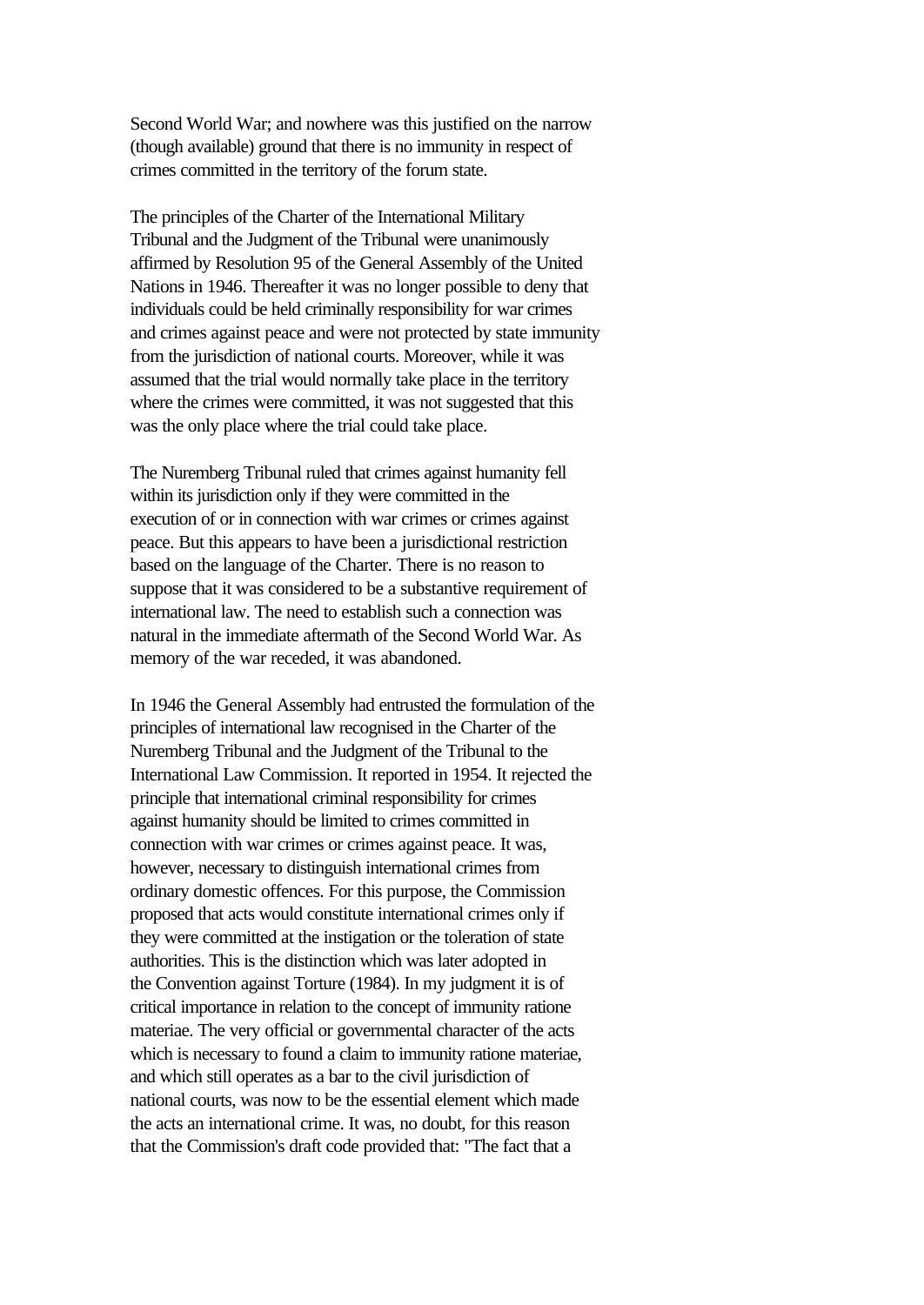Second World War; and nowhere was this justified on the narrow (though available) ground that there is no immunity in respect of crimes committed in the territory of the forum state.

The principles of the Charter of the International Military Tribunal and the Judgment of the Tribunal were unanimously affirmed by Resolution 95 of the General Assembly of the United Nations in 1946. Thereafter it was no longer possible to deny that individuals could be held criminally responsibility for war crimes and crimes against peace and were not protected by state immunity from the jurisdiction of national courts. Moreover, while it was assumed that the trial would normally take place in the territory where the crimes were committed, it was not suggested that this was the only place where the trial could take place.

The Nuremberg Tribunal ruled that crimes against humanity fell within its jurisdiction only if they were committed in the execution of or in connection with war crimes or crimes against peace. But this appears to have been a jurisdictional restriction based on the language of the Charter. There is no reason to suppose that it was considered to be a substantive requirement of international law. The need to establish such a connection was natural in the immediate aftermath of the Second World War. As memory of the war receded, it was abandoned.

In 1946 the General Assembly had entrusted the formulation of the principles of international law recognised in the Charter of the Nuremberg Tribunal and the Judgment of the Tribunal to the International Law Commission. It reported in 1954. It rejected the principle that international criminal responsibility for crimes against humanity should be limited to crimes committed in connection with war crimes or crimes against peace. It was, however, necessary to distinguish international crimes from ordinary domestic offences. For this purpose, the Commission proposed that acts would constitute international crimes only if they were committed at the instigation or the toleration of state authorities. This is the distinction which was later adopted in the Convention against Torture (1984). In my judgment it is of critical importance in relation to the concept of immunity ratione materiae. The very official or governmental character of the acts which is necessary to found a claim to immunity ratione materiae, and which still operates as a bar to the civil jurisdiction of national courts, was now to be the essential element which made the acts an international crime. It was, no doubt, for this reason that the Commission's draft code provided that: "The fact that a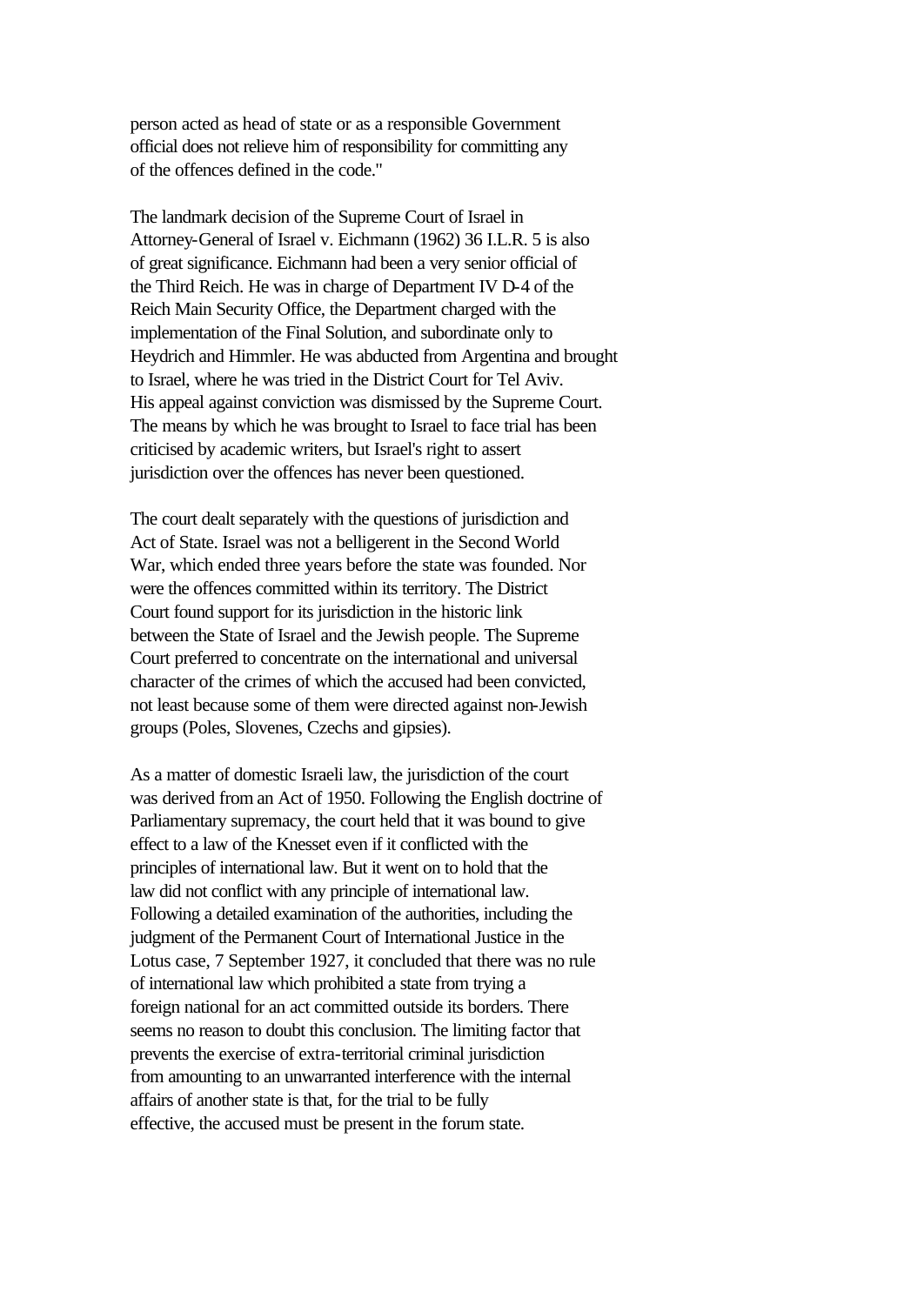person acted as head of state or as a responsible Government official does not relieve him of responsibility for committing any of the offences defined in the code."

The landmark decision of the Supreme Court of Israel in Attorney-General of Israel v. Eichmann (1962) 36 I.L.R. 5 is also of great significance. Eichmann had been a very senior official of the Third Reich. He was in charge of Department IV D-4 of the Reich Main Security Office, the Department charged with the implementation of the Final Solution, and subordinate only to Heydrich and Himmler. He was abducted from Argentina and brought to Israel, where he was tried in the District Court for Tel Aviv. His appeal against conviction was dismissed by the Supreme Court. The means by which he was brought to Israel to face trial has been criticised by academic writers, but Israel's right to assert jurisdiction over the offences has never been questioned.

The court dealt separately with the questions of jurisdiction and Act of State. Israel was not a belligerent in the Second World War, which ended three years before the state was founded. Nor were the offences committed within its territory. The District Court found support for its jurisdiction in the historic link between the State of Israel and the Jewish people. The Supreme Court preferred to concentrate on the international and universal character of the crimes of which the accused had been convicted, not least because some of them were directed against non-Jewish groups (Poles, Slovenes, Czechs and gipsies).

As a matter of domestic Israeli law, the jurisdiction of the court was derived from an Act of 1950. Following the English doctrine of Parliamentary supremacy, the court held that it was bound to give effect to a law of the Knesset even if it conflicted with the principles of international law. But it went on to hold that the law did not conflict with any principle of international law. Following a detailed examination of the authorities, including the judgment of the Permanent Court of International Justice in the Lotus case, 7 September 1927, it concluded that there was no rule of international law which prohibited a state from trying a foreign national for an act committed outside its borders. There seems no reason to doubt this conclusion. The limiting factor that prevents the exercise of extra-territorial criminal jurisdiction from amounting to an unwarranted interference with the internal affairs of another state is that, for the trial to be fully effective, the accused must be present in the forum state.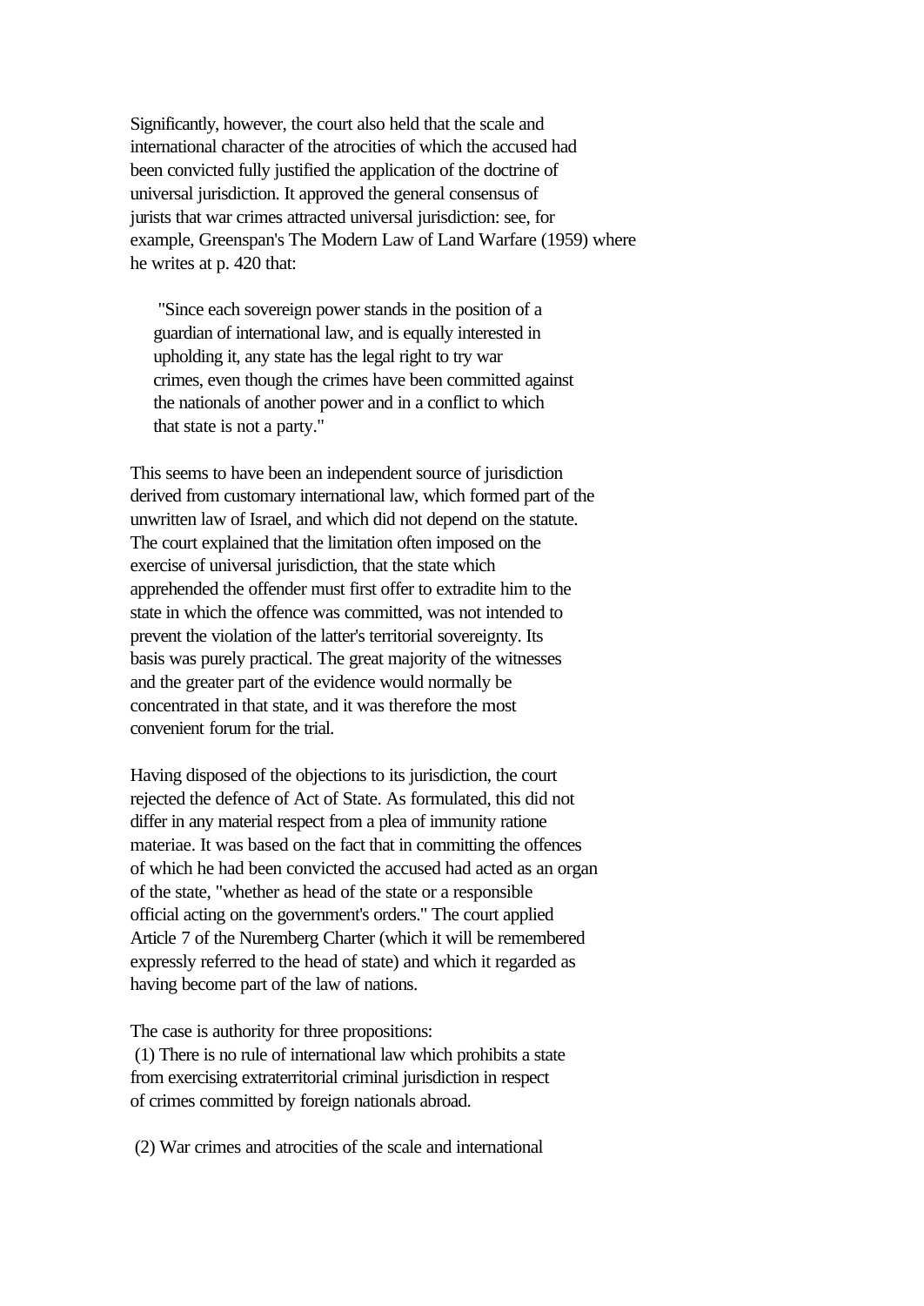Significantly, however, the court also held that the scale and international character of the atrocities of which the accused had been convicted fully justified the application of the doctrine of universal jurisdiction. It approved the general consensus of jurists that war crimes attracted universal jurisdiction: see, for example, Greenspan's The Modern Law of Land Warfare (1959) where he writes at p. 420 that:

> "Since each sovereign power stands in the position of a guardian of international law, and is equally interested in upholding it, any state has the legal right to try war crimes, even though the crimes have been committed against the nationals of another power and in a conflict to which that state is not a party."

This seems to have been an independent source of jurisdiction derived from customary international law, which formed part of the unwritten law of Israel, and which did not depend on the statute. The court explained that the limitation often imposed on the exercise of universal jurisdiction, that the state which apprehended the offender must first offer to extradite him to the state in which the offence was committed, was not intended to prevent the violation of the latter's territorial sovereignty. Its basis was purely practical. The great majority of the witnesses and the greater part of the evidence would normally be concentrated in that state, and it was therefore the most convenient forum for the trial.

Having disposed of the objections to its jurisdiction, the court rejected the defence of Act of State. As formulated, this did not differ in any material respect from a plea of immunity ratione materiae. It was based on the fact that in committing the offences of which he had been convicted the accused had acted as an organ of the state, "whether as head of the state or a responsible official acting on the government's orders." The court applied Article 7 of the Nuremberg Charter (which it will be remembered expressly referred to the head of state) and which it regarded as having become part of the law of nations.

The case is authority for three propositions:

(1) There is no rule of international law which prohibits a state from exercising extraterritorial criminal jurisdiction in respect of crimes committed by foreign nationals abroad.

(2) War crimes and atrocities of the scale and international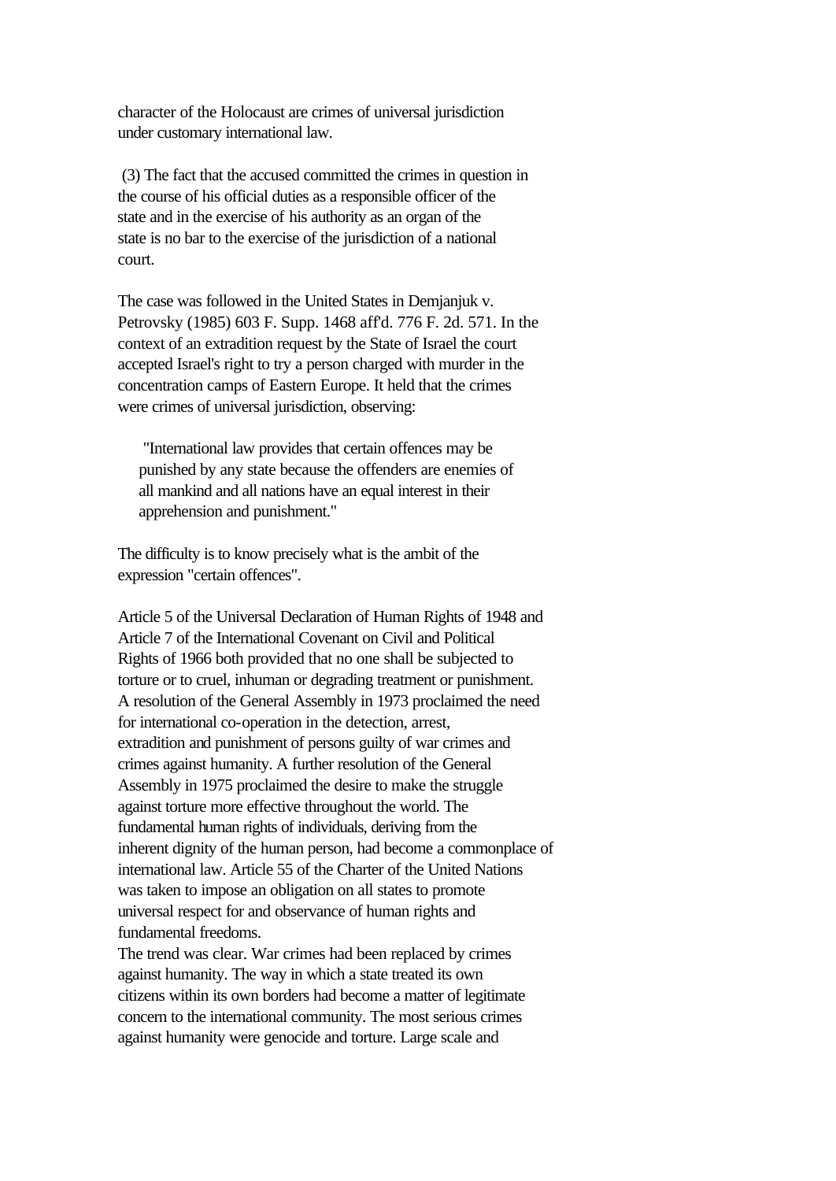character of the Holocaust are crimes of universal jurisdiction under customary international law.

(3) The fact that the accused committed the crimes in question in the course of his official duties as a responsible officer of the state and in the exercise of his authority as an organ of the state is no bar to the exercise of the jurisdiction of a national court.

The case was followed in the United States in Demjanjuk v. Petrovsky (1985) 603 F. Supp. 1468 aff'd. 776 F. 2d. 571. In the context of an extradition request by the State of Israel the court accepted Israel's right to try a person charged with murder in the concentration camps of Eastern Europe. It held that the crimes were crimes of universal jurisdiction, observing:

> "International law provides that certain offences may be punished by any state because the offenders are enemies of all mankind and all nations have an equal interest in their apprehension and punishment."

The difficulty is to know precisely what is the ambit of the expression "certain offences".

Article 5 of the Universal Declaration of Human Rights of 1948 and Article 7 of the International Covenant on Civil and Political Rights of 1966 both provided that no one shall be subjected to torture or to cruel, inhuman or degrading treatment or punishment. A resolution of the General Assembly in 1973 proclaimed the need for international co-operation in the detection, arrest, extradition and punishment of persons guilty of war crimes and crimes against humanity. A further resolution of the General Assembly in 1975 proclaimed the desire to make the struggle against torture more effective throughout the world. The fundamental human rights of individuals, deriving from the inherent dignity of the human person, had become a commonplace of international law. Article 55 of the Charter of the United Nations was taken to impose an obligation on all states to promote universal respect for and observance of human rights and fundamental freedoms.

The trend was clear. War crimes had been replaced by crimes against humanity. The way in which a state treated its own citizens within its own borders had become a matter of legitimate concern to the international community. The most serious crimes against humanity were genocide and torture. Large scale and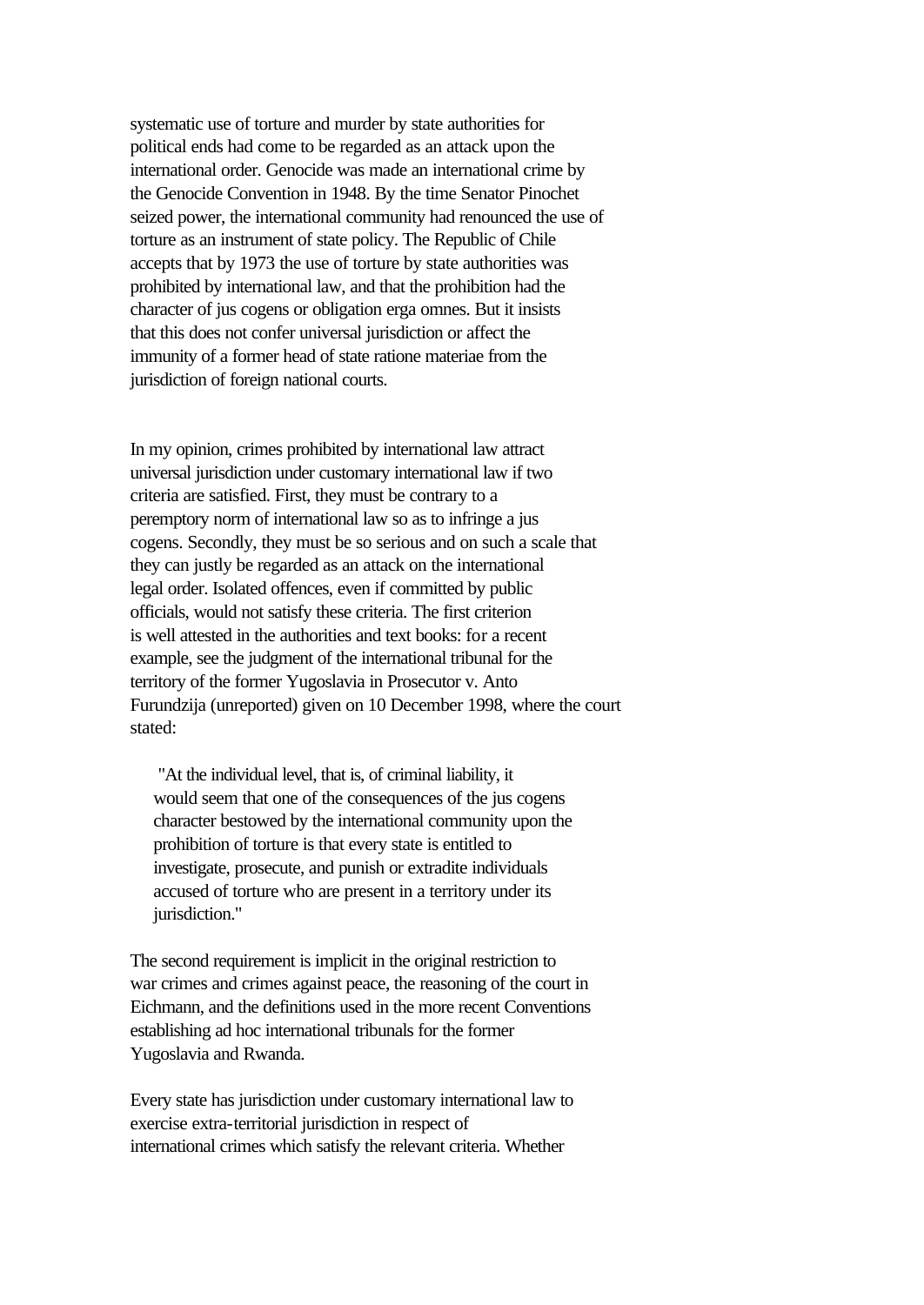systematic use of torture and murder by state authorities for political ends had come to be regarded as an attack upon the international order. Genocide was made an international crime by the Genocide Convention in 1948. By the time Senator Pinochet seized power, the international community had renounced the use of torture as an instrument of state policy. The Republic of Chile accepts that by 1973 the use of torture by state authorities was prohibited by international law, and that the prohibition had the character of jus cogens or obligation erga omnes. But it insists that this does not confer universal jurisdiction or affect the immunity of a former head of state ratione materiae from the jurisdiction of foreign national courts.

In my opinion, crimes prohibited by international law attract universal jurisdiction under customary international law if two criteria are satisfied. First, they must be contrary to a peremptory norm of international law so as to infringe a jus cogens. Secondly, they must be so serious and on such a scale that they can justly be regarded as an attack on the international legal order. Isolated offences, even if committed by public officials, would not satisfy these criteria. The first criterion is well attested in the authorities and text books: for a recent example, see the judgment of the international tribunal for the territory of the former Yugoslavia in Prosecutor v. Anto Furundzija (unreported) given on 10 December 1998, where the court stated:

> "At the individual level, that is, of criminal liability, it would seem that one of the consequences of the jus cogens character bestowed by the international community upon the prohibition of torture is that every state is entitled to investigate, prosecute, and punish or extradite individuals accused of torture who are present in a territory under its jurisdiction."

The second requirement is implicit in the original restriction to war crimes and crimes against peace, the reasoning of the court in Eichmann, and the definitions used in the more recent Conventions establishing ad hoc international tribunals for the former Yugoslavia and Rwanda.

Every state has jurisdiction under customary international law to exercise extra-territorial jurisdiction in respect of international crimes which satisfy the relevant criteria. Whether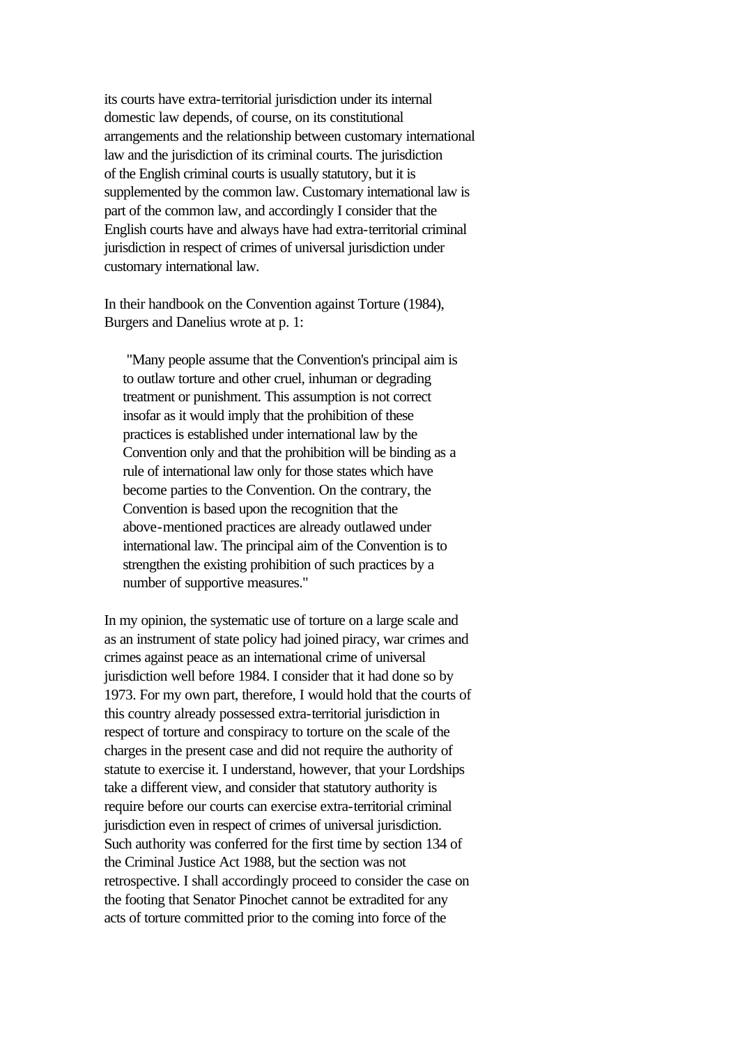its courts have extra-territorial jurisdiction under its internal domestic law depends, of course, on its constitutional arrangements and the relationship between customary international law and the jurisdiction of its criminal courts. The jurisdiction of the English criminal courts is usually statutory, but it is supplemented by the common law. Customary international law is part of the common law, and accordingly I consider that the English courts have and always have had extra-territorial criminal jurisdiction in respect of crimes of universal jurisdiction under customary international law.

In their handbook on the Convention against Torture (1984), Burgers and Danelius wrote at p. 1:

> "Many people assume that the Convention's principal aim is to outlaw torture and other cruel, inhuman or degrading treatment or punishment. This assumption is not correct insofar as it would imply that the prohibition of these practices is established under international law by the Convention only and that the prohibition will be binding as a rule of international law only for those states which have become parties to the Convention. On the contrary, the Convention is based upon the recognition that the above-mentioned practices are already outlawed under international law. The principal aim of the Convention is to strengthen the existing prohibition of such practices by a number of supportive measures."

In my opinion, the systematic use of torture on a large scale and as an instrument of state policy had joined piracy, war crimes and crimes against peace as an international crime of universal jurisdiction well before 1984. I consider that it had done so by 1973. For my own part, therefore, I would hold that the courts of this country already possessed extra-territorial jurisdiction in respect of torture and conspiracy to torture on the scale of the charges in the present case and did not require the authority of statute to exercise it. I understand, however, that your Lordships take a different view, and consider that statutory authority is require before our courts can exercise extra-territorial criminal jurisdiction even in respect of crimes of universal jurisdiction. Such authority was conferred for the first time by section 134 of the Criminal Justice Act 1988, but the section was not retrospective. I shall accordingly proceed to consider the case on the footing that Senator Pinochet cannot be extradited for any acts of torture committed prior to the coming into force of the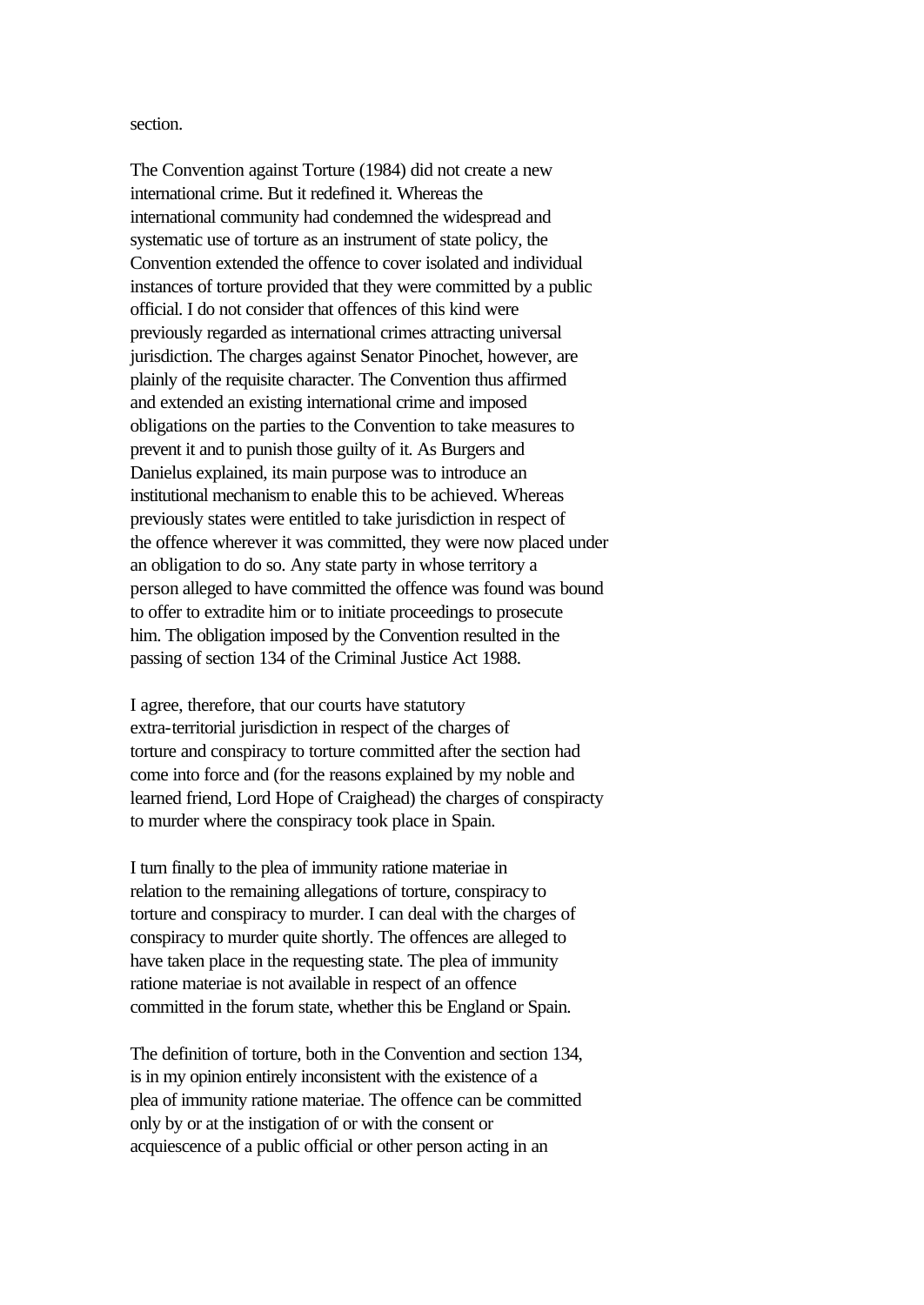section.

The Convention against Torture (1984) did not create a new international crime. But it redefined it. Whereas the international community had condemned the widespread and systematic use of torture as an instrument of state policy, the Convention extended the offence to cover isolated and individual instances of torture provided that they were committed by a public official. I do not consider that offences of this kind were previously regarded as international crimes attracting universal jurisdiction. The charges against Senator Pinochet, however, are plainly of the requisite character. The Convention thus affirmed and extended an existing international crime and imposed obligations on the parties to the Convention to take measures to prevent it and to punish those guilty of it. As Burgers and Danielus explained, its main purpose was to introduce an institutional mechanism to enable this to be achieved. Whereas previously states were entitled to take jurisdiction in respect of the offence wherever it was committed, they were now placed under an obligation to do so. Any state party in whose territory a person alleged to have committed the offence was found was bound to offer to extradite him or to initiate proceedings to prosecute him. The obligation imposed by the Convention resulted in the passing of section 134 of the Criminal Justice Act 1988.

I agree, therefore, that our courts have statutory extra-territorial jurisdiction in respect of the charges of torture and conspiracy to torture committed after the section had come into force and (for the reasons explained by my noble and learned friend, Lord Hope of Craighead) the charges of conspiracty to murder where the conspiracy took place in Spain.

I turn finally to the plea of immunity ratione materiae in relation to the remaining allegations of torture, conspiracy to torture and conspiracy to murder. I can deal with the charges of conspiracy to murder quite shortly. The offences are alleged to have taken place in the requesting state. The plea of immunity ratione materiae is not available in respect of an offence committed in the forum state, whether this be England or Spain.

The definition of torture, both in the Convention and section 134, is in my opinion entirely inconsistent with the existence of a plea of immunity ratione materiae. The offence can be committed only by or at the instigation of or with the consent or acquiescence of a public official or other person acting in an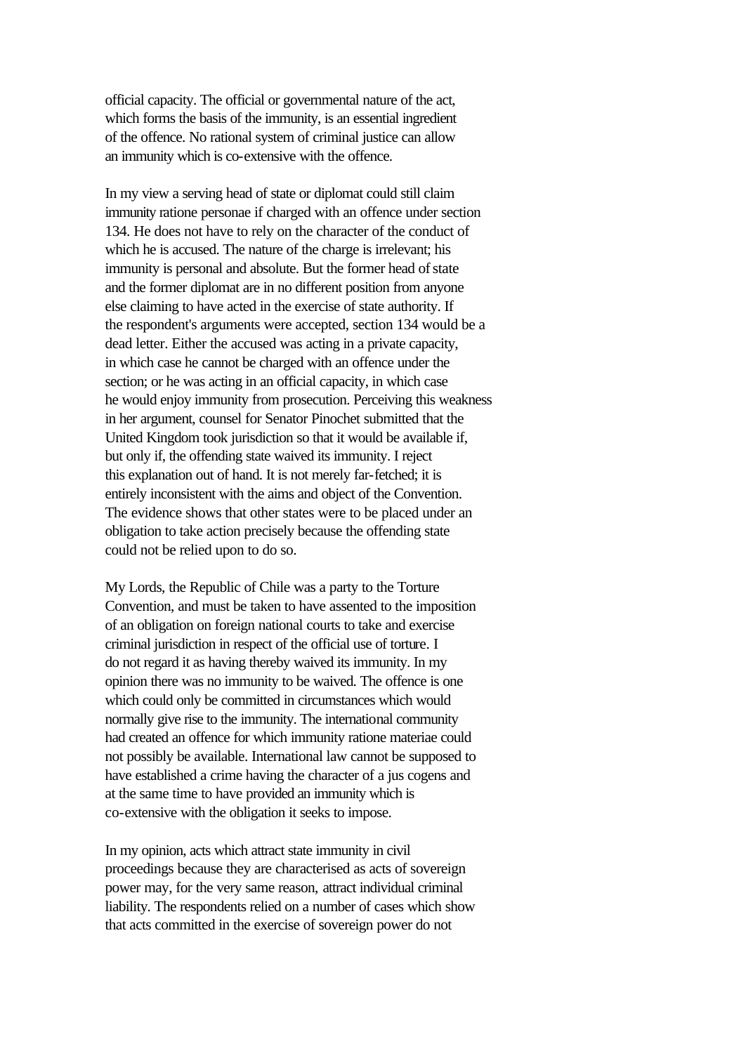official capacity. The official or governmental nature of the act, which forms the basis of the immunity, is an essential ingredient of the offence. No rational system of criminal justice can allow an immunity which is co-extensive with the offence.

In my view a serving head of state or diplomat could still claim immunity ratione personae if charged with an offence under section 134. He does not have to rely on the character of the conduct of which he is accused. The nature of the charge is irrelevant; his immunity is personal and absolute. But the former head of state and the former diplomat are in no different position from anyone else claiming to have acted in the exercise of state authority. If the respondent's arguments were accepted, section 134 would be a dead letter. Either the accused was acting in a private capacity, in which case he cannot be charged with an offence under the section; or he was acting in an official capacity, in which case he would enjoy immunity from prosecution. Perceiving this weakness in her argument, counsel for Senator Pinochet submitted that the United Kingdom took jurisdiction so that it would be available if, but only if, the offending state waived its immunity. I reject this explanation out of hand. It is not merely far-fetched; it is entirely inconsistent with the aims and object of the Convention. The evidence shows that other states were to be placed under an obligation to take action precisely because the offending state could not be relied upon to do so.

My Lords, the Republic of Chile was a party to the Torture Convention, and must be taken to have assented to the imposition of an obligation on foreign national courts to take and exercise criminal jurisdiction in respect of the official use of torture. I do not regard it as having thereby waived its immunity. In my opinion there was no immunity to be waived. The offence is one which could only be committed in circumstances which would normally give rise to the immunity. The international community had created an offence for which immunity ratione materiae could not possibly be available. International law cannot be supposed to have established a crime having the character of a jus cogens and at the same time to have provided an immunity which is co-extensive with the obligation it seeks to impose.

In my opinion, acts which attract state immunity in civil proceedings because they are characterised as acts of sovereign power may, for the very same reason, attract individual criminal liability. The respondents relied on a number of cases which show that acts committed in the exercise of sovereign power do not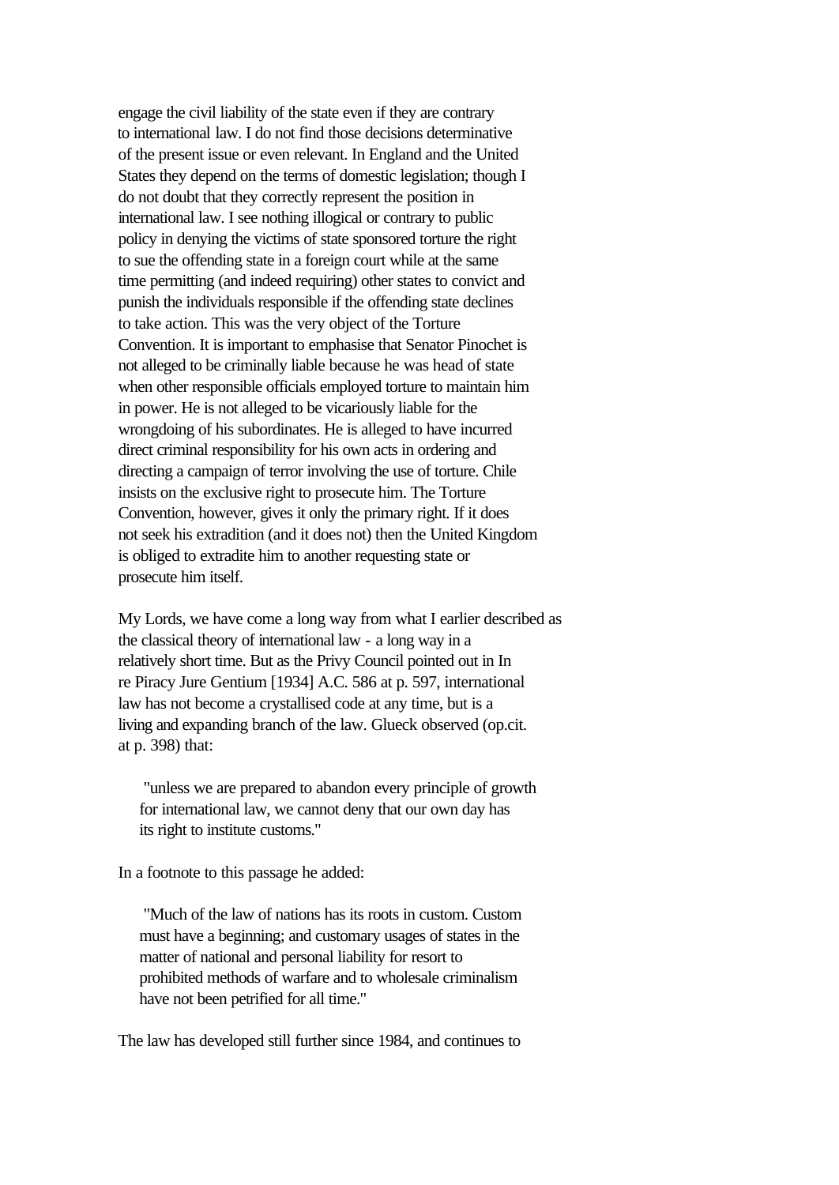engage the civil liability of the state even if they are contrary to international law. I do not find those decisions determinative of the present issue or even relevant. In England and the United States they depend on the terms of domestic legislation; though I do not doubt that they correctly represent the position in international law. I see nothing illogical or contrary to public policy in denying the victims of state sponsored torture the right to sue the offending state in a foreign court while at the same time permitting (and indeed requiring) other states to convict and punish the individuals responsible if the offending state declines to take action. This was the very object of the Torture Convention. It is important to emphasise that Senator Pinochet is not alleged to be criminally liable because he was head of state when other responsible officials employed torture to maintain him in power. He is not alleged to be vicariously liable for the wrongdoing of his subordinates. He is alleged to have incurred direct criminal responsibility for his own acts in ordering and directing a campaign of terror involving the use of torture. Chile insists on the exclusive right to prosecute him. The Torture Convention, however, gives it only the primary right. If it does not seek his extradition (and it does not) then the United Kingdom is obliged to extradite him to another requesting state or prosecute him itself.

My Lords, we have come a long way from what I earlier described as the classical theory of international law - a long way in a relatively short time. But as the Privy Council pointed out in In re Piracy Jure Gentium [1934] A.C. 586 at p. 597, international law has not become a crystallised code at any time, but is a living and expanding branch of the law. Glueck observed (op.cit. at p. 398) that:

> "unless we are prepared to abandon every principle of growth for international law, we cannot deny that our own day has its right to institute customs."

In a footnote to this passage he added:

> "Much of the law of nations has its roots in custom. Custom must have a beginning; and customary usages of states in the matter of national and personal liability for resort to prohibited methods of warfare and to wholesale criminalism have not been petrified for all time."

The law has developed still further since 1984, and continues to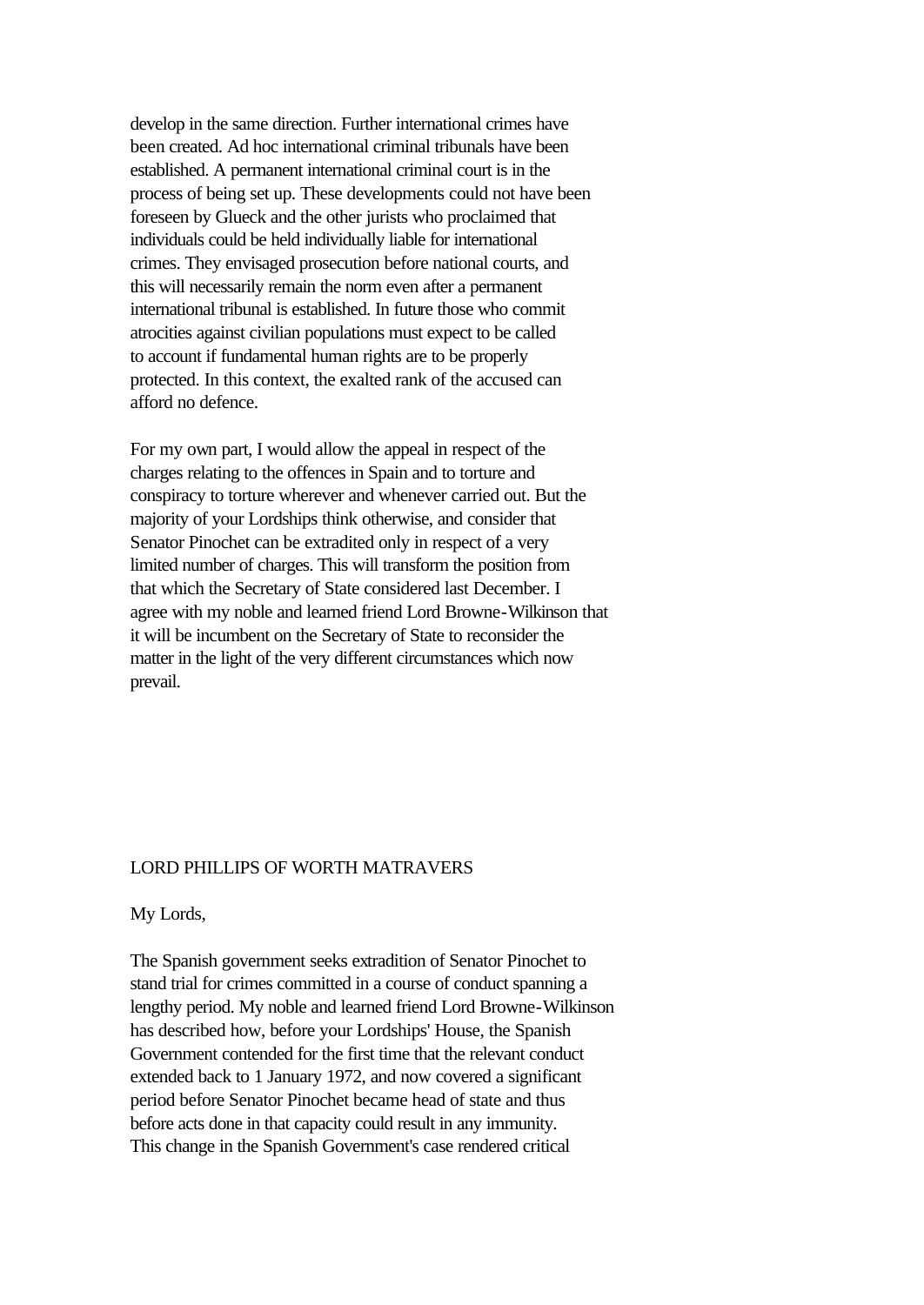develop in the same direction. Further international crimes have been created. Ad hoc international criminal tribunals have been established. A permanent international criminal court is in the process of being set up. These developments could not have been foreseen by Glueck and the other jurists who proclaimed that individuals could be held individually liable for international crimes. They envisaged prosecution before national courts, and this will necessarily remain the norm even after a permanent international tribunal is established. In future those who commit atrocities against civilian populations must expect to be called to account if fundamental human rights are to be properly protected. In this context, the exalted rank of the accused can afford no defence.

For my own part, I would allow the appeal in respect of the charges relating to the offences in Spain and to torture and conspiracy to torture wherever and whenever carried out. But the majority of your Lordships think otherwise, and consider that Senator Pinochet can be extradited only in respect of a very limited number of charges. This will transform the position from that which the Secretary of State considered last December. I agree with my noble and learned friend Lord Browne-Wilkinson that it will be incumbent on the Secretary of State to reconsider the matter in the light of the very different circumstances which now prevail.

## LORD PHILLIPS OF WORTH MATRAVERS

My Lords,

The Spanish government seeks extradition of Senator Pinochet to stand trial for crimes committed in a course of conduct spanning a lengthy period. My noble and learned friend Lord Browne-Wilkinson has described how, before your Lordships' House, the Spanish Government contended for the first time that the relevant conduct extended back to 1 January 1972, and now covered a significant period before Senator Pinochet became head of state and thus before acts done in that capacity could result in any immunity. This change in the Spanish Government's case rendered critical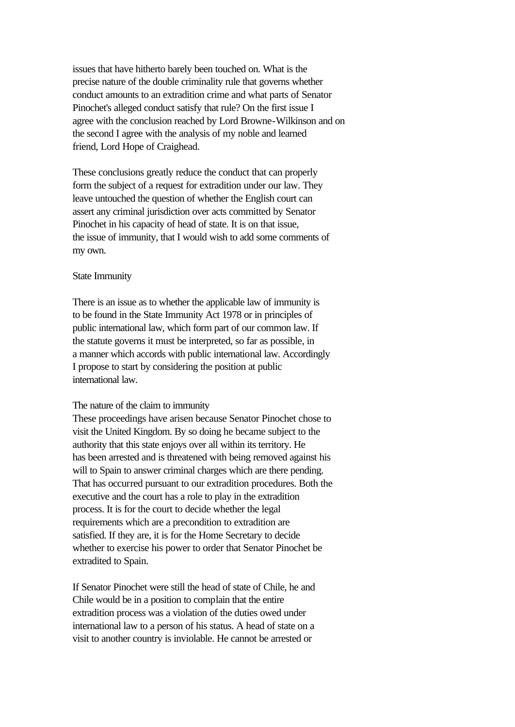issues that have hitherto barely been touched on. What is the precise nature of the double criminality rule that governs whether conduct amounts to an extradition crime and what parts of Senator Pinochet's alleged conduct satisfy that rule? On the first issue I agree with the conclusion reached by Lord Browne-Wilkinson and on the second I agree with the analysis of my noble and learned friend, Lord Hope of Craighead.

These conclusions greatly reduce the conduct that can properly form the subject of a request for extradition under our law. They leave untouched the question of whether the English court can assert any criminal jurisdiction over acts committed by Senator Pinochet in his capacity of head of state. It is on that issue, the issue of immunity, that I would wish to add some comments of my own.

## State Immunity

There is an issue as to whether the applicable law of immunity is to be found in the State Immunity Act 1978 or in principles of public international law, which form part of our common law. If the statute governs it must be interpreted, so far as possible, in a manner which accords with public international law. Accordingly I propose to start by considering the position at public international law.

### The nature of the claim to immunity

These proceedings have arisen because Senator Pinochet chose to visit the United Kingdom. By so doing he became subject to the authority that this state enjoys over all within its territory. He has been arrested and is threatened with being removed against his will to Spain to answer criminal charges which are there pending. That has occurred pursuant to our extradition procedures. Both the executive and the court has a role to play in the extradition process. It is for the court to decide whether the legal requirements which are a precondition to extradition are satisfied. If they are, it is for the Home Secretary to decide whether to exercise his power to order that Senator Pinochet be extradited to Spain.

If Senator Pinochet were still the head of state of Chile, he and Chile would be in a position to complain that the entire extradition process was a violation of the duties owed under international law to a person of his status. A head of state on a visit to another country is inviolable. He cannot be arrested or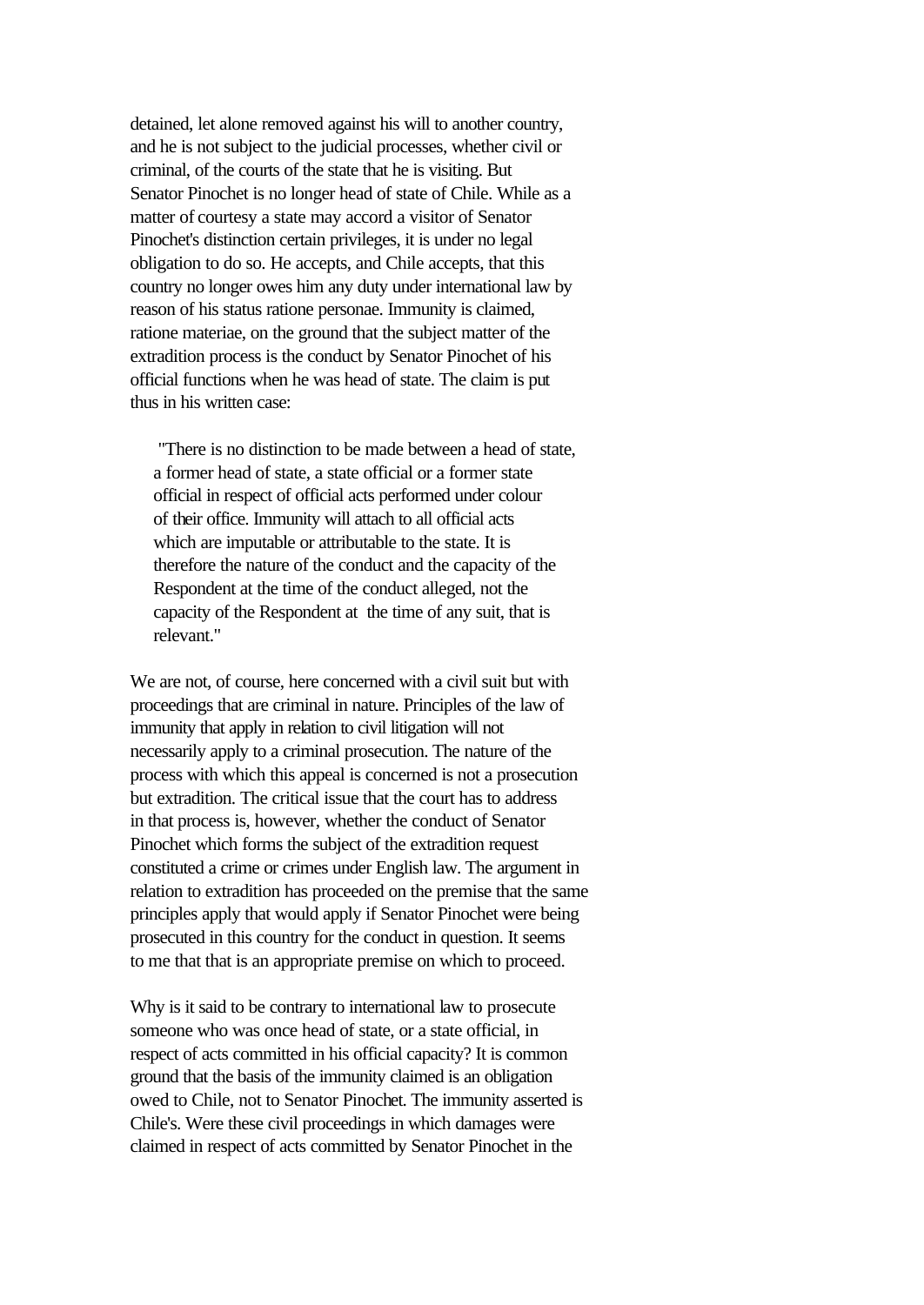detained, let alone removed against his will to another country, and he is not subject to the judicial processes, whether civil or criminal, of the courts of the state that he is visiting. But Senator Pinochet is no longer head of state of Chile. While as a matter of courtesy a state may accord a visitor of Senator Pinochet's distinction certain privileges, it is under no legal obligation to do so. He accepts, and Chile accepts, that this country no longer owes him any duty under international law by reason of his status ratione personae. Immunity is claimed, ratione materiae, on the ground that the subject matter of the extradition process is the conduct by Senator Pinochet of his official functions when he was head of state. The claim is put thus in his written case:

> "There is no distinction to be made between a head of state, a former head of state, a state official or a former state official in respect of official acts performed under colour of their office. Immunity will attach to all official acts which are imputable or attributable to the state. It is therefore the nature of the conduct and the capacity of the Respondent at the time of the conduct alleged, not the capacity of the Respondent at the time of any suit, that is relevant."

We are not, of course, here concerned with a civil suit but with proceedings that are criminal in nature. Principles of the law of immunity that apply in relation to civil litigation will not necessarily apply to a criminal prosecution. The nature of the process with which this appeal is concerned is not a prosecution but extradition. The critical issue that the court has to address in that process is, however, whether the conduct of Senator Pinochet which forms the subject of the extradition request constituted a crime or crimes under English law. The argument in relation to extradition has proceeded on the premise that the same principles apply that would apply if Senator Pinochet were being prosecuted in this country for the conduct in question. It seems to me that that is an appropriate premise on which to proceed.

Why is it said to be contrary to international law to prosecute someone who was once head of state, or a state official, in respect of acts committed in his official capacity? It is common ground that the basis of the immunity claimed is an obligation owed to Chile, not to Senator Pinochet. The immunity asserted is Chile's. Were these civil proceedings in which damages were claimed in respect of acts committed by Senator Pinochet in the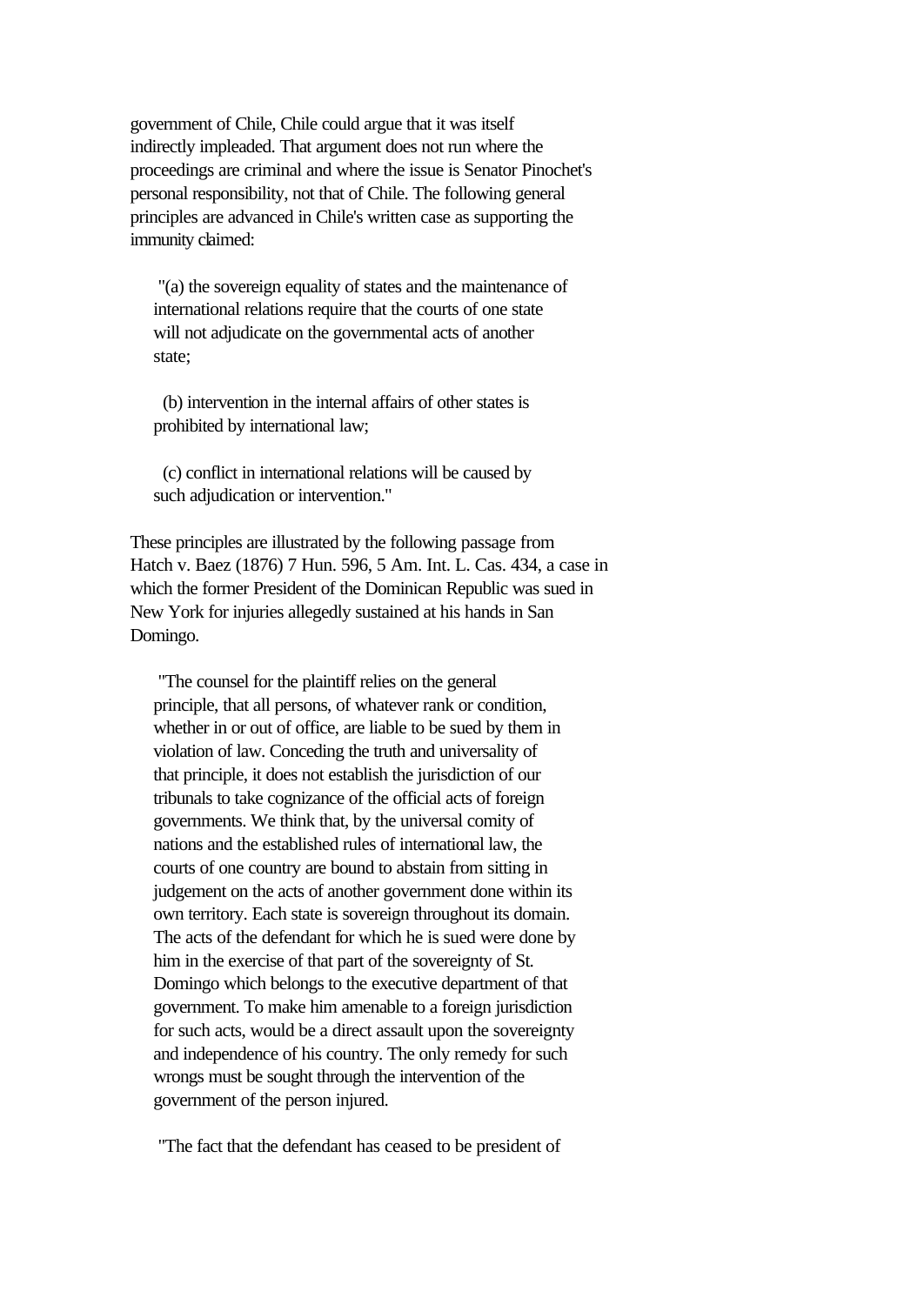government of Chile, Chile could argue that it was itself indirectly impleaded. That argument does not run where the proceedings are criminal and where the issue is Senator Pinochet's personal responsibility, not that of Chile. The following general principles are advanced in Chile's written case as supporting the immunity claimed:

> "(a) the sovereign equality of states and the maintenance of international relations require that the courts of one state will not adjudicate on the governmental acts of another state;
>
> (b) intervention in the internal affairs of other states is prohibited by international law;
>
> (c) conflict in international relations will be caused by such adjudication or intervention."

These principles are illustrated by the following passage from Hatch v. Baez (1876) 7 Hun. 596, 5 Am. Int. L. Cas. 434, a case in which the former President of the Dominican Republic was sued in New York for injuries allegedly sustained at his hands in San Domingo.

> "The counsel for the plaintiff relies on the general principle, that all persons, of whatever rank or condition, whether in or out of office, are liable to be sued by them in violation of law. Conceding the truth and universality of that principle, it does not establish the jurisdiction of our tribunals to take cognizance of the official acts of foreign governments. We think that, by the universal comity of nations and the established rules of international law, the courts of one country are bound to abstain from sitting in judgement on the acts of another government done within its own territory. Each state is sovereign throughout its domain. The acts of the defendant for which he is sued were done by him in the exercise of that part of the sovereignty of St. Domingo which belongs to the executive department of that government. To make him amenable to a foreign jurisdiction for such acts, would be a direct assault upon the sovereignty and independence of his country. The only remedy for such wrongs must be sought through the intervention of the government of the person injured.
>
> "The fact that the defendant has ceased to be president of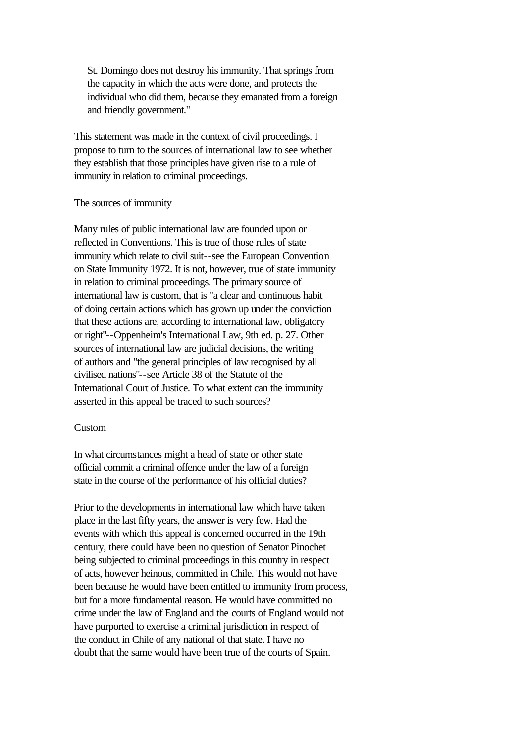> St. Domingo does not destroy his immunity. That springs from the capacity in which the acts were done, and protects the individual who did them, because they emanated from a foreign and friendly government."

This statement was made in the context of civil proceedings. I propose to turn to the sources of international law to see whether they establish that those principles have given rise to a rule of immunity in relation to criminal proceedings.

The sources of immunity

Many rules of public international law are founded upon or reflected in Conventions. This is true of those rules of state immunity which relate to civil suit--see the European Convention on State Immunity 1972. It is not, however, true of state immunity in relation to criminal proceedings. The primary source of international law is custom, that is "a clear and continuous habit of doing certain actions which has grown up under the conviction that these actions are, according to international law, obligatory or right"--Oppenheim's International Law, 9th ed. p. 27. Other sources of international law are judicial decisions, the writing of authors and "the general principles of law recognised by all civilised nations"--see Article 38 of the Statute of the International Court of Justice. To what extent can the immunity asserted in this appeal be traced to such sources?

Custom

In what circumstances might a head of state or other state official commit a criminal offence under the law of a foreign state in the course of the performance of his official duties?

Prior to the developments in international law which have taken place in the last fifty years, the answer is very few. Had the events with which this appeal is concerned occurred in the 19th century, there could have been no question of Senator Pinochet being subjected to criminal proceedings in this country in respect of acts, however heinous, committed in Chile. This would not have been because he would have been entitled to immunity from process, but for a more fundamental reason. He would have committed no crime under the law of England and the courts of England would not have purported to exercise a criminal jurisdiction in respect of the conduct in Chile of any national of that state. I have no doubt that the same would have been true of the courts of Spain.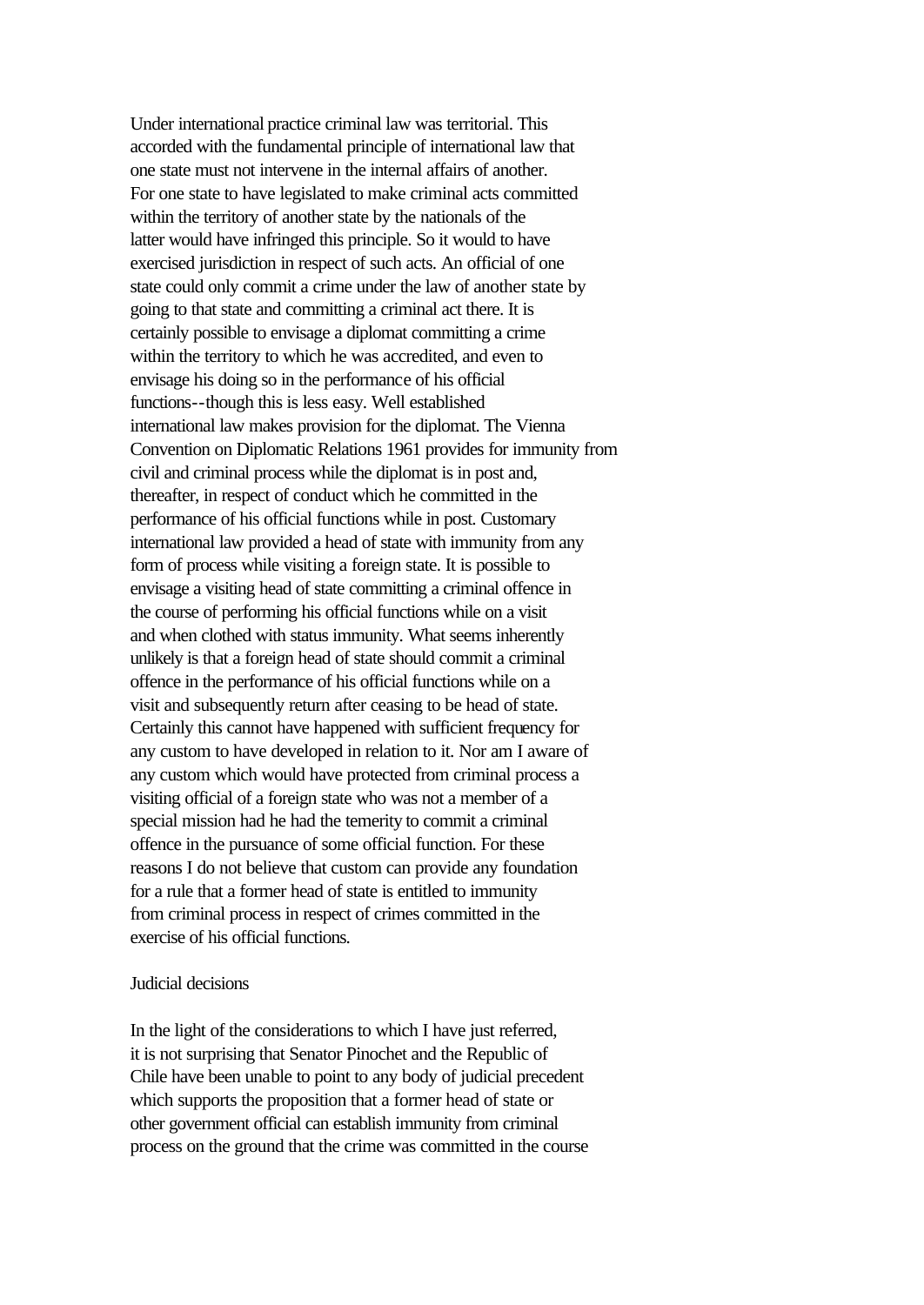Under international practice criminal law was territorial. This accorded with the fundamental principle of international law that one state must not intervene in the internal affairs of another. For one state to have legislated to make criminal acts committed within the territory of another state by the nationals of the latter would have infringed this principle. So it would to have exercised jurisdiction in respect of such acts. An official of one state could only commit a crime under the law of another state by going to that state and committing a criminal act there. It is certainly possible to envisage a diplomat committing a crime within the territory to which he was accredited, and even to envisage his doing so in the performance of his official functions--though this is less easy. Well established international law makes provision for the diplomat. The Vienna Convention on Diplomatic Relations 1961 provides for immunity from civil and criminal process while the diplomat is in post and, thereafter, in respect of conduct which he committed in the performance of his official functions while in post. Customary international law provided a head of state with immunity from any form of process while visiting a foreign state. It is possible to envisage a visiting head of state committing a criminal offence in the course of performing his official functions while on a visit and when clothed with status immunity. What seems inherently unlikely is that a foreign head of state should commit a criminal offence in the performance of his official functions while on a visit and subsequently return after ceasing to be head of state. Certainly this cannot have happened with sufficient frequency for any custom to have developed in relation to it. Nor am I aware of any custom which would have protected from criminal process a visiting official of a foreign state who was not a member of a special mission had he had the temerity to commit a criminal offence in the pursuance of some official function. For these reasons I do not believe that custom can provide any foundation for a rule that a former head of state is entitled to immunity from criminal process in respect of crimes committed in the exercise of his official functions.

Judicial decisions

In the light of the considerations to which I have just referred, it is not surprising that Senator Pinochet and the Republic of Chile have been unable to point to any body of judicial precedent which supports the proposition that a former head of state or other government official can establish immunity from criminal process on the ground that the crime was committed in the course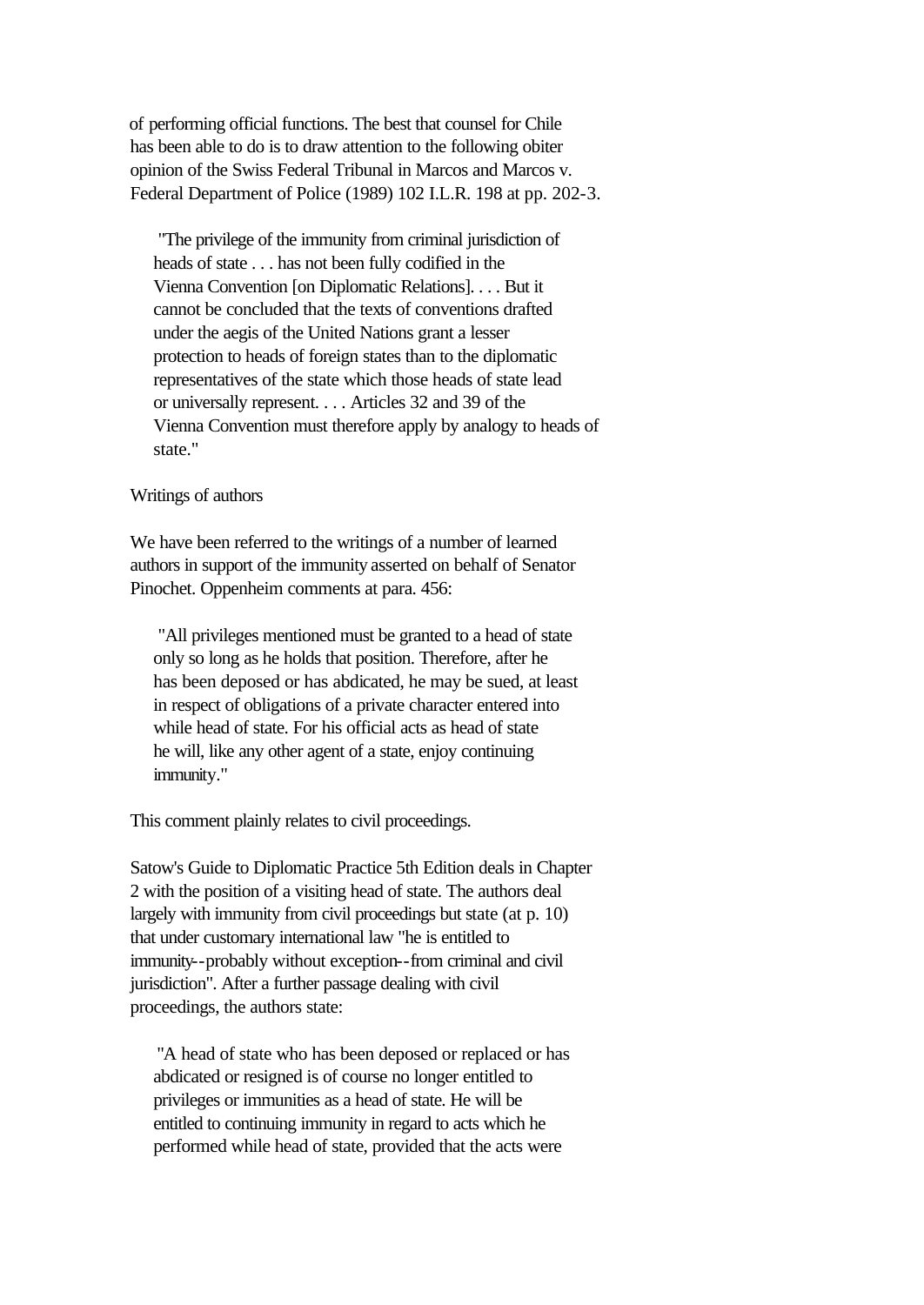of performing official functions. The best that counsel for Chile has been able to do is to draw attention to the following obiter opinion of the Swiss Federal Tribunal in Marcos and Marcos v. Federal Department of Police (1989) 102 I.L.R. 198 at pp. 202-3.

> "The privilege of the immunity from criminal jurisdiction of heads of state . . . has not been fully codified in the Vienna Convention [on Diplomatic Relations]. . . . But it cannot be concluded that the texts of conventions drafted under the aegis of the United Nations grant a lesser protection to heads of foreign states than to the diplomatic representatives of the state which those heads of state lead or universally represent. . . . Articles 32 and 39 of the Vienna Convention must therefore apply by analogy to heads of state."

Writings of authors

We have been referred to the writings of a number of learned authors in support of the immunity asserted on behalf of Senator Pinochet. Oppenheim comments at para. 456:

> "All privileges mentioned must be granted to a head of state only so long as he holds that position. Therefore, after he has been deposed or has abdicated, he may be sued, at least in respect of obligations of a private character entered into while head of state. For his official acts as head of state he will, like any other agent of a state, enjoy continuing immunity."

This comment plainly relates to civil proceedings.

Satow's Guide to Diplomatic Practice 5th Edition deals in Chapter 2 with the position of a visiting head of state. The authors deal largely with immunity from civil proceedings but state (at p. 10) that under customary international law "he is entitled to immunity--probably without exception--from criminal and civil jurisdiction". After a further passage dealing with civil proceedings, the authors state:

> "A head of state who has been deposed or replaced or has abdicated or resigned is of course no longer entitled to privileges or immunities as a head of state. He will be entitled to continuing immunity in regard to acts which he performed while head of state, provided that the acts were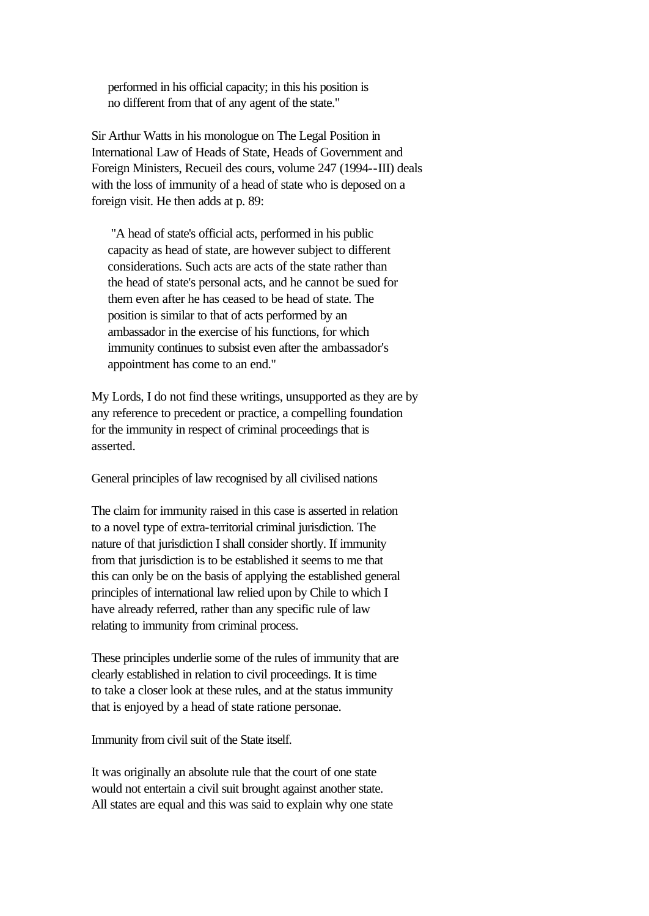> performed in his official capacity; in this his position is no different from that of any agent of the state."

Sir Arthur Watts in his monologue on The Legal Position in International Law of Heads of State, Heads of Government and Foreign Ministers, Recueil des cours, volume 247 (1994--III) deals with the loss of immunity of a head of state who is deposed on a foreign visit. He then adds at p. 89:

> "A head of state's official acts, performed in his public capacity as head of state, are however subject to different considerations. Such acts are acts of the state rather than the head of state's personal acts, and he cannot be sued for them even after he has ceased to be head of state. The position is similar to that of acts performed by an ambassador in the exercise of his functions, for which immunity continues to subsist even after the ambassador's appointment has come to an end."

My Lords, I do not find these writings, unsupported as they are by any reference to precedent or practice, a compelling foundation for the immunity in respect of criminal proceedings that is asserted.

General principles of law recognised by all civilised nations

The claim for immunity raised in this case is asserted in relation to a novel type of extra-territorial criminal jurisdiction. The nature of that jurisdiction I shall consider shortly. If immunity from that jurisdiction is to be established it seems to me that this can only be on the basis of applying the established general principles of international law relied upon by Chile to which I have already referred, rather than any specific rule of law relating to immunity from criminal process.

These principles underlie some of the rules of immunity that are clearly established in relation to civil proceedings. It is time to take a closer look at these rules, and at the status immunity that is enjoyed by a head of state ratione personae.

Immunity from civil suit of the State itself.

It was originally an absolute rule that the court of one state would not entertain a civil suit brought against another state. All states are equal and this was said to explain why one state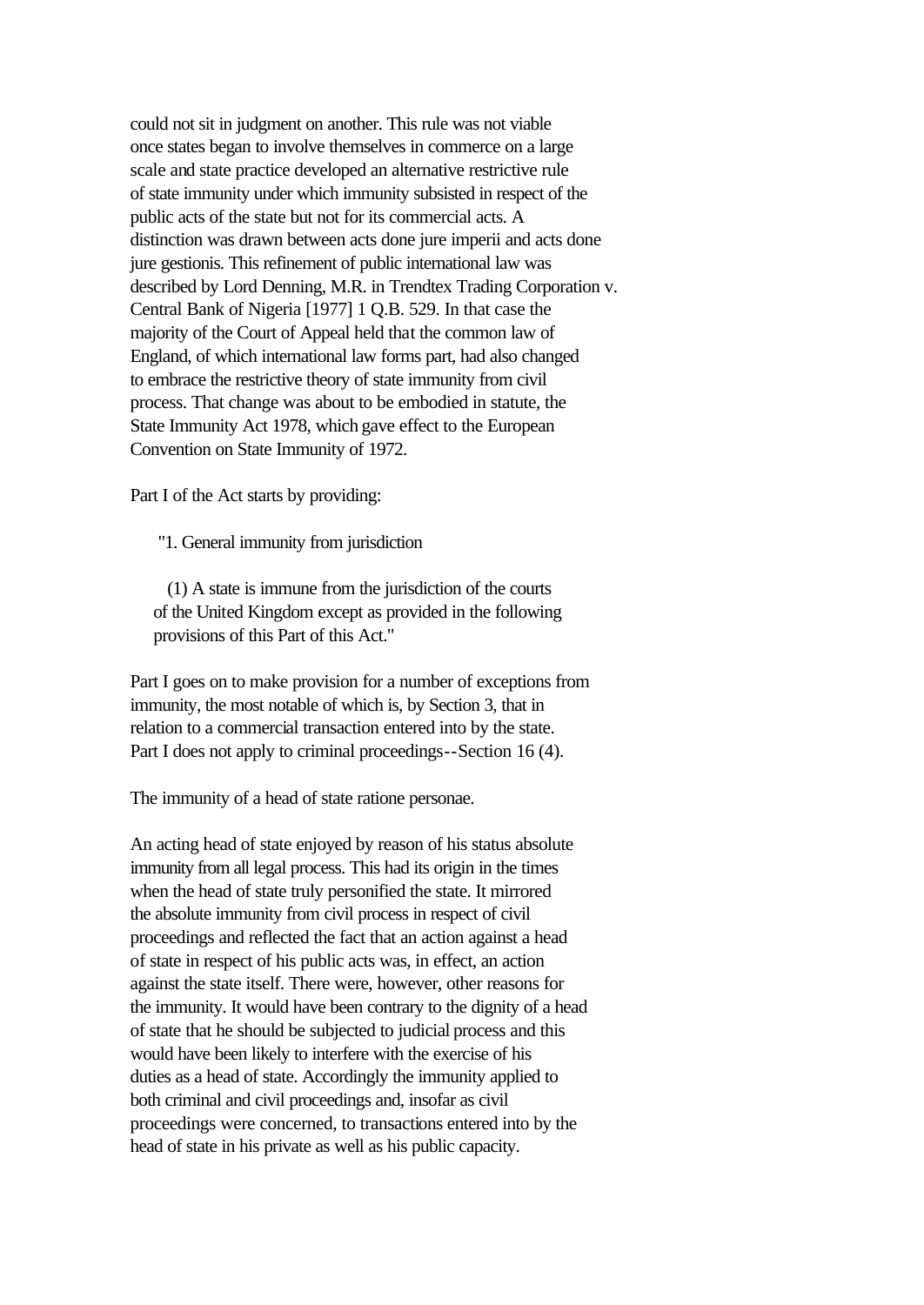could not sit in judgment on another. This rule was not viable once states began to involve themselves in commerce on a large scale and state practice developed an alternative restrictive rule of state immunity under which immunity subsisted in respect of the public acts of the state but not for its commercial acts. A distinction was drawn between acts done jure imperii and acts done jure gestionis. This refinement of public international law was described by Lord Denning, M.R. in Trendtex Trading Corporation v. Central Bank of Nigeria [1977] 1 Q.B. 529. In that case the majority of the Court of Appeal held that the common law of England, of which international law forms part, had also changed to embrace the restrictive theory of state immunity from civil process. That change was about to be embodied in statute, the State Immunity Act 1978, which gave effect to the European Convention on State Immunity of 1972.

Part I of the Act starts by providing:

> "1. General immunity from jurisdiction
>
> (1) A state is immune from the jurisdiction of the courts of the United Kingdom except as provided in the following provisions of this Part of this Act."

Part I goes on to make provision for a number of exceptions from immunity, the most notable of which is, by Section 3, that in relation to a commercial transaction entered into by the state. Part I does not apply to criminal proceedings--Section 16 (4).

The immunity of a head of state ratione personae.

An acting head of state enjoyed by reason of his status absolute immunity from all legal process. This had its origin in the times when the head of state truly personified the state. It mirrored the absolute immunity from civil process in respect of civil proceedings and reflected the fact that an action against a head of state in respect of his public acts was, in effect, an action against the state itself. There were, however, other reasons for the immunity. It would have been contrary to the dignity of a head of state that he should be subjected to judicial process and this would have been likely to interfere with the exercise of his duties as a head of state. Accordingly the immunity applied to both criminal and civil proceedings and, insofar as civil proceedings were concerned, to transactions entered into by the head of state in his private as well as his public capacity.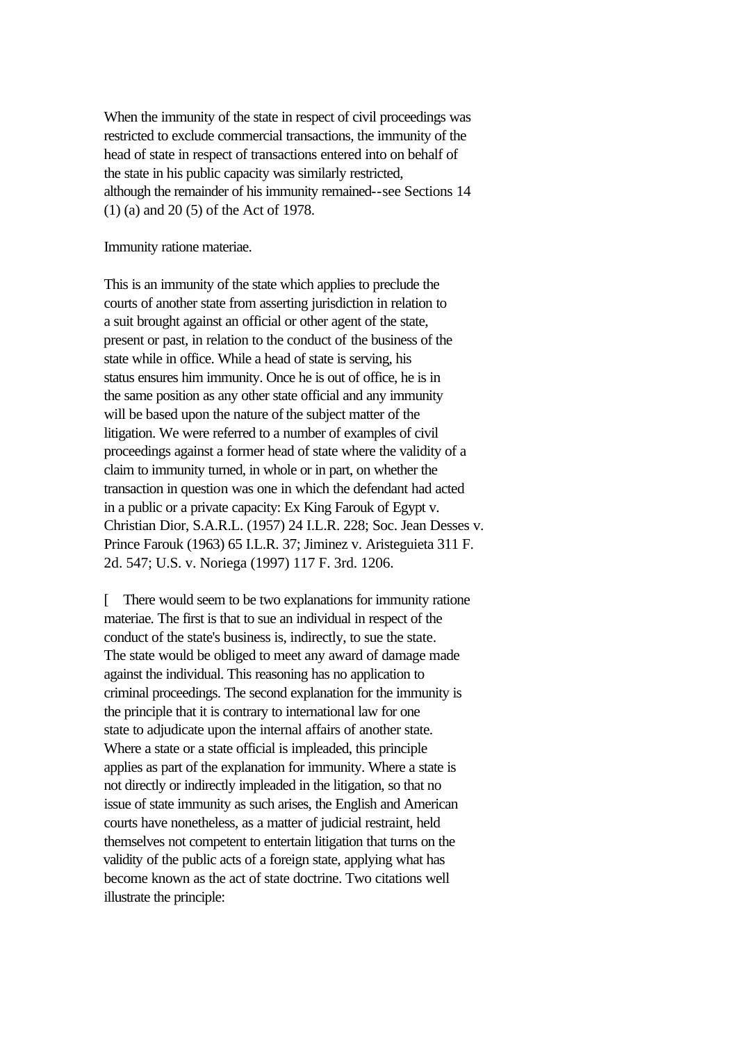When the immunity of the state in respect of civil proceedings was restricted to exclude commercial transactions, the immunity of the head of state in respect of transactions entered into on behalf of the state in his public capacity was similarly restricted, although the remainder of his immunity remained--see Sections 14 (1) (a) and 20 (5) of the Act of 1978.

Immunity ratione materiae.

This is an immunity of the state which applies to preclude the courts of another state from asserting jurisdiction in relation to a suit brought against an official or other agent of the state, present or past, in relation to the conduct of the business of the state while in office. While a head of state is serving, his status ensures him immunity. Once he is out of office, he is in the same position as any other state official and any immunity will be based upon the nature of the subject matter of the litigation. We were referred to a number of examples of civil proceedings against a former head of state where the validity of a claim to immunity turned, in whole or in part, on whether the transaction in question was one in which the defendant had acted in a public or a private capacity: Ex King Farouk of Egypt v. Christian Dior, S.A.R.L. (1957) 24 I.L.R. 228; Soc. Jean Desses v. Prince Farouk (1963) 65 I.L.R. 37; Jiminez v. Aristeguieta 311 F. 2d. 547; U.S. v. Noriega (1997) 117 F. 3rd. 1206.

[ There would seem to be two explanations for immunity ratione materiae. The first is that to sue an individual in respect of the conduct of the state's business is, indirectly, to sue the state. The state would be obliged to meet any award of damage made against the individual. This reasoning has no application to criminal proceedings. The second explanation for the immunity is the principle that it is contrary to international law for one state to adjudicate upon the internal affairs of another state. Where a state or a state official is impleaded, this principle applies as part of the explanation for immunity. Where a state is not directly or indirectly impleaded in the litigation, so that no issue of state immunity as such arises, the English and American courts have nonetheless, as a matter of judicial restraint, held themselves not competent to entertain litigation that turns on the validity of the public acts of a foreign state, applying what has become known as the act of state doctrine. Two citations well illustrate the principle: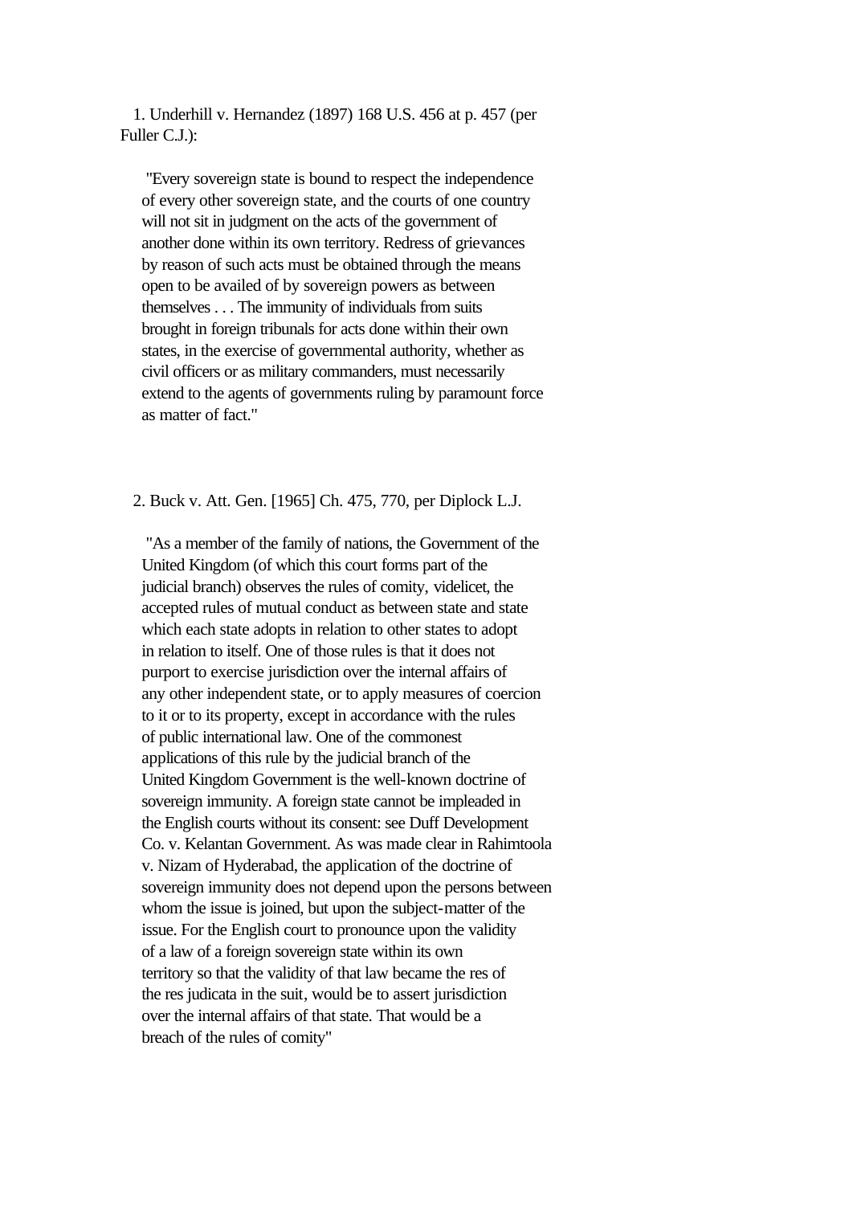1. Underhill v. Hernandez (1897) 168 U.S. 456 at p. 457 (per Fuller C.J.):

> "Every sovereign state is bound to respect the independence of every other sovereign state, and the courts of one country will not sit in judgment on the acts of the government of another done within its own territory. Redress of grievances by reason of such acts must be obtained through the means open to be availed of by sovereign powers as between themselves . . . The immunity of individuals from suits brought in foreign tribunals for acts done within their own states, in the exercise of governmental authority, whether as civil officers or as military commanders, must necessarily extend to the agents of governments ruling by paramount force as matter of fact."

2. Buck v. Att. Gen. [1965] Ch. 475, 770, per Diplock L.J.

> "As a member of the family of nations, the Government of the United Kingdom (of which this court forms part of the judicial branch) observes the rules of comity, videlicet, the accepted rules of mutual conduct as between state and state which each state adopts in relation to other states to adopt in relation to itself. One of those rules is that it does not purport to exercise jurisdiction over the internal affairs of any other independent state, or to apply measures of coercion to it or to its property, except in accordance with the rules of public international law. One of the commonest applications of this rule by the judicial branch of the United Kingdom Government is the well-known doctrine of sovereign immunity. A foreign state cannot be impleaded in the English courts without its consent: see Duff Development Co. v. Kelantan Government. As was made clear in Rahimtoola v. Nizam of Hyderabad, the application of the doctrine of sovereign immunity does not depend upon the persons between whom the issue is joined, but upon the subject-matter of the issue. For the English court to pronounce upon the validity of a law of a foreign sovereign state within its own territory so that the validity of that law became the res of the res judicata in the suit, would be to assert jurisdiction over the internal affairs of that state. That would be a breach of the rules of comity"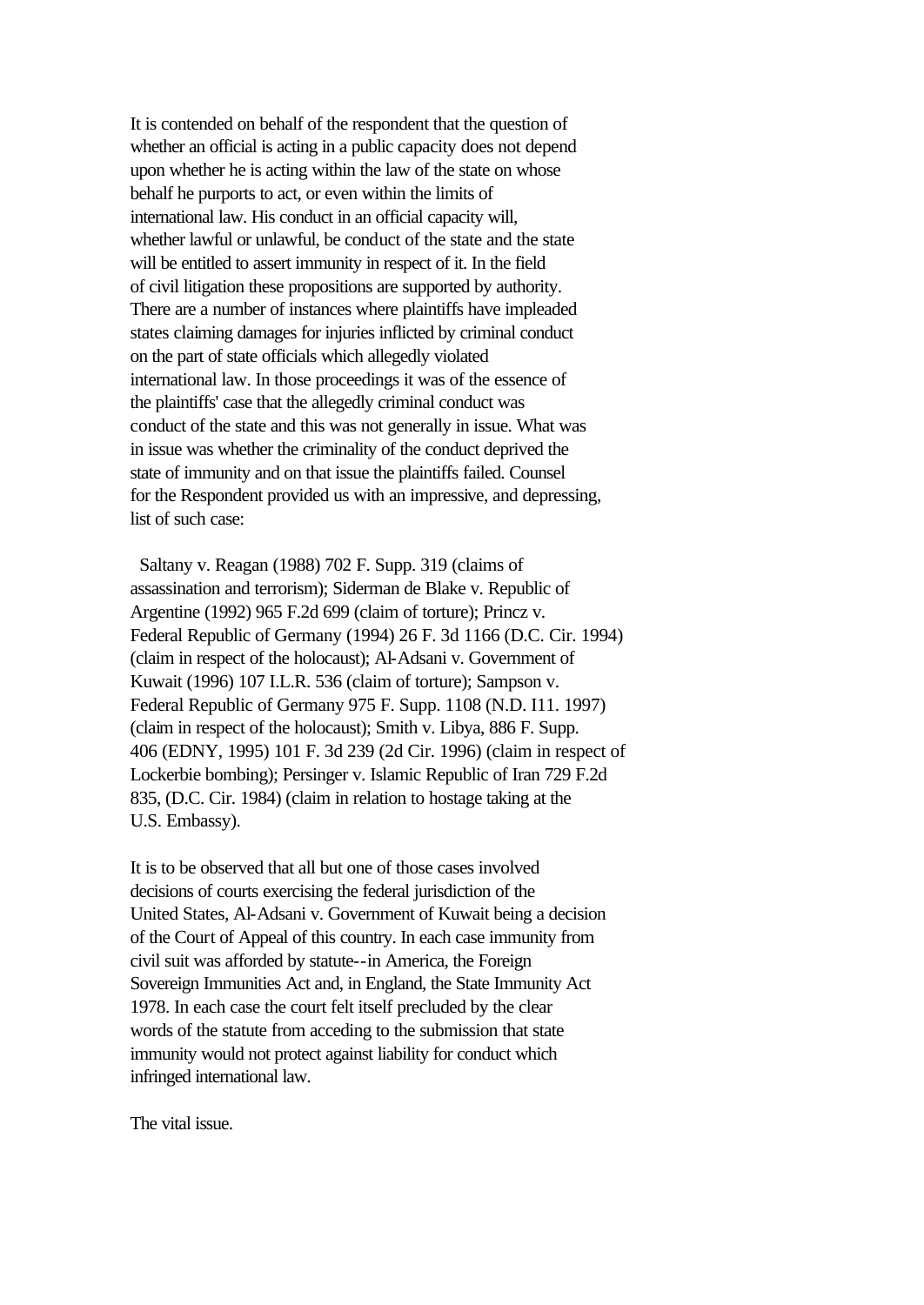It is contended on behalf of the respondent that the question of whether an official is acting in a public capacity does not depend upon whether he is acting within the law of the state on whose behalf he purports to act, or even within the limits of international law. His conduct in an official capacity will, whether lawful or unlawful, be conduct of the state and the state will be entitled to assert immunity in respect of it. In the field of civil litigation these propositions are supported by authority. There are a number of instances where plaintiffs have impleaded states claiming damages for injuries inflicted by criminal conduct on the part of state officials which allegedly violated international law. In those proceedings it was of the essence of the plaintiffs' case that the allegedly criminal conduct was conduct of the state and this was not generally in issue. What was in issue was whether the criminality of the conduct deprived the state of immunity and on that issue the plaintiffs failed. Counsel for the Respondent provided us with an impressive, and depressing, list of such case:

Saltany v. Reagan (1988) 702 F. Supp. 319 (claims of assassination and terrorism); Siderman de Blake v. Republic of Argentine (1992) 965 F.2d 699 (claim of torture); Princz v. Federal Republic of Germany (1994) 26 F. 3d 1166 (D.C. Cir. 1994) (claim in respect of the holocaust); Al-Adsani v. Government of Kuwait (1996) 107 I.L.R. 536 (claim of torture); Sampson v. Federal Republic of Germany 975 F. Supp. 1108 (N.D. I11. 1997) (claim in respect of the holocaust); Smith v. Libya, 886 F. Supp. 406 (EDNY, 1995) 101 F. 3d 239 (2d Cir. 1996) (claim in respect of Lockerbie bombing); Persinger v. Islamic Republic of Iran 729 F.2d 835, (D.C. Cir. 1984) (claim in relation to hostage taking at the U.S. Embassy).

It is to be observed that all but one of those cases involved decisions of courts exercising the federal jurisdiction of the United States, Al-Adsani v. Government of Kuwait being a decision of the Court of Appeal of this country. In each case immunity from civil suit was afforded by statute--in America, the Foreign Sovereign Immunities Act and, in England, the State Immunity Act 1978. In each case the court felt itself precluded by the clear words of the statute from acceding to the submission that state immunity would not protect against liability for conduct which infringed international law.

The vital issue.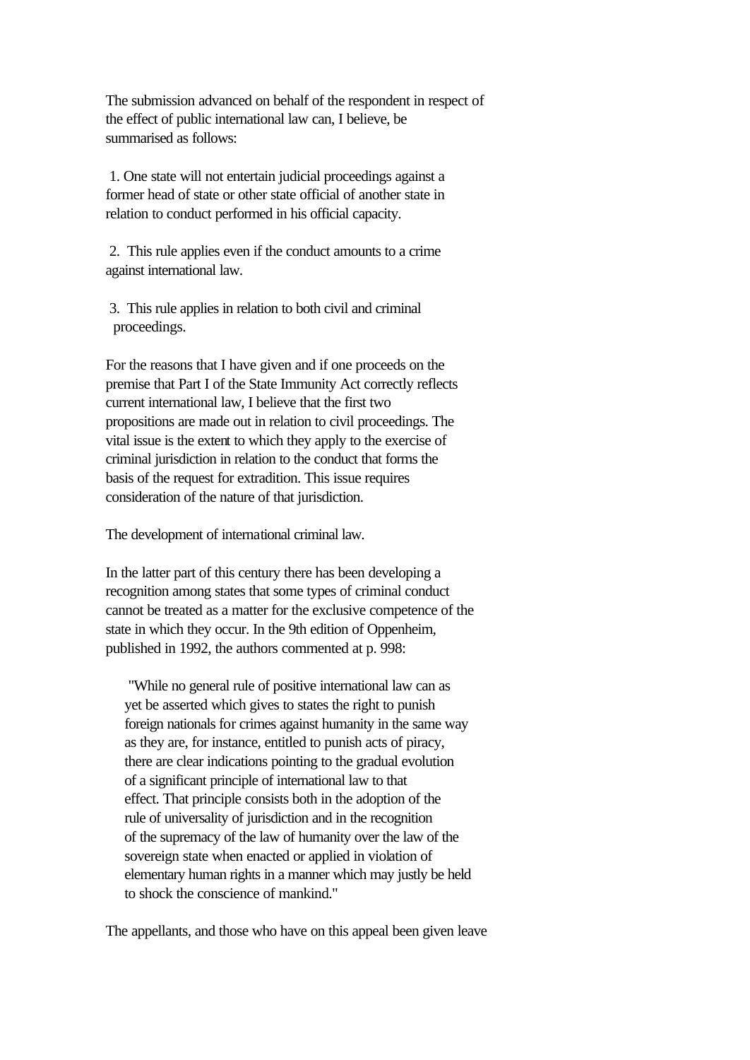The submission advanced on behalf of the respondent in respect of the effect of public international law can, I believe, be summarised as follows:

1. One state will not entertain judicial proceedings against a former head of state or other state official of another state in relation to conduct performed in his official capacity.

2. This rule applies even if the conduct amounts to a crime against international law.

3. This rule applies in relation to both civil and criminal proceedings.

For the reasons that I have given and if one proceeds on the premise that Part I of the State Immunity Act correctly reflects current international law, I believe that the first two propositions are made out in relation to civil proceedings. The vital issue is the extent to which they apply to the exercise of criminal jurisdiction in relation to the conduct that forms the basis of the request for extradition. This issue requires consideration of the nature of that jurisdiction.

The development of international criminal law.

In the latter part of this century there has been developing a recognition among states that some types of criminal conduct cannot be treated as a matter for the exclusive competence of the state in which they occur. In the 9th edition of Oppenheim, published in 1992, the authors commented at p. 998:

> "While no general rule of positive international law can as yet be asserted which gives to states the right to punish foreign nationals for crimes against humanity in the same way as they are, for instance, entitled to punish acts of piracy, there are clear indications pointing to the gradual evolution of a significant principle of international law to that effect. That principle consists both in the adoption of the rule of universality of jurisdiction and in the recognition of the supremacy of the law of humanity over the law of the sovereign state when enacted or applied in violation of elementary human rights in a manner which may justly be held to shock the conscience of mankind."

The appellants, and those who have on this appeal been given leave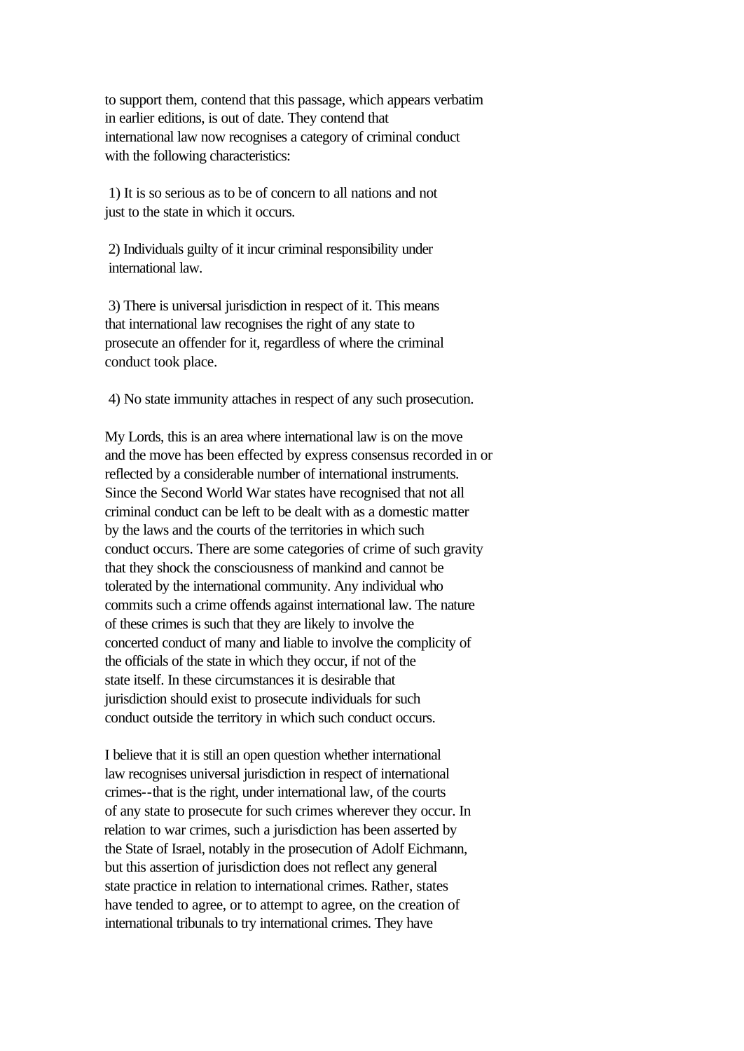to support them, contend that this passage, which appears verbatim in earlier editions, is out of date. They contend that international law now recognises a category of criminal conduct with the following characteristics:

1) It is so serious as to be of concern to all nations and not just to the state in which it occurs.

2) Individuals guilty of it incur criminal responsibility under international law.

3) There is universal jurisdiction in respect of it. This means that international law recognises the right of any state to prosecute an offender for it, regardless of where the criminal conduct took place.

4) No state immunity attaches in respect of any such prosecution.

My Lords, this is an area where international law is on the move and the move has been effected by express consensus recorded in or reflected by a considerable number of international instruments. Since the Second World War states have recognised that not all criminal conduct can be left to be dealt with as a domestic matter by the laws and the courts of the territories in which such conduct occurs. There are some categories of crime of such gravity that they shock the consciousness of mankind and cannot be tolerated by the international community. Any individual who commits such a crime offends against international law. The nature of these crimes is such that they are likely to involve the concerted conduct of many and liable to involve the complicity of the officials of the state in which they occur, if not of the state itself. In these circumstances it is desirable that jurisdiction should exist to prosecute individuals for such conduct outside the territory in which such conduct occurs.

I believe that it is still an open question whether international law recognises universal jurisdiction in respect of international crimes--that is the right, under international law, of the courts of any state to prosecute for such crimes wherever they occur. In relation to war crimes, such a jurisdiction has been asserted by the State of Israel, notably in the prosecution of Adolf Eichmann, but this assertion of jurisdiction does not reflect any general state practice in relation to international crimes. Rather, states have tended to agree, or to attempt to agree, on the creation of international tribunals to try international crimes. They have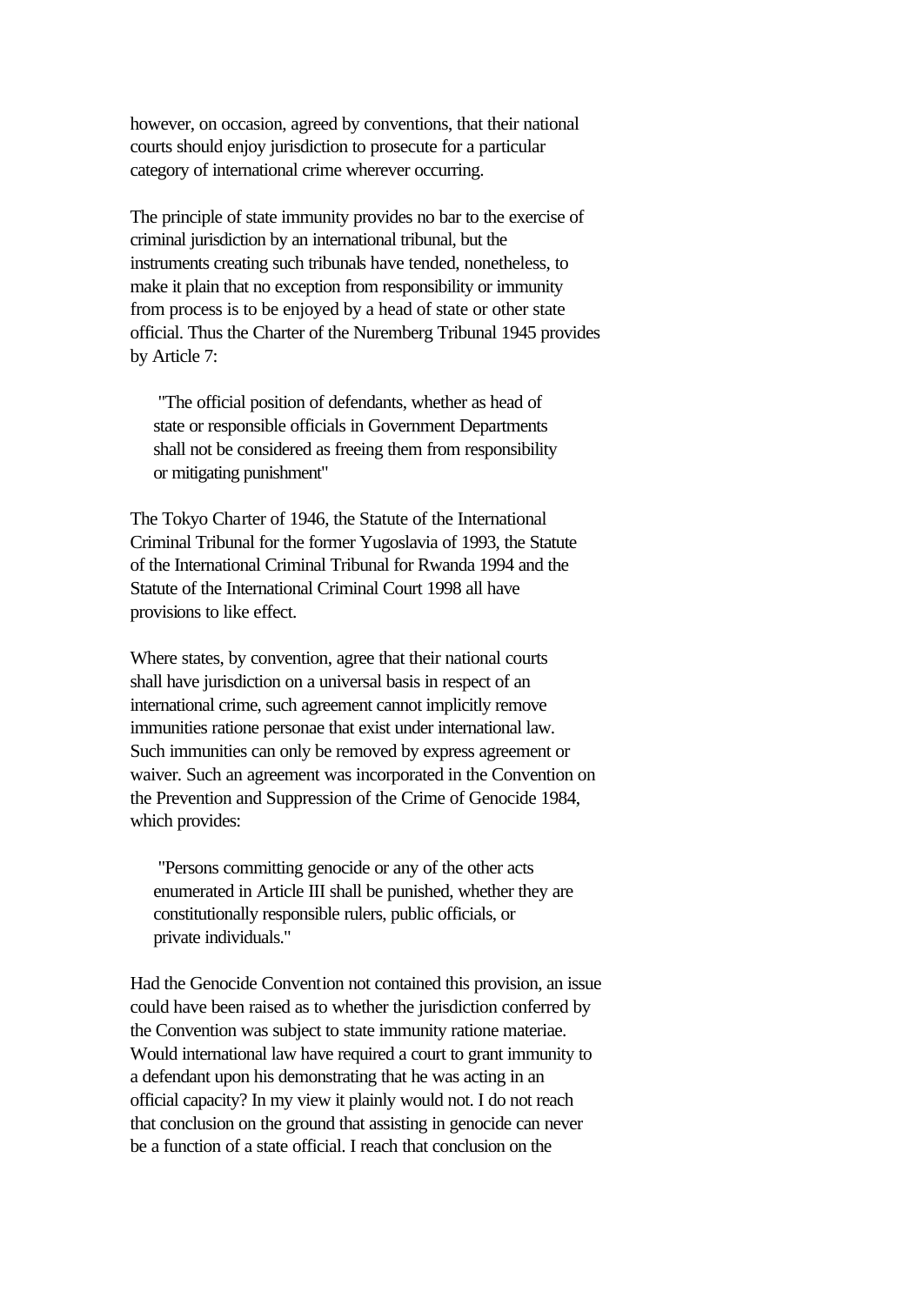however, on occasion, agreed by conventions, that their national courts should enjoy jurisdiction to prosecute for a particular category of international crime wherever occurring.

The principle of state immunity provides no bar to the exercise of criminal jurisdiction by an international tribunal, but the instruments creating such tribunals have tended, nonetheless, to make it plain that no exception from responsibility or immunity from process is to be enjoyed by a head of state or other state official. Thus the Charter of the Nuremberg Tribunal 1945 provides by Article 7:

> "The official position of defendants, whether as head of state or responsible officials in Government Departments shall not be considered as freeing them from responsibility or mitigating punishment"

The Tokyo Charter of 1946, the Statute of the International Criminal Tribunal for the former Yugoslavia of 1993, the Statute of the International Criminal Tribunal for Rwanda 1994 and the Statute of the International Criminal Court 1998 all have provisions to like effect.

Where states, by convention, agree that their national courts shall have jurisdiction on a universal basis in respect of an international crime, such agreement cannot implicitly remove immunities ratione personae that exist under international law. Such immunities can only be removed by express agreement or waiver. Such an agreement was incorporated in the Convention on the Prevention and Suppression of the Crime of Genocide 1984, which provides:

> "Persons committing genocide or any of the other acts enumerated in Article III shall be punished, whether they are constitutionally responsible rulers, public officials, or private individuals."

Had the Genocide Convention not contained this provision, an issue could have been raised as to whether the jurisdiction conferred by the Convention was subject to state immunity ratione materiae. Would international law have required a court to grant immunity to a defendant upon his demonstrating that he was acting in an official capacity? In my view it plainly would not. I do not reach that conclusion on the ground that assisting in genocide can never be a function of a state official. I reach that conclusion on the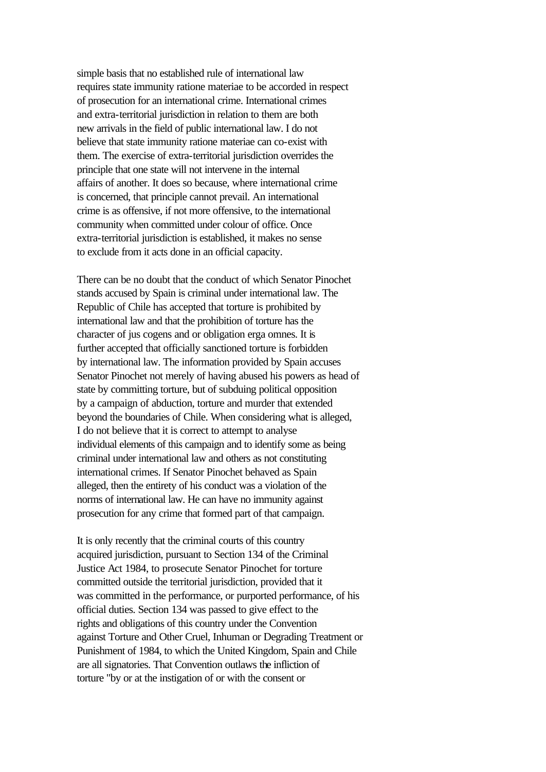simple basis that no established rule of international law requires state immunity ratione materiae to be accorded in respect of prosecution for an international crime. International crimes and extra-territorial jurisdiction in relation to them are both new arrivals in the field of public international law. I do not believe that state immunity ratione materiae can co-exist with them. The exercise of extra-territorial jurisdiction overrides the principle that one state will not intervene in the internal affairs of another. It does so because, where international crime is concerned, that principle cannot prevail. An international crime is as offensive, if not more offensive, to the international community when committed under colour of office. Once extra-territorial jurisdiction is established, it makes no sense to exclude from it acts done in an official capacity.

There can be no doubt that the conduct of which Senator Pinochet stands accused by Spain is criminal under international law. The Republic of Chile has accepted that torture is prohibited by international law and that the prohibition of torture has the character of jus cogens and or obligation erga omnes. It is further accepted that officially sanctioned torture is forbidden by international law. The information provided by Spain accuses Senator Pinochet not merely of having abused his powers as head of state by committing torture, but of subduing political opposition by a campaign of abduction, torture and murder that extended beyond the boundaries of Chile. When considering what is alleged, I do not believe that it is correct to attempt to analyse individual elements of this campaign and to identify some as being criminal under international law and others as not constituting international crimes. If Senator Pinochet behaved as Spain alleged, then the entirety of his conduct was a violation of the norms of international law. He can have no immunity against prosecution for any crime that formed part of that campaign.

It is only recently that the criminal courts of this country acquired jurisdiction, pursuant to Section 134 of the Criminal Justice Act 1984, to prosecute Senator Pinochet for torture committed outside the territorial jurisdiction, provided that it was committed in the performance, or purported performance, of his official duties. Section 134 was passed to give effect to the rights and obligations of this country under the Convention against Torture and Other Cruel, Inhuman or Degrading Treatment or Punishment of 1984, to which the United Kingdom, Spain and Chile are all signatories. That Convention outlaws the infliction of torture "by or at the instigation of or with the consent or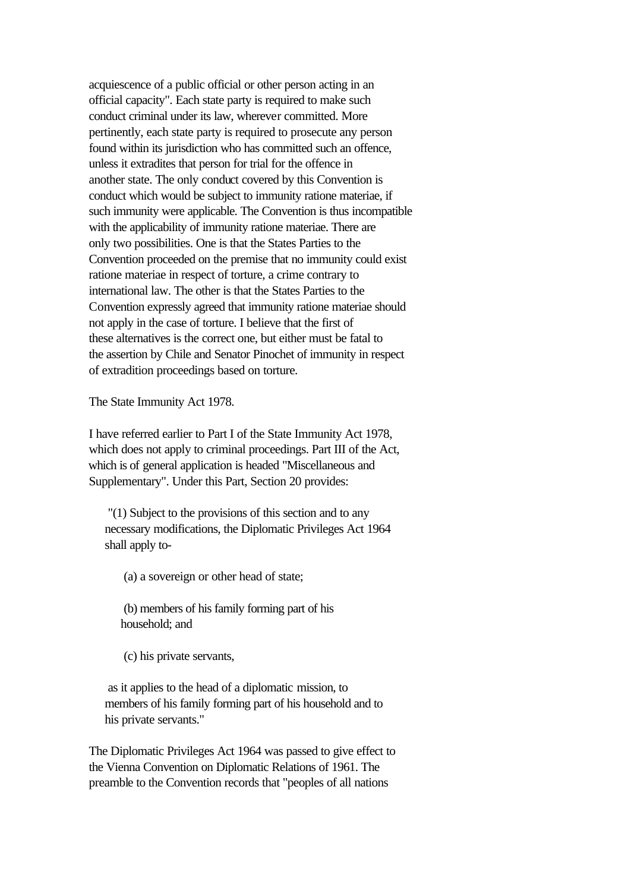acquiescence of a public official or other person acting in an official capacity". Each state party is required to make such conduct criminal under its law, wherever committed. More pertinently, each state party is required to prosecute any person found within its jurisdiction who has committed such an offence, unless it extradites that person for trial for the offence in another state. The only conduct covered by this Convention is conduct which would be subject to immunity ratione materiae, if such immunity were applicable. The Convention is thus incompatible with the applicability of immunity ratione materiae. There are only two possibilities. One is that the States Parties to the Convention proceeded on the premise that no immunity could exist ratione materiae in respect of torture, a crime contrary to international law. The other is that the States Parties to the Convention expressly agreed that immunity ratione materiae should not apply in the case of torture. I believe that the first of these alternatives is the correct one, but either must be fatal to the assertion by Chile and Senator Pinochet of immunity in respect of extradition proceedings based on torture.

The State Immunity Act 1978.

I have referred earlier to Part I of the State Immunity Act 1978, which does not apply to criminal proceedings. Part III of the Act, which is of general application is headed "Miscellaneous and Supplementary". Under this Part, Section 20 provides:

> "(1) Subject to the provisions of this section and to any necessary modifications, the Diplomatic Privileges Act 1964 shall apply to-
>
> (a) a sovereign or other head of state;
>
> (b) members of his family forming part of his household; and
>
> (c) his private servants,
>
> as it applies to the head of a diplomatic mission, to members of his family forming part of his household and to his private servants."

The Diplomatic Privileges Act 1964 was passed to give effect to the Vienna Convention on Diplomatic Relations of 1961. The preamble to the Convention records that "peoples of all nations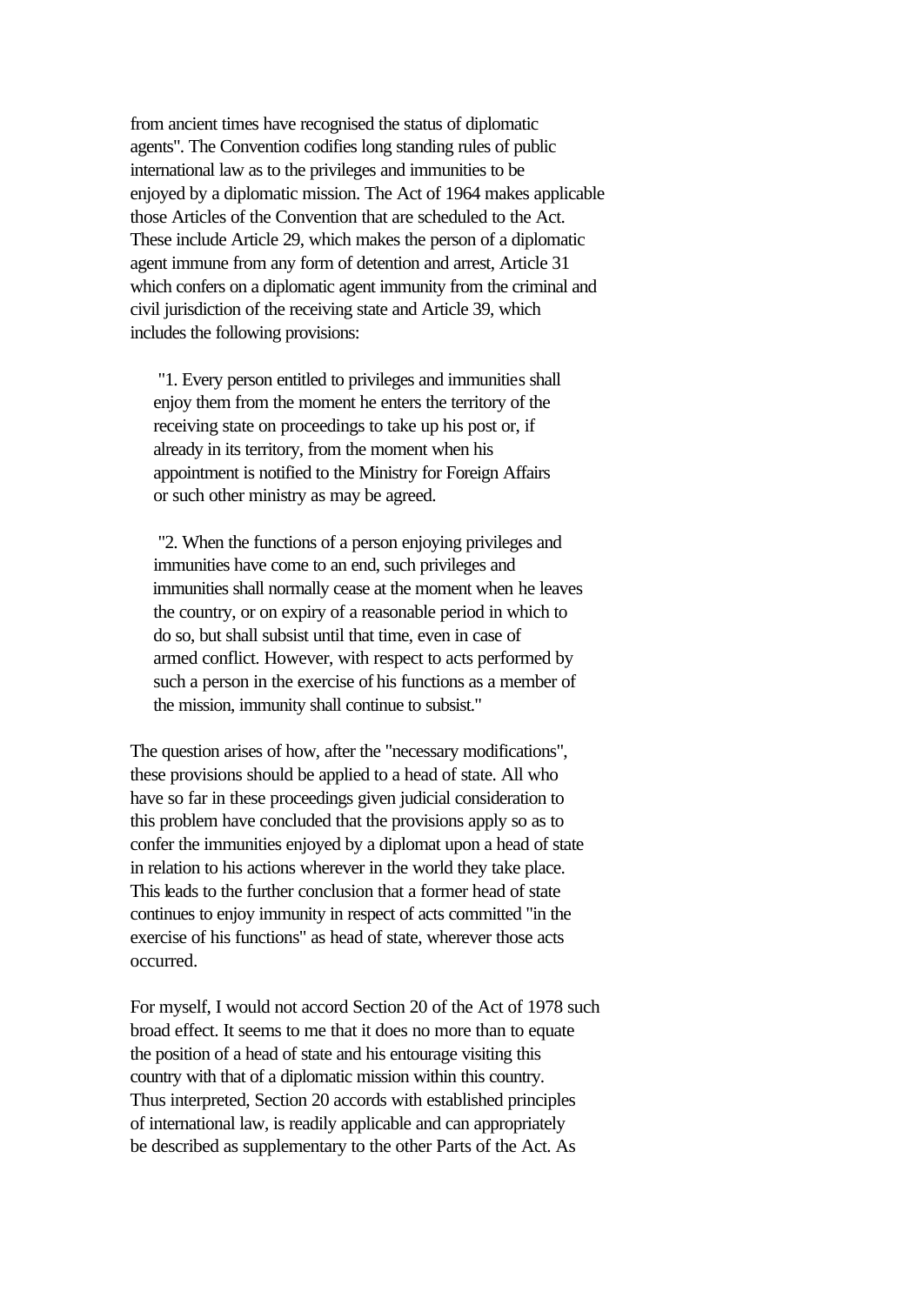from ancient times have recognised the status of diplomatic agents". The Convention codifies long standing rules of public international law as to the privileges and immunities to be enjoyed by a diplomatic mission. The Act of 1964 makes applicable those Articles of the Convention that are scheduled to the Act. These include Article 29, which makes the person of a diplomatic agent immune from any form of detention and arrest, Article 31 which confers on a diplomatic agent immunity from the criminal and civil jurisdiction of the receiving state and Article 39, which includes the following provisions:

> "1. Every person entitled to privileges and immunities shall enjoy them from the moment he enters the territory of the receiving state on proceedings to take up his post or, if already in its territory, from the moment when his appointment is notified to the Ministry for Foreign Affairs or such other ministry as may be agreed.
>
> "2. When the functions of a person enjoying privileges and immunities have come to an end, such privileges and immunities shall normally cease at the moment when he leaves the country, or on expiry of a reasonable period in which to do so, but shall subsist until that time, even in case of armed conflict. However, with respect to acts performed by such a person in the exercise of his functions as a member of the mission, immunity shall continue to subsist."

The question arises of how, after the "necessary modifications", these provisions should be applied to a head of state. All who have so far in these proceedings given judicial consideration to this problem have concluded that the provisions apply so as to confer the immunities enjoyed by a diplomat upon a head of state in relation to his actions wherever in the world they take place. This leads to the further conclusion that a former head of state continues to enjoy immunity in respect of acts committed "in the exercise of his functions" as head of state, wherever those acts occurred.

For myself, I would not accord Section 20 of the Act of 1978 such broad effect. It seems to me that it does no more than to equate the position of a head of state and his entourage visiting this country with that of a diplomatic mission within this country. Thus interpreted, Section 20 accords with established principles of international law, is readily applicable and can appropriately be described as supplementary to the other Parts of the Act. As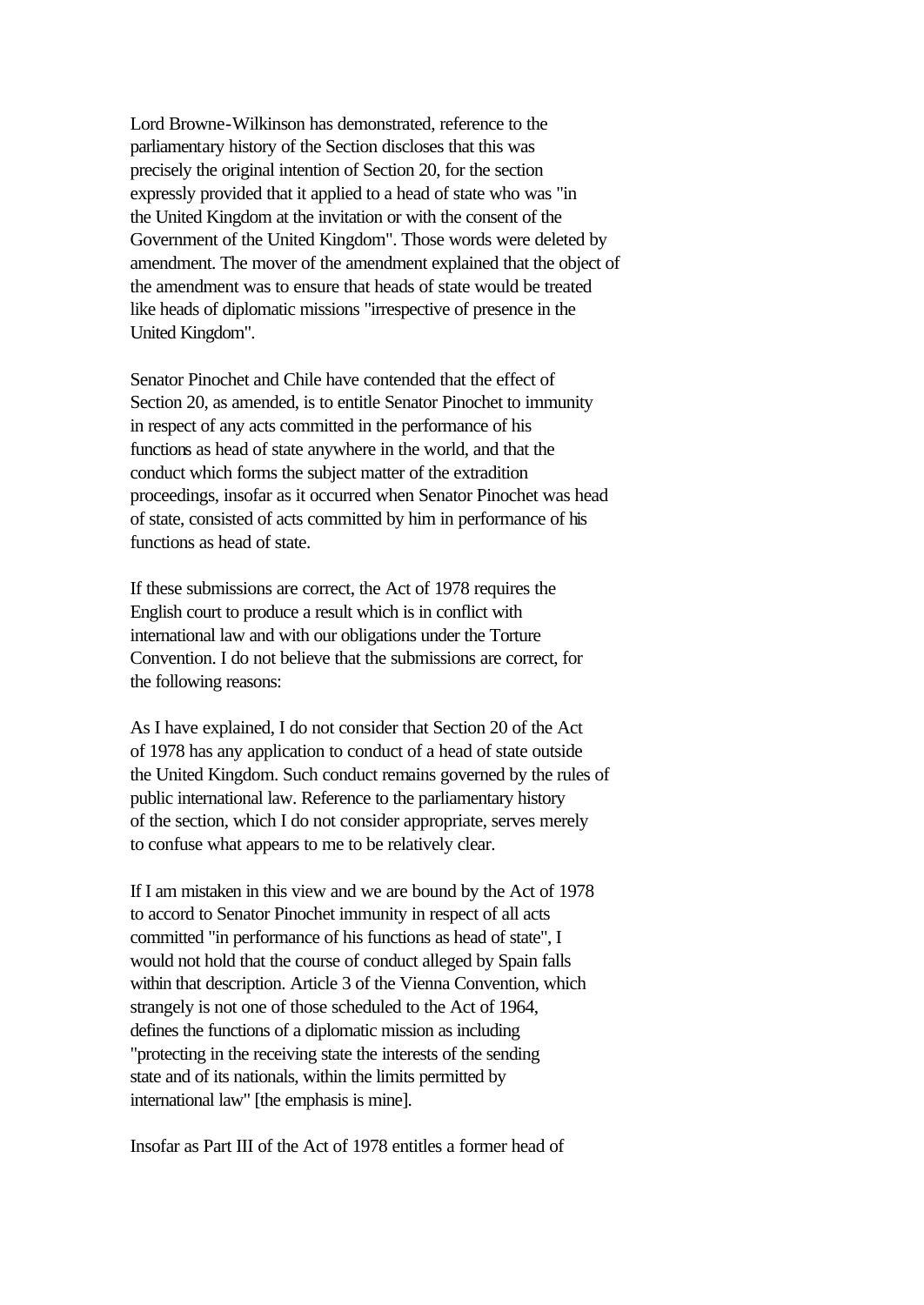Lord Browne-Wilkinson has demonstrated, reference to the parliamentary history of the Section discloses that this was precisely the original intention of Section 20, for the section expressly provided that it applied to a head of state who was "in the United Kingdom at the invitation or with the consent of the Government of the United Kingdom". Those words were deleted by amendment. The mover of the amendment explained that the object of the amendment was to ensure that heads of state would be treated like heads of diplomatic missions "irrespective of presence in the United Kingdom".

Senator Pinochet and Chile have contended that the effect of Section 20, as amended, is to entitle Senator Pinochet to immunity in respect of any acts committed in the performance of his functions as head of state anywhere in the world, and that the conduct which forms the subject matter of the extradition proceedings, insofar as it occurred when Senator Pinochet was head of state, consisted of acts committed by him in performance of his functions as head of state.

If these submissions are correct, the Act of 1978 requires the English court to produce a result which is in conflict with international law and with our obligations under the Torture Convention. I do not believe that the submissions are correct, for the following reasons:

As I have explained, I do not consider that Section 20 of the Act of 1978 has any application to conduct of a head of state outside the United Kingdom. Such conduct remains governed by the rules of public international law. Reference to the parliamentary history of the section, which I do not consider appropriate, serves merely to confuse what appears to me to be relatively clear.

If I am mistaken in this view and we are bound by the Act of 1978 to accord to Senator Pinochet immunity in respect of all acts committed "in performance of his functions as head of state", I would not hold that the course of conduct alleged by Spain falls within that description. Article 3 of the Vienna Convention, which strangely is not one of those scheduled to the Act of 1964, defines the functions of a diplomatic mission as including "protecting in the receiving state the interests of the sending state and of its nationals, within the limits permitted by international law" [the emphasis is mine].

Insofar as Part III of the Act of 1978 entitles a former head of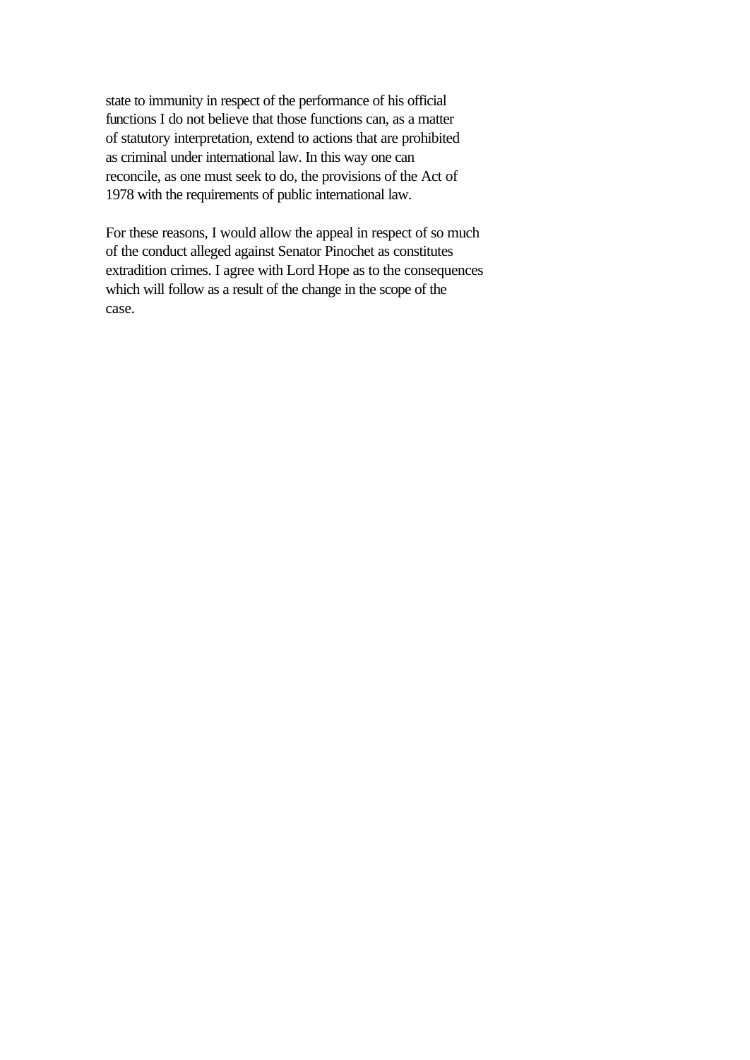state to immunity in respect of the performance of his official functions I do not believe that those functions can, as a matter of statutory interpretation, extend to actions that are prohibited as criminal under international law. In this way one can reconcile, as one must seek to do, the provisions of the Act of 1978 with the requirements of public international law.

For these reasons, I would allow the appeal in respect of so much of the conduct alleged against Senator Pinochet as constitutes extradition crimes. I agree with Lord Hope as to the consequences which will follow as a result of the change in the scope of the case.